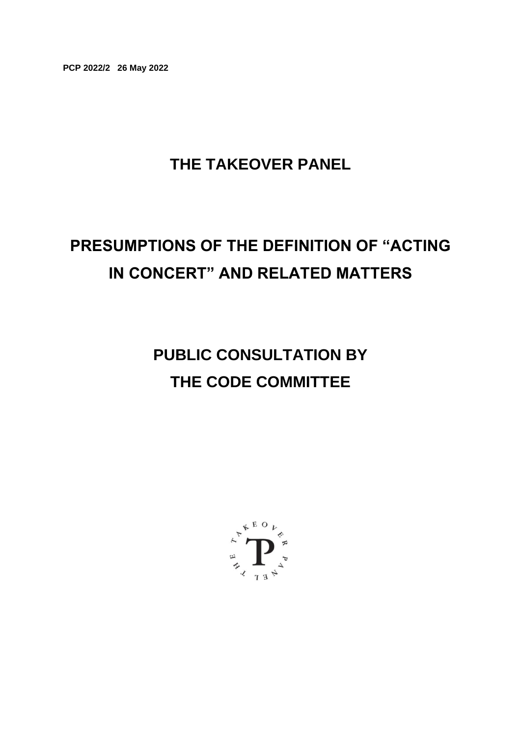**PCP 2022/2   26 May 2022**

# THE TAKEOVER PANEL

# PRESUMPTIONS OF THE DEFINITION OF "ACTING IN CONCERT" AND RELATED MATTERS

# PUBLIC CONSULTATION BY THE CODE COMMITTEE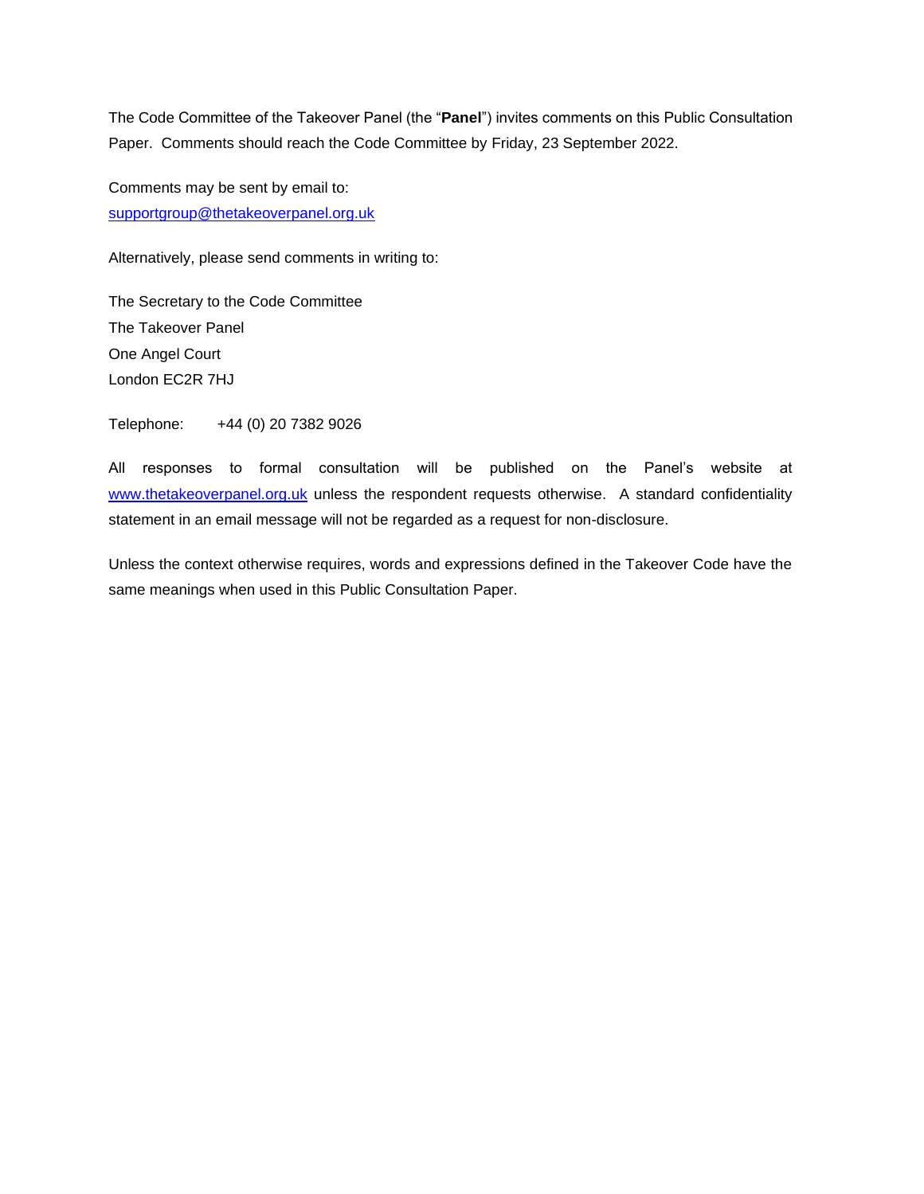The Code Committee of the Takeover Panel (the "**Panel**") invites comments on this Public Consultation Paper. Comments should reach the Code Committee by Friday, 23 September 2022.

Comments may be sent by email to:
[supportgroup@thetakeoverpanel.org.uk](mailto:supportgroup@thetakeoverpanel.org.uk)

Alternatively, please send comments in writing to:

The Secretary to the Code Committee
The Takeover Panel
One Angel Court
London EC2R 7HJ

Telephone: +44 (0) 20 7382 9026

All responses to formal consultation will be published on the Panel's website at [www.thetakeoverpanel.org.uk](http://www.thetakeoverpanel.org.uk) unless the respondent requests otherwise. A standard confidentiality statement in an email message will not be regarded as a request for non-disclosure.

Unless the context otherwise requires, words and expressions defined in the Takeover Code have the same meanings when used in this Public Consultation Paper.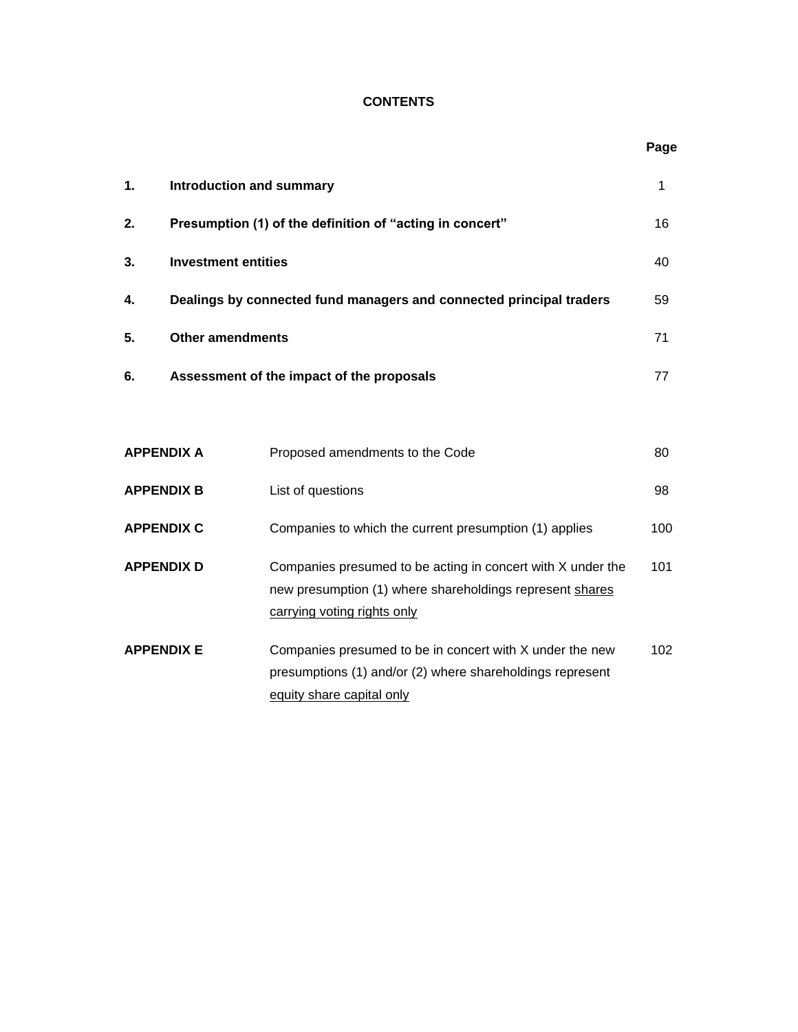# CONTENTS

| | | Page |
|---|---|---|
| **1.** | **Introduction and summary** | 1 |
| **2.** | **Presumption (1) of the definition of "acting in concert"** | 16 |
| **3.** | **Investment entities** | 40 |
| **4.** | **Dealings by connected fund managers and connected principal traders** | 59 |
| **5.** | **Other amendments** | 71 |
| **6.** | **Assessment of the impact of the proposals** | 77 |

| | | |
|---|---|---|
| **APPENDIX A** | Proposed amendments to the Code | 80 |
| **APPENDIX B** | List of questions | 98 |
| **APPENDIX C** | Companies to which the current presumption (1) applies | 100 |
| **APPENDIX D** | Companies presumed to be acting in concert with X under the new presumption (1) where shareholdings represent <u>shares carrying voting rights only</u> | 101 |
| **APPENDIX E** | Companies presumed to be in concert with X under the new presumptions (1) and/or (2) where shareholdings represent <u>equity share capital only</u> | 102 |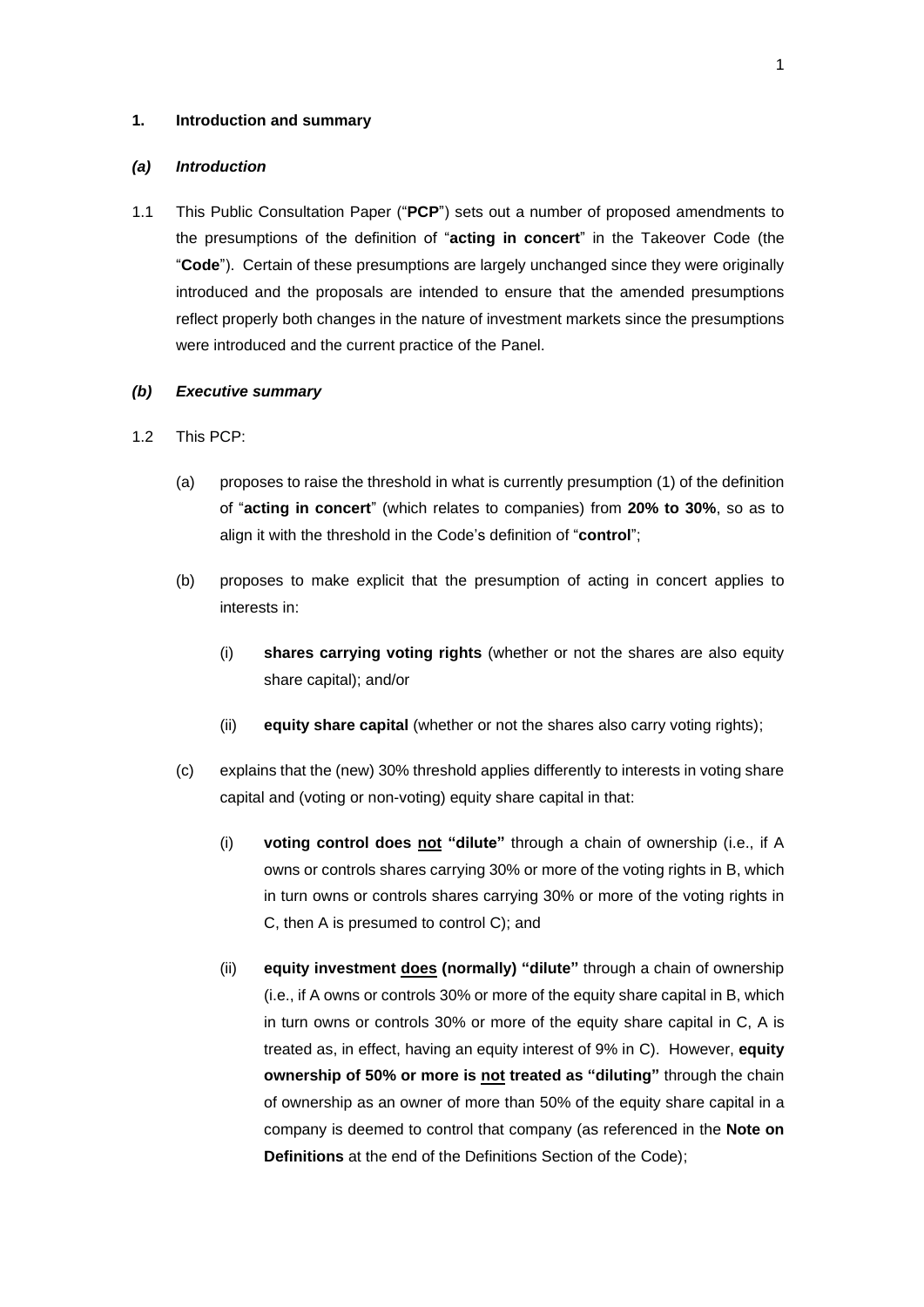## 1. Introduction and summary

### *(a) Introduction*

1.1 This Public Consultation Paper ("**PCP**") sets out a number of proposed amendments to the presumptions of the definition of "**acting in concert**" in the Takeover Code (the "**Code**"). Certain of these presumptions are largely unchanged since they were originally introduced and the proposals are intended to ensure that the amended presumptions reflect properly both changes in the nature of investment markets since the presumptions were introduced and the current practice of the Panel.

### *(b) Executive summary*

1.2 This PCP:

(a) proposes to raise the threshold in what is currently presumption (1) of the definition of "**acting in concert**" (which relates to companies) from **20% to 30%**, so as to align it with the threshold in the Code's definition of "**control**";

(b) proposes to make explicit that the presumption of acting in concert applies to interests in:

(i) **shares carrying voting rights** (whether or not the shares are also equity share capital); and/or

(ii) **equity share capital** (whether or not the shares also carry voting rights);

(c) explains that the (new) 30% threshold applies differently to interests in voting share capital and (voting or non-voting) equity share capital in that:

(i) **voting control does <u>not</u> "dilute"** through a chain of ownership (i.e., if A owns or controls shares carrying 30% or more of the voting rights in B, which in turn owns or controls shares carrying 30% or more of the voting rights in C, then A is presumed to control C); and

(ii) **equity investment <u>does</u> (normally) "dilute"** through a chain of ownership (i.e., if A owns or controls 30% or more of the equity share capital in B, which in turn owns or controls 30% or more of the equity share capital in C, A is treated as, in effect, having an equity interest of 9% in C). However, **equity ownership of 50% or more is <u>not</u> treated as "diluting"** through the chain of ownership as an owner of more than 50% of the equity share capital in a company is deemed to control that company (as referenced in the **Note on Definitions** at the end of the Definitions Section of the Code);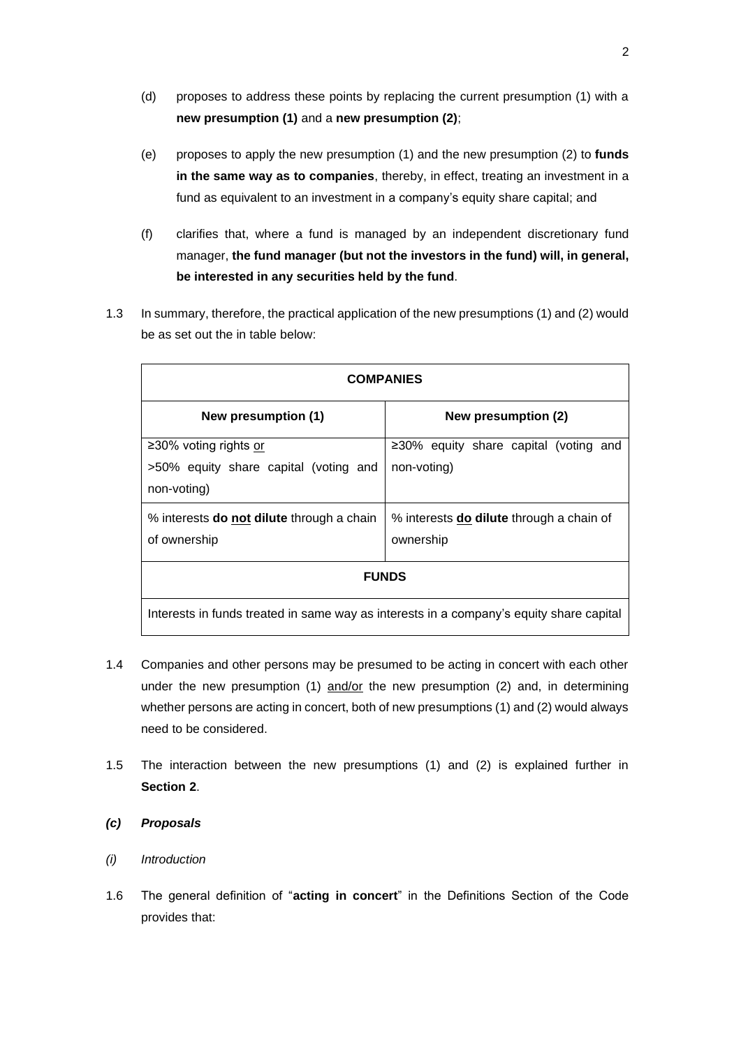(d) proposes to address these points by replacing the current presumption (1) with a **new presumption (1)** and a **new presumption (2)**;

(e) proposes to apply the new presumption (1) and the new presumption (2) to **funds in the same way as to companies**, thereby, in effect, treating an investment in a fund as equivalent to an investment in a company's equity share capital; and

(f) clarifies that, where a fund is managed by an independent discretionary fund manager, **the fund manager (but not the investors in the fund) will, in general, be interested in any securities held by the fund**.

1.3 In summary, therefore, the practical application of the new presumptions (1) and (2) would be as set out the in table below:

| **COMPANIES** | |
|---|---|
| **New presumption (1)** | **New presumption (2)** |
| ≥30% voting rights <u>or</u> >50% equity share capital (voting and non-voting) | ≥30% equity share capital (voting and non-voting) |
| % interests **do <u>not</u> dilute** through a chain of ownership | % interests **<u>do</u> dilute** through a chain of ownership |
| **FUNDS** | |
| Interests in funds treated in same way as interests in a company's equity share capital | |

1.4 Companies and other persons may be presumed to be acting in concert with each other under the new presumption (1) <u>and/or</u> the new presumption (2) and, in determining whether persons are acting in concert, both of new presumptions (1) and (2) would always need to be considered.

1.5 The interaction between the new presumptions (1) and (2) is explained further in **Section 2**.

### *(c) Proposals*

*(i) Introduction*

1.6 The general definition of "**acting in concert**" in the Definitions Section of the Code provides that: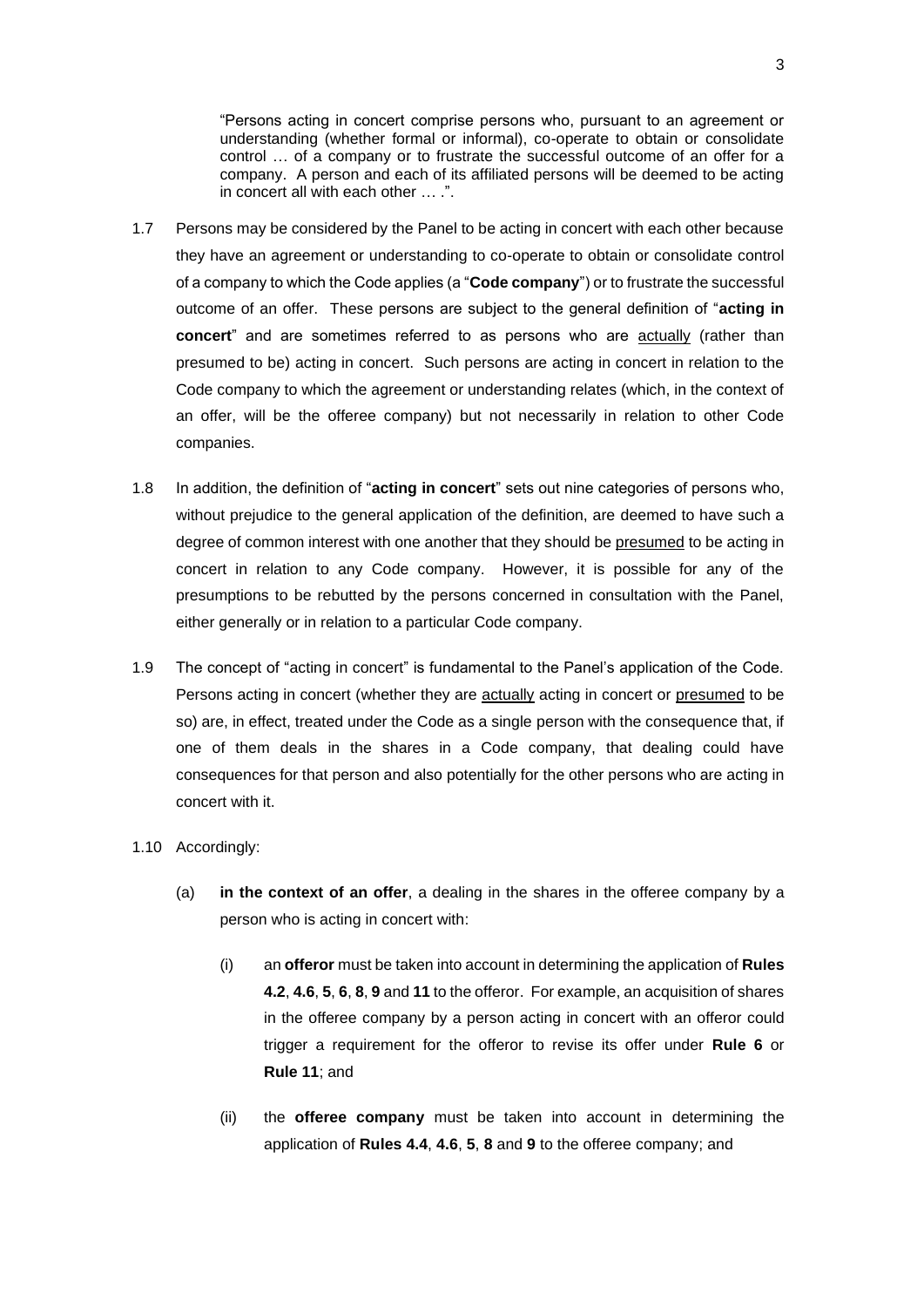"Persons acting in concert comprise persons who, pursuant to an agreement or understanding (whether formal or informal), co-operate to obtain or consolidate control … of a company or to frustrate the successful outcome of an offer for a company. A person and each of its affiliated persons will be deemed to be acting in concert all with each other … .".

1.7 Persons may be considered by the Panel to be acting in concert with each other because they have an agreement or understanding to co-operate to obtain or consolidate control of a company to which the Code applies (a "**Code company**") or to frustrate the successful outcome of an offer. These persons are subject to the general definition of "**acting in concert**" and are sometimes referred to as persons who are actually (rather than presumed to be) acting in concert. Such persons are acting in concert in relation to the Code company to which the agreement or understanding relates (which, in the context of an offer, will be the offeree company) but not necessarily in relation to other Code companies.

1.8 In addition, the definition of "**acting in concert**" sets out nine categories of persons who, without prejudice to the general application of the definition, are deemed to have such a degree of common interest with one another that they should be presumed to be acting in concert in relation to any Code company. However, it is possible for any of the presumptions to be rebutted by the persons concerned in consultation with the Panel, either generally or in relation to a particular Code company.

1.9 The concept of "acting in concert" is fundamental to the Panel's application of the Code. Persons acting in concert (whether they are actually acting in concert or presumed to be so) are, in effect, treated under the Code as a single person with the consequence that, if one of them deals in the shares in a Code company, that dealing could have consequences for that person and also potentially for the other persons who are acting in concert with it.

1.10 Accordingly:

(a) **in the context of an offer**, a dealing in the shares in the offeree company by a person who is acting in concert with:

(i) an **offeror** must be taken into account in determining the application of **Rules 4.2**, **4.6**, **5**, **6**, **8**, **9** and **11** to the offeror. For example, an acquisition of shares in the offeree company by a person acting in concert with an offeror could trigger a requirement for the offeror to revise its offer under **Rule 6** or **Rule 11**; and

(ii) the **offeree company** must be taken into account in determining the application of **Rules 4.4**, **4.6**, **5**, **8** and **9** to the offeree company; and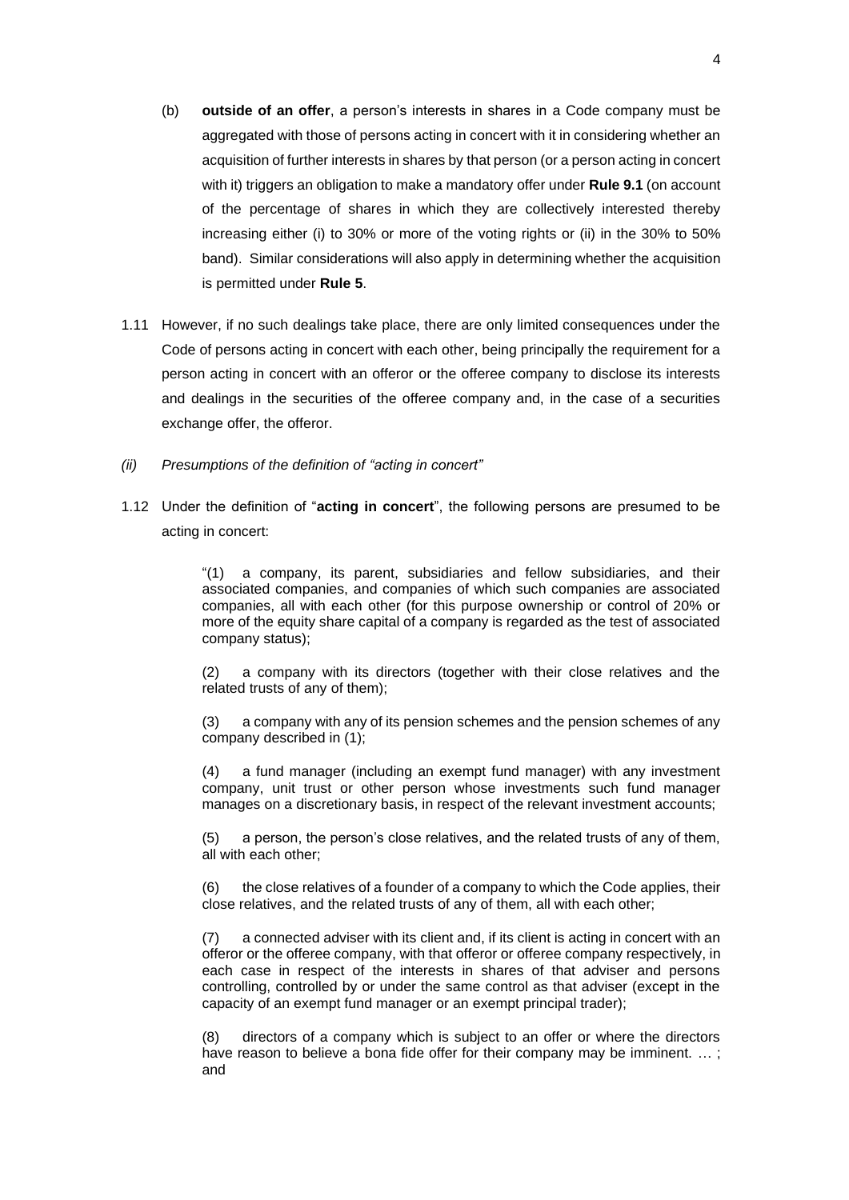(b) **outside of an offer**, a person's interests in shares in a Code company must be aggregated with those of persons acting in concert with it in considering whether an acquisition of further interests in shares by that person (or a person acting in concert with it) triggers an obligation to make a mandatory offer under **Rule 9.1** (on account of the percentage of shares in which they are collectively interested thereby increasing either (i) to 30% or more of the voting rights or (ii) in the 30% to 50% band). Similar considerations will also apply in determining whether the acquisition is permitted under **Rule 5**.

1.11 However, if no such dealings take place, there are only limited consequences under the Code of persons acting in concert with each other, being principally the requirement for a person acting in concert with an offeror or the offeree company to disclose its interests and dealings in the securities of the offeree company and, in the case of a securities exchange offer, the offeror.

*(ii) Presumptions of the definition of "acting in concert"*

1.12 Under the definition of "**acting in concert**", the following persons are presumed to be acting in concert:

> "(1) a company, its parent, subsidiaries and fellow subsidiaries, and their associated companies, and companies of which such companies are associated companies, all with each other (for this purpose ownership or control of 20% or more of the equity share capital of a company is regarded as the test of associated company status);
>
> (2) a company with its directors (together with their close relatives and the related trusts of any of them);
>
> (3) a company with any of its pension schemes and the pension schemes of any company described in (1);
>
> (4) a fund manager (including an exempt fund manager) with any investment company, unit trust or other person whose investments such fund manager manages on a discretionary basis, in respect of the relevant investment accounts;
>
> (5) a person, the person's close relatives, and the related trusts of any of them, all with each other;
>
> (6) the close relatives of a founder of a company to which the Code applies, their close relatives, and the related trusts of any of them, all with each other;
>
> (7) a connected adviser with its client and, if its client is acting in concert with an offeror or the offeree company, with that offeror or offeree company respectively, in each case in respect of the interests in shares of that adviser and persons controlling, controlled by or under the same control as that adviser (except in the capacity of an exempt fund manager or an exempt principal trader);
>
> (8) directors of a company which is subject to an offer or where the directors have reason to believe a bona fide offer for their company may be imminent. … ; and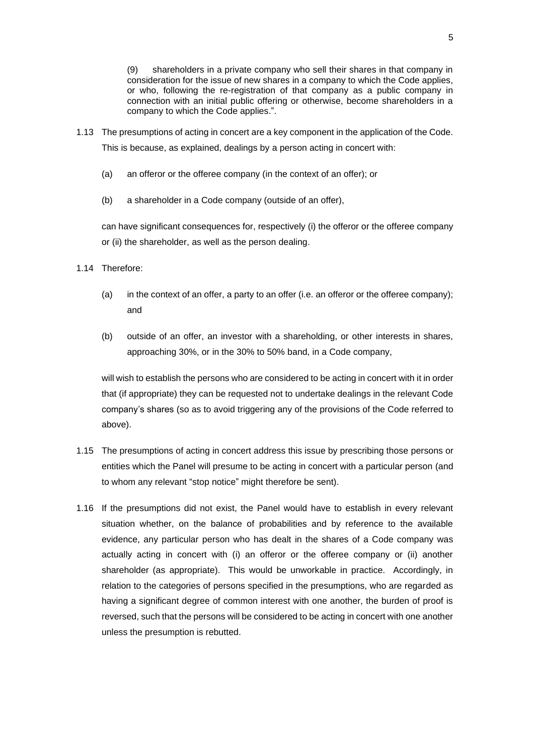(9) shareholders in a private company who sell their shares in that company in consideration for the issue of new shares in a company to which the Code applies, or who, following the re-registration of that company as a public company in connection with an initial public offering or otherwise, become shareholders in a company to which the Code applies.".

1.13 The presumptions of acting in concert are a key component in the application of the Code. This is because, as explained, dealings by a person acting in concert with:

(a) an offeror or the offeree company (in the context of an offer); or

(b) a shareholder in a Code company (outside of an offer),

can have significant consequences for, respectively (i) the offeror or the offeree company or (ii) the shareholder, as well as the person dealing.

1.14 Therefore:

(a) in the context of an offer, a party to an offer (i.e. an offeror or the offeree company); and

(b) outside of an offer, an investor with a shareholding, or other interests in shares, approaching 30%, or in the 30% to 50% band, in a Code company,

will wish to establish the persons who are considered to be acting in concert with it in order that (if appropriate) they can be requested not to undertake dealings in the relevant Code company's shares (so as to avoid triggering any of the provisions of the Code referred to above).

1.15 The presumptions of acting in concert address this issue by prescribing those persons or entities which the Panel will presume to be acting in concert with a particular person (and to whom any relevant "stop notice" might therefore be sent).

1.16 If the presumptions did not exist, the Panel would have to establish in every relevant situation whether, on the balance of probabilities and by reference to the available evidence, any particular person who has dealt in the shares of a Code company was actually acting in concert with (i) an offeror or the offeree company or (ii) another shareholder (as appropriate). This would be unworkable in practice. Accordingly, in relation to the categories of persons specified in the presumptions, who are regarded as having a significant degree of common interest with one another, the burden of proof is reversed, such that the persons will be considered to be acting in concert with one another unless the presumption is rebutted.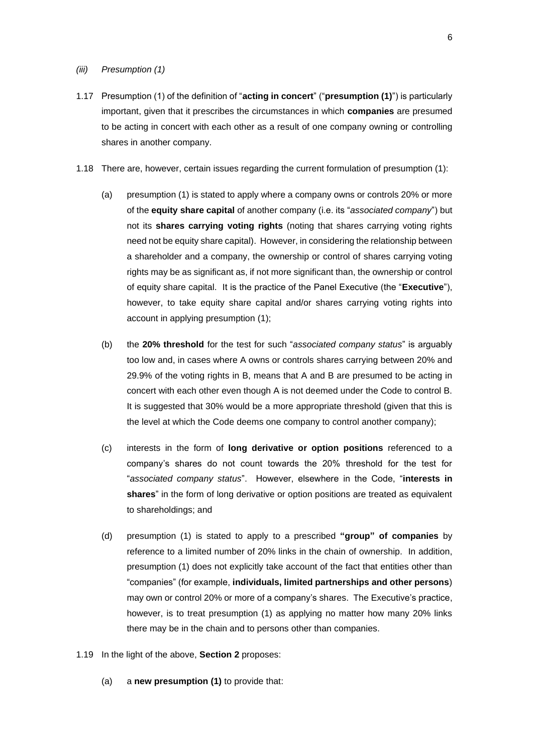*(iii) Presumption (1)*

1.17 Presumption (1) of the definition of "**acting in concert**" ("**presumption (1)**") is particularly important, given that it prescribes the circumstances in which **companies** are presumed to be acting in concert with each other as a result of one company owning or controlling shares in another company.

1.18 There are, however, certain issues regarding the current formulation of presumption (1):

(a) presumption (1) is stated to apply where a company owns or controls 20% or more of the **equity share capital** of another company (i.e. its "*associated company*") but not its **shares carrying voting rights** (noting that shares carrying voting rights need not be equity share capital). However, in considering the relationship between a shareholder and a company, the ownership or control of shares carrying voting rights may be as significant as, if not more significant than, the ownership or control of equity share capital. It is the practice of the Panel Executive (the "**Executive**"), however, to take equity share capital and/or shares carrying voting rights into account in applying presumption (1);

(b) the **20% threshold** for the test for such "*associated company status*" is arguably too low and, in cases where A owns or controls shares carrying between 20% and 29.9% of the voting rights in B, means that A and B are presumed to be acting in concert with each other even though A is not deemed under the Code to control B. It is suggested that 30% would be a more appropriate threshold (given that this is the level at which the Code deems one company to control another company);

(c) interests in the form of **long derivative or option positions** referenced to a company's shares do not count towards the 20% threshold for the test for "*associated company status*". However, elsewhere in the Code, "**interests in shares**" in the form of long derivative or option positions are treated as equivalent to shareholdings; and

(d) presumption (1) is stated to apply to a prescribed **"group" of companies** by reference to a limited number of 20% links in the chain of ownership. In addition, presumption (1) does not explicitly take account of the fact that entities other than "companies" (for example, **individuals, limited partnerships and other persons**) may own or control 20% or more of a company's shares. The Executive's practice, however, is to treat presumption (1) as applying no matter how many 20% links there may be in the chain and to persons other than companies.

1.19 In the light of the above, **Section 2** proposes:

(a) a **new presumption (1)** to provide that: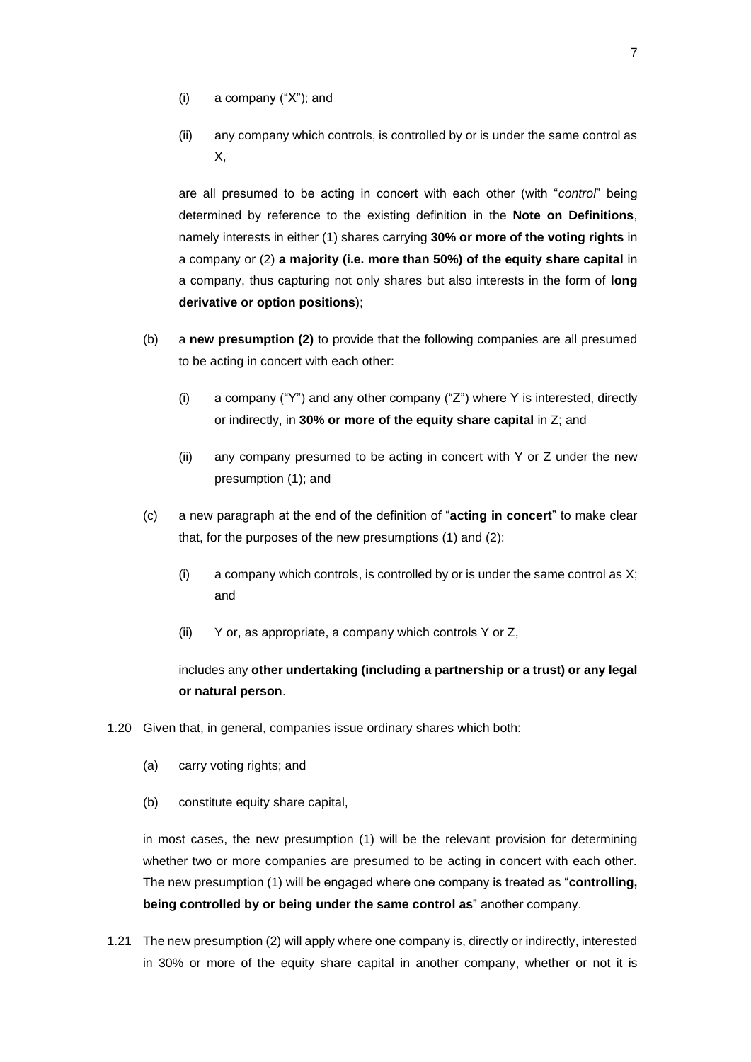(i) a company ("X"); and

(ii) any company which controls, is controlled by or is under the same control as X,

are all presumed to be acting in concert with each other (with "*control*" being determined by reference to the existing definition in the **Note on Definitions**, namely interests in either (1) shares carrying **30% or more of the voting rights** in a company or (2) **a majority (i.e. more than 50%) of the equity share capital** in a company, thus capturing not only shares but also interests in the form of **long derivative or option positions**);

(b) a **new presumption (2)** to provide that the following companies are all presumed to be acting in concert with each other:

(i) a company ("Y") and any other company ("Z") where Y is interested, directly or indirectly, in **30% or more of the equity share capital** in Z; and

(ii) any company presumed to be acting in concert with Y or Z under the new presumption (1); and

(c) a new paragraph at the end of the definition of "**acting in concert**" to make clear that, for the purposes of the new presumptions (1) and (2):

(i) a company which controls, is controlled by or is under the same control as X; and

(ii) Y or, as appropriate, a company which controls Y or Z,

includes any **other undertaking (including a partnership or a trust) or any legal or natural person**.

1.20 Given that, in general, companies issue ordinary shares which both:

(a) carry voting rights; and

(b) constitute equity share capital,

in most cases, the new presumption (1) will be the relevant provision for determining whether two or more companies are presumed to be acting in concert with each other. The new presumption (1) will be engaged where one company is treated as "**controlling, being controlled by or being under the same control as**" another company.

1.21 The new presumption (2) will apply where one company is, directly or indirectly, interested in 30% or more of the equity share capital in another company, whether or not it is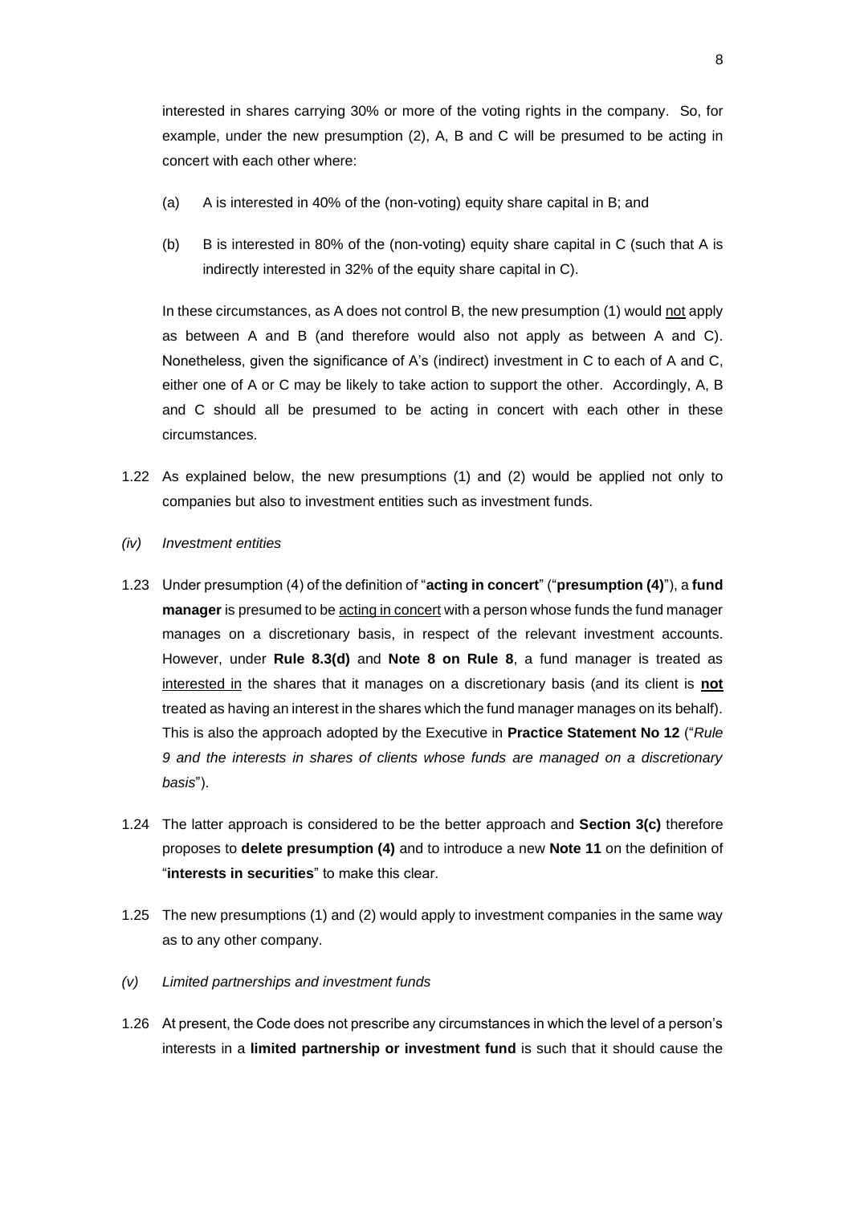interested in shares carrying 30% or more of the voting rights in the company. So, for example, under the new presumption (2), A, B and C will be presumed to be acting in concert with each other where:

(a) A is interested in 40% of the (non-voting) equity share capital in B; and

(b) B is interested in 80% of the (non-voting) equity share capital in C (such that A is indirectly interested in 32% of the equity share capital in C).

In these circumstances, as A does not control B, the new presumption (1) would <u>not</u> apply as between A and B (and therefore would also not apply as between A and C). Nonetheless, given the significance of A's (indirect) investment in C to each of A and C, either one of A or C may be likely to take action to support the other. Accordingly, A, B and C should all be presumed to be acting in concert with each other in these circumstances.

1.22 As explained below, the new presumptions (1) and (2) would be applied not only to companies but also to investment entities such as investment funds.

*(iv) Investment entities*

1.23 Under presumption (4) of the definition of "**acting in concert**" ("**presumption (4)**"), a **fund manager** is presumed to be <u>acting in concert</u> with a person whose funds the fund manager manages on a discretionary basis, in respect of the relevant investment accounts. However, under **Rule 8.3(d)** and **Note 8 on Rule 8**, a fund manager is treated as <u>interested in</u> the shares that it manages on a discretionary basis (and its client is **<u>not</u>** treated as having an interest in the shares which the fund manager manages on its behalf). This is also the approach adopted by the Executive in **Practice Statement No 12** ("*Rule 9 and the interests in shares of clients whose funds are managed on a discretionary basis*").

1.24 The latter approach is considered to be the better approach and **Section 3(c)** therefore proposes to **delete presumption (4)** and to introduce a new **Note 11** on the definition of "**interests in securities**" to make this clear.

1.25 The new presumptions (1) and (2) would apply to investment companies in the same way as to any other company.

*(v) Limited partnerships and investment funds*

1.26 At present, the Code does not prescribe any circumstances in which the level of a person's interests in a **limited partnership or investment fund** is such that it should cause the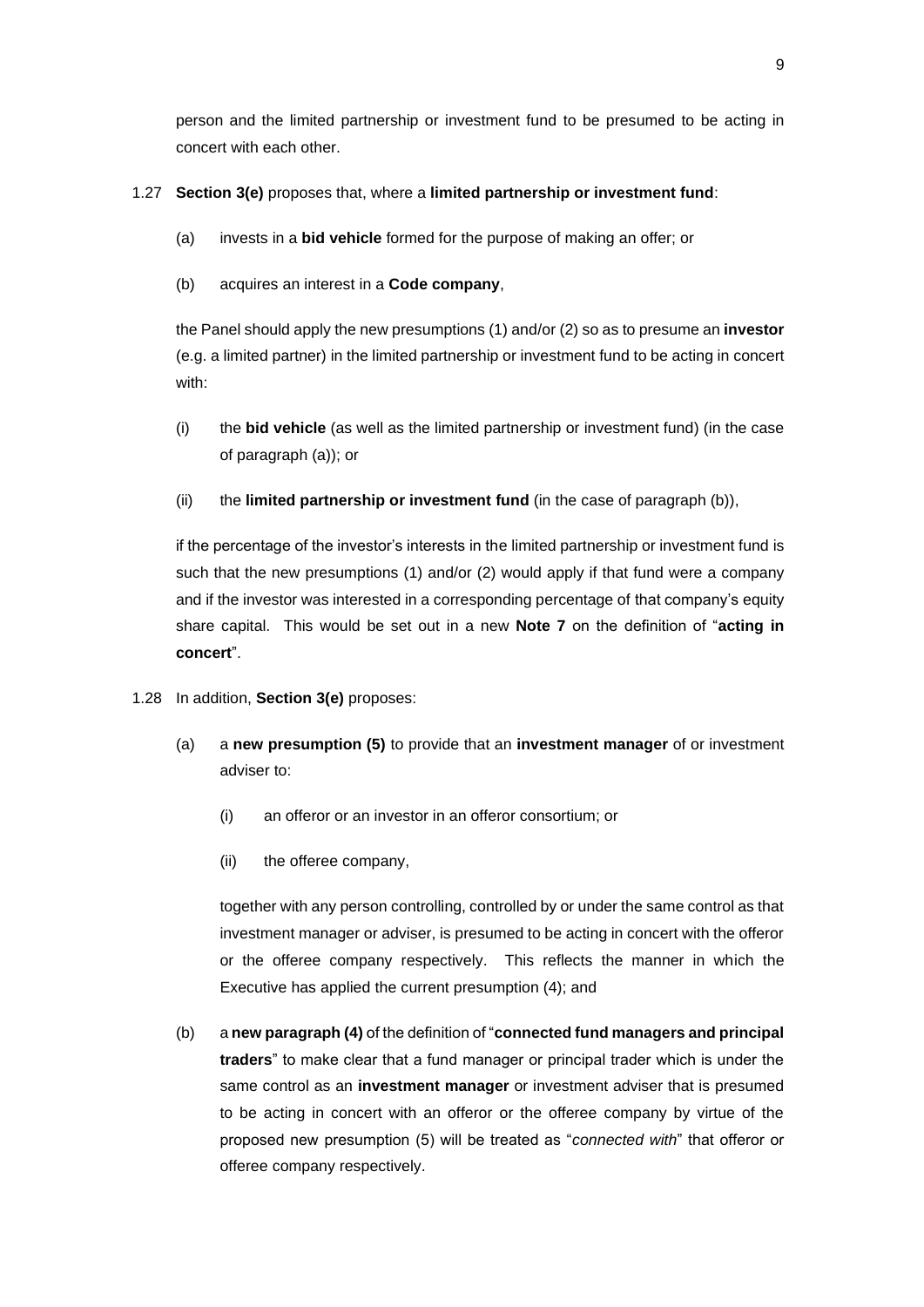person and the limited partnership or investment fund to be presumed to be acting in concert with each other.

1.27 **Section 3(e)** proposes that, where a **limited partnership or investment fund**:

(a) invests in a **bid vehicle** formed for the purpose of making an offer; or

(b) acquires an interest in a **Code company**,

the Panel should apply the new presumptions (1) and/or (2) so as to presume an **investor** (e.g. a limited partner) in the limited partnership or investment fund to be acting in concert with:

(i) the **bid vehicle** (as well as the limited partnership or investment fund) (in the case of paragraph (a)); or

(ii) the **limited partnership or investment fund** (in the case of paragraph (b)),

if the percentage of the investor's interests in the limited partnership or investment fund is such that the new presumptions (1) and/or (2) would apply if that fund were a company and if the investor was interested in a corresponding percentage of that company's equity share capital. This would be set out in a new **Note 7** on the definition of "**acting in concert**".

1.28 In addition, **Section 3(e)** proposes:

(a) a **new presumption (5)** to provide that an **investment manager** of or investment adviser to:

(i) an offeror or an investor in an offeror consortium; or

(ii) the offeree company,

together with any person controlling, controlled by or under the same control as that investment manager or adviser, is presumed to be acting in concert with the offeror or the offeree company respectively. This reflects the manner in which the Executive has applied the current presumption (4); and

(b) a **new paragraph (4)** of the definition of "**connected fund managers and principal traders**" to make clear that a fund manager or principal trader which is under the same control as an **investment manager** or investment adviser that is presumed to be acting in concert with an offeror or the offeree company by virtue of the proposed new presumption (5) will be treated as "*connected with*" that offeror or offeree company respectively.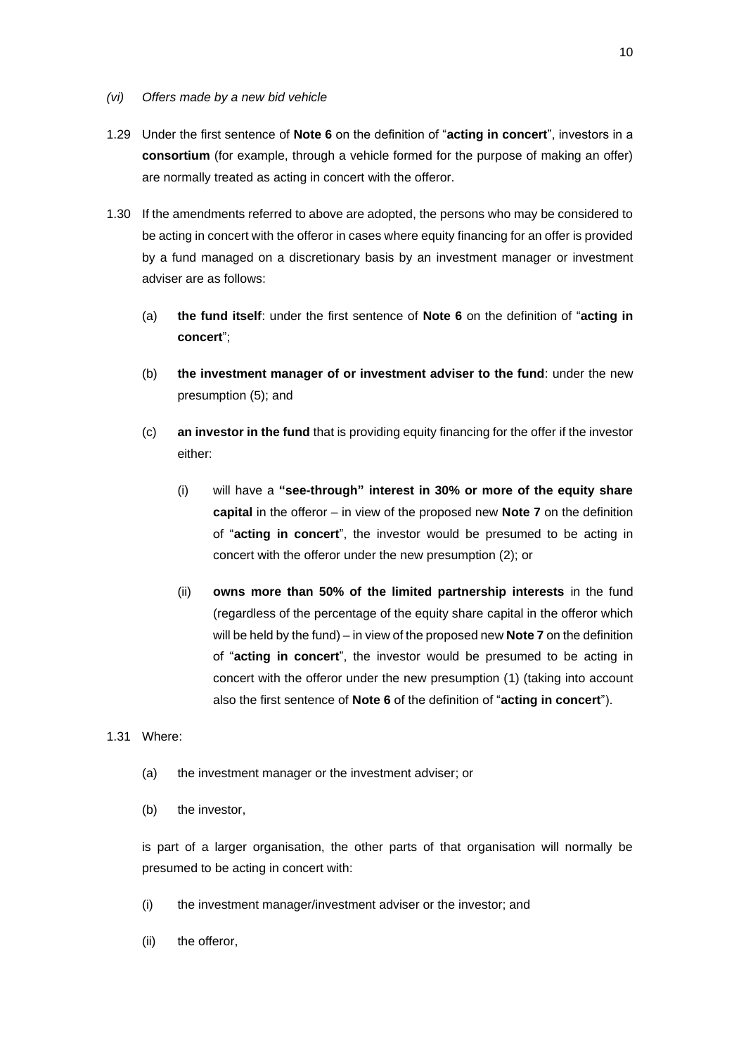*(vi) Offers made by a new bid vehicle*

1.29 Under the first sentence of **Note 6** on the definition of "**acting in concert**", investors in a **consortium** (for example, through a vehicle formed for the purpose of making an offer) are normally treated as acting in concert with the offeror.

1.30 If the amendments referred to above are adopted, the persons who may be considered to be acting in concert with the offeror in cases where equity financing for an offer is provided by a fund managed on a discretionary basis by an investment manager or investment adviser are as follows:

(a) **the fund itself**: under the first sentence of **Note 6** on the definition of "**acting in concert**";

(b) **the investment manager of or investment adviser to the fund**: under the new presumption (5); and

(c) **an investor in the fund** that is providing equity financing for the offer if the investor either:

(i) will have a **"see-through" interest in 30% or more of the equity share capital** in the offeror – in view of the proposed new **Note 7** on the definition of "**acting in concert**", the investor would be presumed to be acting in concert with the offeror under the new presumption (2); or

(ii) **owns more than 50% of the limited partnership interests** in the fund (regardless of the percentage of the equity share capital in the offeror which will be held by the fund) – in view of the proposed new **Note 7** on the definition of "**acting in concert**", the investor would be presumed to be acting in concert with the offeror under the new presumption (1) (taking into account also the first sentence of **Note 6** of the definition of "**acting in concert**").

1.31 Where:

(a) the investment manager or the investment adviser; or

(b) the investor,

is part of a larger organisation, the other parts of that organisation will normally be presumed to be acting in concert with:

(i) the investment manager/investment adviser or the investor; and

(ii) the offeror,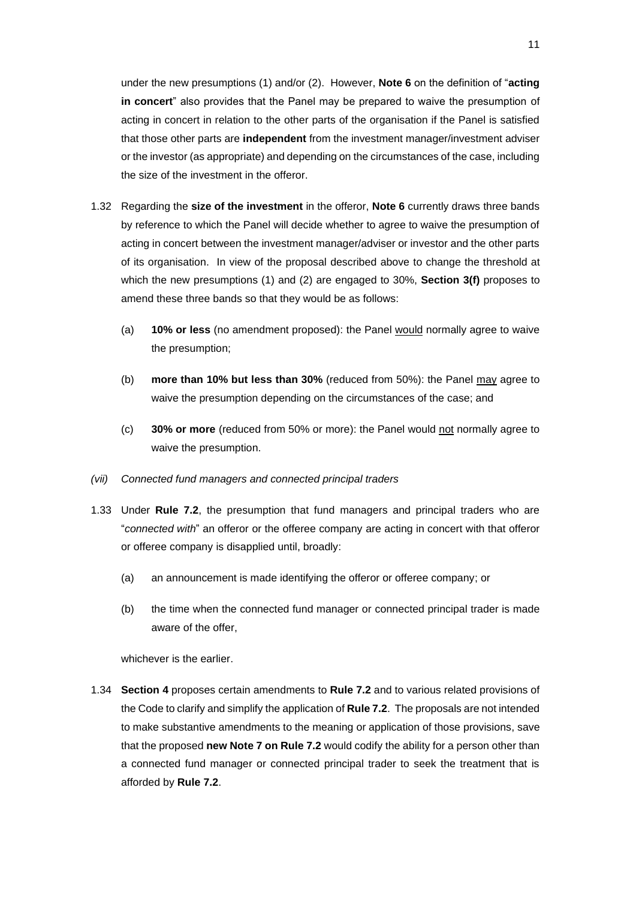under the new presumptions (1) and/or (2). However, **Note 6** on the definition of "**acting in concert**" also provides that the Panel may be prepared to waive the presumption of acting in concert in relation to the other parts of the organisation if the Panel is satisfied that those other parts are **independent** from the investment manager/investment adviser or the investor (as appropriate) and depending on the circumstances of the case, including the size of the investment in the offeror.

1.32 Regarding the **size of the investment** in the offeror, **Note 6** currently draws three bands by reference to which the Panel will decide whether to agree to waive the presumption of acting in concert between the investment manager/adviser or investor and the other parts of its organisation. In view of the proposal described above to change the threshold at which the new presumptions (1) and (2) are engaged to 30%, **Section 3(f)** proposes to amend these three bands so that they would be as follows:

(a) **10% or less** (no amendment proposed): the Panel would normally agree to waive the presumption;

(b) **more than 10% but less than 30%** (reduced from 50%): the Panel may agree to waive the presumption depending on the circumstances of the case; and

(c) **30% or more** (reduced from 50% or more): the Panel would not normally agree to waive the presumption.

*(vii) Connected fund managers and connected principal traders*

1.33 Under **Rule 7.2**, the presumption that fund managers and principal traders who are "*connected with*" an offeror or the offeree company are acting in concert with that offeror or offeree company is disapplied until, broadly:

(a) an announcement is made identifying the offeror or offeree company; or

(b) the time when the connected fund manager or connected principal trader is made aware of the offer,

whichever is the earlier.

1.34 **Section 4** proposes certain amendments to **Rule 7.2** and to various related provisions of the Code to clarify and simplify the application of **Rule 7.2**. The proposals are not intended to make substantive amendments to the meaning or application of those provisions, save that the proposed **new Note 7 on Rule 7.2** would codify the ability for a person other than a connected fund manager or connected principal trader to seek the treatment that is afforded by **Rule 7.2**.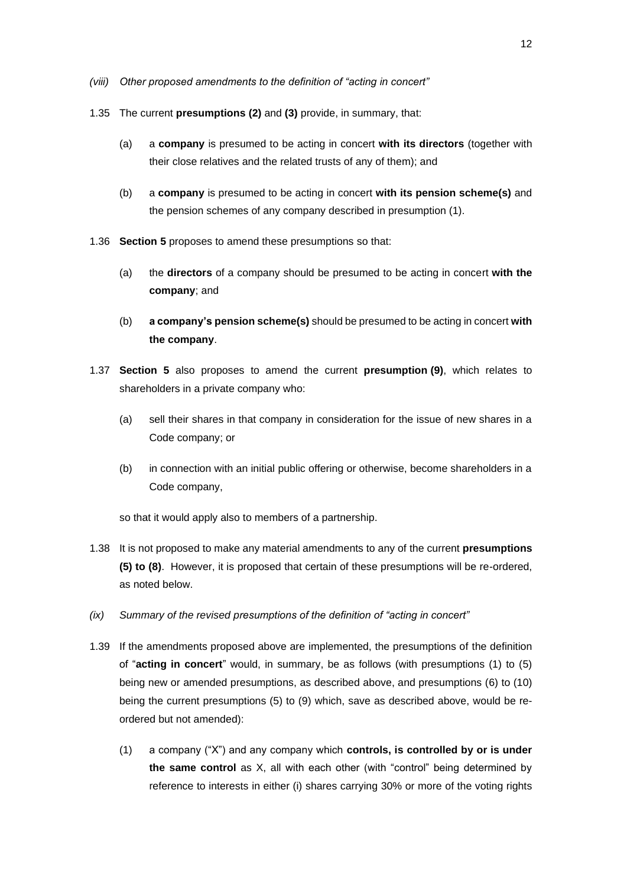*(viii) Other proposed amendments to the definition of "acting in concert"*

1.35 The current **presumptions (2)** and **(3)** provide, in summary, that:

(a) a **company** is presumed to be acting in concert **with its directors** (together with their close relatives and the related trusts of any of them); and

(b) a **company** is presumed to be acting in concert **with its pension scheme(s)** and the pension schemes of any company described in presumption (1).

1.36 **Section 5** proposes to amend these presumptions so that:

(a) the **directors** of a company should be presumed to be acting in concert **with the company**; and

(b) **a company's pension scheme(s)** should be presumed to be acting in concert **with the company**.

1.37 **Section 5** also proposes to amend the current **presumption (9)**, which relates to shareholders in a private company who:

(a) sell their shares in that company in consideration for the issue of new shares in a Code company; or

(b) in connection with an initial public offering or otherwise, become shareholders in a Code company,

so that it would apply also to members of a partnership.

1.38 It is not proposed to make any material amendments to any of the current **presumptions (5) to (8)**. However, it is proposed that certain of these presumptions will be re-ordered, as noted below.

*(ix) Summary of the revised presumptions of the definition of "acting in concert"*

1.39 If the amendments proposed above are implemented, the presumptions of the definition of "**acting in concert**" would, in summary, be as follows (with presumptions (1) to (5) being new or amended presumptions, as described above, and presumptions (6) to (10) being the current presumptions (5) to (9) which, save as described above, would be re-ordered but not amended):

(1) a company ("X") and any company which **controls, is controlled by or is under the same control** as X, all with each other (with "control" being determined by reference to interests in either (i) shares carrying 30% or more of the voting rights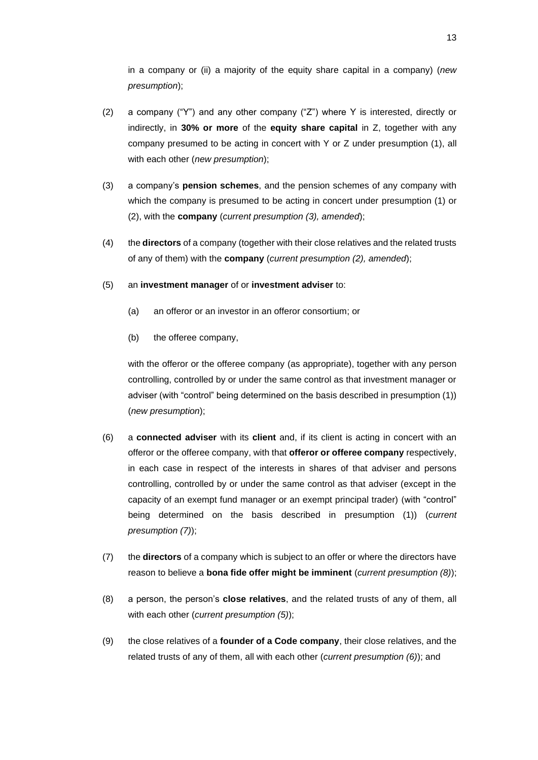in a company or (ii) a majority of the equity share capital in a company) (*new presumption*);

(2) a company ("Y") and any other company ("Z") where Y is interested, directly or indirectly, in **30% or more** of the **equity share capital** in Z, together with any company presumed to be acting in concert with Y or Z under presumption (1), all with each other (*new presumption*);

(3) a company's **pension schemes**, and the pension schemes of any company with which the company is presumed to be acting in concert under presumption (1) or (2), with the **company** (*current presumption (3), amended*);

(4) the **directors** of a company (together with their close relatives and the related trusts of any of them) with the **company** (*current presumption (2), amended*);

(5) an **investment manager** of or **investment adviser** to:

 (a) an offeror or an investor in an offeror consortium; or

 (b) the offeree company,

 with the offeror or the offeree company (as appropriate), together with any person controlling, controlled by or under the same control as that investment manager or adviser (with "control" being determined on the basis described in presumption (1)) (*new presumption*);

(6) a **connected adviser** with its **client** and, if its client is acting in concert with an offeror or the offeree company, with that **offeror or offeree company** respectively, in each case in respect of the interests in shares of that adviser and persons controlling, controlled by or under the same control as that adviser (except in the capacity of an exempt fund manager or an exempt principal trader) (with "control" being determined on the basis described in presumption (1)) (*current presumption (7)*);

(7) the **directors** of a company which is subject to an offer or where the directors have reason to believe a **bona fide offer might be imminent** (*current presumption (8)*);

(8) a person, the person's **close relatives**, and the related trusts of any of them, all with each other (*current presumption (5)*);

(9) the close relatives of a **founder of a Code company**, their close relatives, and the related trusts of any of them, all with each other (*current presumption (6)*); and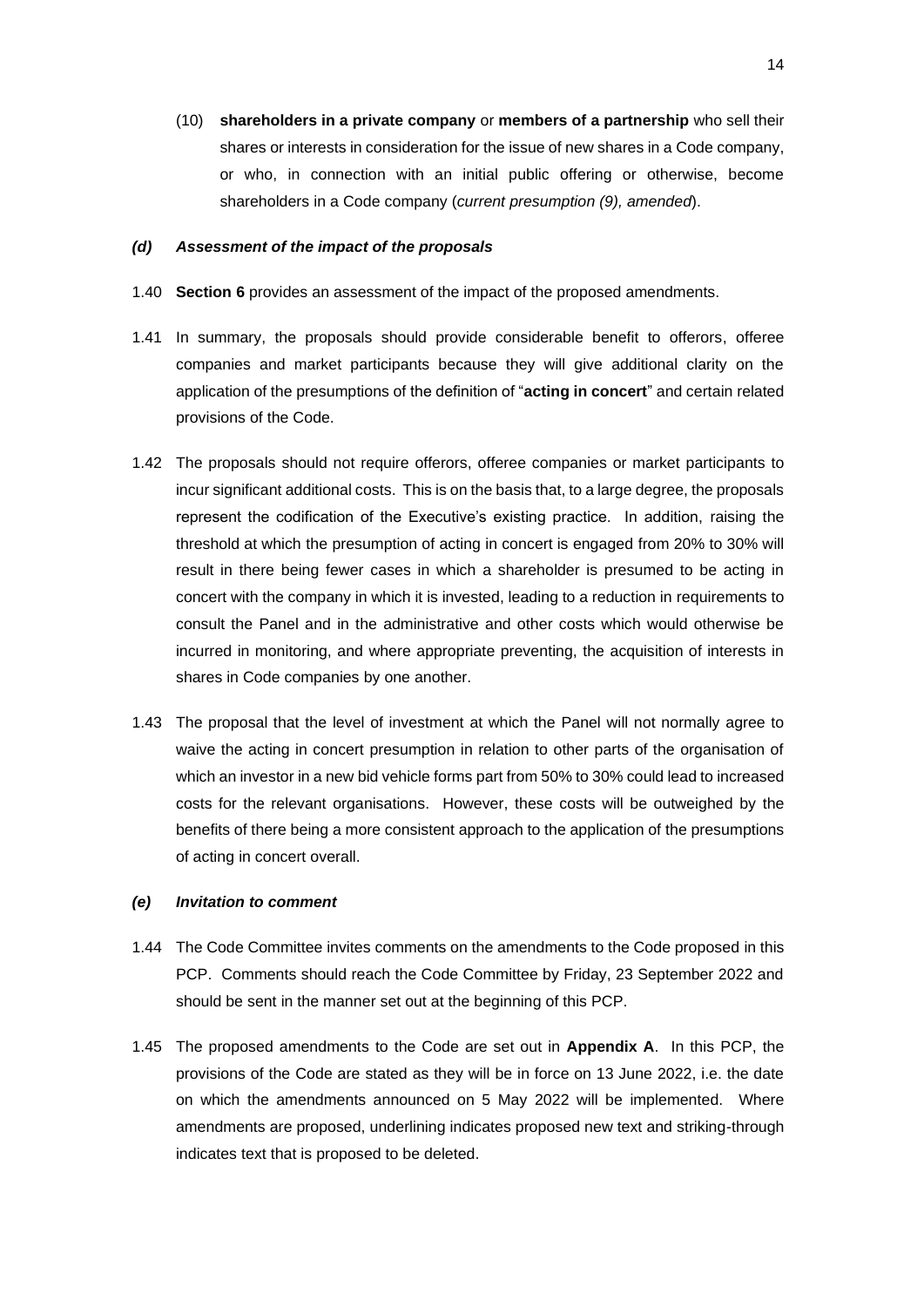(10) **shareholders in a private company** or **members of a partnership** who sell their shares or interests in consideration for the issue of new shares in a Code company, or who, in connection with an initial public offering or otherwise, become shareholders in a Code company (*current presumption (9), amended*).

### *(d) Assessment of the impact of the proposals*

1.40 **Section 6** provides an assessment of the impact of the proposed amendments.

1.41 In summary, the proposals should provide considerable benefit to offerors, offeree companies and market participants because they will give additional clarity on the application of the presumptions of the definition of "**acting in concert**" and certain related provisions of the Code.

1.42 The proposals should not require offerors, offeree companies or market participants to incur significant additional costs. This is on the basis that, to a large degree, the proposals represent the codification of the Executive's existing practice. In addition, raising the threshold at which the presumption of acting in concert is engaged from 20% to 30% will result in there being fewer cases in which a shareholder is presumed to be acting in concert with the company in which it is invested, leading to a reduction in requirements to consult the Panel and in the administrative and other costs which would otherwise be incurred in monitoring, and where appropriate preventing, the acquisition of interests in shares in Code companies by one another.

1.43 The proposal that the level of investment at which the Panel will not normally agree to waive the acting in concert presumption in relation to other parts of the organisation of which an investor in a new bid vehicle forms part from 50% to 30% could lead to increased costs for the relevant organisations. However, these costs will be outweighed by the benefits of there being a more consistent approach to the application of the presumptions of acting in concert overall.

### *(e) Invitation to comment*

1.44 The Code Committee invites comments on the amendments to the Code proposed in this PCP. Comments should reach the Code Committee by Friday, 23 September 2022 and should be sent in the manner set out at the beginning of this PCP.

1.45 The proposed amendments to the Code are set out in **Appendix A**. In this PCP, the provisions of the Code are stated as they will be in force on 13 June 2022, i.e. the date on which the amendments announced on 5 May 2022 will be implemented. Where amendments are proposed, underlining indicates proposed new text and striking-through indicates text that is proposed to be deleted.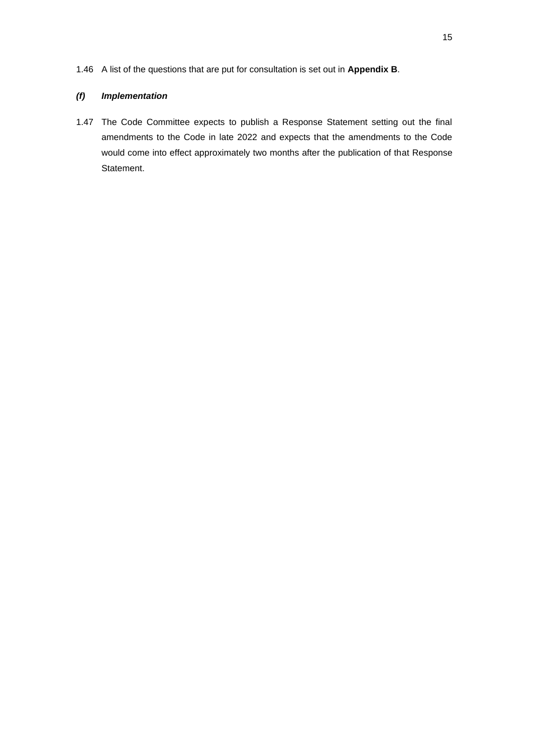1.46 A list of the questions that are put for consultation is set out in **Appendix B**.

### *(f) Implementation*

1.47 The Code Committee expects to publish a Response Statement setting out the final amendments to the Code in late 2022 and expects that the amendments to the Code would come into effect approximately two months after the publication of that Response Statement.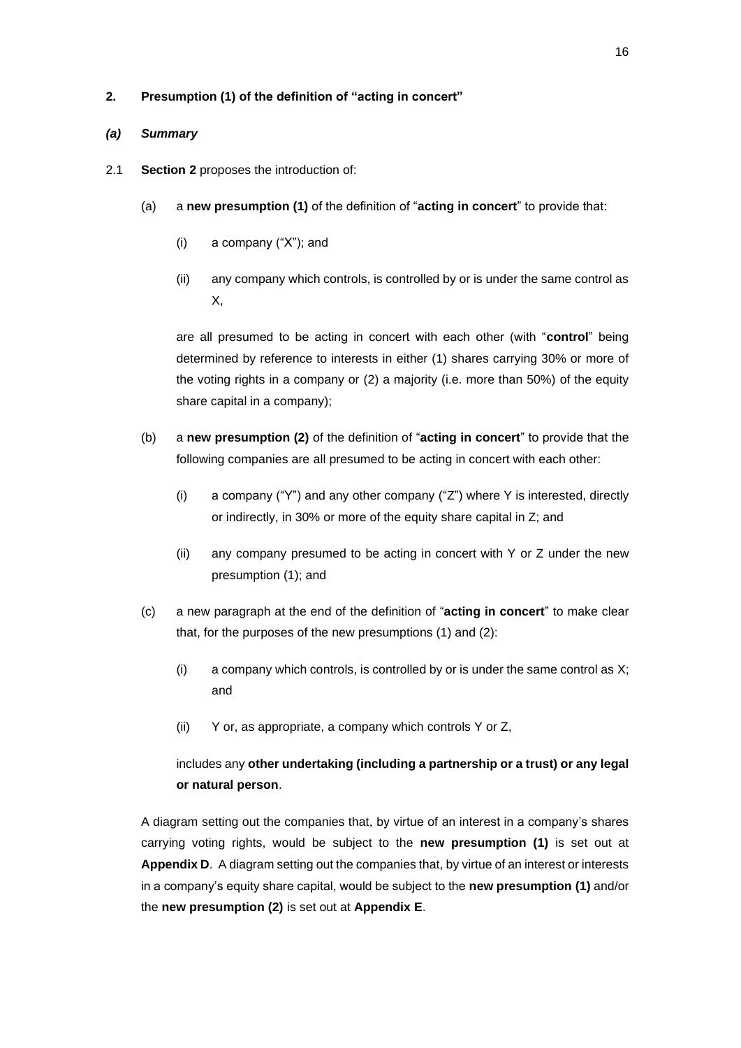## 2. Presumption (1) of the definition of "acting in concert"

### *(a) Summary*

2.1 **Section 2** proposes the introduction of:

(a) a **new presumption (1)** of the definition of "**acting in concert**" to provide that:

(i) a company ("X"); and

(ii) any company which controls, is controlled by or is under the same control as X,

are all presumed to be acting in concert with each other (with "**control**" being determined by reference to interests in either (1) shares carrying 30% or more of the voting rights in a company or (2) a majority (i.e. more than 50%) of the equity share capital in a company);

(b) a **new presumption (2)** of the definition of "**acting in concert**" to provide that the following companies are all presumed to be acting in concert with each other:

(i) a company ("Y") and any other company ("Z") where Y is interested, directly or indirectly, in 30% or more of the equity share capital in Z; and

(ii) any company presumed to be acting in concert with Y or Z under the new presumption (1); and

(c) a new paragraph at the end of the definition of "**acting in concert**" to make clear that, for the purposes of the new presumptions (1) and (2):

(i) a company which controls, is controlled by or is under the same control as X; and

(ii) Y or, as appropriate, a company which controls Y or Z,

includes any **other undertaking (including a partnership or a trust) or any legal or natural person**.

A diagram setting out the companies that, by virtue of an interest in a company's shares carrying voting rights, would be subject to the **new presumption (1)** is set out at **Appendix D**. A diagram setting out the companies that, by virtue of an interest or interests in a company's equity share capital, would be subject to the **new presumption (1)** and/or the **new presumption (2)** is set out at **Appendix E**.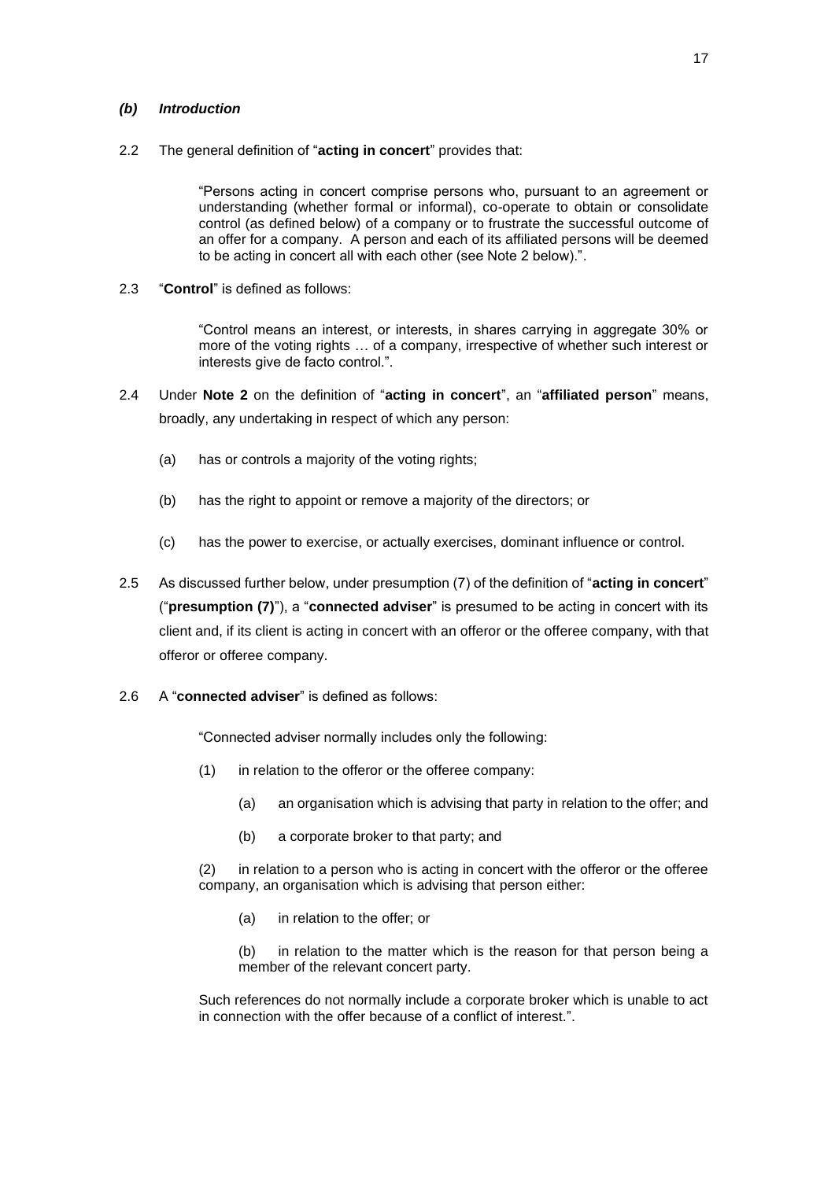### *(b) Introduction*

2.2 The general definition of "**acting in concert**" provides that:

> "Persons acting in concert comprise persons who, pursuant to an agreement or understanding (whether formal or informal), co-operate to obtain or consolidate control (as defined below) of a company or to frustrate the successful outcome of an offer for a company. A person and each of its affiliated persons will be deemed to be acting in concert all with each other (see Note 2 below).".

2.3 "**Control**" is defined as follows:

> "Control means an interest, or interests, in shares carrying in aggregate 30% or more of the voting rights … of a company, irrespective of whether such interest or interests give de facto control.".

2.4 Under **Note 2** on the definition of "**acting in concert**", an "**affiliated person**" means, broadly, any undertaking in respect of which any person:

- (a) has or controls a majority of the voting rights;
- (b) has the right to appoint or remove a majority of the directors; or
- (c) has the power to exercise, or actually exercises, dominant influence or control.

2.5 As discussed further below, under presumption (7) of the definition of "**acting in concert**" ("**presumption (7)**"), a "**connected adviser**" is presumed to be acting in concert with its client and, if its client is acting in concert with an offeror or the offeree company, with that offeror or offeree company.

2.6 A "**connected adviser**" is defined as follows:

> "Connected adviser normally includes only the following:
>
> (1) in relation to the offeror or the offeree company:
>
> (a) an organisation which is advising that party in relation to the offer; and
>
> (b) a corporate broker to that party; and
>
> (2) in relation to a person who is acting in concert with the offeror or the offeree company, an organisation which is advising that person either:
>
> (a) in relation to the offer; or
>
> (b) in relation to the matter which is the reason for that person being a member of the relevant concert party.
>
> Such references do not normally include a corporate broker which is unable to act in connection with the offer because of a conflict of interest.".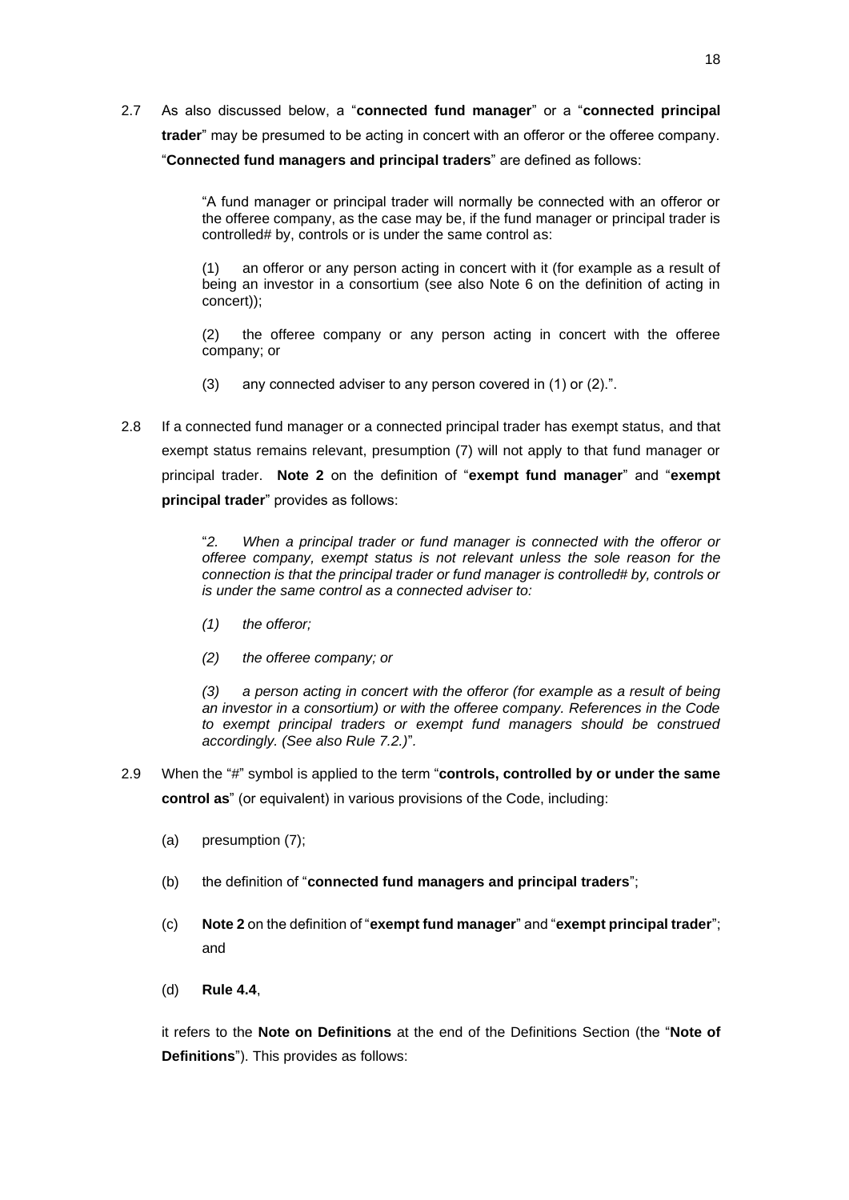2.7 As also discussed below, a "**connected fund manager**" or a "**connected principal trader**" may be presumed to be acting in concert with an offeror or the offeree company. "**Connected fund managers and principal traders**" are defined as follows:

> "A fund manager or principal trader will normally be connected with an offeror or the offeree company, as the case may be, if the fund manager or principal trader is controlled# by, controls or is under the same control as:
>
> (1) an offeror or any person acting in concert with it (for example as a result of being an investor in a consortium (see also Note 6 on the definition of acting in concert));
>
> (2) the offeree company or any person acting in concert with the offeree company; or
>
> (3) any connected adviser to any person covered in (1) or (2).".

2.8 If a connected fund manager or a connected principal trader has exempt status, and that exempt status remains relevant, presumption (7) will not apply to that fund manager or principal trader. **Note 2** on the definition of "**exempt fund manager**" and "**exempt principal trader**" provides as follows:

> "*2. When a principal trader or fund manager is connected with the offeror or offeree company, exempt status is not relevant unless the sole reason for the connection is that the principal trader or fund manager is controlled# by, controls or is under the same control as a connected adviser to:*
>
> *(1) the offeror;*
>
> *(2) the offeree company; or*
>
> *(3) a person acting in concert with the offeror (for example as a result of being an investor in a consortium) or with the offeree company. References in the Code to exempt principal traders or exempt fund managers should be construed accordingly. (See also Rule 7.2.)*".

2.9 When the "#" symbol is applied to the term "**controls, controlled by or under the same control as**" (or equivalent) in various provisions of the Code, including:

(a) presumption (7);

(b) the definition of "**connected fund managers and principal traders**";

(c) **Note 2** on the definition of "**exempt fund manager**" and "**exempt principal trader**"; and

(d) **Rule 4.4**,

it refers to the **Note on Definitions** at the end of the Definitions Section (the "**Note of Definitions**"). This provides as follows: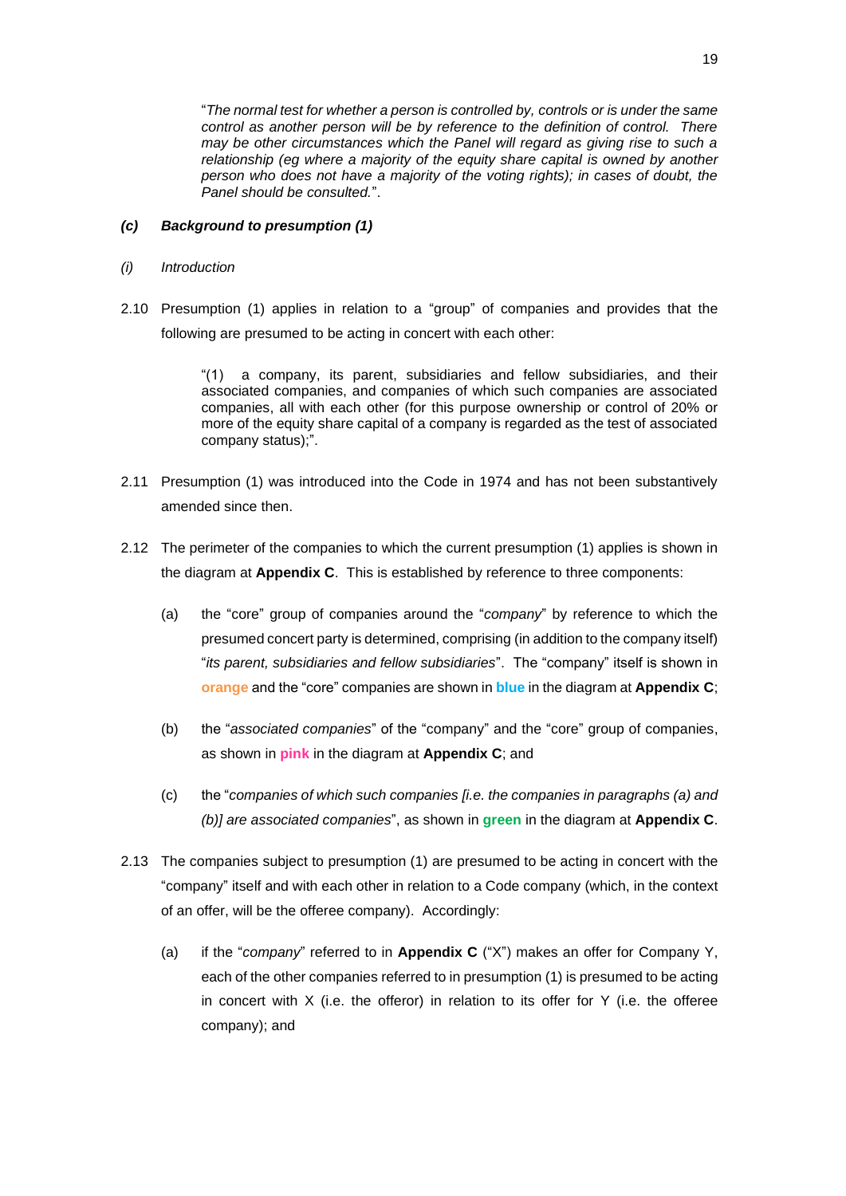"*The normal test for whether a person is controlled by, controls or is under the same control as another person will be by reference to the definition of control. There may be other circumstances which the Panel will regard as giving rise to such a relationship (eg where a majority of the equity share capital is owned by another person who does not have a majority of the voting rights); in cases of doubt, the Panel should be consulted.*".

### *(c) Background to presumption (1)*

*(i) Introduction*

2.10 Presumption (1) applies in relation to a "group" of companies and provides that the following are presumed to be acting in concert with each other:

> "(1) a company, its parent, subsidiaries and fellow subsidiaries, and their associated companies, and companies of which such companies are associated companies, all with each other (for this purpose ownership or control of 20% or more of the equity share capital of a company is regarded as the test of associated company status);".

2.11 Presumption (1) was introduced into the Code in 1974 and has not been substantively amended since then.

2.12 The perimeter of the companies to which the current presumption (1) applies is shown in the diagram at **Appendix C**. This is established by reference to three components:

(a) the "core" group of companies around the "*company*" by reference to which the presumed concert party is determined, comprising (in addition to the company itself) "*its parent, subsidiaries and fellow subsidiaries*". The "company" itself is shown in **orange** and the "core" companies are shown in **blue** in the diagram at **Appendix C**;

(b) the "*associated companies*" of the "company" and the "core" group of companies, as shown in **pink** in the diagram at **Appendix C**; and

(c) the "*companies of which such companies [i.e. the companies in paragraphs (a) and (b)] are associated companies*", as shown in **green** in the diagram at **Appendix C**.

2.13 The companies subject to presumption (1) are presumed to be acting in concert with the "company" itself and with each other in relation to a Code company (which, in the context of an offer, will be the offeree company). Accordingly:

(a) if the "*company*" referred to in **Appendix C** ("X") makes an offer for Company Y, each of the other companies referred to in presumption (1) is presumed to be acting in concert with X (i.e. the offeror) in relation to its offer for Y (i.e. the offeree company); and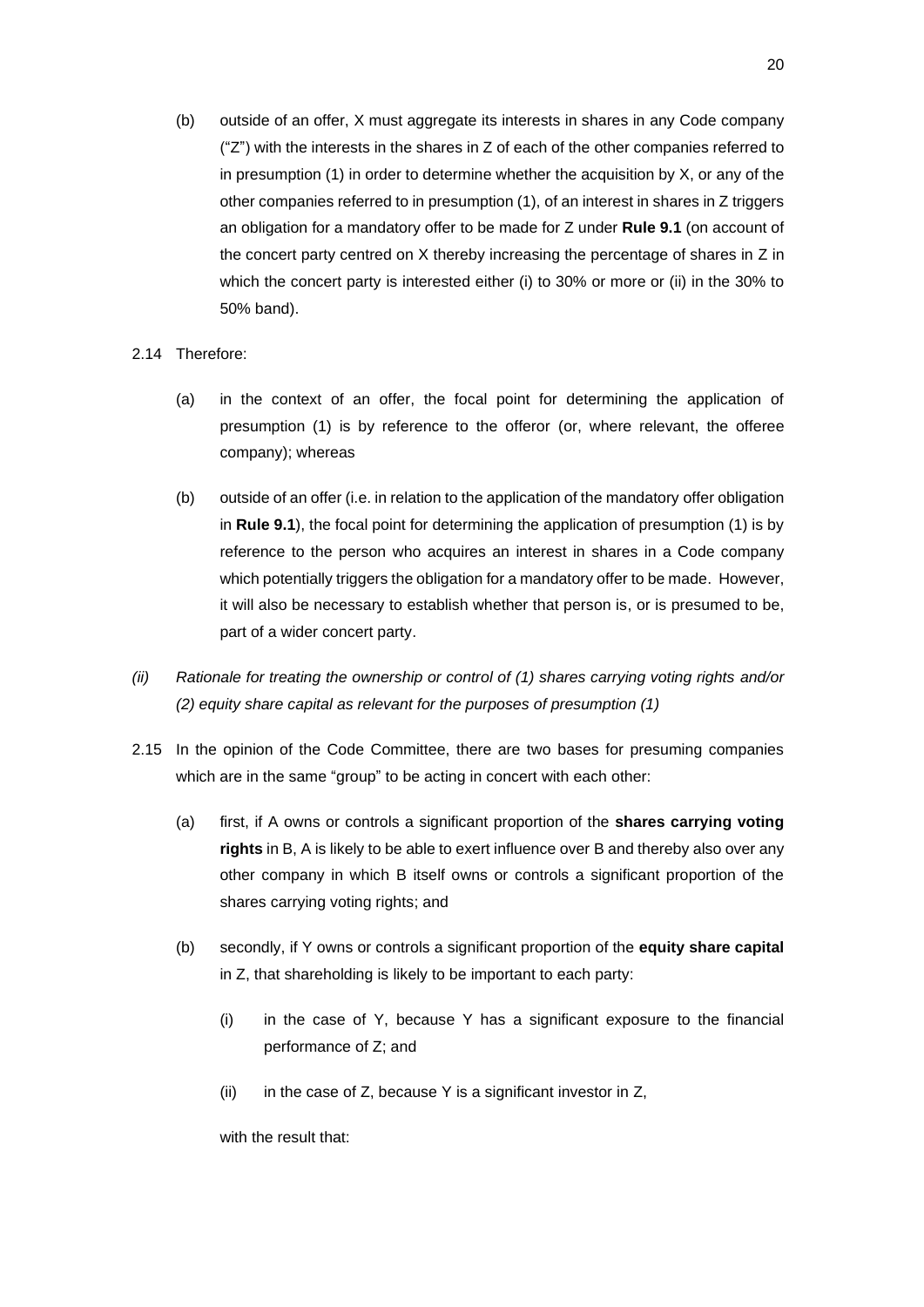(b) outside of an offer, X must aggregate its interests in shares in any Code company ("Z") with the interests in the shares in Z of each of the other companies referred to in presumption (1) in order to determine whether the acquisition by X, or any of the other companies referred to in presumption (1), of an interest in shares in Z triggers an obligation for a mandatory offer to be made for Z under **Rule 9.1** (on account of the concert party centred on X thereby increasing the percentage of shares in Z in which the concert party is interested either (i) to 30% or more or (ii) in the 30% to 50% band).

2.14 Therefore:

(a) in the context of an offer, the focal point for determining the application of presumption (1) is by reference to the offeror (or, where relevant, the offeree company); whereas

(b) outside of an offer (i.e. in relation to the application of the mandatory offer obligation in **Rule 9.1**), the focal point for determining the application of presumption (1) is by reference to the person who acquires an interest in shares in a Code company which potentially triggers the obligation for a mandatory offer to be made. However, it will also be necessary to establish whether that person is, or is presumed to be, part of a wider concert party.

*(ii) Rationale for treating the ownership or control of (1) shares carrying voting rights and/or (2) equity share capital as relevant for the purposes of presumption (1)*

2.15 In the opinion of the Code Committee, there are two bases for presuming companies which are in the same "group" to be acting in concert with each other:

(a) first, if A owns or controls a significant proportion of the **shares carrying voting rights** in B, A is likely to be able to exert influence over B and thereby also over any other company in which B itself owns or controls a significant proportion of the shares carrying voting rights; and

(b) secondly, if Y owns or controls a significant proportion of the **equity share capital** in Z, that shareholding is likely to be important to each party:

(i) in the case of Y, because Y has a significant exposure to the financial performance of Z; and

(ii) in the case of Z, because Y is a significant investor in Z,

with the result that: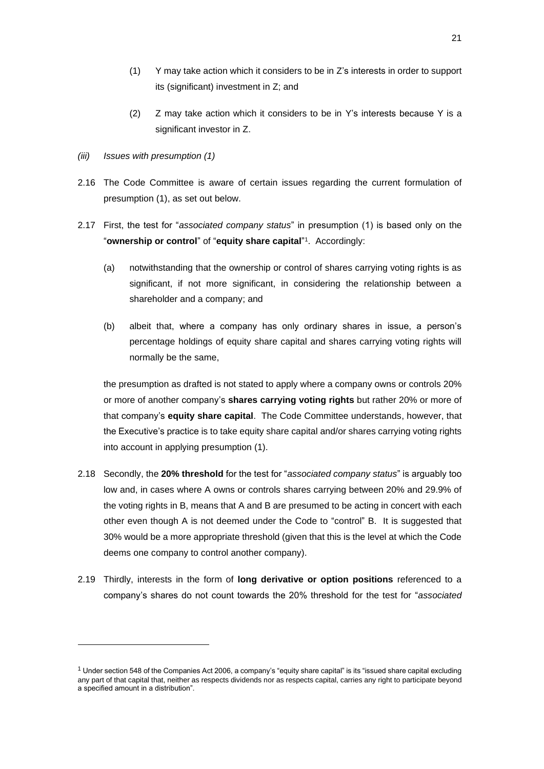(1) Y may take action which it considers to be in Z's interests in order to support its (significant) investment in Z; and

(2) Z may take action which it considers to be in Y's interests because Y is a significant investor in Z.

*(iii) Issues with presumption (1)*

2.16 The Code Committee is aware of certain issues regarding the current formulation of presumption (1), as set out below.

2.17 First, the test for "*associated company status*" in presumption (1) is based only on the "**ownership or control**" of "**equity share capital**"[1]. Accordingly:

(a) notwithstanding that the ownership or control of shares carrying voting rights is as significant, if not more significant, in considering the relationship between a shareholder and a company; and

(b) albeit that, where a company has only ordinary shares in issue, a person's percentage holdings of equity share capital and shares carrying voting rights will normally be the same,

the presumption as drafted is not stated to apply where a company owns or controls 20% or more of another company's **shares carrying voting rights** but rather 20% or more of that company's **equity share capital**. The Code Committee understands, however, that the Executive's practice is to take equity share capital and/or shares carrying voting rights into account in applying presumption (1).

2.18 Secondly, the **20% threshold** for the test for "*associated company status*" is arguably too low and, in cases where A owns or controls shares carrying between 20% and 29.9% of the voting rights in B, means that A and B are presumed to be acting in concert with each other even though A is not deemed under the Code to "control" B. It is suggested that 30% would be a more appropriate threshold (given that this is the level at which the Code deems one company to control another company).

2.19 Thirdly, interests in the form of **long derivative or option positions** referenced to a company's shares do not count towards the 20% threshold for the test for "*associated*

---

[1] Under section 548 of the Companies Act 2006, a company's "equity share capital" is its "issued share capital excluding any part of that capital that, neither as respects dividends nor as respects capital, carries any right to participate beyond a specified amount in a distribution".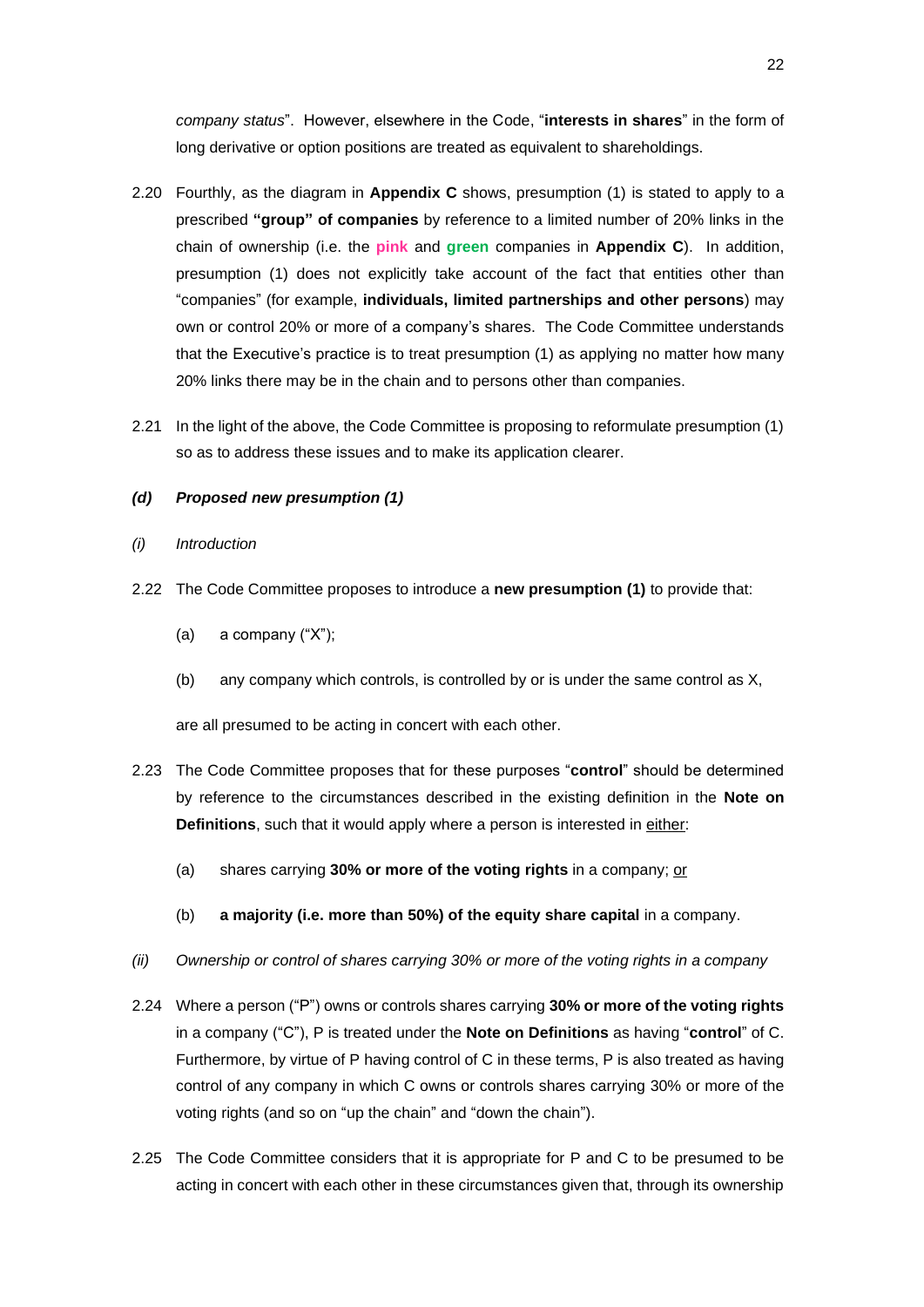*company status*". However, elsewhere in the Code, "**interests in shares**" in the form of long derivative or option positions are treated as equivalent to shareholdings.

2.20 Fourthly, as the diagram in **Appendix C** shows, presumption (1) is stated to apply to a prescribed **"group" of companies** by reference to a limited number of 20% links in the chain of ownership (i.e. the **pink** and **green** companies in **Appendix C**). In addition, presumption (1) does not explicitly take account of the fact that entities other than "companies" (for example, **individuals, limited partnerships and other persons**) may own or control 20% or more of a company's shares. The Code Committee understands that the Executive's practice is to treat presumption (1) as applying no matter how many 20% links there may be in the chain and to persons other than companies.

2.21 In the light of the above, the Code Committee is proposing to reformulate presumption (1) so as to address these issues and to make its application clearer.

### *(d) Proposed new presumption (1)*

#### *(i) Introduction*

2.22 The Code Committee proposes to introduce a **new presumption (1)** to provide that:

(a) a company ("X");

(b) any company which controls, is controlled by or is under the same control as X,

are all presumed to be acting in concert with each other.

2.23 The Code Committee proposes that for these purposes "**control**" should be determined by reference to the circumstances described in the existing definition in the **Note on Definitions**, such that it would apply where a person is interested in <u>either</u>:

(a) shares carrying **30% or more of the voting rights** in a company; <u>or</u>

(b) **a majority (i.e. more than 50%) of the equity share capital** in a company.

#### *(ii) Ownership or control of shares carrying 30% or more of the voting rights in a company*

2.24 Where a person ("P") owns or controls shares carrying **30% or more of the voting rights** in a company ("C"), P is treated under the **Note on Definitions** as having "**control**" of C. Furthermore, by virtue of P having control of C in these terms, P is also treated as having control of any company in which C owns or controls shares carrying 30% or more of the voting rights (and so on "up the chain" and "down the chain").

2.25 The Code Committee considers that it is appropriate for P and C to be presumed to be acting in concert with each other in these circumstances given that, through its ownership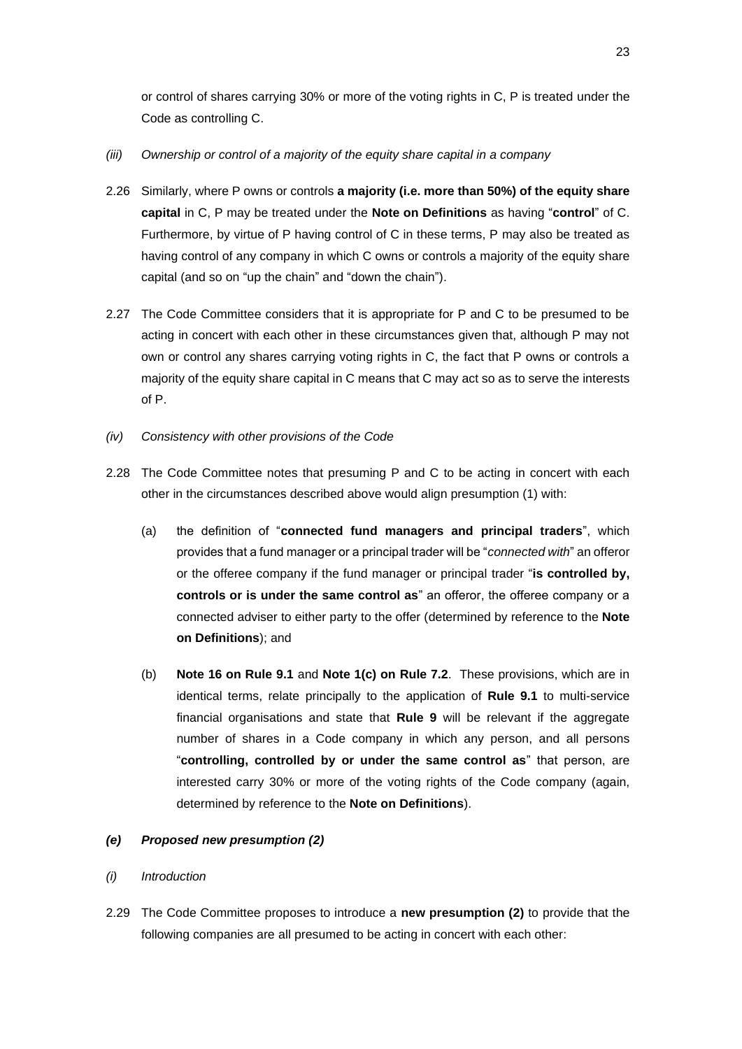or control of shares carrying 30% or more of the voting rights in C, P is treated under the Code as controlling C.

*(iii) Ownership or control of a majority of the equity share capital in a company*

2.26 Similarly, where P owns or controls **a majority (i.e. more than 50%) of the equity share capital** in C, P may be treated under the **Note on Definitions** as having "**control**" of C. Furthermore, by virtue of P having control of C in these terms, P may also be treated as having control of any company in which C owns or controls a majority of the equity share capital (and so on "up the chain" and "down the chain").

2.27 The Code Committee considers that it is appropriate for P and C to be presumed to be acting in concert with each other in these circumstances given that, although P may not own or control any shares carrying voting rights in C, the fact that P owns or controls a majority of the equity share capital in C means that C may act so as to serve the interests of P.

*(iv) Consistency with other provisions of the Code*

2.28 The Code Committee notes that presuming P and C to be acting in concert with each other in the circumstances described above would align presumption (1) with:

(a) the definition of "**connected fund managers and principal traders**", which provides that a fund manager or a principal trader will be "*connected with*" an offeror or the offeree company if the fund manager or principal trader "**is controlled by, controls or is under the same control as**" an offeror, the offeree company or a connected adviser to either party to the offer (determined by reference to the **Note on Definitions**); and

(b) **Note 16 on Rule 9.1** and **Note 1(c) on Rule 7.2**. These provisions, which are in identical terms, relate principally to the application of **Rule 9.1** to multi-service financial organisations and state that **Rule 9** will be relevant if the aggregate number of shares in a Code company in which any person, and all persons "**controlling, controlled by or under the same control as**" that person, are interested carry 30% or more of the voting rights of the Code company (again, determined by reference to the **Note on Definitions**).

***(e) Proposed new presumption (2)***

*(i) Introduction*

2.29 The Code Committee proposes to introduce a **new presumption (2)** to provide that the following companies are all presumed to be acting in concert with each other: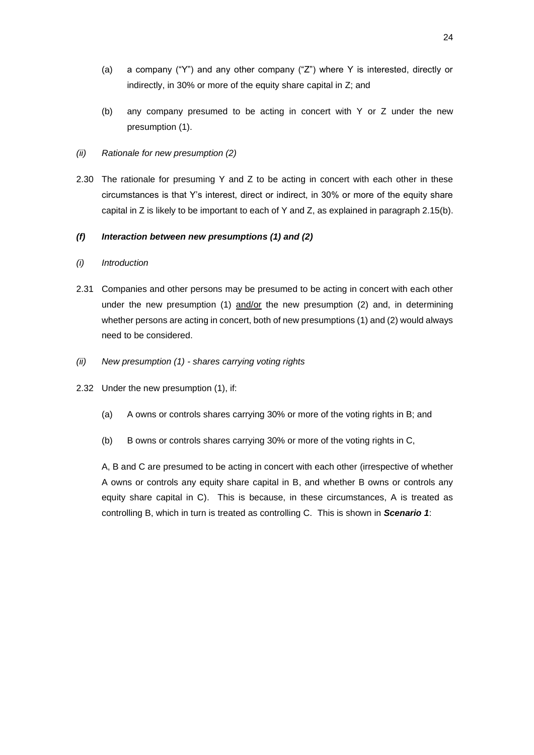(a) a company ("Y") and any other company ("Z") where Y is interested, directly or indirectly, in 30% or more of the equity share capital in Z; and

(b) any company presumed to be acting in concert with Y or Z under the new presumption (1).

*(ii) Rationale for new presumption (2)*

2.30 The rationale for presuming Y and Z to be acting in concert with each other in these circumstances is that Y's interest, direct or indirect, in 30% or more of the equity share capital in Z is likely to be important to each of Y and Z, as explained in paragraph 2.15(b).

***(f) Interaction between new presumptions (1) and (2)***

*(i) Introduction*

2.31 Companies and other persons may be presumed to be acting in concert with each other under the new presumption (1) <u>and/or</u> the new presumption (2) and, in determining whether persons are acting in concert, both of new presumptions (1) and (2) would always need to be considered.

*(ii) New presumption (1) - shares carrying voting rights*

2.32 Under the new presumption (1), if:

(a) A owns or controls shares carrying 30% or more of the voting rights in B; and

(b) B owns or controls shares carrying 30% or more of the voting rights in C,

A, B and C are presumed to be acting in concert with each other (irrespective of whether A owns or controls any equity share capital in B, and whether B owns or controls any equity share capital in C). This is because, in these circumstances, A is treated as controlling B, which in turn is treated as controlling C. This is shown in ***Scenario 1***: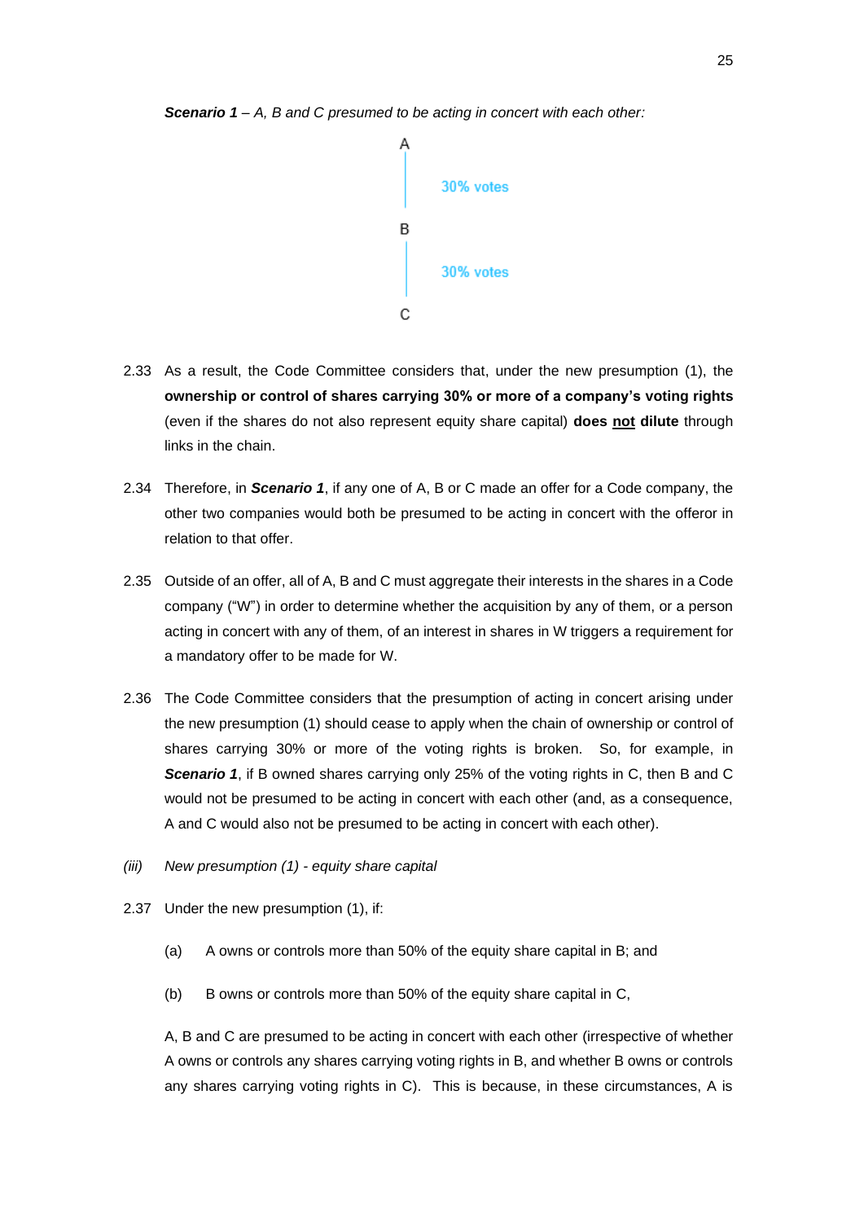***Scenario 1** – A, B and C presumed to be acting in concert with each other:*

A
│ 30% votes
B
│ 30% votes
C

2.33 As a result, the Code Committee considers that, under the new presumption (1), the **ownership or control of shares carrying 30% or more of a company's voting rights** (even if the shares do not also represent equity share capital) **does <u>not</u> dilute** through links in the chain.

2.34 Therefore, in ***Scenario 1***, if any one of A, B or C made an offer for a Code company, the other two companies would both be presumed to be acting in concert with the offeror in relation to that offer.

2.35 Outside of an offer, all of A, B and C must aggregate their interests in the shares in a Code company ("W") in order to determine whether the acquisition by any of them, or a person acting in concert with any of them, of an interest in shares in W triggers a requirement for a mandatory offer to be made for W.

2.36 The Code Committee considers that the presumption of acting in concert arising under the new presumption (1) should cease to apply when the chain of ownership or control of shares carrying 30% or more of the voting rights is broken. So, for example, in ***Scenario 1***, if B owned shares carrying only 25% of the voting rights in C, then B and C would not be presumed to be acting in concert with each other (and, as a consequence, A and C would also not be presumed to be acting in concert with each other).

*(iii) New presumption (1) - equity share capital*

2.37 Under the new presumption (1), if:

(a) A owns or controls more than 50% of the equity share capital in B; and

(b) B owns or controls more than 50% of the equity share capital in C,

A, B and C are presumed to be acting in concert with each other (irrespective of whether A owns or controls any shares carrying voting rights in B, and whether B owns or controls any shares carrying voting rights in C). This is because, in these circumstances, A is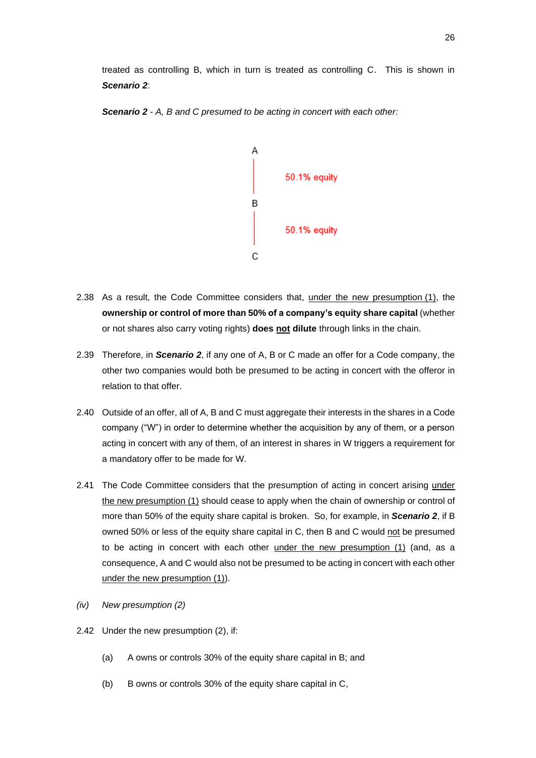treated as controlling B, which in turn is treated as controlling C. This is shown in ***Scenario 2***:

***Scenario 2*** *- A, B and C presumed to be acting in concert with each other:*

A

| 50.1% equity

B

| 50.1% equity

C

2.38 As a result, the Code Committee considers that, <u>under the new presumption (1)</u>, the **ownership or control of more than 50% of a company's equity share capital** (whether or not shares also carry voting rights) **does <u>not</u> dilute** through links in the chain.

2.39 Therefore, in ***Scenario 2***, if any one of A, B or C made an offer for a Code company, the other two companies would both be presumed to be acting in concert with the offeror in relation to that offer.

2.40 Outside of an offer, all of A, B and C must aggregate their interests in the shares in a Code company ("W") in order to determine whether the acquisition by any of them, or a person acting in concert with any of them, of an interest in shares in W triggers a requirement for a mandatory offer to be made for W.

2.41 The Code Committee considers that the presumption of acting in concert arising <u>under the new presumption (1)</u> should cease to apply when the chain of ownership or control of more than 50% of the equity share capital is broken. So, for example, in ***Scenario 2***, if B owned 50% or less of the equity share capital in C, then B and C would <u>not</u> be presumed to be acting in concert with each other <u>under the new presumption (1)</u> (and, as a consequence, A and C would also not be presumed to be acting in concert with each other <u>under the new presumption (1)</u>).

*(iv) New presumption (2)*

2.42 Under the new presumption (2), if:

(a) A owns or controls 30% of the equity share capital in B; and

(b) B owns or controls 30% of the equity share capital in C,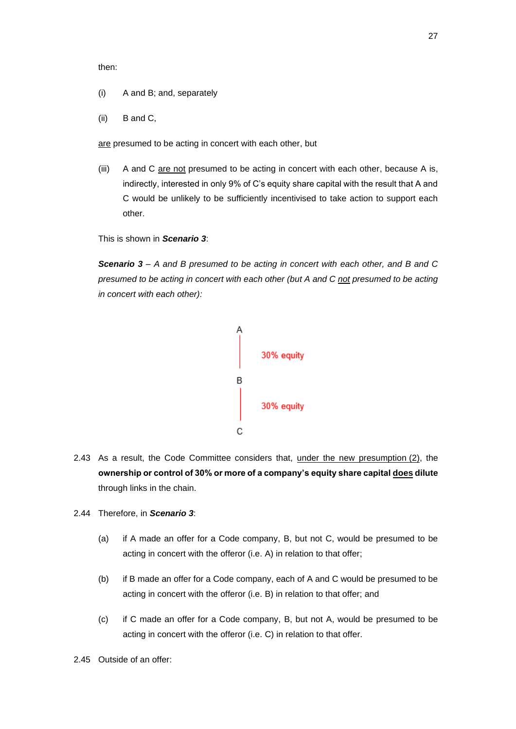then:

(i) A and B; and, separately

(ii) B and C,

are presumed to be acting in concert with each other, but

(iii) A and C are not presumed to be acting in concert with each other, because A is, indirectly, interested in only 9% of C's equity share capital with the result that A and C would be unlikely to be sufficiently incentivised to take action to support each other.

This is shown in ***Scenario 3***:

***Scenario 3*** *– A and B presumed to be acting in concert with each other, and B and C presumed to be acting in concert with each other (but A and C not presumed to be acting in concert with each other):*

A

30% equity

B

30% equity

C

2.43 As a result, the Code Committee considers that, under the new presumption (2), the **ownership or control of 30% or more of a company's equity share capital does dilute** through links in the chain.

2.44 Therefore, in ***Scenario 3***:

(a) if A made an offer for a Code company, B, but not C, would be presumed to be acting in concert with the offeror (i.e. A) in relation to that offer;

(b) if B made an offer for a Code company, each of A and C would be presumed to be acting in concert with the offeror (i.e. B) in relation to that offer; and

(c) if C made an offer for a Code company, B, but not A, would be presumed to be acting in concert with the offeror (i.e. C) in relation to that offer.

2.45 Outside of an offer: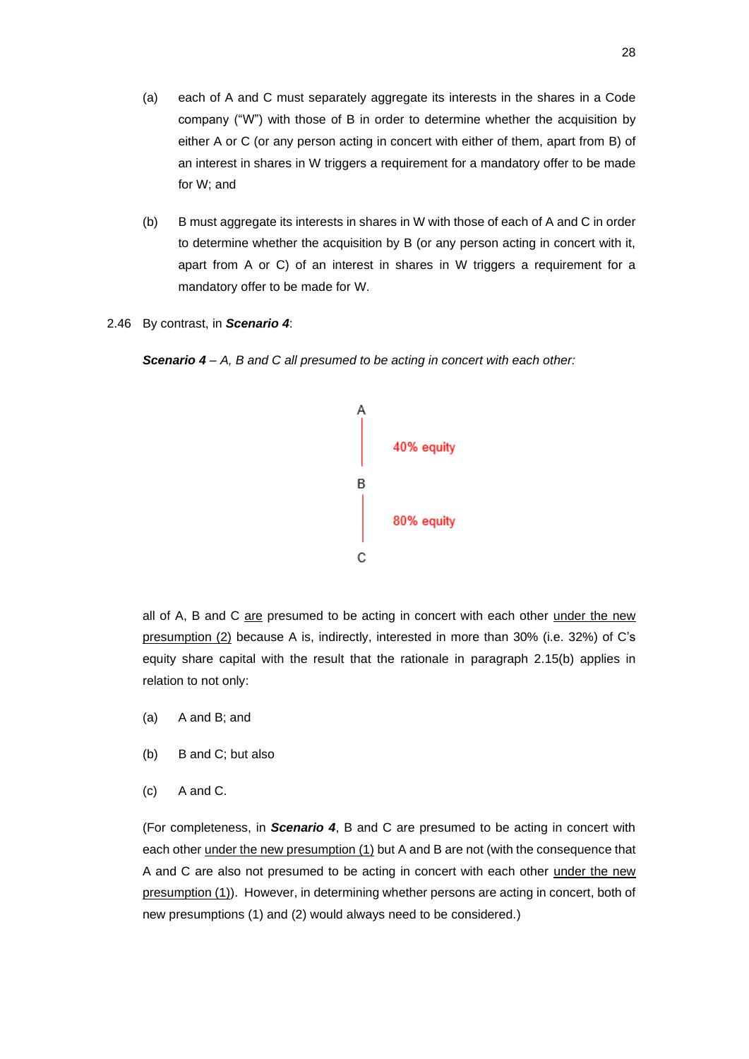(a) each of A and C must separately aggregate its interests in the shares in a Code company ("W") with those of B in order to determine whether the acquisition by either A or C (or any person acting in concert with either of them, apart from B) of an interest in shares in W triggers a requirement for a mandatory offer to be made for W; and

(b) B must aggregate its interests in shares in W with those of each of A and C in order to determine whether the acquisition by B (or any person acting in concert with it, apart from A or C) of an interest in shares in W triggers a requirement for a mandatory offer to be made for W.

2.46 By contrast, in ***Scenario 4***:

***Scenario 4*** *– A, B and C all presumed to be acting in concert with each other:*

A

40% equity

B

80% equity

C

all of A, B and C <u>are</u> presumed to be acting in concert with each other <u>under the new presumption (2)</u> because A is, indirectly, interested in more than 30% (i.e. 32%) of C's equity share capital with the result that the rationale in paragraph 2.15(b) applies in relation to not only:

(a) A and B; and

(b) B and C; but also

(c) A and C.

(For completeness, in ***Scenario 4***, B and C are presumed to be acting in concert with each other <u>under the new presumption (1)</u> but A and B are not (with the consequence that A and C are also not presumed to be acting in concert with each other <u>under the new presumption (1)</u>). However, in determining whether persons are acting in concert, both of new presumptions (1) and (2) would always need to be considered.)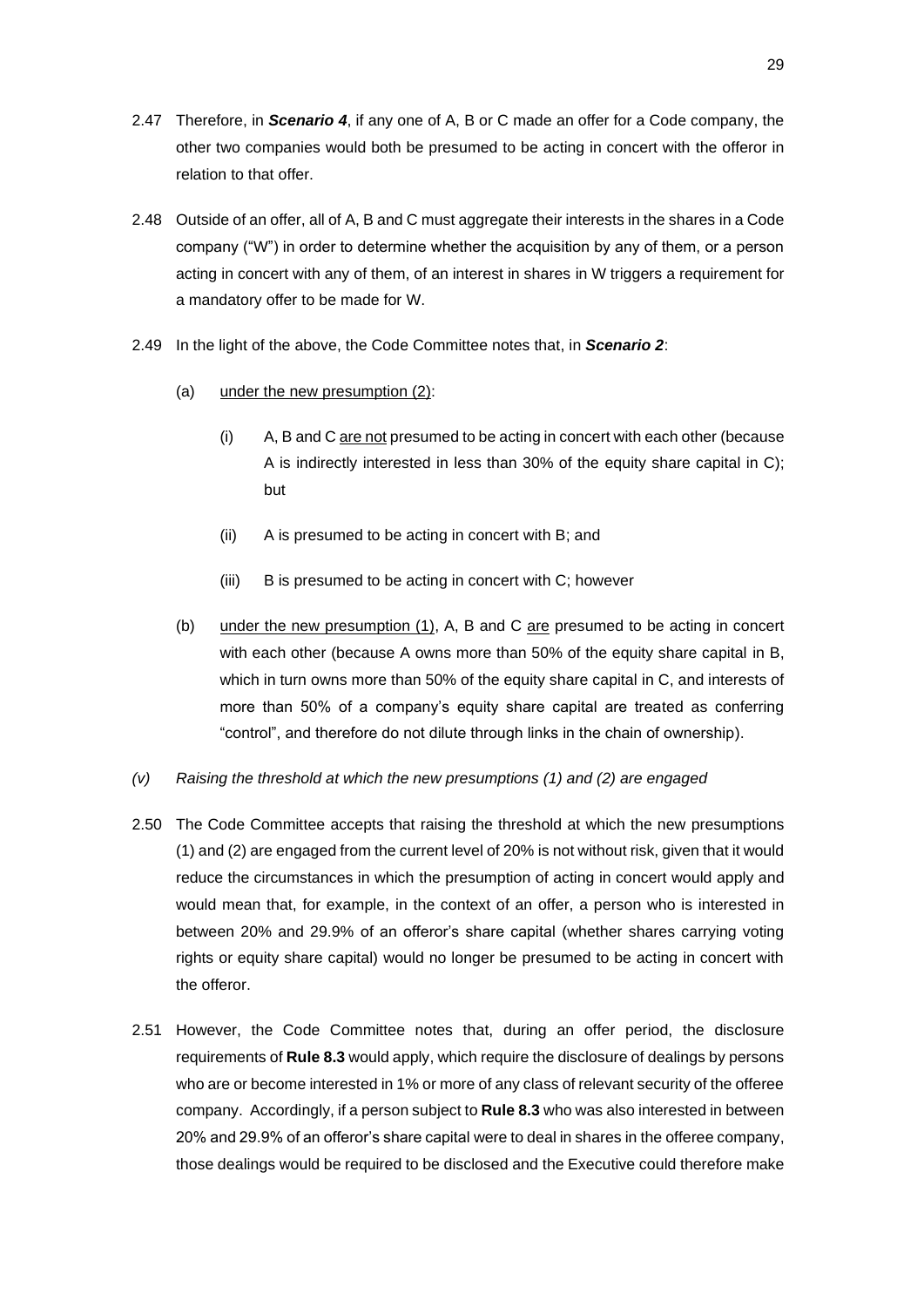2.47 Therefore, in ***Scenario 4***, if any one of A, B or C made an offer for a Code company, the other two companies would both be presumed to be acting in concert with the offeror in relation to that offer.

2.48 Outside of an offer, all of A, B and C must aggregate their interests in the shares in a Code company ("W") in order to determine whether the acquisition by any of them, or a person acting in concert with any of them, of an interest in shares in W triggers a requirement for a mandatory offer to be made for W.

2.49 In the light of the above, the Code Committee notes that, in ***Scenario 2***:

(a) <u>under the new presumption (2)</u>:

(i) A, B and C <u>are not</u> presumed to be acting in concert with each other (because A is indirectly interested in less than 30% of the equity share capital in C); but

(ii) A is presumed to be acting in concert with B; and

(iii) B is presumed to be acting in concert with C; however

(b) <u>under the new presumption (1)</u>, A, B and C <u>are</u> presumed to be acting in concert with each other (because A owns more than 50% of the equity share capital in B, which in turn owns more than 50% of the equity share capital in C, and interests of more than 50% of a company's equity share capital are treated as conferring "control", and therefore do not dilute through links in the chain of ownership).

*(v) Raising the threshold at which the new presumptions (1) and (2) are engaged*

2.50 The Code Committee accepts that raising the threshold at which the new presumptions (1) and (2) are engaged from the current level of 20% is not without risk, given that it would reduce the circumstances in which the presumption of acting in concert would apply and would mean that, for example, in the context of an offer, a person who is interested in between 20% and 29.9% of an offeror's share capital (whether shares carrying voting rights or equity share capital) would no longer be presumed to be acting in concert with the offeror.

2.51 However, the Code Committee notes that, during an offer period, the disclosure requirements of **Rule 8.3** would apply, which require the disclosure of dealings by persons who are or become interested in 1% or more of any class of relevant security of the offeree company. Accordingly, if a person subject to **Rule 8.3** who was also interested in between 20% and 29.9% of an offeror's share capital were to deal in shares in the offeree company, those dealings would be required to be disclosed and the Executive could therefore make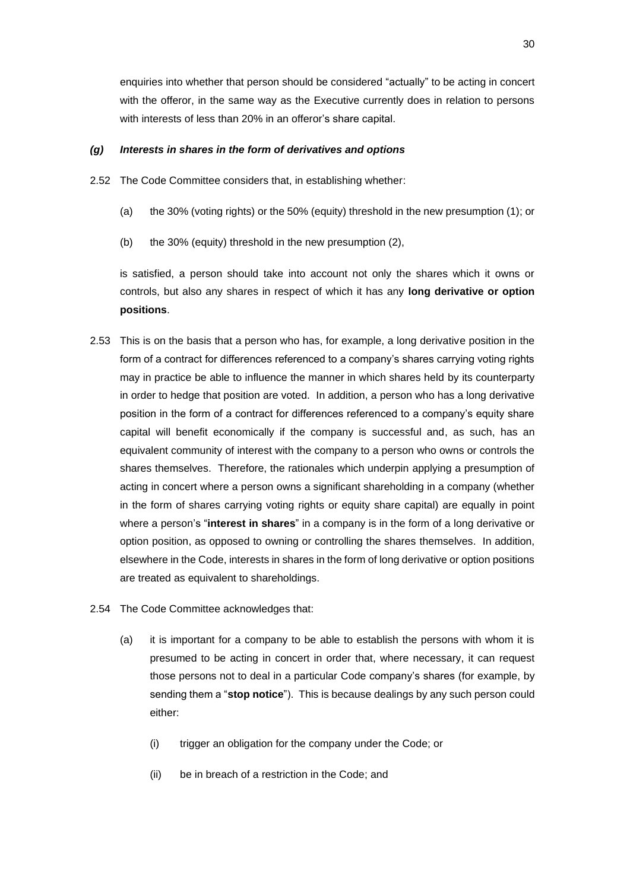enquiries into whether that person should be considered "actually" to be acting in concert with the offeror, in the same way as the Executive currently does in relation to persons with interests of less than 20% in an offeror's share capital.

***(g) Interests in shares in the form of derivatives and options***

2.52 The Code Committee considers that, in establishing whether:

(a) the 30% (voting rights) or the 50% (equity) threshold in the new presumption (1); or

(b) the 30% (equity) threshold in the new presumption (2),

is satisfied, a person should take into account not only the shares which it owns or controls, but also any shares in respect of which it has any **long derivative or option positions**.

2.53 This is on the basis that a person who has, for example, a long derivative position in the form of a contract for differences referenced to a company's shares carrying voting rights may in practice be able to influence the manner in which shares held by its counterparty in order to hedge that position are voted. In addition, a person who has a long derivative position in the form of a contract for differences referenced to a company's equity share capital will benefit economically if the company is successful and, as such, has an equivalent community of interest with the company to a person who owns or controls the shares themselves. Therefore, the rationales which underpin applying a presumption of acting in concert where a person owns a significant shareholding in a company (whether in the form of shares carrying voting rights or equity share capital) are equally in point where a person's "**interest in shares**" in a company is in the form of a long derivative or option position, as opposed to owning or controlling the shares themselves. In addition, elsewhere in the Code, interests in shares in the form of long derivative or option positions are treated as equivalent to shareholdings.

2.54 The Code Committee acknowledges that:

(a) it is important for a company to be able to establish the persons with whom it is presumed to be acting in concert in order that, where necessary, it can request those persons not to deal in a particular Code company's shares (for example, by sending them a "**stop notice**"). This is because dealings by any such person could either:

(i) trigger an obligation for the company under the Code; or

(ii) be in breach of a restriction in the Code; and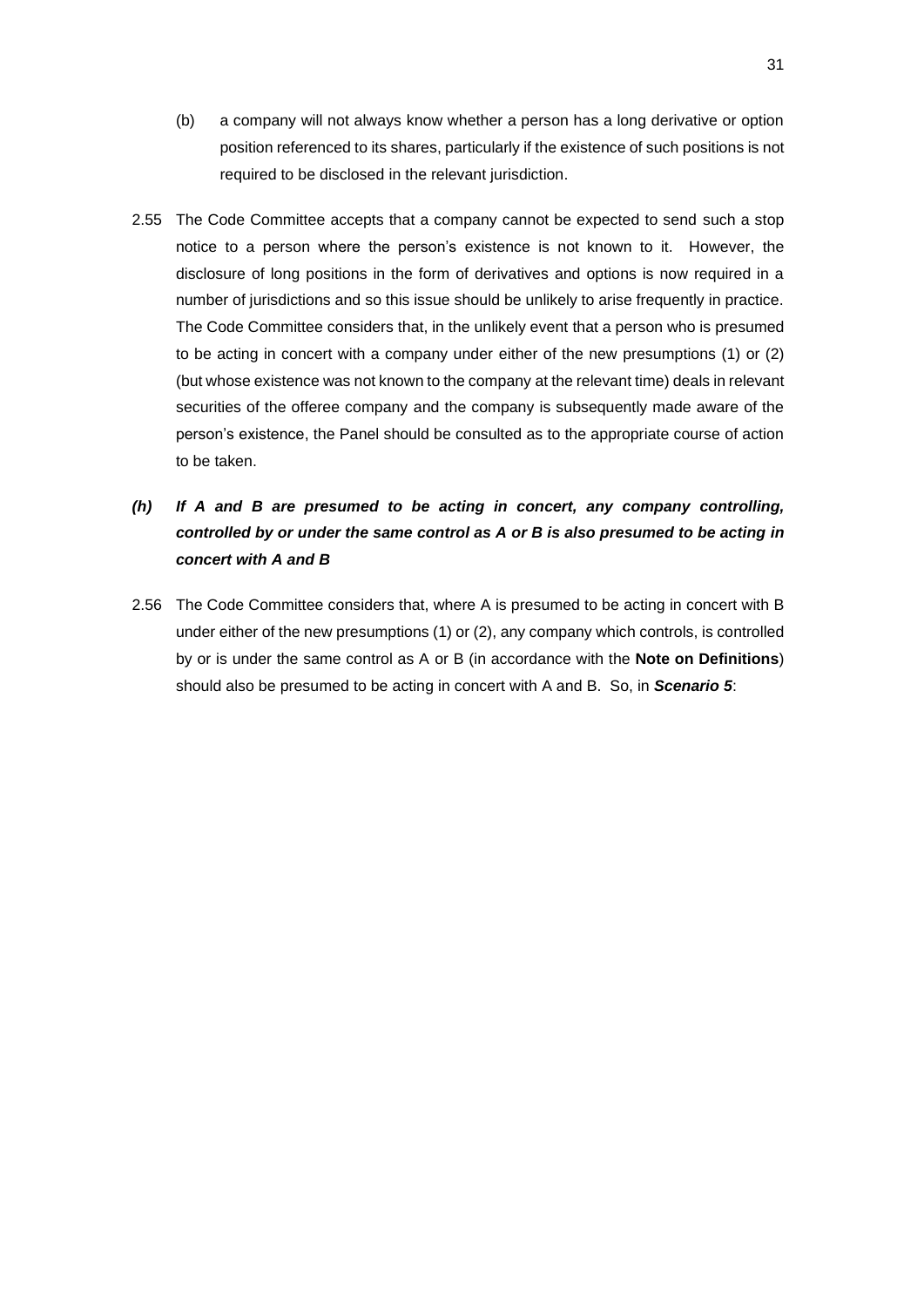(b) a company will not always know whether a person has a long derivative or option position referenced to its shares, particularly if the existence of such positions is not required to be disclosed in the relevant jurisdiction.

2.55 The Code Committee accepts that a company cannot be expected to send such a stop notice to a person where the person's existence is not known to it. However, the disclosure of long positions in the form of derivatives and options is now required in a number of jurisdictions and so this issue should be unlikely to arise frequently in practice. The Code Committee considers that, in the unlikely event that a person who is presumed to be acting in concert with a company under either of the new presumptions (1) or (2) (but whose existence was not known to the company at the relevant time) deals in relevant securities of the offeree company and the company is subsequently made aware of the person's existence, the Panel should be consulted as to the appropriate course of action to be taken.

***(h) If A and B are presumed to be acting in concert, any company controlling, controlled by or under the same control as A or B is also presumed to be acting in concert with A and B***

2.56 The Code Committee considers that, where A is presumed to be acting in concert with B under either of the new presumptions (1) or (2), any company which controls, is controlled by or is under the same control as A or B (in accordance with the **Note on Definitions**) should also be presumed to be acting in concert with A and B. So, in ***Scenario 5***: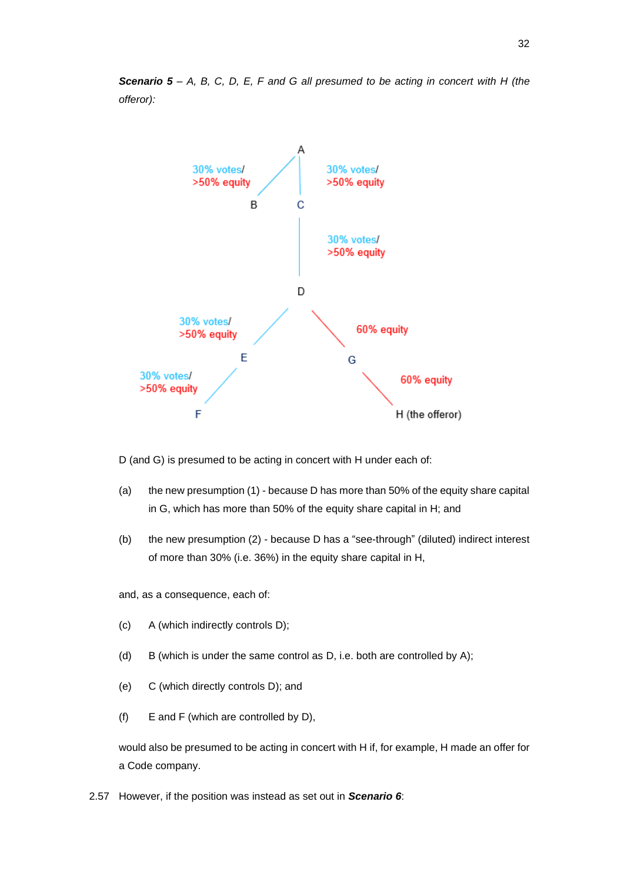***Scenario 5*** *– A, B, C, D, E, F and G all presumed to be acting in concert with H (the offeror):*

D (and G) is presumed to be acting in concert with H under each of:

(a) the new presumption (1) - because D has more than 50% of the equity share capital in G, which has more than 50% of the equity share capital in H; and

(b) the new presumption (2) - because D has a "see-through" (diluted) indirect interest of more than 30% (i.e. 36%) in the equity share capital in H,

and, as a consequence, each of:

(c) A (which indirectly controls D);

(d) B (which is under the same control as D, i.e. both are controlled by A);

(e) C (which directly controls D); and

(f) E and F (which are controlled by D),

would also be presumed to be acting in concert with H if, for example, H made an offer for a Code company.

2.57 However, if the position was instead as set out in ***Scenario 6***: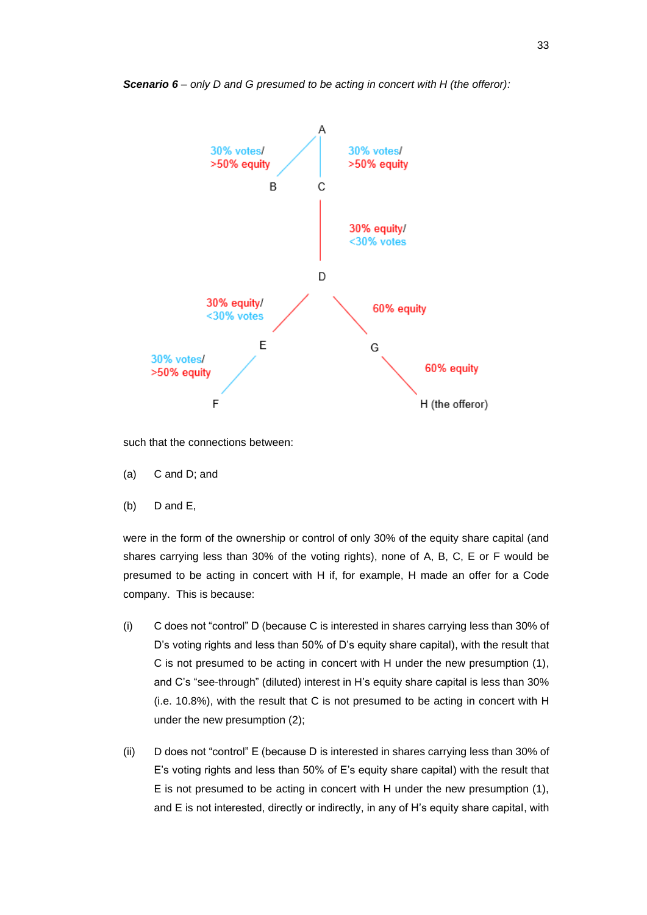***Scenario 6** – only D and G presumed to be acting in concert with H (the offeror):*

A

30% votes/
>50% equity

B

30% votes/
>50% equity

C

30% equity/
<30% votes

D

30% equity/
<30% votes

E

60% equity

G

30% votes/
>50% equity

F

60% equity

H (the offeror)

such that the connections between:

(a) C and D; and

(b) D and E,

were in the form of the ownership or control of only 30% of the equity share capital (and shares carrying less than 30% of the voting rights), none of A, B, C, E or F would be presumed to be acting in concert with H if, for example, H made an offer for a Code company. This is because:

(i) C does not "control" D (because C is interested in shares carrying less than 30% of D's voting rights and less than 50% of D's equity share capital), with the result that C is not presumed to be acting in concert with H under the new presumption (1), and C's "see-through" (diluted) interest in H's equity share capital is less than 30% (i.e. 10.8%), with the result that C is not presumed to be acting in concert with H under the new presumption (2);

(ii) D does not "control" E (because D is interested in shares carrying less than 30% of E's voting rights and less than 50% of E's equity share capital) with the result that E is not presumed to be acting in concert with H under the new presumption (1), and E is not interested, directly or indirectly, in any of H's equity share capital, with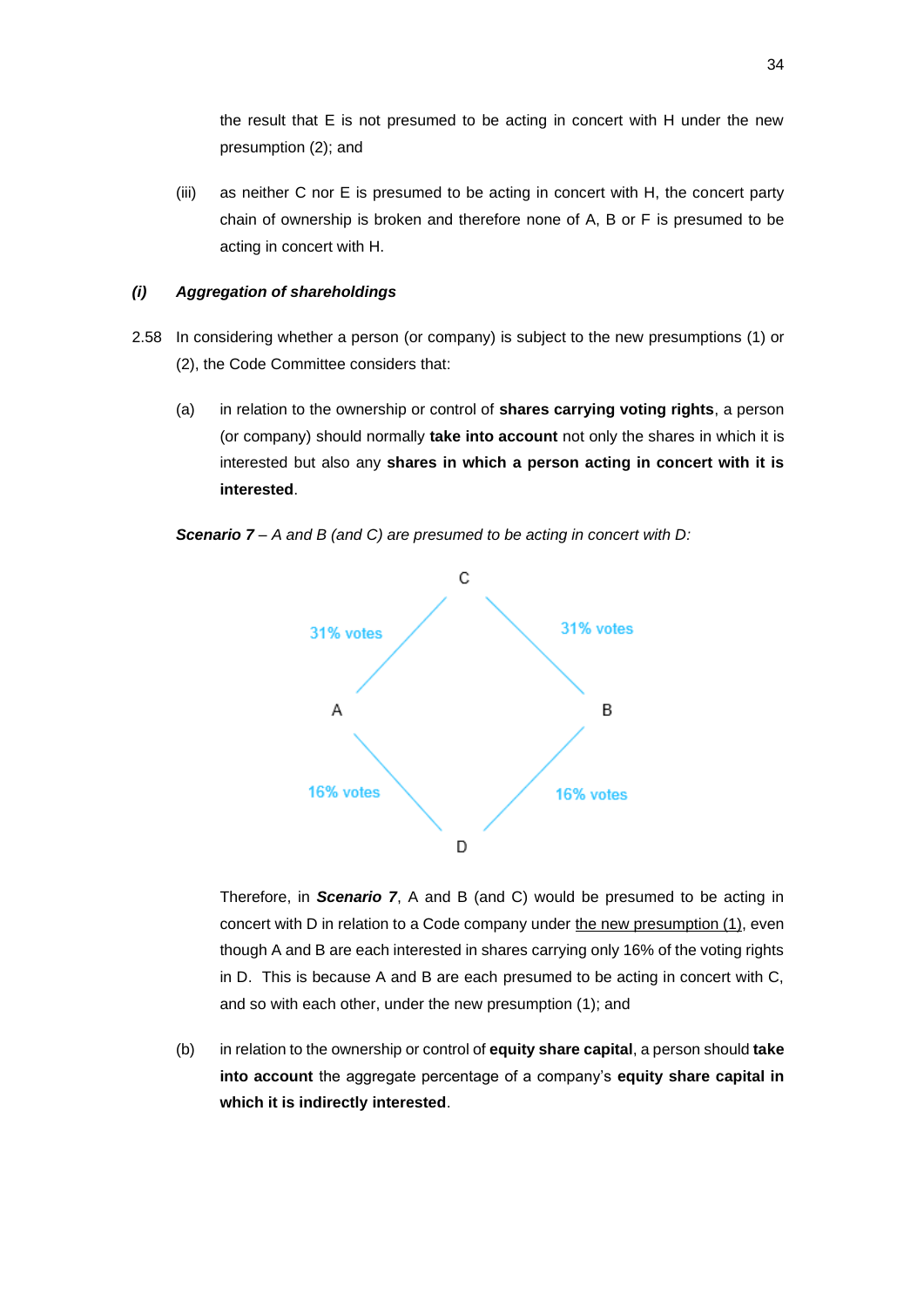the result that E is not presumed to be acting in concert with H under the new presumption (2); and

(iii) as neither C nor E is presumed to be acting in concert with H, the concert party chain of ownership is broken and therefore none of A, B or F is presumed to be acting in concert with H.

### *(i) Aggregation of shareholdings*

2.58 In considering whether a person (or company) is subject to the new presumptions (1) or (2), the Code Committee considers that:

(a) in relation to the ownership or control of **shares carrying voting rights**, a person (or company) should normally **take into account** not only the shares in which it is interested but also any **shares in which a person acting in concert with it is interested**.

***Scenario 7*** *– A and B (and C) are presumed to be acting in concert with D:*

C

31% votes — A

31% votes — B

A — 16% votes — D

B — 16% votes — D

Therefore, in ***Scenario 7***, A and B (and C) would be presumed to be acting in concert with D in relation to a Code company under the new presumption (1), even though A and B are each interested in shares carrying only 16% of the voting rights in D. This is because A and B are each presumed to be acting in concert with C, and so with each other, under the new presumption (1); and

(b) in relation to the ownership or control of **equity share capital**, a person should **take into account** the aggregate percentage of a company's **equity share capital in which it is indirectly interested**.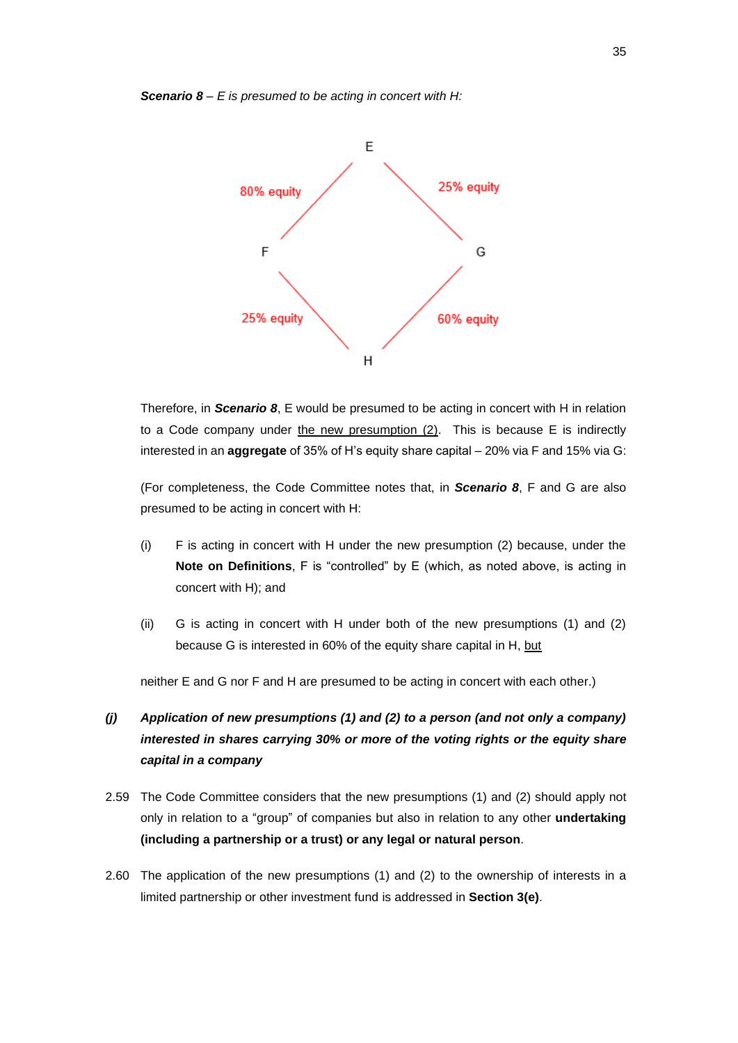***Scenario 8*** *– E is presumed to be acting in concert with H:*

E

80% equity

25% equity

F

G

25% equity

60% equity

H

Therefore, in ***Scenario 8***, E would be presumed to be acting in concert with H in relation to a Code company under the new presumption (2). This is because E is indirectly interested in an **aggregate** of 35% of H's equity share capital – 20% via F and 15% via G:

(For completeness, the Code Committee notes that, in ***Scenario 8***, F and G are also presumed to be acting in concert with H:

(i) F is acting in concert with H under the new presumption (2) because, under the **Note on Definitions**, F is "controlled" by E (which, as noted above, is acting in concert with H); and

(ii) G is acting in concert with H under both of the new presumptions (1) and (2) because G is interested in 60% of the equity share capital in H, but

neither E and G nor F and H are presumed to be acting in concert with each other.)

***(j) Application of new presumptions (1) and (2) to a person (and not only a company) interested in shares carrying 30% or more of the voting rights or the equity share capital in a company***

2.59 The Code Committee considers that the new presumptions (1) and (2) should apply not only in relation to a "group" of companies but also in relation to any other **undertaking (including a partnership or a trust) or any legal or natural person**.

2.60 The application of the new presumptions (1) and (2) to the ownership of interests in a limited partnership or other investment fund is addressed in **Section 3(e)**.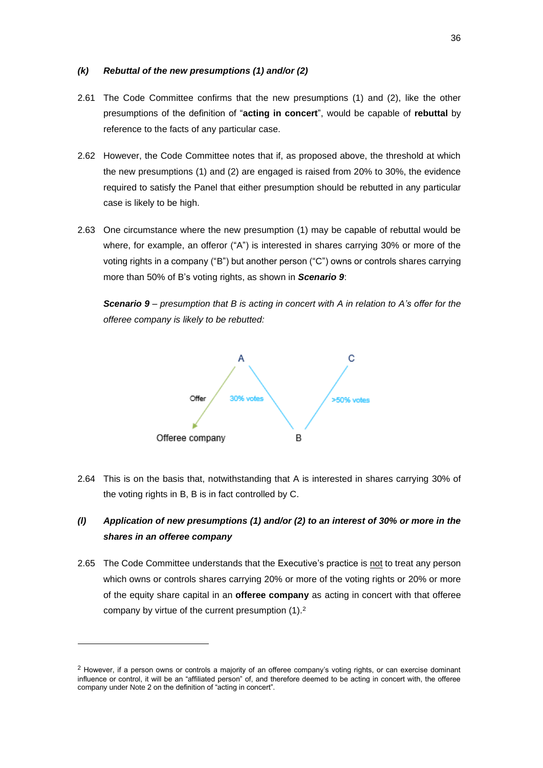### *(k) Rebuttal of the new presumptions (1) and/or (2)*

2.61 The Code Committee confirms that the new presumptions (1) and (2), like the other presumptions of the definition of "**acting in concert**", would be capable of **rebuttal** by reference to the facts of any particular case.

2.62 However, the Code Committee notes that if, as proposed above, the threshold at which the new presumptions (1) and (2) are engaged is raised from 20% to 30%, the evidence required to satisfy the Panel that either presumption should be rebutted in any particular case is likely to be high.

2.63 One circumstance where the new presumption (1) may be capable of rebuttal would be where, for example, an offeror ("A") is interested in shares carrying 30% or more of the voting rights in a company ("B") but another person ("C") owns or controls shares carrying more than 50% of B's voting rights, as shown in ***Scenario 9***:

***Scenario 9*** – *presumption that B is acting in concert with A in relation to A's offer for the offeree company is likely to be rebutted:*

A — Offer → Offeree company
A — 30% votes — B
C — >50% votes — B

2.64 This is on the basis that, notwithstanding that A is interested in shares carrying 30% of the voting rights in B, B is in fact controlled by C.

### *(l) Application of new presumptions (1) and/or (2) to an interest of 30% or more in the shares in an offeree company*

2.65 The Code Committee understands that the Executive's practice is not to treat any person which owns or controls shares carrying 20% or more of the voting rights or 20% or more of the equity share capital in an **offeree company** as acting in concert with that offeree company by virtue of the current presumption (1).[2]

---

[2] However, if a person owns or controls a majority of an offeree company's voting rights, or can exercise dominant influence or control, it will be an "affiliated person" of, and therefore deemed to be acting in concert with, the offeree company under Note 2 on the definition of "acting in concert".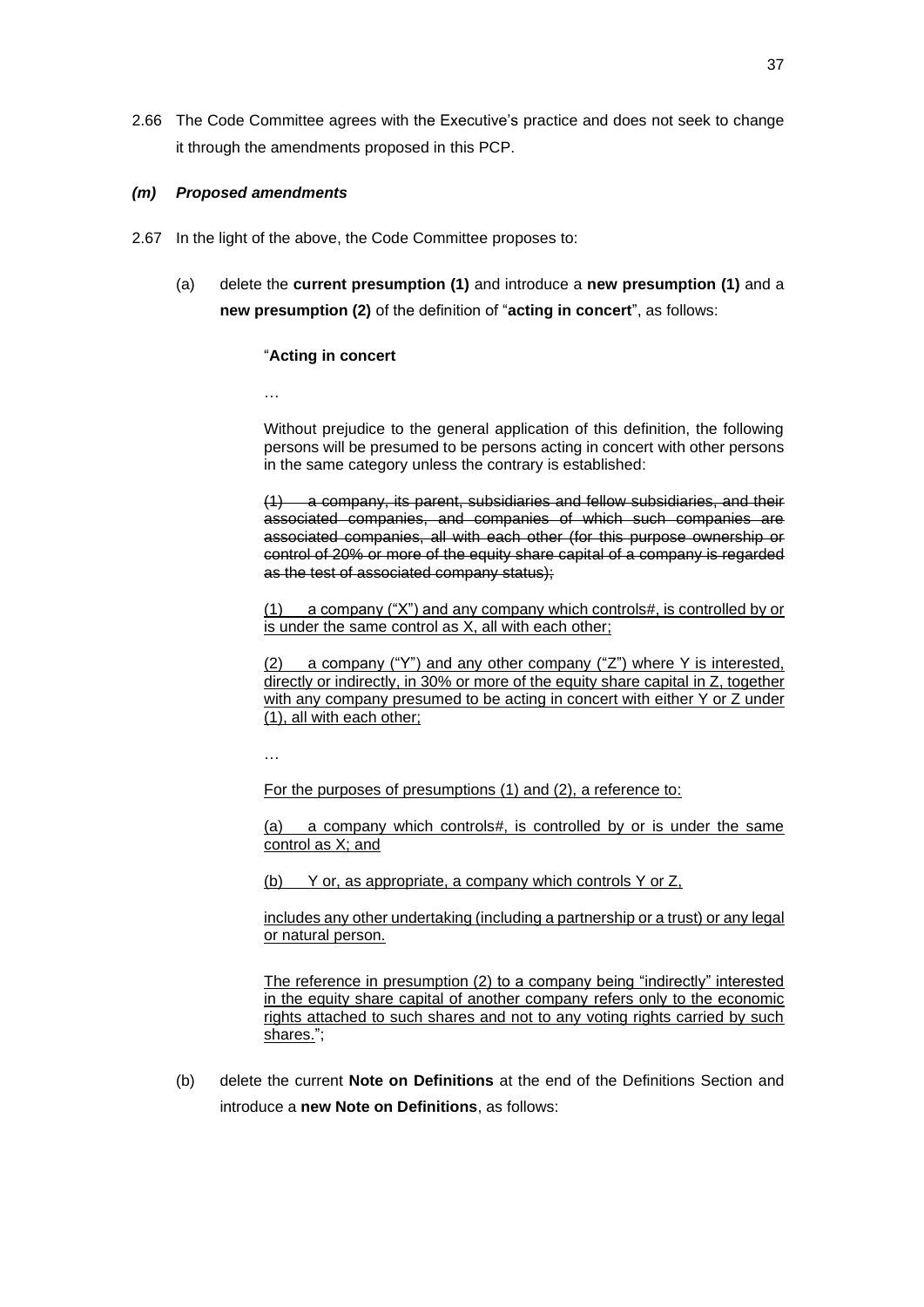2.66 The Code Committee agrees with the Executive's practice and does not seek to change it through the amendments proposed in this PCP.

### *(m) Proposed amendments*

2.67 In the light of the above, the Code Committee proposes to:

(a) delete the **current presumption (1)** and introduce a **new presumption (1)** and a **new presumption (2)** of the definition of "**acting in concert**", as follows:

> "**Acting in concert**
>
> …
>
> Without prejudice to the general application of this definition, the following persons will be presumed to be persons acting in concert with other persons in the same category unless the contrary is established:
>
> ~~(1) a company, its parent, subsidiaries and fellow subsidiaries, and their associated companies, and companies of which such companies are associated companies, all with each other (for this purpose ownership or control of 20% or more of the equity share capital of a company is regarded as the test of associated company status);~~
>
> <u>(1) a company ("X") and any company which controls#, is controlled by or is under the same control as X, all with each other;</u>
>
> <u>(2) a company ("Y") and any other company ("Z") where Y is interested, directly or indirectly, in 30% or more of the equity share capital in Z, together with any company presumed to be acting in concert with either Y or Z under (1), all with each other;</u>
>
> …
>
> <u>For the purposes of presumptions (1) and (2), a reference to:</u>
>
> <u>(a) a company which controls#, is controlled by or is under the same control as X; and</u>
>
> <u>(b) Y or, as appropriate, a company which controls Y or Z,</u>
>
> <u>includes any other undertaking (including a partnership or a trust) or any legal or natural person.</u>
>
> <u>The reference in presumption (2) to a company being "indirectly" interested in the equity share capital of another company refers only to the economic rights attached to such shares and not to any voting rights carried by such shares.</u>";

(b) delete the current **Note on Definitions** at the end of the Definitions Section and introduce a **new Note on Definitions**, as follows: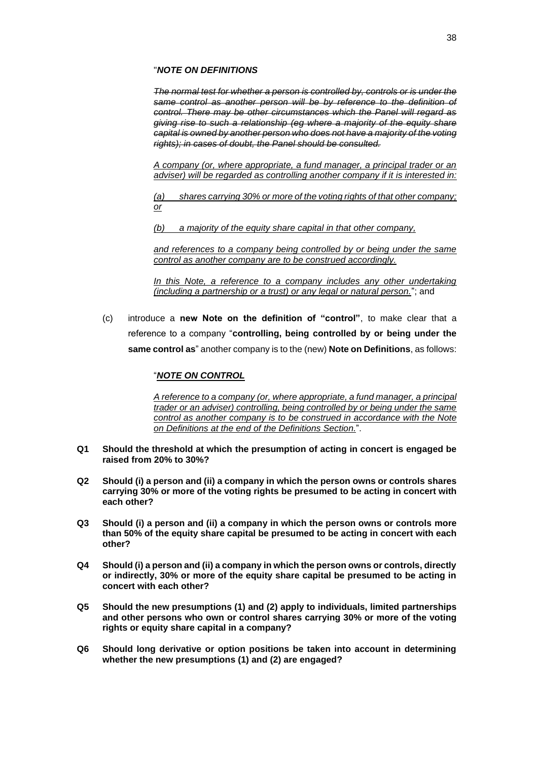"*NOTE ON DEFINITIONS*

~~*The normal test for whether a person is controlled by, controls or is under the same control as another person will be by reference to the definition of control. There may be other circumstances which the Panel will regard as giving rise to such a relationship (eg where a majority of the equity share capital is owned by another person who does not have a majority of the voting rights); in cases of doubt, the Panel should be consulted.*~~

<u>*A company (or, where appropriate, a fund manager, a principal trader or an adviser) will be regarded as controlling another company if it is interested in:*</u>

<u>*(a) shares carrying 30% or more of the voting rights of that other company; or*</u>

<u>*(b) a majority of the equity share capital in that other company,*</u>

<u>*and references to a company being controlled by or being under the same control as another company are to be construed accordingly.*</u>

<u>*In this Note, a reference to a company includes any other undertaking (including a partnership or a trust) or any legal or natural person.*</u>"; and

(c) introduce a **new Note on the definition of "control"**, to make clear that a reference to a company "**controlling, being controlled by or being under the same control as**" another company is to the (new) **Note on Definitions**, as follows:

"<u>***NOTE ON CONTROL***</u>

<u>*A reference to a company (or, where appropriate, a fund manager, a principal trader or an adviser) controlling, being controlled by or being under the same control as another company is to be construed in accordance with the Note on Definitions at the end of the Definitions Section.*</u>".

**Q1 Should the threshold at which the presumption of acting in concert is engaged be raised from 20% to 30%?**

**Q2 Should (i) a person and (ii) a company in which the person owns or controls shares carrying 30% or more of the voting rights be presumed to be acting in concert with each other?**

**Q3 Should (i) a person and (ii) a company in which the person owns or controls more than 50% of the equity share capital be presumed to be acting in concert with each other?**

**Q4 Should (i) a person and (ii) a company in which the person owns or controls, directly or indirectly, 30% or more of the equity share capital be presumed to be acting in concert with each other?**

**Q5 Should the new presumptions (1) and (2) apply to individuals, limited partnerships and other persons who own or control shares carrying 30% or more of the voting rights or equity share capital in a company?**

**Q6 Should long derivative or option positions be taken into account in determining whether the new presumptions (1) and (2) are engaged?**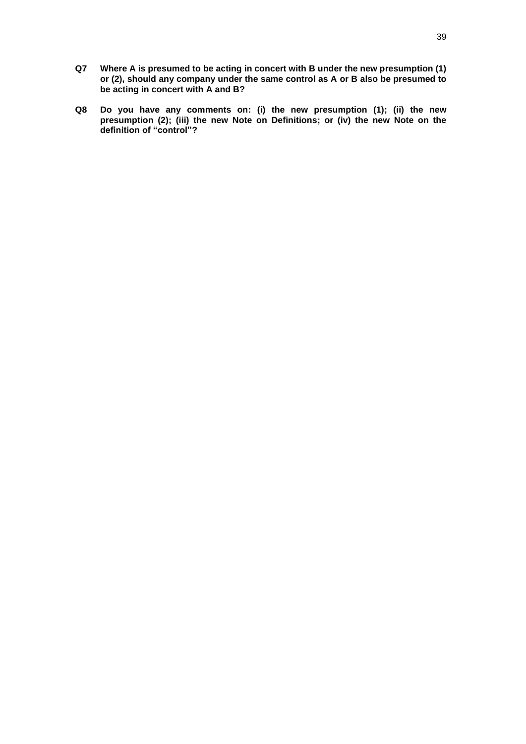**Q7 Where A is presumed to be acting in concert with B under the new presumption (1) or (2), should any company under the same control as A or B also be presumed to be acting in concert with A and B?**

**Q8 Do you have any comments on: (i) the new presumption (1); (ii) the new presumption (2); (iii) the new Note on Definitions; or (iv) the new Note on the definition of "control"?**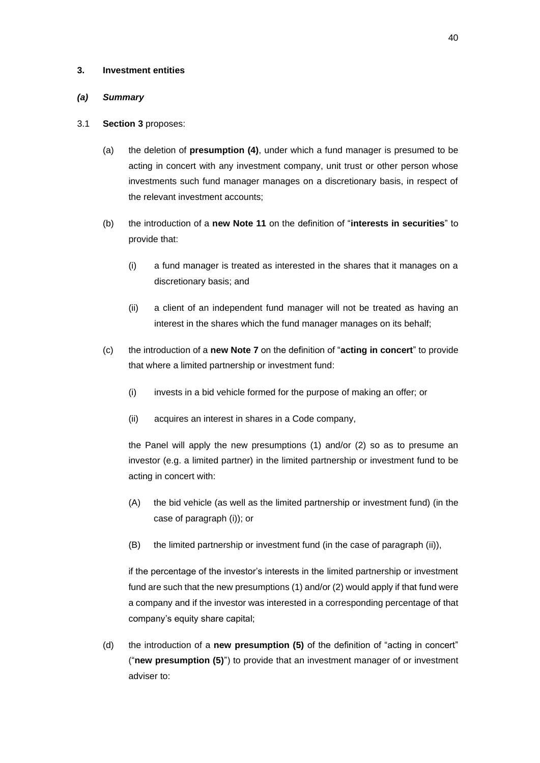## 3. Investment entities

### *(a) Summary*

3.1 **Section 3** proposes:

(a) the deletion of **presumption (4)**, under which a fund manager is presumed to be acting in concert with any investment company, unit trust or other person whose investments such fund manager manages on a discretionary basis, in respect of the relevant investment accounts;

(b) the introduction of a **new Note 11** on the definition of "**interests in securities**" to provide that:

   (i) a fund manager is treated as interested in the shares that it manages on a discretionary basis; and

   (ii) a client of an independent fund manager will not be treated as having an interest in the shares which the fund manager manages on its behalf;

(c) the introduction of a **new Note 7** on the definition of "**acting in concert**" to provide that where a limited partnership or investment fund:

   (i) invests in a bid vehicle formed for the purpose of making an offer; or

   (ii) acquires an interest in shares in a Code company,

   the Panel will apply the new presumptions (1) and/or (2) so as to presume an investor (e.g. a limited partner) in the limited partnership or investment fund to be acting in concert with:

   (A) the bid vehicle (as well as the limited partnership or investment fund) (in the case of paragraph (i)); or

   (B) the limited partnership or investment fund (in the case of paragraph (ii)),

   if the percentage of the investor's interests in the limited partnership or investment fund are such that the new presumptions (1) and/or (2) would apply if that fund were a company and if the investor was interested in a corresponding percentage of that company's equity share capital;

(d) the introduction of a **new presumption (5)** of the definition of "acting in concert" ("**new presumption (5)**") to provide that an investment manager of or investment adviser to: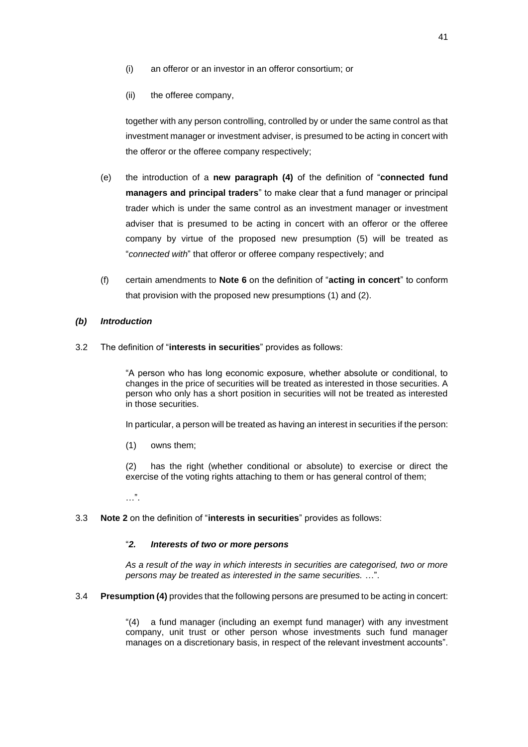(i) an offeror or an investor in an offeror consortium; or

(ii) the offeree company,

together with any person controlling, controlled by or under the same control as that investment manager or investment adviser, is presumed to be acting in concert with the offeror or the offeree company respectively;

(e) the introduction of a **new paragraph (4)** of the definition of "**connected fund managers and principal traders**" to make clear that a fund manager or principal trader which is under the same control as an investment manager or investment adviser that is presumed to be acting in concert with an offeror or the offeree company by virtue of the proposed new presumption (5) will be treated as "*connected with*" that offeror or offeree company respectively; and

(f) certain amendments to **Note 6** on the definition of "**acting in concert**" to conform that provision with the proposed new presumptions (1) and (2).

### *(b) Introduction*

3.2 The definition of "**interests in securities**" provides as follows:

> "A person who has long economic exposure, whether absolute or conditional, to changes in the price of securities will be treated as interested in those securities. A person who only has a short position in securities will not be treated as interested in those securities.
>
> In particular, a person will be treated as having an interest in securities if the person:
>
> (1) owns them;
>
> (2) has the right (whether conditional or absolute) to exercise or direct the exercise of the voting rights attaching to them or has general control of them;
>
> …".

3.3 **Note 2** on the definition of "**interests in securities**" provides as follows:

> "***2. Interests of two or more persons***
>
> *As a result of the way in which interests in securities are categorised, two or more persons may be treated as interested in the same securities.* …".

3.4 **Presumption (4)** provides that the following persons are presumed to be acting in concert:

> "(4) a fund manager (including an exempt fund manager) with any investment company, unit trust or other person whose investments such fund manager manages on a discretionary basis, in respect of the relevant investment accounts".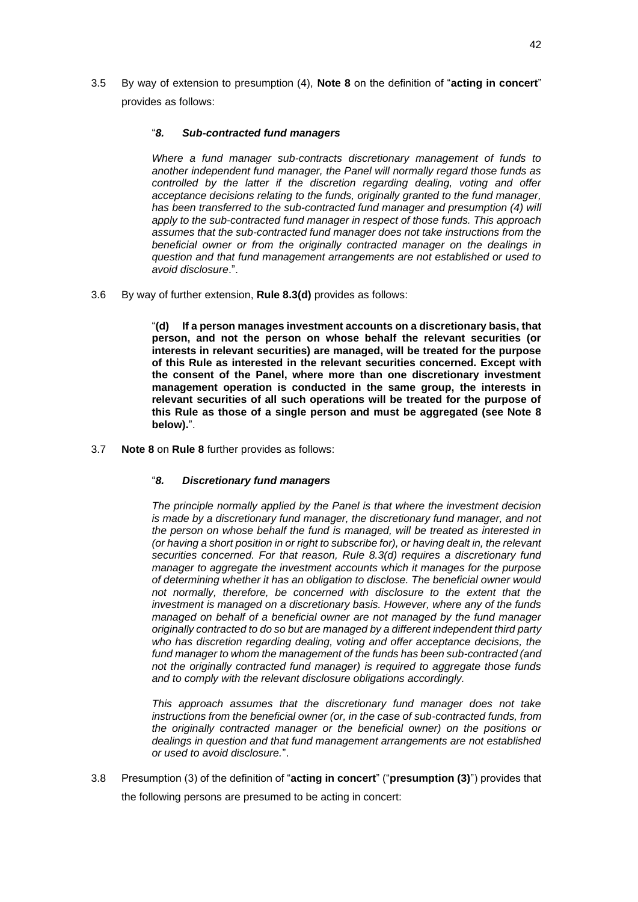3.5 By way of extension to presumption (4), **Note 8** on the definition of "**acting in concert**" provides as follows:

> "***8. Sub-contracted fund managers***
>
> *Where a fund manager sub-contracts discretionary management of funds to another independent fund manager, the Panel will normally regard those funds as controlled by the latter if the discretion regarding dealing, voting and offer acceptance decisions relating to the funds, originally granted to the fund manager, has been transferred to the sub-contracted fund manager and presumption (4) will apply to the sub-contracted fund manager in respect of those funds. This approach assumes that the sub-contracted fund manager does not take instructions from the beneficial owner or from the originally contracted manager on the dealings in question and that fund management arrangements are not established or used to avoid disclosure*.".

3.6 By way of further extension, **Rule 8.3(d)** provides as follows:

> "**(d) If a person manages investment accounts on a discretionary basis, that person, and not the person on whose behalf the relevant securities (or interests in relevant securities) are managed, will be treated for the purpose of this Rule as interested in the relevant securities concerned. Except with the consent of the Panel, where more than one discretionary investment management operation is conducted in the same group, the interests in relevant securities of all such operations will be treated for the purpose of this Rule as those of a single person and must be aggregated (see Note 8 below).**".

3.7 **Note 8** on **Rule 8** further provides as follows:

> "***8. Discretionary fund managers***
>
> *The principle normally applied by the Panel is that where the investment decision is made by a discretionary fund manager, the discretionary fund manager, and not the person on whose behalf the fund is managed, will be treated as interested in (or having a short position in or right to subscribe for), or having dealt in, the relevant securities concerned. For that reason, Rule 8.3(d) requires a discretionary fund manager to aggregate the investment accounts which it manages for the purpose of determining whether it has an obligation to disclose. The beneficial owner would not normally, therefore, be concerned with disclosure to the extent that the investment is managed on a discretionary basis. However, where any of the funds managed on behalf of a beneficial owner are not managed by the fund manager originally contracted to do so but are managed by a different independent third party who has discretion regarding dealing, voting and offer acceptance decisions, the fund manager to whom the management of the funds has been sub-contracted (and not the originally contracted fund manager) is required to aggregate those funds and to comply with the relevant disclosure obligations accordingly.*
>
> *This approach assumes that the discretionary fund manager does not take instructions from the beneficial owner (or, in the case of sub-contracted funds, from the originally contracted manager or the beneficial owner) on the positions or dealings in question and that fund management arrangements are not established or used to avoid disclosure.*".

3.8 Presumption (3) of the definition of "**acting in concert**" ("**presumption (3)**") provides that the following persons are presumed to be acting in concert: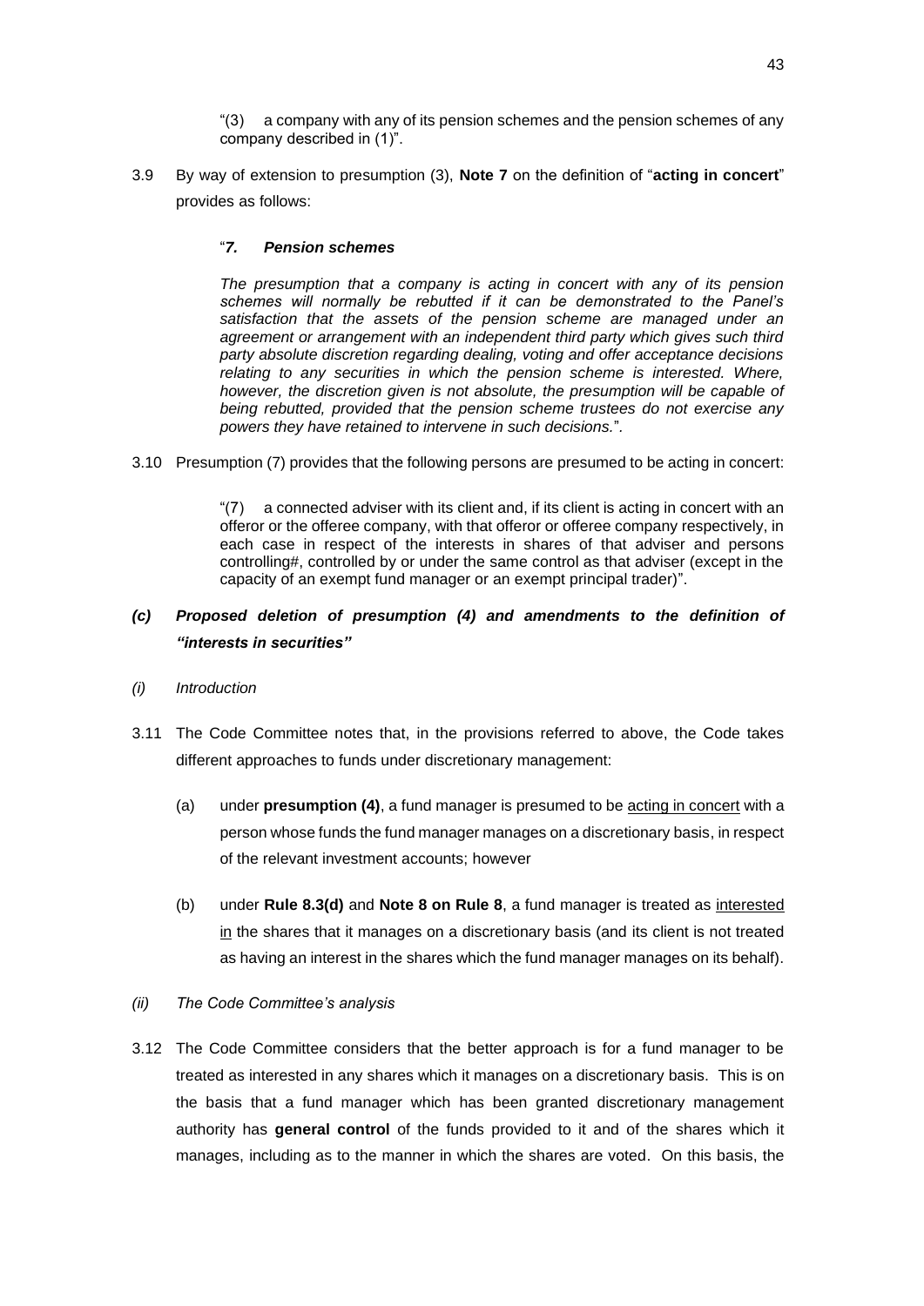"(3) a company with any of its pension schemes and the pension schemes of any company described in (1)".

3.9 By way of extension to presumption (3), **Note 7** on the definition of "**acting in concert**" provides as follows:

> "***7. Pension schemes***
>
> *The presumption that a company is acting in concert with any of its pension schemes will normally be rebutted if it can be demonstrated to the Panel's satisfaction that the assets of the pension scheme are managed under an agreement or arrangement with an independent third party which gives such third party absolute discretion regarding dealing, voting and offer acceptance decisions relating to any securities in which the pension scheme is interested. Where, however, the discretion given is not absolute, the presumption will be capable of being rebutted, provided that the pension scheme trustees do not exercise any powers they have retained to intervene in such decisions.*".

3.10 Presumption (7) provides that the following persons are presumed to be acting in concert:

> "(7) a connected adviser with its client and, if its client is acting in concert with an offeror or the offeree company, with that offeror or offeree company respectively, in each case in respect of the interests in shares of that adviser and persons controlling#, controlled by or under the same control as that adviser (except in the capacity of an exempt fund manager or an exempt principal trader)".

### *(c) Proposed deletion of presumption (4) and amendments to the definition of "interests in securities"*

*(i) Introduction*

3.11 The Code Committee notes that, in the provisions referred to above, the Code takes different approaches to funds under discretionary management:

(a) under **presumption (4)**, a fund manager is presumed to be acting in concert with a person whose funds the fund manager manages on a discretionary basis, in respect of the relevant investment accounts; however

(b) under **Rule 8.3(d)** and **Note 8 on Rule 8**, a fund manager is treated as interested in the shares that it manages on a discretionary basis (and its client is not treated as having an interest in the shares which the fund manager manages on its behalf).

*(ii) The Code Committee's analysis*

3.12 The Code Committee considers that the better approach is for a fund manager to be treated as interested in any shares which it manages on a discretionary basis. This is on the basis that a fund manager which has been granted discretionary management authority has **general control** of the funds provided to it and of the shares which it manages, including as to the manner in which the shares are voted. On this basis, the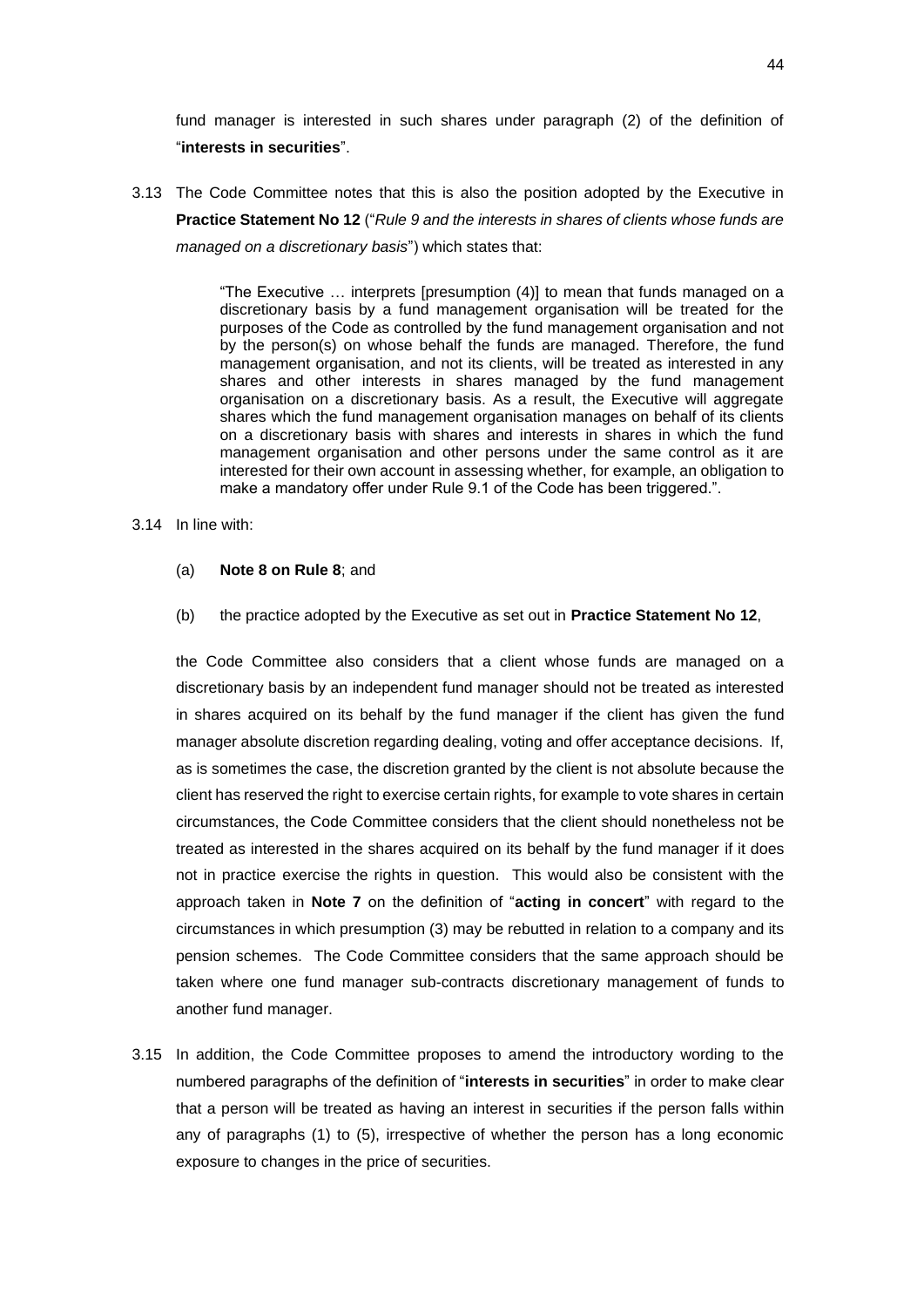fund manager is interested in such shares under paragraph (2) of the definition of "**interests in securities**".

3.13 The Code Committee notes that this is also the position adopted by the Executive in **Practice Statement No 12** ("*Rule 9 and the interests in shares of clients whose funds are managed on a discretionary basis*") which states that:

> "The Executive … interprets [presumption (4)] to mean that funds managed on a discretionary basis by a fund management organisation will be treated for the purposes of the Code as controlled by the fund management organisation and not by the person(s) on whose behalf the funds are managed. Therefore, the fund management organisation, and not its clients, will be treated as interested in any shares and other interests in shares managed by the fund management organisation on a discretionary basis. As a result, the Executive will aggregate shares which the fund management organisation manages on behalf of its clients on a discretionary basis with shares and interests in shares in which the fund management organisation and other persons under the same control as it are interested for their own account in assessing whether, for example, an obligation to make a mandatory offer under Rule 9.1 of the Code has been triggered.".

3.14 In line with:

(a) **Note 8 on Rule 8**; and

(b) the practice adopted by the Executive as set out in **Practice Statement No 12**,

the Code Committee also considers that a client whose funds are managed on a discretionary basis by an independent fund manager should not be treated as interested in shares acquired on its behalf by the fund manager if the client has given the fund manager absolute discretion regarding dealing, voting and offer acceptance decisions. If, as is sometimes the case, the discretion granted by the client is not absolute because the client has reserved the right to exercise certain rights, for example to vote shares in certain circumstances, the Code Committee considers that the client should nonetheless not be treated as interested in the shares acquired on its behalf by the fund manager if it does not in practice exercise the rights in question. This would also be consistent with the approach taken in **Note 7** on the definition of "**acting in concert**" with regard to the circumstances in which presumption (3) may be rebutted in relation to a company and its pension schemes. The Code Committee considers that the same approach should be taken where one fund manager sub-contracts discretionary management of funds to another fund manager.

3.15 In addition, the Code Committee proposes to amend the introductory wording to the numbered paragraphs of the definition of "**interests in securities**" in order to make clear that a person will be treated as having an interest in securities if the person falls within any of paragraphs (1) to (5), irrespective of whether the person has a long economic exposure to changes in the price of securities.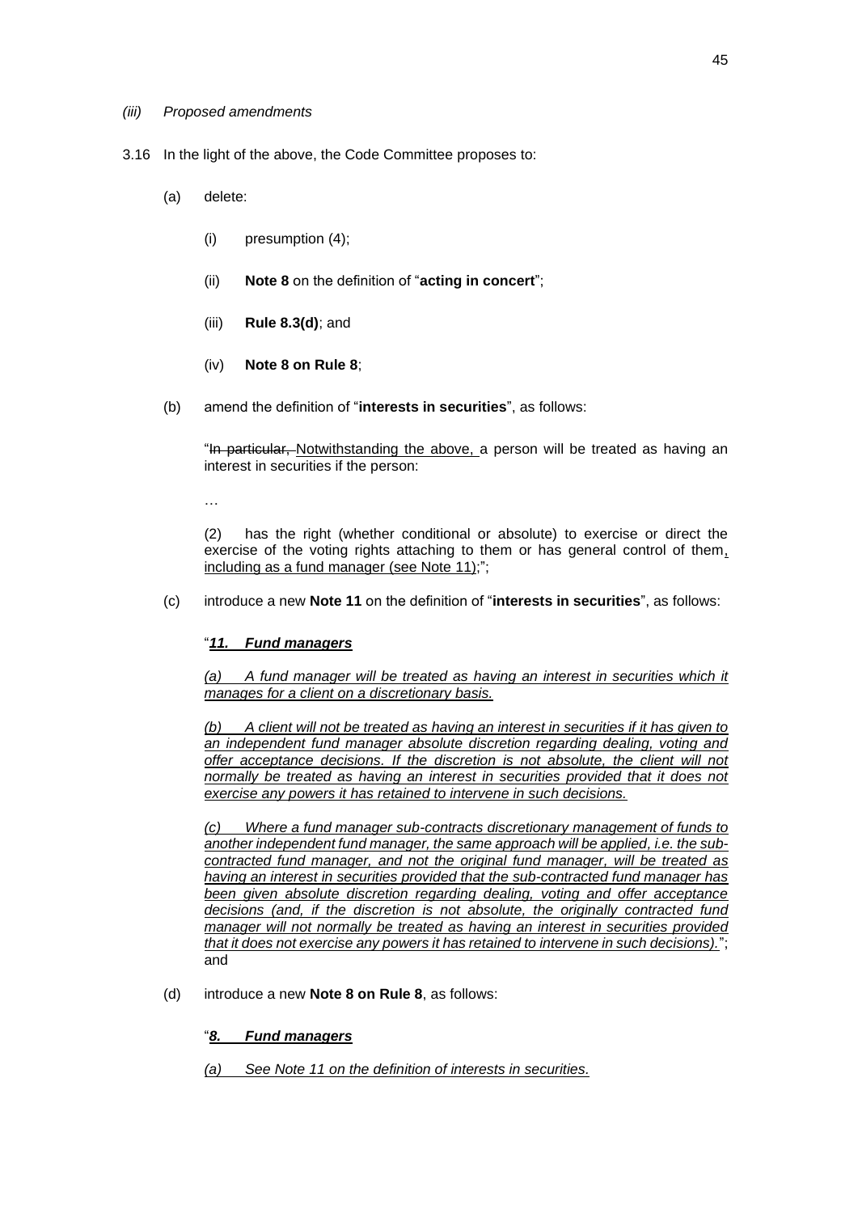*(iii) Proposed amendments*

3.16 In the light of the above, the Code Committee proposes to:

(a) delete:

(i) presumption (4);

(ii) **Note 8** on the definition of "**acting in concert**";

(iii) **Rule 8.3(d)**; and

(iv) **Note 8 on Rule 8**;

(b) amend the definition of "**interests in securities**", as follows:

"~~In particular,~~ Notwithstanding the above, a person will be treated as having an interest in securities if the person:

…

(2) has the right (whether conditional or absolute) to exercise or direct the exercise of the voting rights attaching to them or has general control of them, including as a fund manager (see Note 11);";

(c) introduce a new **Note 11** on the definition of "**interests in securities**", as follows:

"***11. Fund managers***

*(a) A fund manager will be treated as having an interest in securities which it manages for a client on a discretionary basis.*

*(b) A client will not be treated as having an interest in securities if it has given to an independent fund manager absolute discretion regarding dealing, voting and offer acceptance decisions. If the discretion is not absolute, the client will not normally be treated as having an interest in securities provided that it does not exercise any powers it has retained to intervene in such decisions.*

*(c) Where a fund manager sub-contracts discretionary management of funds to another independent fund manager, the same approach will be applied, i.e. the sub-contracted fund manager, and not the original fund manager, will be treated as having an interest in securities provided that the sub-contracted fund manager has been given absolute discretion regarding dealing, voting and offer acceptance decisions (and, if the discretion is not absolute, the originally contracted fund manager will not normally be treated as having an interest in securities provided that it does not exercise any powers it has retained to intervene in such decisions).*"; and

(d) introduce a new **Note 8 on Rule 8**, as follows:

"***8. Fund managers***

*(a) See Note 11 on the definition of interests in securities.*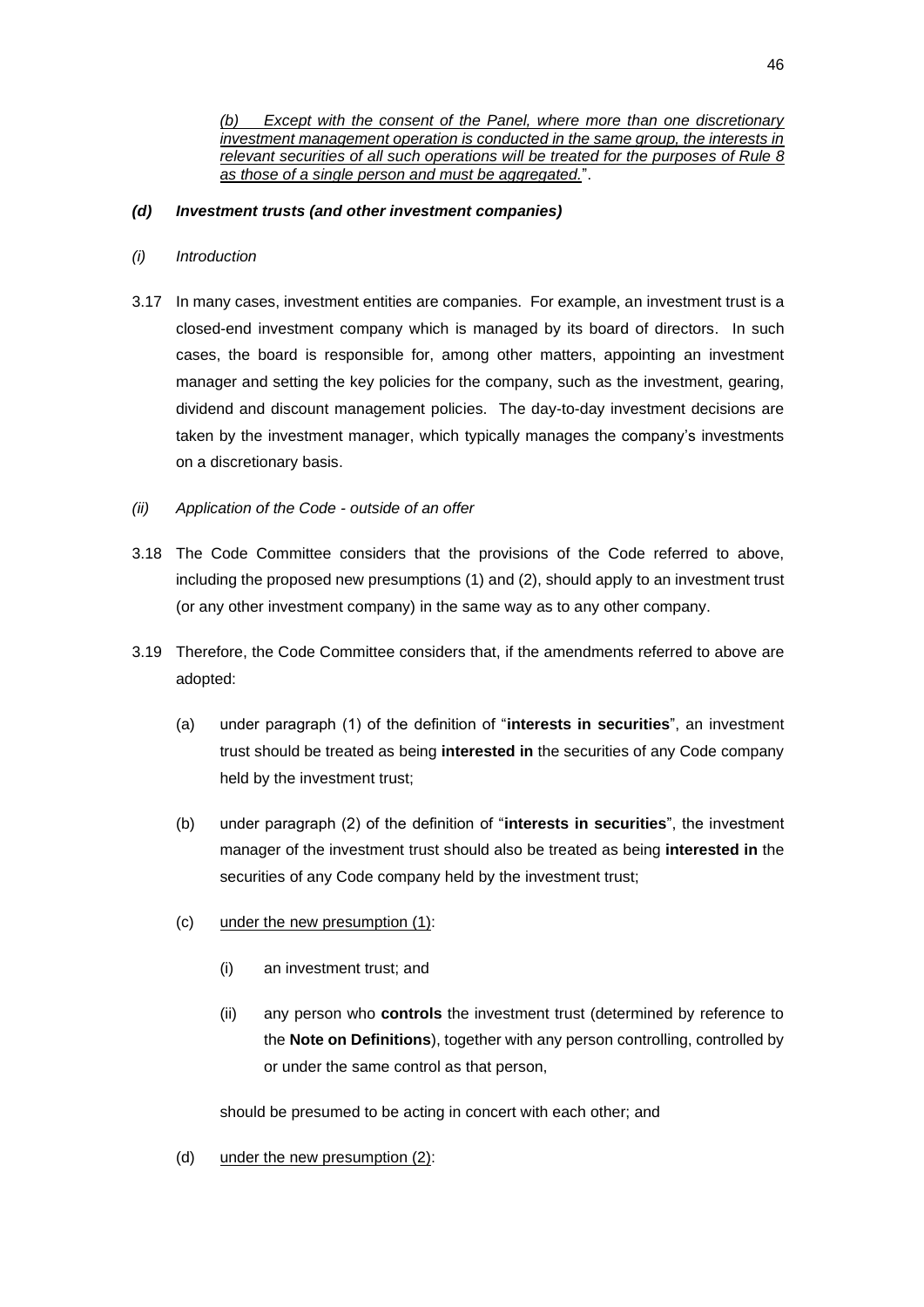*<u>(b) Except with the consent of the Panel, where more than one discretionary investment management operation is conducted in the same group, the interests in relevant securities of all such operations will be treated for the purposes of Rule 8 as those of a single person and must be aggregated.</u>*".

### *(d) Investment trusts (and other investment companies)*

*(i) Introduction*

3.17 In many cases, investment entities are companies. For example, an investment trust is a closed-end investment company which is managed by its board of directors. In such cases, the board is responsible for, among other matters, appointing an investment manager and setting the key policies for the company, such as the investment, gearing, dividend and discount management policies. The day-to-day investment decisions are taken by the investment manager, which typically manages the company's investments on a discretionary basis.

*(ii) Application of the Code - outside of an offer*

3.18 The Code Committee considers that the provisions of the Code referred to above, including the proposed new presumptions (1) and (2), should apply to an investment trust (or any other investment company) in the same way as to any other company.

3.19 Therefore, the Code Committee considers that, if the amendments referred to above are adopted:

(a) under paragraph (1) of the definition of "**interests in securities**", an investment trust should be treated as being **interested in** the securities of any Code company held by the investment trust;

(b) under paragraph (2) of the definition of "**interests in securities**", the investment manager of the investment trust should also be treated as being **interested in** the securities of any Code company held by the investment trust;

(c) <u>under the new presumption (1)</u>:

  (i) an investment trust; and

  (ii) any person who **controls** the investment trust (determined by reference to the **Note on Definitions**), together with any person controlling, controlled by or under the same control as that person,

should be presumed to be acting in concert with each other; and

(d) <u>under the new presumption (2)</u>: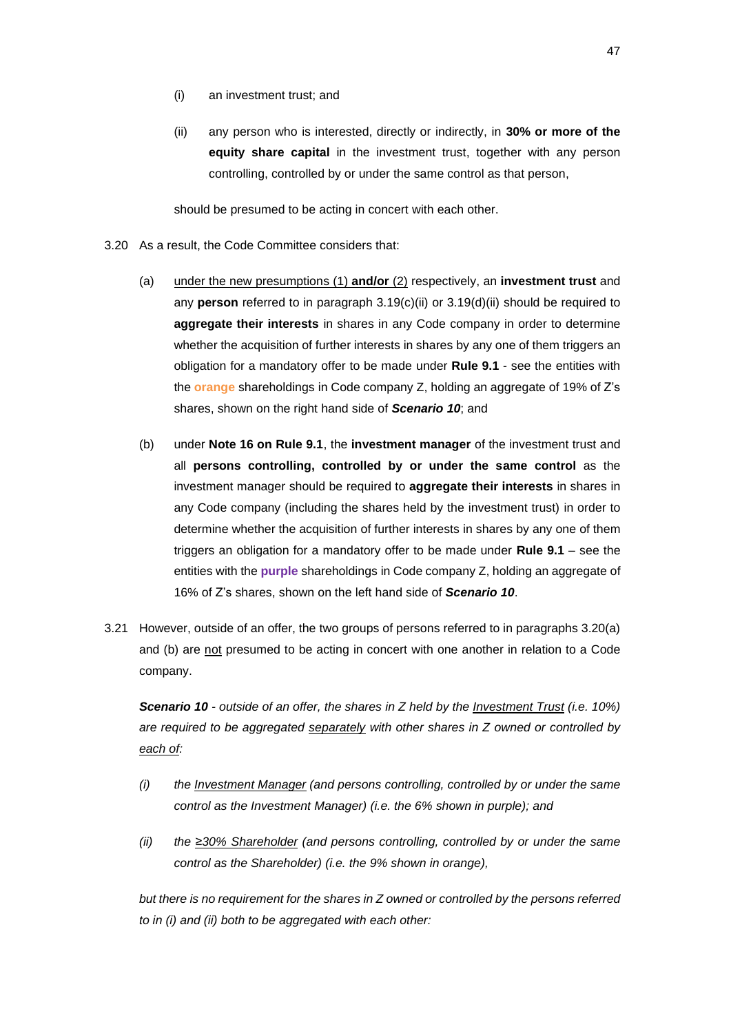(i) an investment trust; and

(ii) any person who is interested, directly or indirectly, in **30% or more of the equity share capital** in the investment trust, together with any person controlling, controlled by or under the same control as that person,

should be presumed to be acting in concert with each other.

3.20 As a result, the Code Committee considers that:

(a) under the new presumptions (1) **and/or** (2) respectively, an **investment trust** and any **person** referred to in paragraph 3.19(c)(ii) or 3.19(d)(ii) should be required to **aggregate their interests** in shares in any Code company in order to determine whether the acquisition of further interests in shares by any one of them triggers an obligation for a mandatory offer to be made under **Rule 9.1** - see the entities with the **orange** shareholdings in Code company Z, holding an aggregate of 19% of Z's shares, shown on the right hand side of ***Scenario 10***; and

(b) under **Note 16 on Rule 9.1**, the **investment manager** of the investment trust and all **persons controlling, controlled by or under the same control** as the investment manager should be required to **aggregate their interests** in shares in any Code company (including the shares held by the investment trust) in order to determine whether the acquisition of further interests in shares by any one of them triggers an obligation for a mandatory offer to be made under **Rule 9.1** – see the entities with the **purple** shareholdings in Code company Z, holding an aggregate of 16% of Z's shares, shown on the left hand side of ***Scenario 10***.

3.21 However, outside of an offer, the two groups of persons referred to in paragraphs 3.20(a) and (b) are not presumed to be acting in concert with one another in relation to a Code company.

***Scenario 10*** *- outside of an offer, the shares in Z held by the Investment Trust (i.e. 10%) are required to be aggregated separately with other shares in Z owned or controlled by each of:*

*(i) the Investment Manager (and persons controlling, controlled by or under the same control as the Investment Manager) (i.e. the 6% shown in purple); and*

*(ii) the ≥30% Shareholder (and persons controlling, controlled by or under the same control as the Shareholder) (i.e. the 9% shown in orange),*

*but there is no requirement for the shares in Z owned or controlled by the persons referred to in (i) and (ii) both to be aggregated with each other:*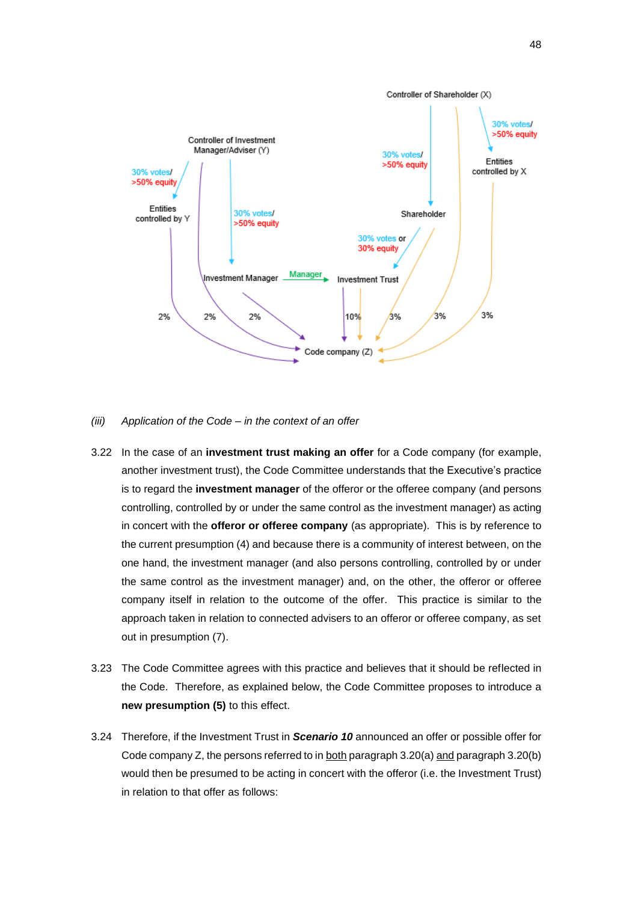Controller of Shareholder (X)

30% votes/ >50% equity

Entities controlled by X

Controller of Investment Manager/Adviser (Y)

30% votes/ >50% equity

Entities controlled by Y

30% votes/ >50% equity

30% votes/ >50% equity

Shareholder

30% votes or 30% equity

Investment Manager —Manager→ Investment Trust

2% 2% 2% 10% 3% 3% 3%

Code company (Z)

*(iii) Application of the Code – in the context of an offer*

3.22 In the case of an **investment trust making an offer** for a Code company (for example, another investment trust), the Code Committee understands that the Executive's practice is to regard the **investment manager** of the offeror or the offeree company (and persons controlling, controlled by or under the same control as the investment manager) as acting in concert with the **offeror or offeree company** (as appropriate). This is by reference to the current presumption (4) and because there is a community of interest between, on the one hand, the investment manager (and also persons controlling, controlled by or under the same control as the investment manager) and, on the other, the offeror or offeree company itself in relation to the outcome of the offer. This practice is similar to the approach taken in relation to connected advisers to an offeror or offeree company, as set out in presumption (7).

3.23 The Code Committee agrees with this practice and believes that it should be reflected in the Code. Therefore, as explained below, the Code Committee proposes to introduce a **new presumption (5)** to this effect.

3.24 Therefore, if the Investment Trust in ***Scenario 10*** announced an offer or possible offer for Code company Z, the persons referred to in both paragraph 3.20(a) and paragraph 3.20(b) would then be presumed to be acting in concert with the offeror (i.e. the Investment Trust) in relation to that offer as follows: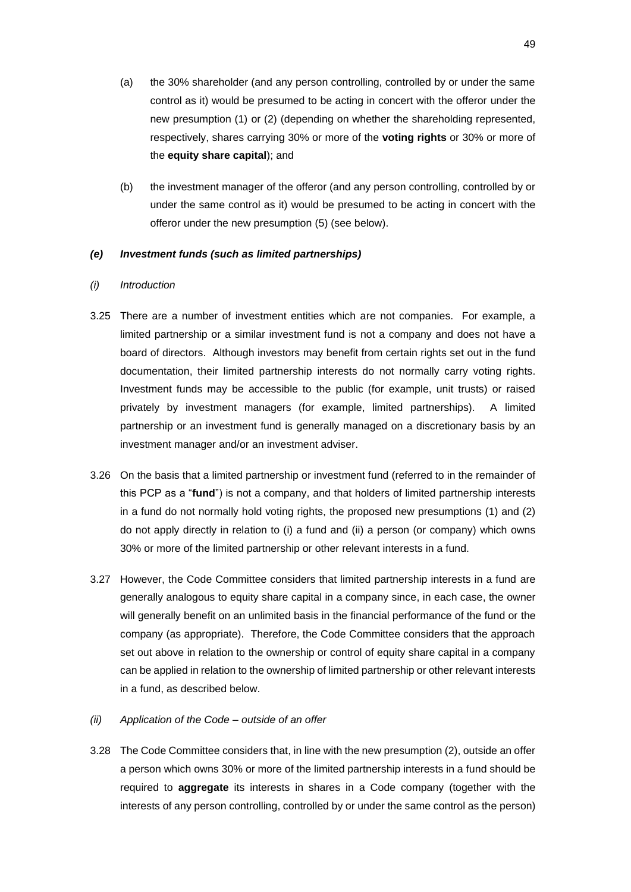(a) the 30% shareholder (and any person controlling, controlled by or under the same control as it) would be presumed to be acting in concert with the offeror under the new presumption (1) or (2) (depending on whether the shareholding represented, respectively, shares carrying 30% or more of the **voting rights** or 30% or more of the **equity share capital**); and

(b) the investment manager of the offeror (and any person controlling, controlled by or under the same control as it) would be presumed to be acting in concert with the offeror under the new presumption (5) (see below).

### *(e) Investment funds (such as limited partnerships)*

#### *(i) Introduction*

3.25 There are a number of investment entities which are not companies. For example, a limited partnership or a similar investment fund is not a company and does not have a board of directors. Although investors may benefit from certain rights set out in the fund documentation, their limited partnership interests do not normally carry voting rights. Investment funds may be accessible to the public (for example, unit trusts) or raised privately by investment managers (for example, limited partnerships). A limited partnership or an investment fund is generally managed on a discretionary basis by an investment manager and/or an investment adviser.

3.26 On the basis that a limited partnership or investment fund (referred to in the remainder of this PCP as a "**fund**") is not a company, and that holders of limited partnership interests in a fund do not normally hold voting rights, the proposed new presumptions (1) and (2) do not apply directly in relation to (i) a fund and (ii) a person (or company) which owns 30% or more of the limited partnership or other relevant interests in a fund.

3.27 However, the Code Committee considers that limited partnership interests in a fund are generally analogous to equity share capital in a company since, in each case, the owner will generally benefit on an unlimited basis in the financial performance of the fund or the company (as appropriate). Therefore, the Code Committee considers that the approach set out above in relation to the ownership or control of equity share capital in a company can be applied in relation to the ownership of limited partnership or other relevant interests in a fund, as described below.

#### *(ii) Application of the Code – outside of an offer*

3.28 The Code Committee considers that, in line with the new presumption (2), outside an offer a person which owns 30% or more of the limited partnership interests in a fund should be required to **aggregate** its interests in shares in a Code company (together with the interests of any person controlling, controlled by or under the same control as the person)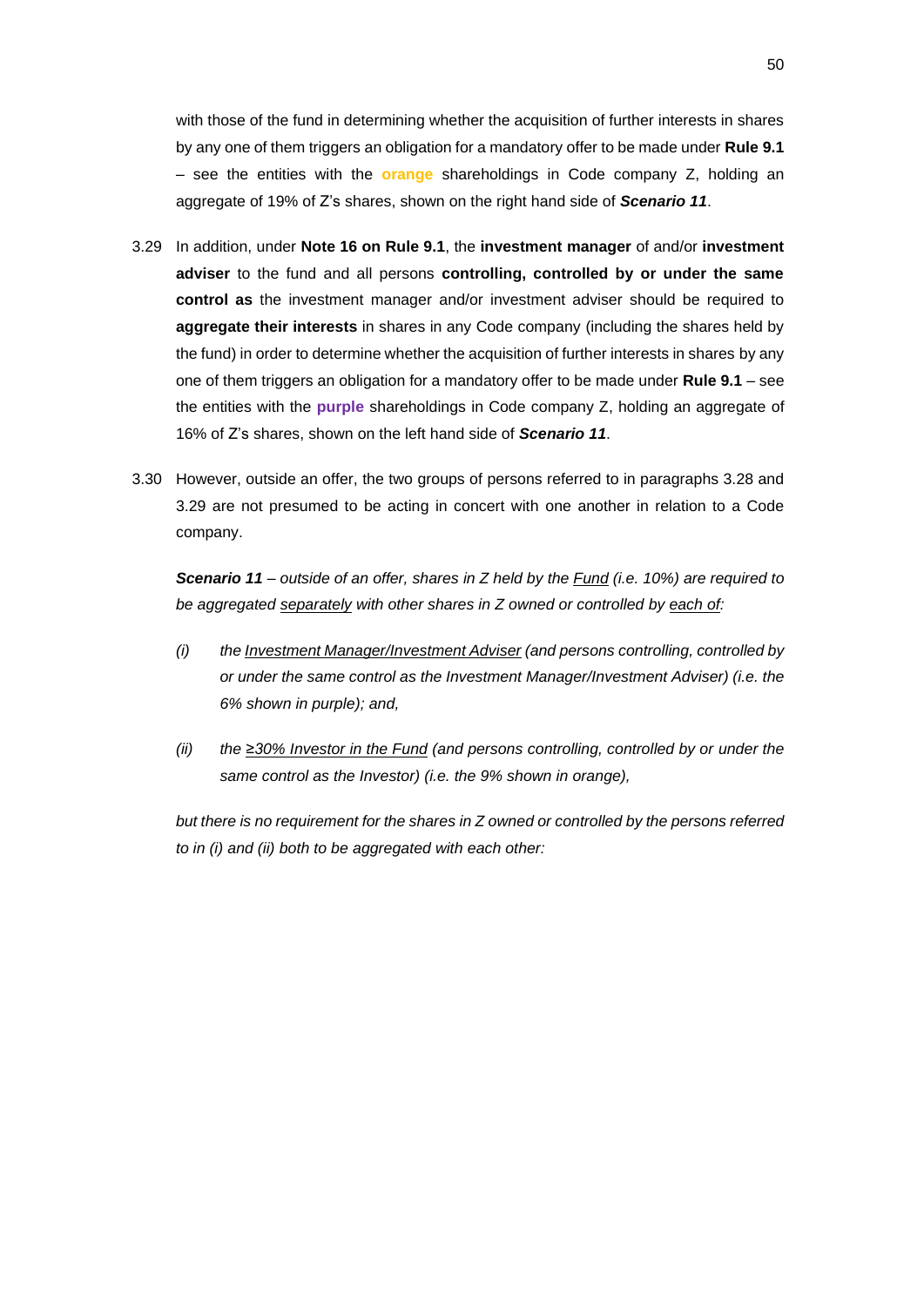with those of the fund in determining whether the acquisition of further interests in shares by any one of them triggers an obligation for a mandatory offer to be made under **Rule 9.1** – see the entities with the **orange** shareholdings in Code company Z, holding an aggregate of 19% of Z's shares, shown on the right hand side of ***Scenario 11***.

3.29 In addition, under **Note 16 on Rule 9.1**, the **investment manager** of and/or **investment adviser** to the fund and all persons **controlling, controlled by or under the same control as** the investment manager and/or investment adviser should be required to **aggregate their interests** in shares in any Code company (including the shares held by the fund) in order to determine whether the acquisition of further interests in shares by any one of them triggers an obligation for a mandatory offer to be made under **Rule 9.1** – see the entities with the **purple** shareholdings in Code company Z, holding an aggregate of 16% of Z's shares, shown on the left hand side of ***Scenario 11***.

3.30 However, outside an offer, the two groups of persons referred to in paragraphs 3.28 and 3.29 are not presumed to be acting in concert with one another in relation to a Code company.

***Scenario 11*** *– outside of an offer, shares in Z held by the Fund (i.e. 10%) are required to be aggregated separately with other shares in Z owned or controlled by each of:*

*(i) the Investment Manager/Investment Adviser (and persons controlling, controlled by or under the same control as the Investment Manager/Investment Adviser) (i.e. the 6% shown in purple); and,*

*(ii) the ≥30% Investor in the Fund (and persons controlling, controlled by or under the same control as the Investor) (i.e. the 9% shown in orange),*

*but there is no requirement for the shares in Z owned or controlled by the persons referred to in (i) and (ii) both to be aggregated with each other:*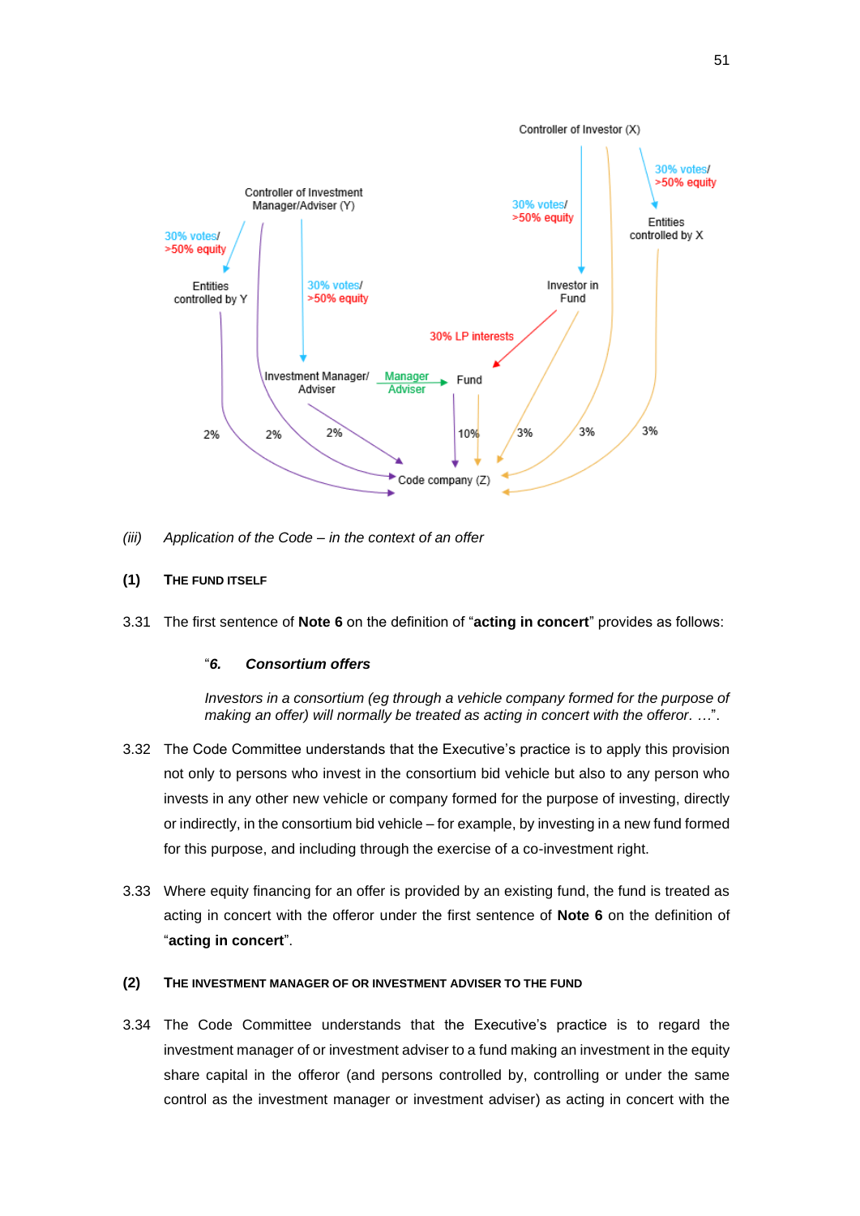*(iii) Application of the Code – in the context of an offer*

**(1) THE FUND ITSELF**

3.31 The first sentence of **Note 6** on the definition of "**acting in concert**" provides as follows:

> "***6. Consortium offers***
>
> *Investors in a consortium (eg through a vehicle company formed for the purpose of making an offer) will normally be treated as acting in concert with the offeror. …*".

3.32 The Code Committee understands that the Executive's practice is to apply this provision not only to persons who invest in the consortium bid vehicle but also to any person who invests in any other new vehicle or company formed for the purpose of investing, directly or indirectly, in the consortium bid vehicle – for example, by investing in a new fund formed for this purpose, and including through the exercise of a co-investment right.

3.33 Where equity financing for an offer is provided by an existing fund, the fund is treated as acting in concert with the offeror under the first sentence of **Note 6** on the definition of "**acting in concert**".

**(2) THE INVESTMENT MANAGER OF OR INVESTMENT ADVISER TO THE FUND**

3.34 The Code Committee understands that the Executive's practice is to regard the investment manager of or investment adviser to a fund making an investment in the equity share capital in the offeror (and persons controlled by, controlling or under the same control as the investment manager or investment adviser) as acting in concert with the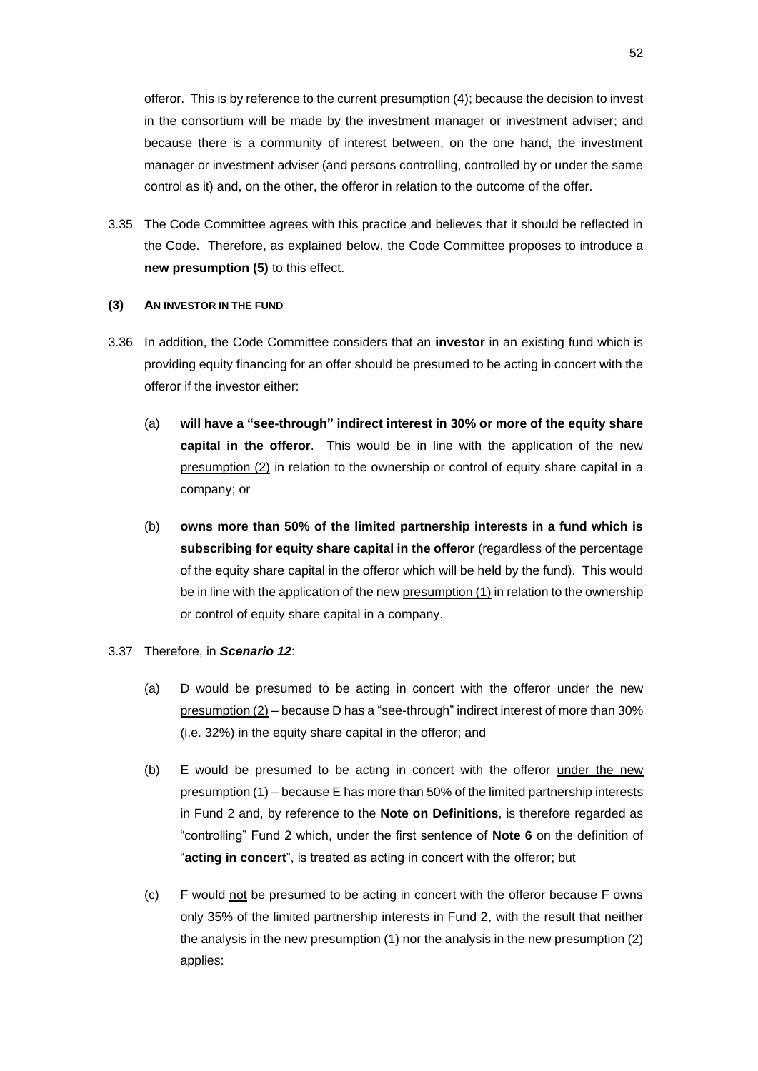offeror. This is by reference to the current presumption (4); because the decision to invest in the consortium will be made by the investment manager or investment adviser; and because there is a community of interest between, on the one hand, the investment manager or investment adviser (and persons controlling, controlled by or under the same control as it) and, on the other, the offeror in relation to the outcome of the offer.

3.35 The Code Committee agrees with this practice and believes that it should be reflected in the Code. Therefore, as explained below, the Code Committee proposes to introduce a **new presumption (5)** to this effect.

### (3) AN INVESTOR IN THE FUND

3.36 In addition, the Code Committee considers that an **investor** in an existing fund which is providing equity financing for an offer should be presumed to be acting in concert with the offeror if the investor either:

(a) **will have a "see-through" indirect interest in 30% or more of the equity share capital in the offeror**. This would be in line with the application of the new presumption (2) in relation to the ownership or control of equity share capital in a company; or

(b) **owns more than 50% of the limited partnership interests in a fund which is subscribing for equity share capital in the offeror** (regardless of the percentage of the equity share capital in the offeror which will be held by the fund). This would be in line with the application of the new presumption (1) in relation to the ownership or control of equity share capital in a company.

3.37 Therefore, in ***Scenario 12***:

(a) D would be presumed to be acting in concert with the offeror under the new presumption (2) – because D has a "see-through" indirect interest of more than 30% (i.e. 32%) in the equity share capital in the offeror; and

(b) E would be presumed to be acting in concert with the offeror under the new presumption (1) – because E has more than 50% of the limited partnership interests in Fund 2 and, by reference to the **Note on Definitions**, is therefore regarded as "controlling" Fund 2 which, under the first sentence of **Note 6** on the definition of "**acting in concert**", is treated as acting in concert with the offeror; but

(c) F would not be presumed to be acting in concert with the offeror because F owns only 35% of the limited partnership interests in Fund 2, with the result that neither the analysis in the new presumption (1) nor the analysis in the new presumption (2) applies: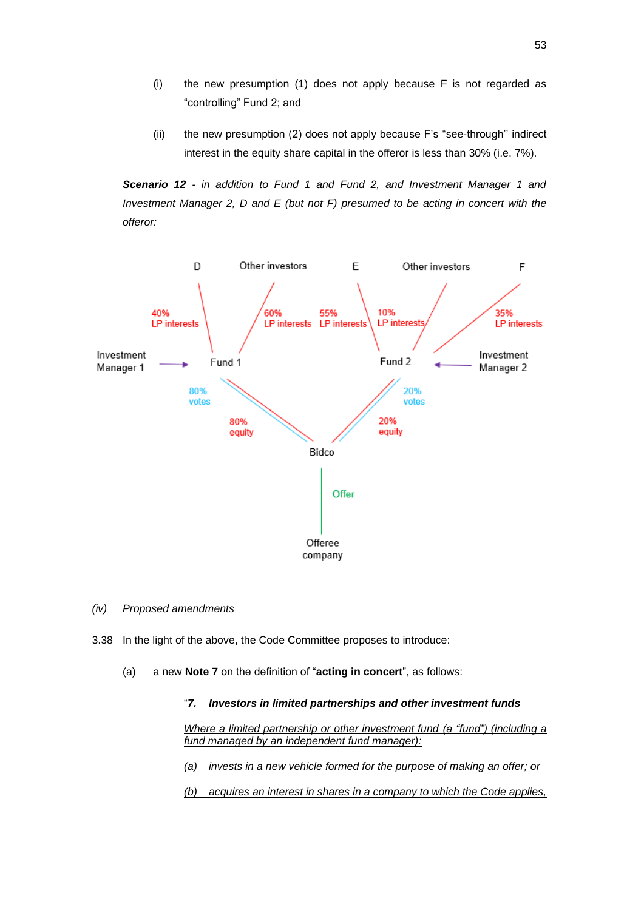(i) the new presumption (1) does not apply because F is not regarded as "controlling" Fund 2; and

(ii) the new presumption (2) does not apply because F's "see-through'' indirect interest in the equity share capital in the offeror is less than 30% (i.e. 7%).

***Scenario 12*** *- in addition to Fund 1 and Fund 2, and Investment Manager 1 and Investment Manager 2, D and E (but not F) presumed to be acting in concert with the offeror:*

D | Other investors | E | Other investors | F

40% LP interests | 60% LP interests | 55% LP interests | 10% LP interests | 35% LP interests

Investment Manager 1 → Fund 1 | Fund 2 ← Investment Manager 2

80% votes | 80% equity | 20% equity | 20% votes

Bidco

Offer

Offeree company

*(iv) Proposed amendments*

3.38 In the light of the above, the Code Committee proposes to introduce:

(a) a new **Note 7** on the definition of "**acting in concert**", as follows:

"***7. Investors in limited partnerships and other investment funds***

*Where a limited partnership or other investment fund (a "fund") (including a fund managed by an independent fund manager):*

*(a) invests in a new vehicle formed for the purpose of making an offer; or*

*(b) acquires an interest in shares in a company to which the Code applies,*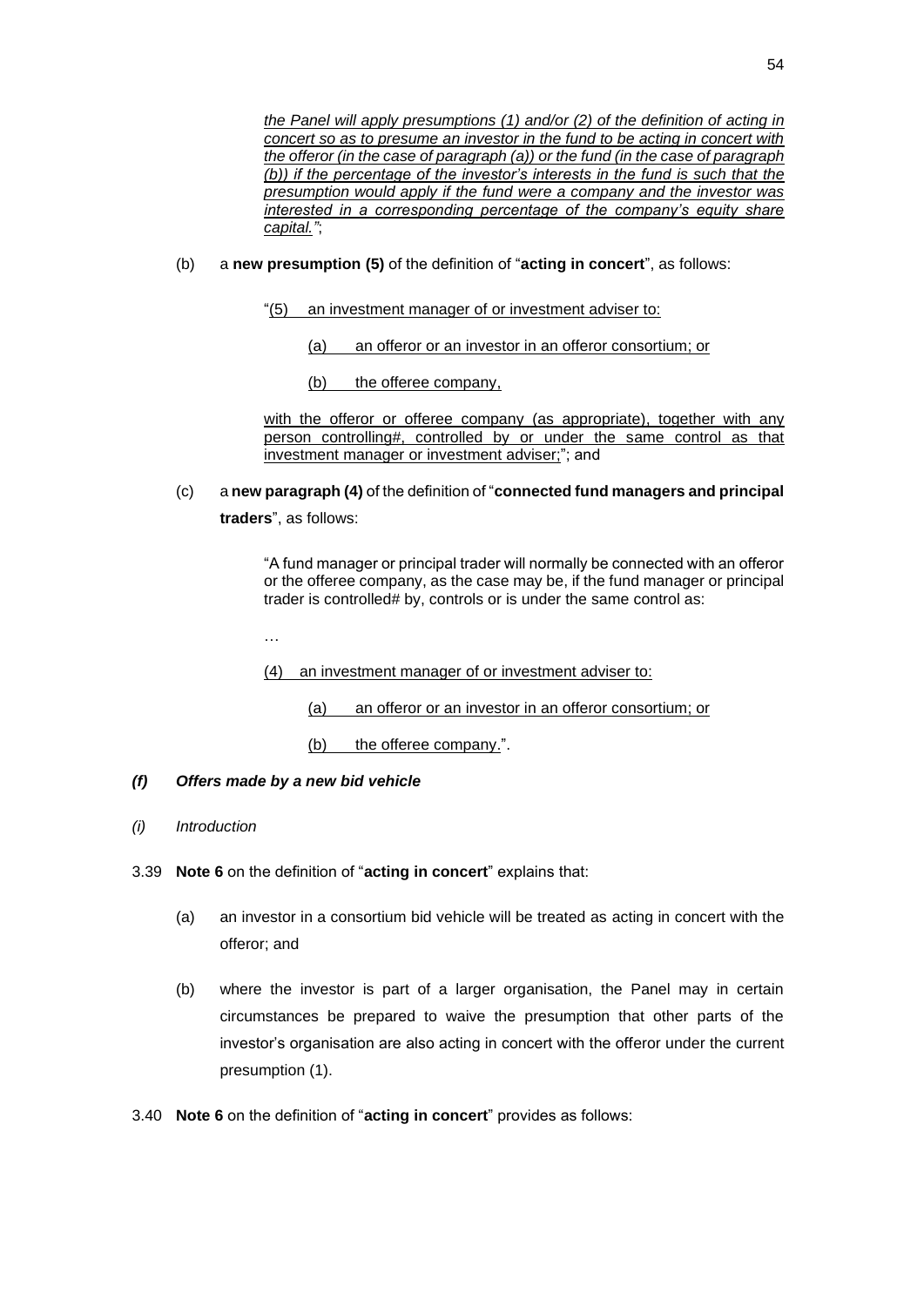*the Panel will apply presumptions (1) and/or (2) of the definition of acting in concert so as to presume an investor in the fund to be acting in concert with the offeror (in the case of paragraph (a)) or the fund (in the case of paragraph (b)) if the percentage of the investor's interests in the fund is such that the presumption would apply if the fund were a company and the investor was interested in a corresponding percentage of the company's equity share capital."*;

(b) a **new presumption (5)** of the definition of "**acting in concert**", as follows:

> "(5) an investment manager of or investment adviser to:
>
> (a) an offeror or an investor in an offeror consortium; or
>
> (b) the offeree company,
>
> with the offeror or offeree company (as appropriate), together with any person controlling#, controlled by or under the same control as that investment manager or investment adviser;"; and

(c) a **new paragraph (4)** of the definition of "**connected fund managers and principal traders**", as follows:

> "A fund manager or principal trader will normally be connected with an offeror or the offeree company, as the case may be, if the fund manager or principal trader is controlled# by, controls or is under the same control as:
>
> …
>
> (4) an investment manager of or investment adviser to:
>
> (a) an offeror or an investor in an offeror consortium; or
>
> (b) the offeree company.".

### *(f) Offers made by a new bid vehicle*

*(i) Introduction*

3.39 **Note 6** on the definition of "**acting in concert**" explains that:

(a) an investor in a consortium bid vehicle will be treated as acting in concert with the offeror; and

(b) where the investor is part of a larger organisation, the Panel may in certain circumstances be prepared to waive the presumption that other parts of the investor's organisation are also acting in concert with the offeror under the current presumption (1).

3.40 **Note 6** on the definition of "**acting in concert**" provides as follows: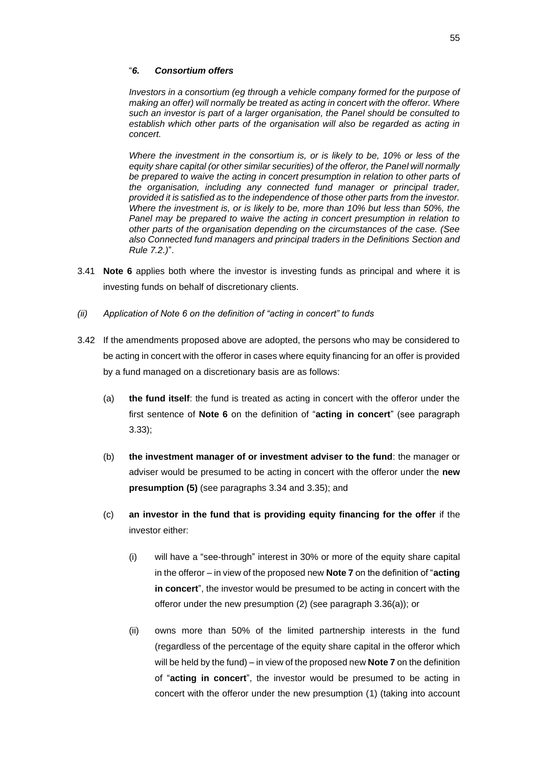"*6. Consortium offers*

*Investors in a consortium (eg through a vehicle company formed for the purpose of making an offer) will normally be treated as acting in concert with the offeror. Where such an investor is part of a larger organisation, the Panel should be consulted to establish which other parts of the organisation will also be regarded as acting in concert.*

*Where the investment in the consortium is, or is likely to be, 10% or less of the equity share capital (or other similar securities) of the offeror, the Panel will normally be prepared to waive the acting in concert presumption in relation to other parts of the organisation, including any connected fund manager or principal trader, provided it is satisfied as to the independence of those other parts from the investor. Where the investment is, or is likely to be, more than 10% but less than 50%, the Panel may be prepared to waive the acting in concert presumption in relation to other parts of the organisation depending on the circumstances of the case. (See also Connected fund managers and principal traders in the Definitions Section and Rule 7.2.)*".

3.41 **Note 6** applies both where the investor is investing funds as principal and where it is investing funds on behalf of discretionary clients.

*(ii) Application of Note 6 on the definition of "acting in concert" to funds*

3.42 If the amendments proposed above are adopted, the persons who may be considered to be acting in concert with the offeror in cases where equity financing for an offer is provided by a fund managed on a discretionary basis are as follows:

(a) **the fund itself**: the fund is treated as acting in concert with the offeror under the first sentence of **Note 6** on the definition of "**acting in concert**" (see paragraph 3.33);

(b) **the investment manager of or investment adviser to the fund**: the manager or adviser would be presumed to be acting in concert with the offeror under the **new presumption (5)** (see paragraphs 3.34 and 3.35); and

(c) **an investor in the fund that is providing equity financing for the offer** if the investor either:

(i) will have a "see-through" interest in 30% or more of the equity share capital in the offeror – in view of the proposed new **Note 7** on the definition of "**acting in concert**", the investor would be presumed to be acting in concert with the offeror under the new presumption (2) (see paragraph 3.36(a)); or

(ii) owns more than 50% of the limited partnership interests in the fund (regardless of the percentage of the equity share capital in the offeror which will be held by the fund) – in view of the proposed new **Note 7** on the definition of "**acting in concert**", the investor would be presumed to be acting in concert with the offeror under the new presumption (1) (taking into account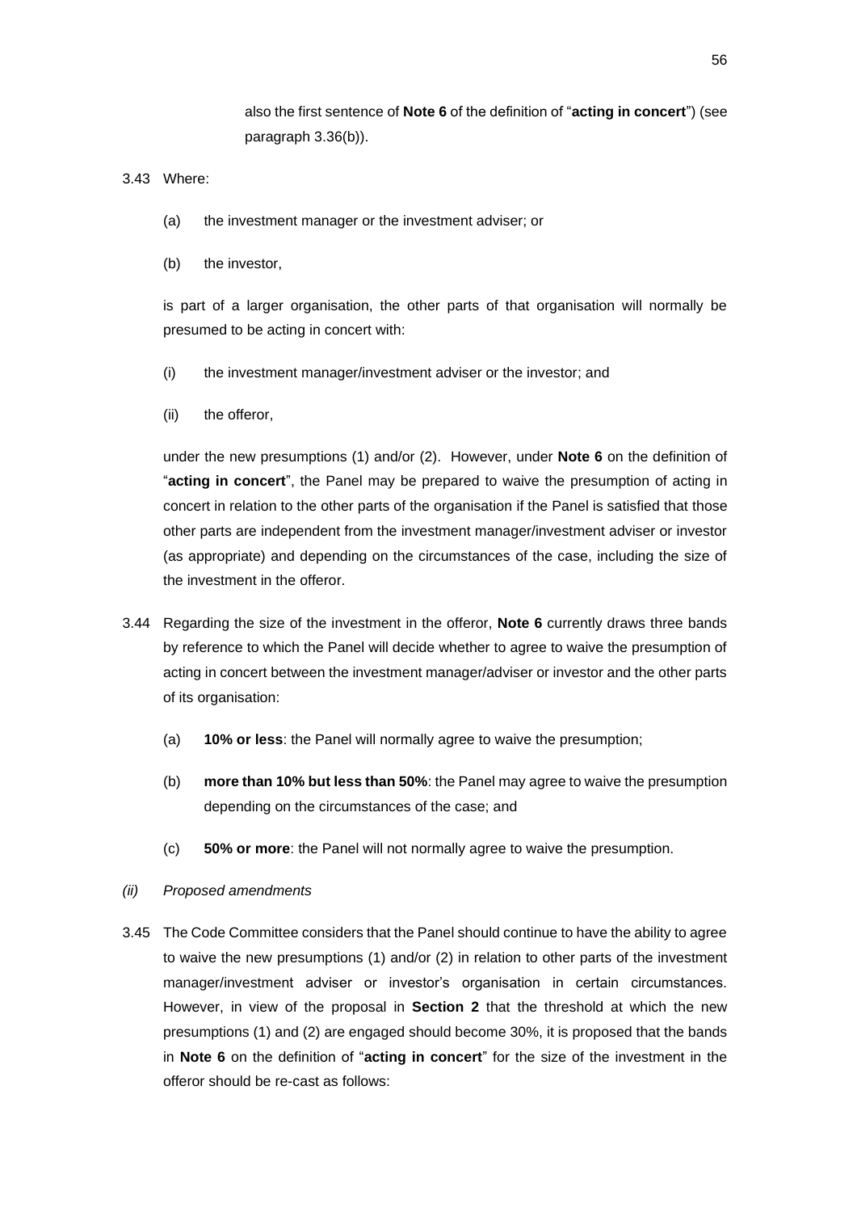also the first sentence of **Note 6** of the definition of "**acting in concert**") (see paragraph 3.36(b)).

3.43 Where:

(a) the investment manager or the investment adviser; or

(b) the investor,

is part of a larger organisation, the other parts of that organisation will normally be presumed to be acting in concert with:

(i) the investment manager/investment adviser or the investor; and

(ii) the offeror,

under the new presumptions (1) and/or (2). However, under **Note 6** on the definition of "**acting in concert**", the Panel may be prepared to waive the presumption of acting in concert in relation to the other parts of the organisation if the Panel is satisfied that those other parts are independent from the investment manager/investment adviser or investor (as appropriate) and depending on the circumstances of the case, including the size of the investment in the offeror.

3.44 Regarding the size of the investment in the offeror, **Note 6** currently draws three bands by reference to which the Panel will decide whether to agree to waive the presumption of acting in concert between the investment manager/adviser or investor and the other parts of its organisation:

(a) **10% or less**: the Panel will normally agree to waive the presumption;

(b) **more than 10% but less than 50%**: the Panel may agree to waive the presumption depending on the circumstances of the case; and

(c) **50% or more**: the Panel will not normally agree to waive the presumption.

*(ii) Proposed amendments*

3.45 The Code Committee considers that the Panel should continue to have the ability to agree to waive the new presumptions (1) and/or (2) in relation to other parts of the investment manager/investment adviser or investor's organisation in certain circumstances. However, in view of the proposal in **Section 2** that the threshold at which the new presumptions (1) and (2) are engaged should become 30%, it is proposed that the bands in **Note 6** on the definition of "**acting in concert**" for the size of the investment in the offeror should be re-cast as follows: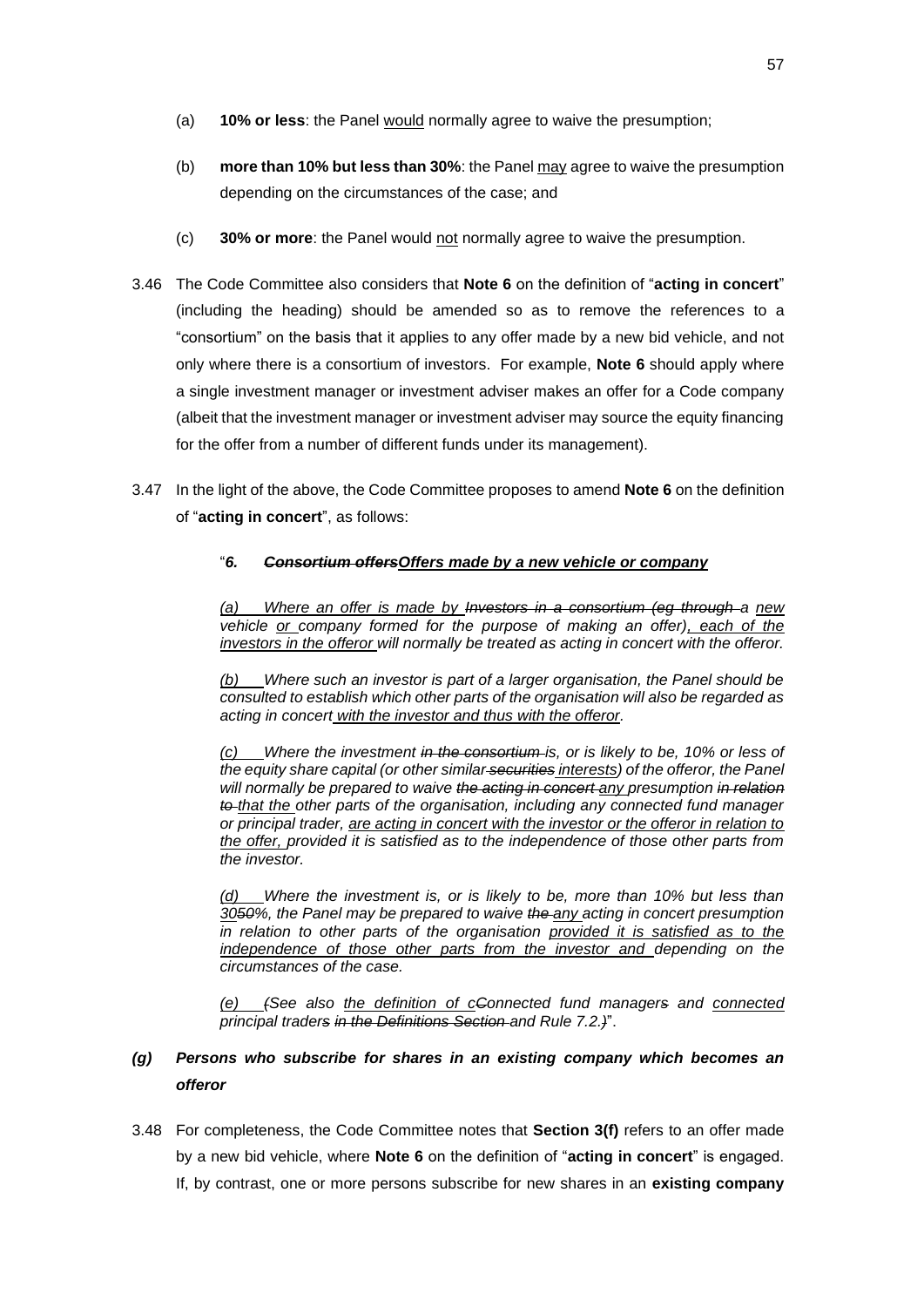(a) **10% or less**: the Panel would normally agree to waive the presumption;

(b) **more than 10% but less than 30%**: the Panel may agree to waive the presumption depending on the circumstances of the case; and

(c) **30% or more**: the Panel would not normally agree to waive the presumption.

3.46 The Code Committee also considers that **Note 6** on the definition of "**acting in concert**" (including the heading) should be amended so as to remove the references to a "consortium" on the basis that it applies to any offer made by a new bid vehicle, and not only where there is a consortium of investors. For example, **Note 6** should apply where a single investment manager or investment adviser makes an offer for a Code company (albeit that the investment manager or investment adviser may source the equity financing for the offer from a number of different funds under its management).

3.47 In the light of the above, the Code Committee proposes to amend **Note 6** on the definition of "**acting in concert**", as follows:

"***6. ~~Consortium offers~~Offers made by a new vehicle or company***

*(a) Where an offer is made by ~~Investors in a consortium (eg through~~ a new vehicle or company formed for the purpose of making an offer), each of the investors in the offeror will normally be treated as acting in concert with the offeror.*

*(b) Where such an investor is part of a larger organisation, the Panel should be consulted to establish which other parts of the organisation will also be regarded as acting in concert with the investor and thus with the offeror.*

*(c) Where the investment ~~in the consortium~~ is, or is likely to be, 10% or less of the equity share capital (or other similar ~~securities~~ interests) of the offeror, the Panel will normally be prepared to waive ~~the acting in concert~~ any presumption ~~in relation to~~ that the other parts of the organisation, including any connected fund manager or principal trader, are acting in concert with the investor or the offeror in relation to the offer, provided it is satisfied as to the independence of those other parts from the investor.*

*(d) Where the investment is, or is likely to be, more than 10% but less than 30~~50~~%, the Panel may be prepared to waive ~~the~~ any acting in concert presumption in relation to other parts of the organisation provided it is satisfied as to the independence of those other parts from the investor and depending on the circumstances of the case.*

*(e) ~~(~~See also the definition of ~~c~~Connected fund manager~~s~~ and connected principal trader~~s in the Definitions Section~~ and Rule 7.2.~~)~~*".

### *(g) Persons who subscribe for shares in an existing company which becomes an offeror*

3.48 For completeness, the Code Committee notes that **Section 3(f)** refers to an offer made by a new bid vehicle, where **Note 6** on the definition of "**acting in concert**" is engaged. If, by contrast, one or more persons subscribe for new shares in an **existing company**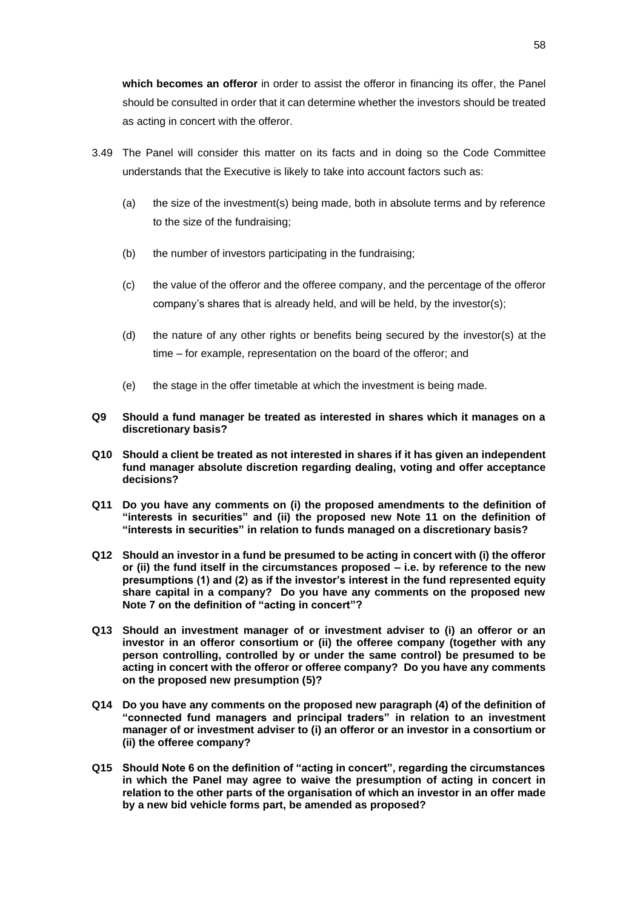**which becomes an offeror** in order to assist the offeror in financing its offer, the Panel should be consulted in order that it can determine whether the investors should be treated as acting in concert with the offeror.

3.49 The Panel will consider this matter on its facts and in doing so the Code Committee understands that the Executive is likely to take into account factors such as:

(a) the size of the investment(s) being made, both in absolute terms and by reference to the size of the fundraising;

(b) the number of investors participating in the fundraising;

(c) the value of the offeror and the offeree company, and the percentage of the offeror company's shares that is already held, and will be held, by the investor(s);

(d) the nature of any other rights or benefits being secured by the investor(s) at the time – for example, representation on the board of the offeror; and

(e) the stage in the offer timetable at which the investment is being made.

**Q9 Should a fund manager be treated as interested in shares which it manages on a discretionary basis?**

**Q10 Should a client be treated as not interested in shares if it has given an independent fund manager absolute discretion regarding dealing, voting and offer acceptance decisions?**

**Q11 Do you have any comments on (i) the proposed amendments to the definition of "interests in securities" and (ii) the proposed new Note 11 on the definition of "interests in securities" in relation to funds managed on a discretionary basis?**

**Q12 Should an investor in a fund be presumed to be acting in concert with (i) the offeror or (ii) the fund itself in the circumstances proposed – i.e. by reference to the new presumptions (1) and (2) as if the investor's interest in the fund represented equity share capital in a company? Do you have any comments on the proposed new Note 7 on the definition of "acting in concert"?**

**Q13 Should an investment manager of or investment adviser to (i) an offeror or an investor in an offeror consortium or (ii) the offeree company (together with any person controlling, controlled by or under the same control) be presumed to be acting in concert with the offeror or offeree company? Do you have any comments on the proposed new presumption (5)?**

**Q14 Do you have any comments on the proposed new paragraph (4) of the definition of "connected fund managers and principal traders" in relation to an investment manager of or investment adviser to (i) an offeror or an investor in a consortium or (ii) the offeree company?**

**Q15 Should Note 6 on the definition of "acting in concert", regarding the circumstances in which the Panel may agree to waive the presumption of acting in concert in relation to the other parts of the organisation of which an investor in an offer made by a new bid vehicle forms part, be amended as proposed?**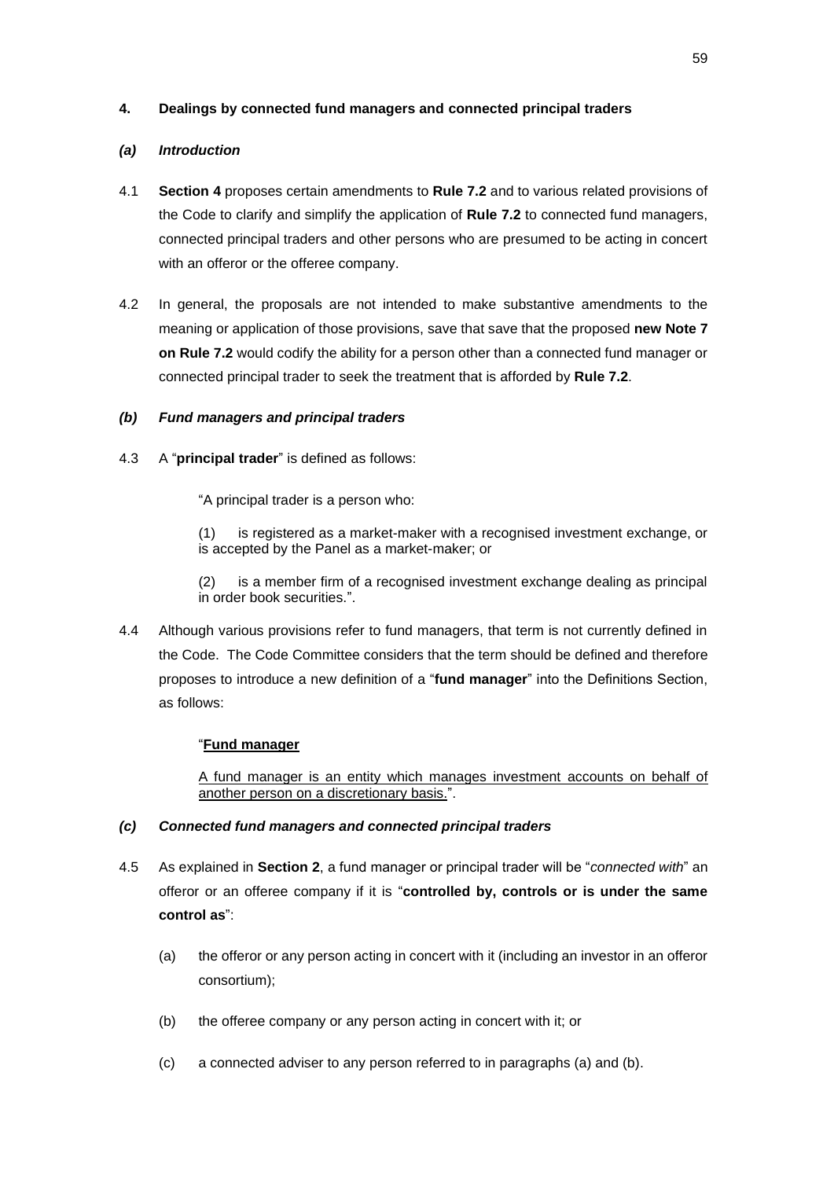## 4. Dealings by connected fund managers and connected principal traders

### *(a) Introduction*

4.1 **Section 4** proposes certain amendments to **Rule 7.2** and to various related provisions of the Code to clarify and simplify the application of **Rule 7.2** to connected fund managers, connected principal traders and other persons who are presumed to be acting in concert with an offeror or the offeree company.

4.2 In general, the proposals are not intended to make substantive amendments to the meaning or application of those provisions, save that save that the proposed **new Note 7 on Rule 7.2** would codify the ability for a person other than a connected fund manager or connected principal trader to seek the treatment that is afforded by **Rule 7.2**.

### *(b) Fund managers and principal traders*

4.3 A "**principal trader**" is defined as follows:

> "A principal trader is a person who:
>
> (1) is registered as a market-maker with a recognised investment exchange, or is accepted by the Panel as a market-maker; or
>
> (2) is a member firm of a recognised investment exchange dealing as principal in order book securities.".

4.4 Although various provisions refer to fund managers, that term is not currently defined in the Code. The Code Committee considers that the term should be defined and therefore proposes to introduce a new definition of a "**fund manager**" into the Definitions Section, as follows:

> "<u>**Fund manager**</u>
>
> <u>A fund manager is an entity which manages investment accounts on behalf of another person on a discretionary basis.</u>".

### *(c) Connected fund managers and connected principal traders*

4.5 As explained in **Section 2**, a fund manager or principal trader will be "*connected with*" an offeror or an offeree company if it is "**controlled by, controls or is under the same control as**":

(a) the offeror or any person acting in concert with it (including an investor in an offeror consortium);

(b) the offeree company or any person acting in concert with it; or

(c) a connected adviser to any person referred to in paragraphs (a) and (b).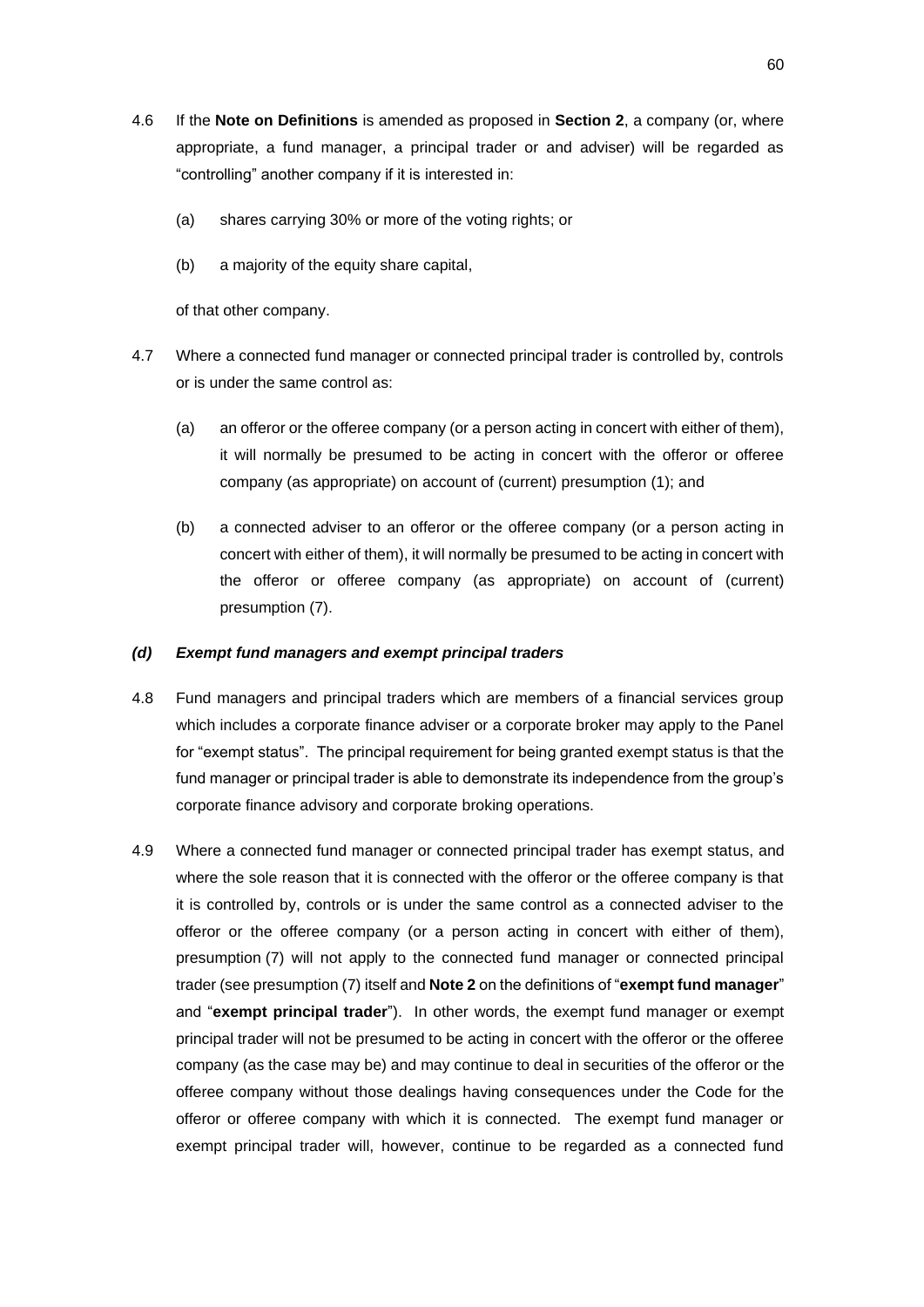4.6 If the **Note on Definitions** is amended as proposed in **Section 2**, a company (or, where appropriate, a fund manager, a principal trader or and adviser) will be regarded as "controlling" another company if it is interested in:

(a) shares carrying 30% or more of the voting rights; or

(b) a majority of the equity share capital,

of that other company.

4.7 Where a connected fund manager or connected principal trader is controlled by, controls or is under the same control as:

(a) an offeror or the offeree company (or a person acting in concert with either of them), it will normally be presumed to be acting in concert with the offeror or offeree company (as appropriate) on account of (current) presumption (1); and

(b) a connected adviser to an offeror or the offeree company (or a person acting in concert with either of them), it will normally be presumed to be acting in concert with the offeror or offeree company (as appropriate) on account of (current) presumption (7).

### *(d) Exempt fund managers and exempt principal traders*

4.8 Fund managers and principal traders which are members of a financial services group which includes a corporate finance adviser or a corporate broker may apply to the Panel for "exempt status". The principal requirement for being granted exempt status is that the fund manager or principal trader is able to demonstrate its independence from the group's corporate finance advisory and corporate broking operations.

4.9 Where a connected fund manager or connected principal trader has exempt status, and where the sole reason that it is connected with the offeror or the offeree company is that it is controlled by, controls or is under the same control as a connected adviser to the offeror or the offeree company (or a person acting in concert with either of them), presumption (7) will not apply to the connected fund manager or connected principal trader (see presumption (7) itself and **Note 2** on the definitions of "**exempt fund manager**" and "**exempt principal trader**"). In other words, the exempt fund manager or exempt principal trader will not be presumed to be acting in concert with the offeror or the offeree company (as the case may be) and may continue to deal in securities of the offeror or the offeree company without those dealings having consequences under the Code for the offeror or offeree company with which it is connected. The exempt fund manager or exempt principal trader will, however, continue to be regarded as a connected fund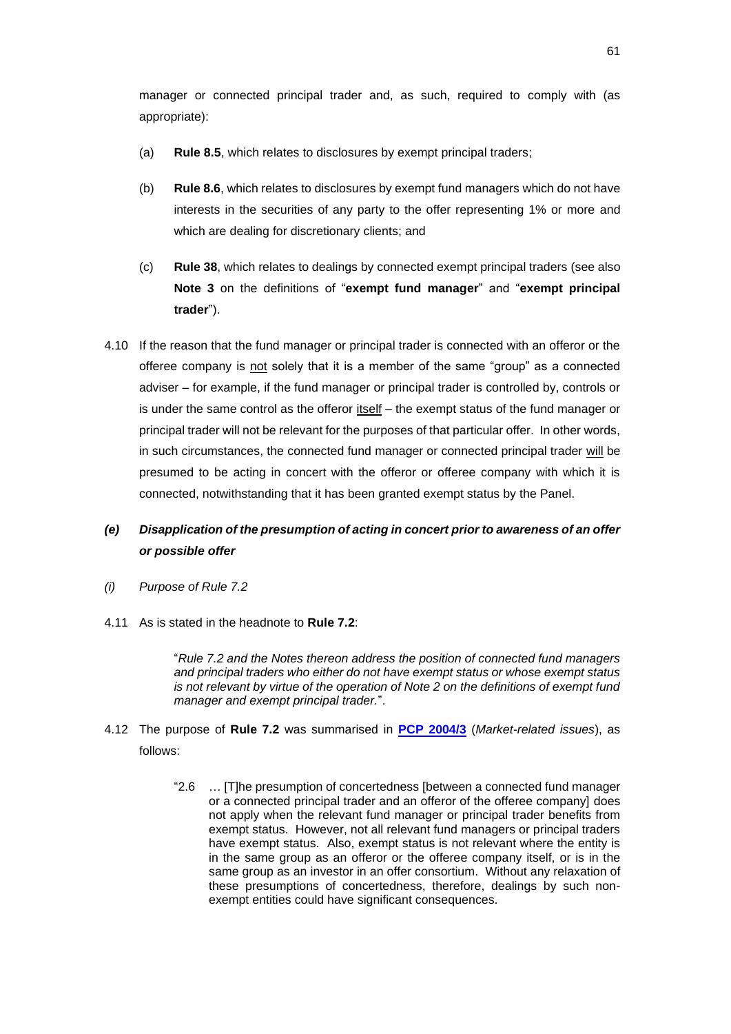manager or connected principal trader and, as such, required to comply with (as appropriate):

(a) **Rule 8.5**, which relates to disclosures by exempt principal traders;

(b) **Rule 8.6**, which relates to disclosures by exempt fund managers which do not have interests in the securities of any party to the offer representing 1% or more and which are dealing for discretionary clients; and

(c) **Rule 38**, which relates to dealings by connected exempt principal traders (see also **Note 3** on the definitions of "**exempt fund manager**" and "**exempt principal trader**").

4.10 If the reason that the fund manager or principal trader is connected with an offeror or the offeree company is not solely that it is a member of the same "group" as a connected adviser – for example, if the fund manager or principal trader is controlled by, controls or is under the same control as the offeror itself – the exempt status of the fund manager or principal trader will not be relevant for the purposes of that particular offer. In other words, in such circumstances, the connected fund manager or connected principal trader will be presumed to be acting in concert with the offeror or offeree company with which it is connected, notwithstanding that it has been granted exempt status by the Panel.

### *(e) Disapplication of the presumption of acting in concert prior to awareness of an offer or possible offer*

*(i) Purpose of Rule 7.2*

4.11 As is stated in the headnote to **Rule 7.2**:

> "*Rule 7.2 and the Notes thereon address the position of connected fund managers and principal traders who either do not have exempt status or whose exempt status is not relevant by virtue of the operation of Note 2 on the definitions of exempt fund manager and exempt principal trader.*".

4.12 The purpose of **Rule 7.2** was summarised in **PCP 2004/3** (*Market-related issues*), as follows:

> "2.6 … [T]he presumption of concertedness [between a connected fund manager or a connected principal trader and an offeror of the offeree company] does not apply when the relevant fund manager or principal trader benefits from exempt status. However, not all relevant fund managers or principal traders have exempt status. Also, exempt status is not relevant where the entity is in the same group as an offeror or the offeree company itself, or is in the same group as an investor in an offer consortium. Without any relaxation of these presumptions of concertedness, therefore, dealings by such non-exempt entities could have significant consequences.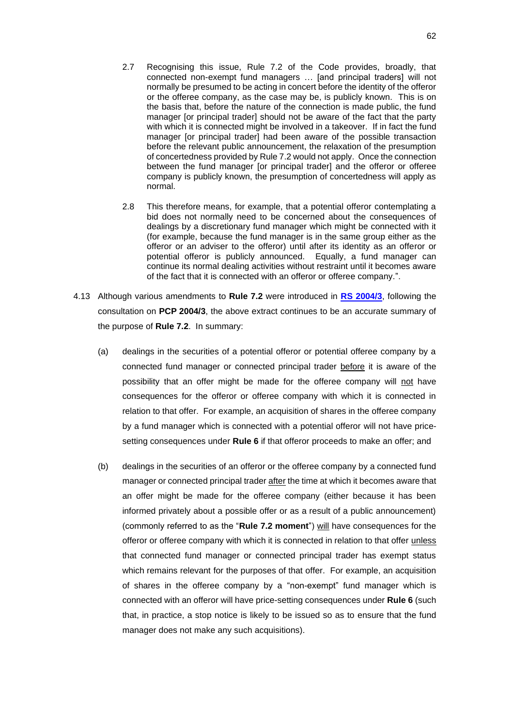2.7 Recognising this issue, Rule 7.2 of the Code provides, broadly, that connected non-exempt fund managers … [and principal traders] will not normally be presumed to be acting in concert before the identity of the offeror or the offeree company, as the case may be, is publicly known. This is on the basis that, before the nature of the connection is made public, the fund manager [or principal trader] should not be aware of the fact that the party with which it is connected might be involved in a takeover. If in fact the fund manager [or principal trader] had been aware of the possible transaction before the relevant public announcement, the relaxation of the presumption of concertedness provided by Rule 7.2 would not apply. Once the connection between the fund manager [or principal trader] and the offeror or offeree company is publicly known, the presumption of concertedness will apply as normal.

2.8 This therefore means, for example, that a potential offeror contemplating a bid does not normally need to be concerned about the consequences of dealings by a discretionary fund manager which might be connected with it (for example, because the fund manager is in the same group either as the offeror or an adviser to the offeror) until after its identity as an offeror or potential offeror is publicly announced. Equally, a fund manager can continue its normal dealing activities without restraint until it becomes aware of the fact that it is connected with an offeror or offeree company.".

4.13 Although various amendments to **Rule 7.2** were introduced in **RS 2004/3**, following the consultation on **PCP 2004/3**, the above extract continues to be an accurate summary of the purpose of **Rule 7.2**. In summary:

(a) dealings in the securities of a potential offeror or potential offeree company by a connected fund manager or connected principal trader before it is aware of the possibility that an offer might be made for the offeree company will not have consequences for the offeror or offeree company with which it is connected in relation to that offer. For example, an acquisition of shares in the offeree company by a fund manager which is connected with a potential offeror will not have price-setting consequences under **Rule 6** if that offeror proceeds to make an offer; and

(b) dealings in the securities of an offeror or the offeree company by a connected fund manager or connected principal trader after the time at which it becomes aware that an offer might be made for the offeree company (either because it has been informed privately about a possible offer or as a result of a public announcement) (commonly referred to as the "**Rule 7.2 moment**") will have consequences for the offeror or offeree company with which it is connected in relation to that offer unless that connected fund manager or connected principal trader has exempt status which remains relevant for the purposes of that offer. For example, an acquisition of shares in the offeree company by a "non-exempt" fund manager which is connected with an offeror will have price-setting consequences under **Rule 6** (such that, in practice, a stop notice is likely to be issued so as to ensure that the fund manager does not make any such acquisitions).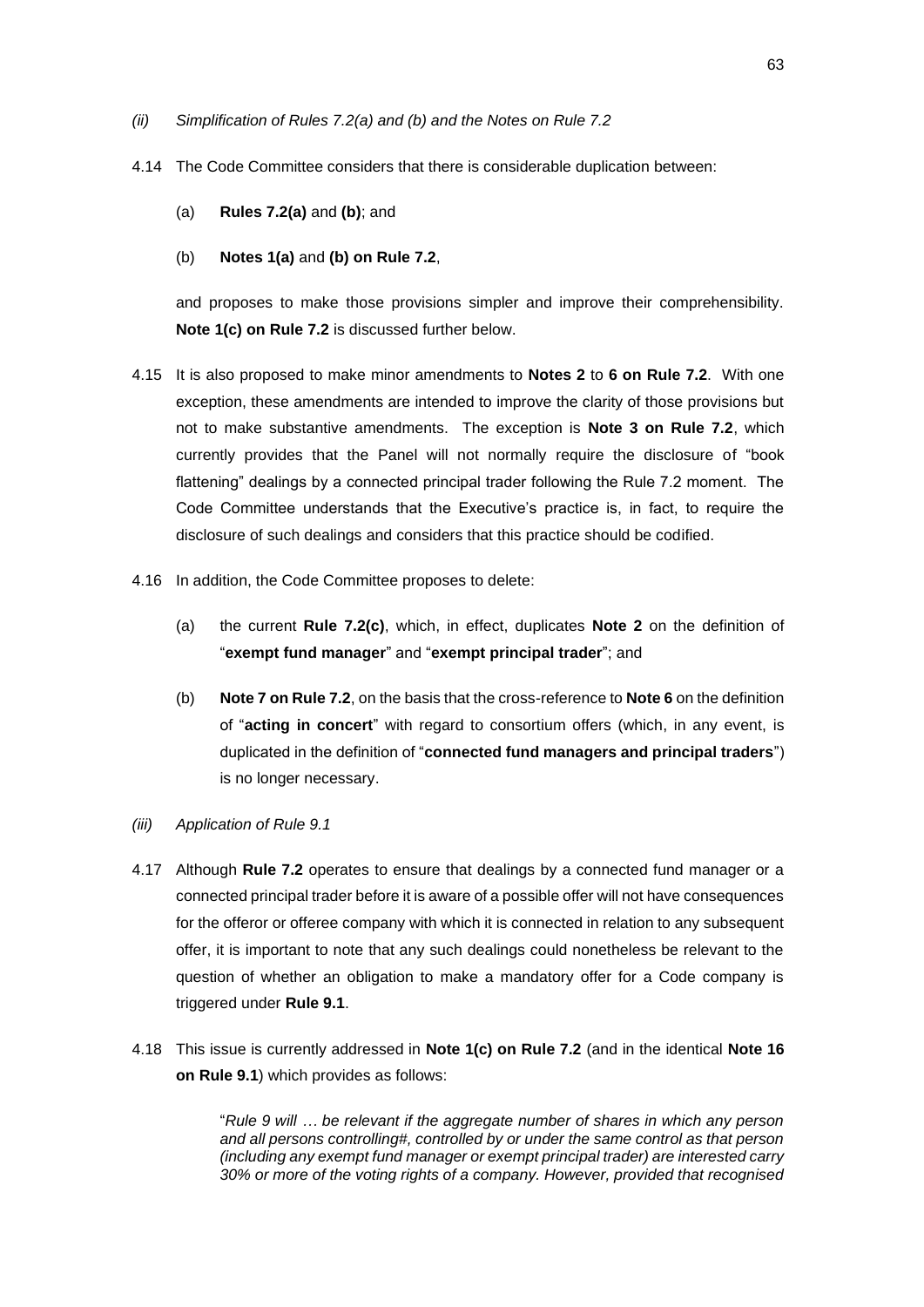*(ii) Simplification of Rules 7.2(a) and (b) and the Notes on Rule 7.2*

4.14 The Code Committee considers that there is considerable duplication between:

(a) **Rules 7.2(a)** and **(b)**; and

(b) **Notes 1(a)** and **(b) on Rule 7.2**,

and proposes to make those provisions simpler and improve their comprehensibility. **Note 1(c) on Rule 7.2** is discussed further below.

4.15 It is also proposed to make minor amendments to **Notes 2** to **6 on Rule 7.2**. With one exception, these amendments are intended to improve the clarity of those provisions but not to make substantive amendments. The exception is **Note 3 on Rule 7.2**, which currently provides that the Panel will not normally require the disclosure of "book flattening" dealings by a connected principal trader following the Rule 7.2 moment. The Code Committee understands that the Executive's practice is, in fact, to require the disclosure of such dealings and considers that this practice should be codified.

4.16 In addition, the Code Committee proposes to delete:

(a) the current **Rule 7.2(c)**, which, in effect, duplicates **Note 2** on the definition of "**exempt fund manager**" and "**exempt principal trader**"; and

(b) **Note 7 on Rule 7.2**, on the basis that the cross-reference to **Note 6** on the definition of "**acting in concert**" with regard to consortium offers (which, in any event, is duplicated in the definition of "**connected fund managers and principal traders**") is no longer necessary.

*(iii) Application of Rule 9.1*

4.17 Although **Rule 7.2** operates to ensure that dealings by a connected fund manager or a connected principal trader before it is aware of a possible offer will not have consequences for the offeror or offeree company with which it is connected in relation to any subsequent offer, it is important to note that any such dealings could nonetheless be relevant to the question of whether an obligation to make a mandatory offer for a Code company is triggered under **Rule 9.1**.

4.18 This issue is currently addressed in **Note 1(c) on Rule 7.2** (and in the identical **Note 16 on Rule 9.1**) which provides as follows:

> "*Rule 9 will … be relevant if the aggregate number of shares in which any person and all persons controlling#, controlled by or under the same control as that person (including any exempt fund manager or exempt principal trader) are interested carry 30% or more of the voting rights of a company. However, provided that recognised*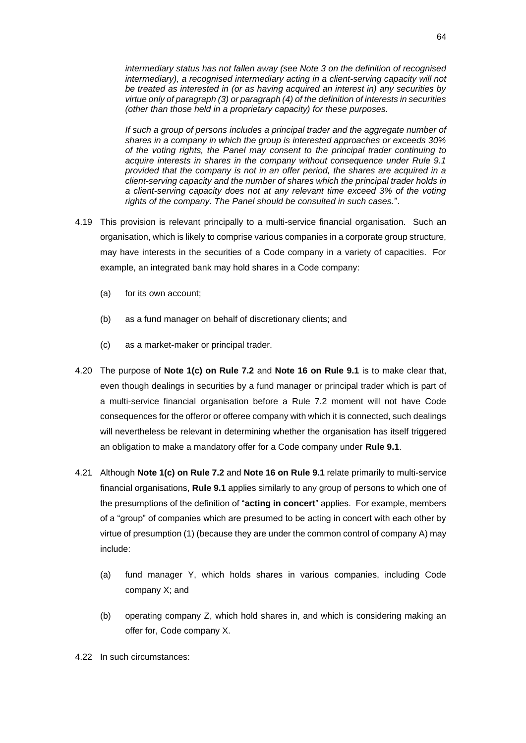*intermediary status has not fallen away (see Note 3 on the definition of recognised intermediary), a recognised intermediary acting in a client-serving capacity will not be treated as interested in (or as having acquired an interest in) any securities by virtue only of paragraph (3) or paragraph (4) of the definition of interests in securities (other than those held in a proprietary capacity) for these purposes.*

*If such a group of persons includes a principal trader and the aggregate number of shares in a company in which the group is interested approaches or exceeds 30% of the voting rights, the Panel may consent to the principal trader continuing to acquire interests in shares in the company without consequence under Rule 9.1 provided that the company is not in an offer period, the shares are acquired in a client-serving capacity and the number of shares which the principal trader holds in a client-serving capacity does not at any relevant time exceed 3% of the voting rights of the company. The Panel should be consulted in such cases.*".

4.19 This provision is relevant principally to a multi-service financial organisation. Such an organisation, which is likely to comprise various companies in a corporate group structure, may have interests in the securities of a Code company in a variety of capacities. For example, an integrated bank may hold shares in a Code company:

(a) for its own account;

(b) as a fund manager on behalf of discretionary clients; and

(c) as a market-maker or principal trader.

4.20 The purpose of **Note 1(c) on Rule 7.2** and **Note 16 on Rule 9.1** is to make clear that, even though dealings in securities by a fund manager or principal trader which is part of a multi-service financial organisation before a Rule 7.2 moment will not have Code consequences for the offeror or offeree company with which it is connected, such dealings will nevertheless be relevant in determining whether the organisation has itself triggered an obligation to make a mandatory offer for a Code company under **Rule 9.1**.

4.21 Although **Note 1(c) on Rule 7.2** and **Note 16 on Rule 9.1** relate primarily to multi-service financial organisations, **Rule 9.1** applies similarly to any group of persons to which one of the presumptions of the definition of "**acting in concert**" applies. For example, members of a "group" of companies which are presumed to be acting in concert with each other by virtue of presumption (1) (because they are under the common control of company A) may include:

(a) fund manager Y, which holds shares in various companies, including Code company X; and

(b) operating company Z, which hold shares in, and which is considering making an offer for, Code company X.

4.22 In such circumstances: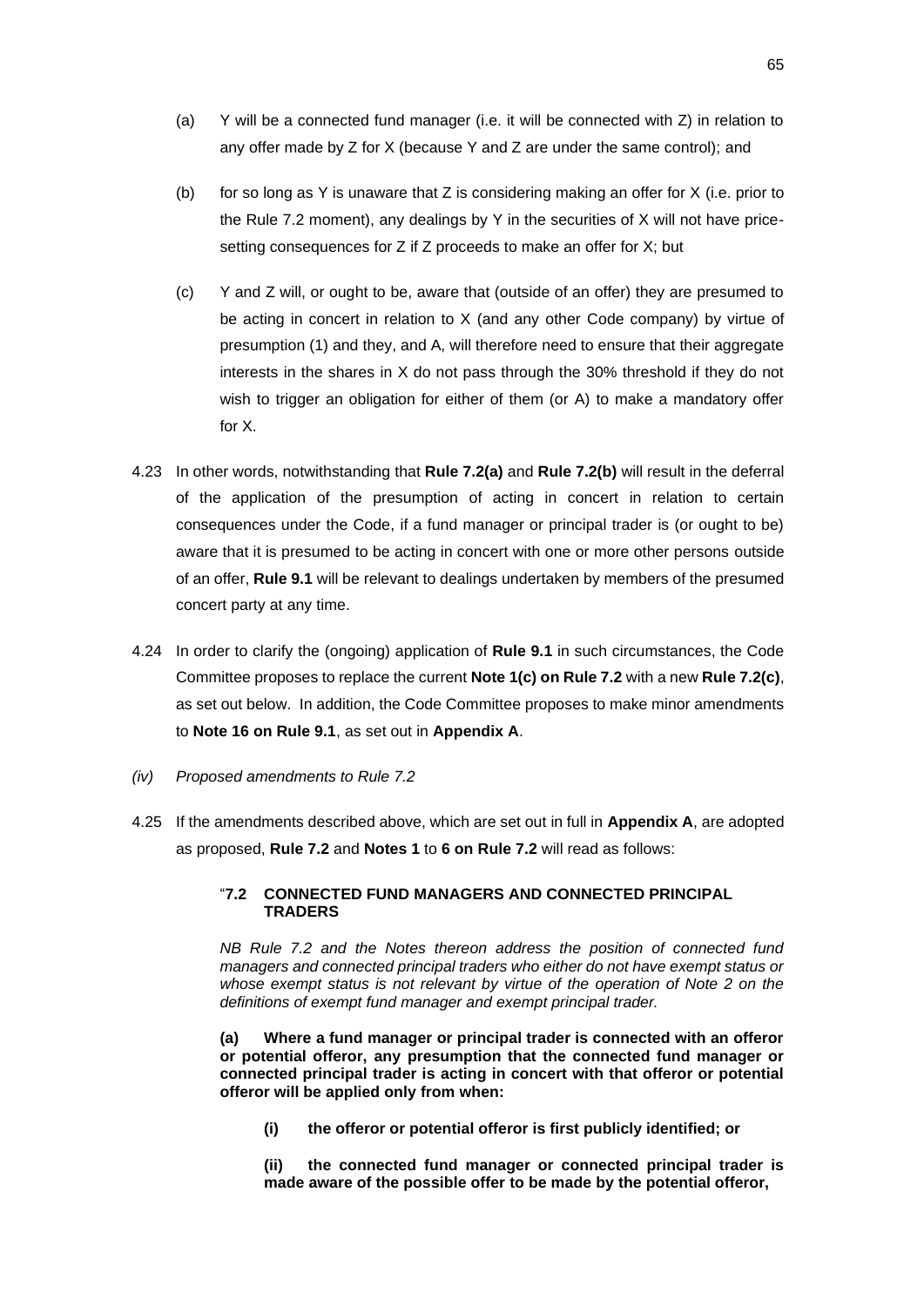(a) Y will be a connected fund manager (i.e. it will be connected with Z) in relation to any offer made by Z for X (because Y and Z are under the same control); and

(b) for so long as Y is unaware that Z is considering making an offer for X (i.e. prior to the Rule 7.2 moment), any dealings by Y in the securities of X will not have price-setting consequences for Z if Z proceeds to make an offer for X; but

(c) Y and Z will, or ought to be, aware that (outside of an offer) they are presumed to be acting in concert in relation to X (and any other Code company) by virtue of presumption (1) and they, and A, will therefore need to ensure that their aggregate interests in the shares in X do not pass through the 30% threshold if they do not wish to trigger an obligation for either of them (or A) to make a mandatory offer for X.

4.23 In other words, notwithstanding that **Rule 7.2(a)** and **Rule 7.2(b)** will result in the deferral of the application of the presumption of acting in concert in relation to certain consequences under the Code, if a fund manager or principal trader is (or ought to be) aware that it is presumed to be acting in concert with one or more other persons outside of an offer, **Rule 9.1** will be relevant to dealings undertaken by members of the presumed concert party at any time.

4.24 In order to clarify the (ongoing) application of **Rule 9.1** in such circumstances, the Code Committee proposes to replace the current **Note 1(c) on Rule 7.2** with a new **Rule 7.2(c)**, as set out below. In addition, the Code Committee proposes to make minor amendments to **Note 16 on Rule 9.1**, as set out in **Appendix A**.

*(iv) Proposed amendments to Rule 7.2*

4.25 If the amendments described above, which are set out in full in **Appendix A**, are adopted as proposed, **Rule 7.2** and **Notes 1** to **6 on Rule 7.2** will read as follows:

> "**7.2 CONNECTED FUND MANAGERS AND CONNECTED PRINCIPAL TRADERS**
>
> *NB Rule 7.2 and the Notes thereon address the position of connected fund managers and connected principal traders who either do not have exempt status or whose exempt status is not relevant by virtue of the operation of Note 2 on the definitions of exempt fund manager and exempt principal trader.*
>
> **(a) Where a fund manager or principal trader is connected with an offeror or potential offeror, any presumption that the connected fund manager or connected principal trader is acting in concert with that offeror or potential offeror will be applied only from when:**
>
> **(i) the offeror or potential offeror is first publicly identified; or**
>
> **(ii) the connected fund manager or connected principal trader is made aware of the possible offer to be made by the potential offeror,**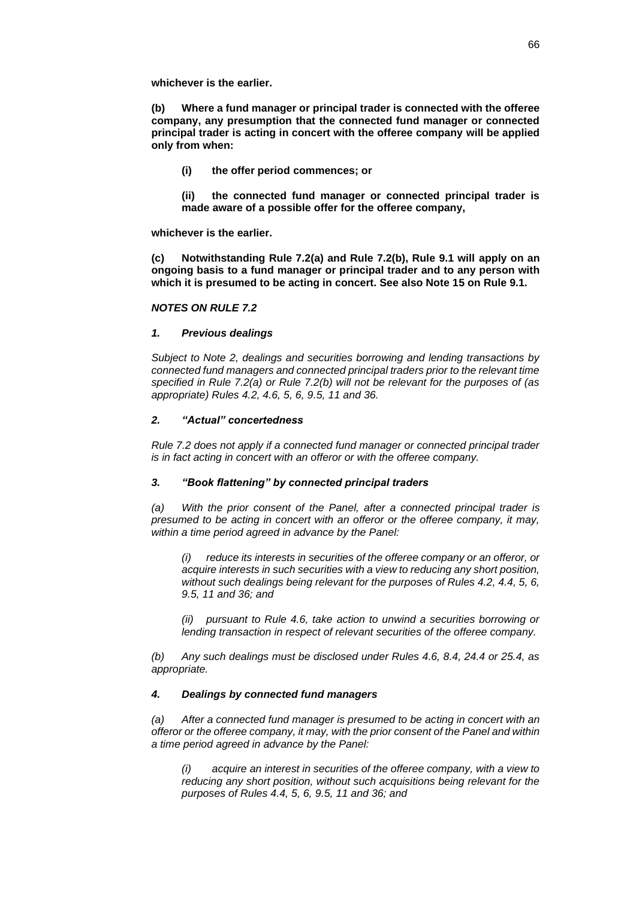**whichever is the earlier.**

**(b) Where a fund manager or principal trader is connected with the offeree company, any presumption that the connected fund manager or connected principal trader is acting in concert with the offeree company will be applied only from when:**

> **(i) the offer period commences; or**
>
> **(ii) the connected fund manager or connected principal trader is made aware of a possible offer for the offeree company,**

**whichever is the earlier.**

**(c) Notwithstanding Rule 7.2(a) and Rule 7.2(b), Rule 9.1 will apply on an ongoing basis to a fund manager or principal trader and to any person with which it is presumed to be acting in concert. See also Note 15 on Rule 9.1.**

***NOTES ON RULE 7.2***

***1. Previous dealings***

*Subject to Note 2, dealings and securities borrowing and lending transactions by connected fund managers and connected principal traders prior to the relevant time specified in Rule 7.2(a) or Rule 7.2(b) will not be relevant for the purposes of (as appropriate) Rules 4.2, 4.6, 5, 6, 9.5, 11 and 36.*

***2. "Actual" concertedness***

*Rule 7.2 does not apply if a connected fund manager or connected principal trader is in fact acting in concert with an offeror or with the offeree company.*

***3. "Book flattening" by connected principal traders***

*(a) With the prior consent of the Panel, after a connected principal trader is presumed to be acting in concert with an offeror or the offeree company, it may, within a time period agreed in advance by the Panel:*

> *(i) reduce its interests in securities of the offeree company or an offeror, or acquire interests in such securities with a view to reducing any short position, without such dealings being relevant for the purposes of Rules 4.2, 4.4, 5, 6, 9.5, 11 and 36; and*
>
> *(ii) pursuant to Rule 4.6, take action to unwind a securities borrowing or lending transaction in respect of relevant securities of the offeree company.*

*(b) Any such dealings must be disclosed under Rules 4.6, 8.4, 24.4 or 25.4, as appropriate.*

***4. Dealings by connected fund managers***

*(a) After a connected fund manager is presumed to be acting in concert with an offeror or the offeree company, it may, with the prior consent of the Panel and within a time period agreed in advance by the Panel:*

> *(i) acquire an interest in securities of the offeree company, with a view to reducing any short position, without such acquisitions being relevant for the purposes of Rules 4.4, 5, 6, 9.5, 11 and 36; and*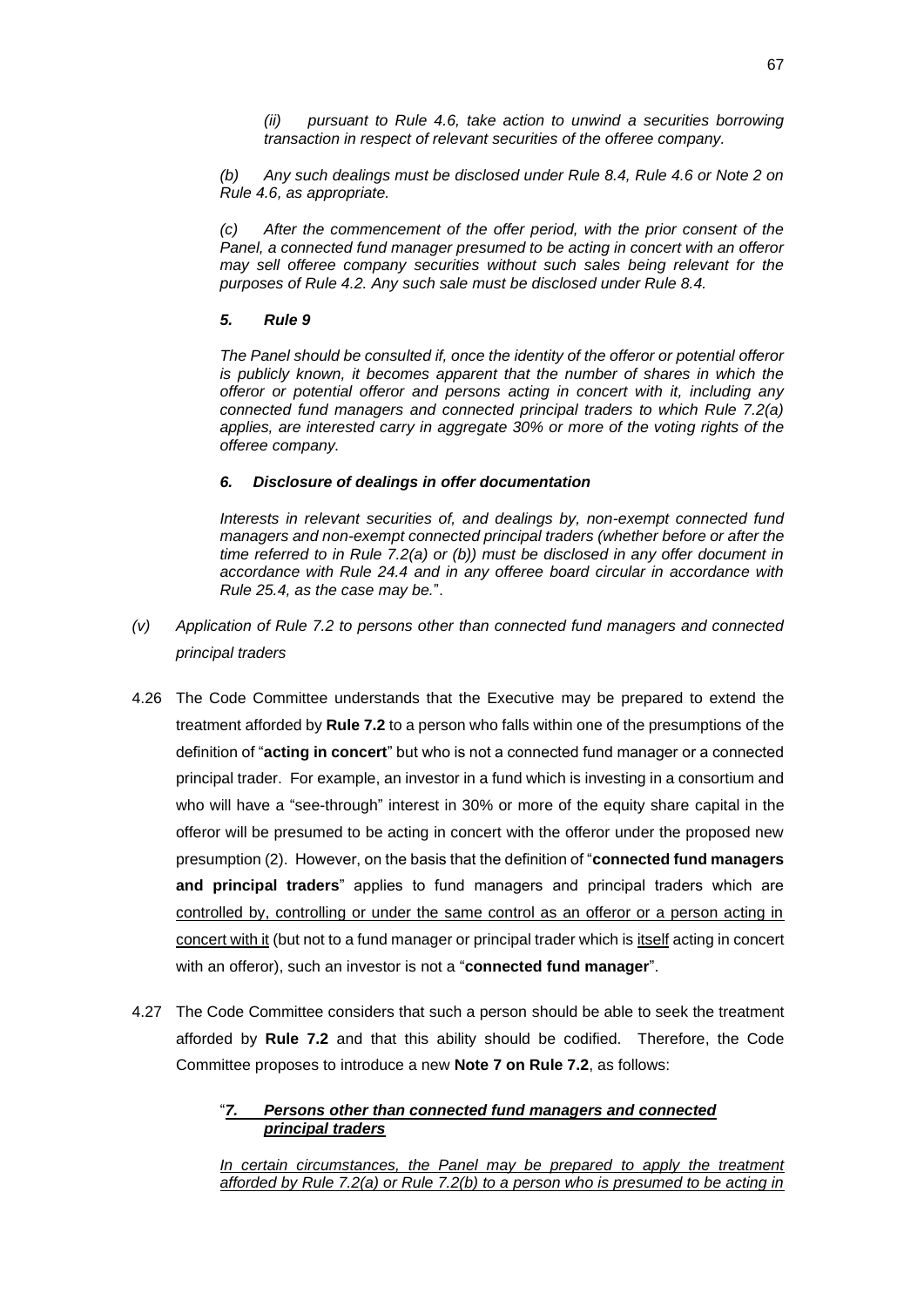*(ii) pursuant to Rule 4.6, take action to unwind a securities borrowing transaction in respect of relevant securities of the offeree company.*

*(b) Any such dealings must be disclosed under Rule 8.4, Rule 4.6 or Note 2 on Rule 4.6, as appropriate.*

*(c) After the commencement of the offer period, with the prior consent of the Panel, a connected fund manager presumed to be acting in concert with an offeror may sell offeree company securities without such sales being relevant for the purposes of Rule 4.2. Any such sale must be disclosed under Rule 8.4.*

***5. Rule 9***

*The Panel should be consulted if, once the identity of the offeror or potential offeror is publicly known, it becomes apparent that the number of shares in which the offeror or potential offeror and persons acting in concert with it, including any connected fund managers and connected principal traders to which Rule 7.2(a) applies, are interested carry in aggregate 30% or more of the voting rights of the offeree company.*

***6. Disclosure of dealings in offer documentation***

*Interests in relevant securities of, and dealings by, non-exempt connected fund managers and non-exempt connected principal traders (whether before or after the time referred to in Rule 7.2(a) or (b)) must be disclosed in any offer document in accordance with Rule 24.4 and in any offeree board circular in accordance with Rule 25.4, as the case may be.*".

*(v) Application of Rule 7.2 to persons other than connected fund managers and connected principal traders*

4.26 The Code Committee understands that the Executive may be prepared to extend the treatment afforded by **Rule 7.2** to a person who falls within one of the presumptions of the definition of "**acting in concert**" but who is not a connected fund manager or a connected principal trader. For example, an investor in a fund which is investing in a consortium and who will have a "see-through" interest in 30% or more of the equity share capital in the offeror will be presumed to be acting in concert with the offeror under the proposed new presumption (2). However, on the basis that the definition of "**connected fund managers and principal traders**" applies to fund managers and principal traders which are <u>controlled by, controlling or under the same control as an offeror or a person acting in concert with it</u> (but not to a fund manager or principal trader which is <u>itself</u> acting in concert with an offeror), such an investor is not a "**connected fund manager**".

4.27 The Code Committee considers that such a person should be able to seek the treatment afforded by **Rule 7.2** and that this ability should be codified. Therefore, the Code Committee proposes to introduce a new **Note 7 on Rule 7.2**, as follows:

"***<u>7. Persons other than connected fund managers and connected principal traders</u>***

*<u>In certain circumstances, the Panel may be prepared to apply the treatment afforded by Rule 7.2(a) or Rule 7.2(b) to a person who is presumed to be acting in</u>*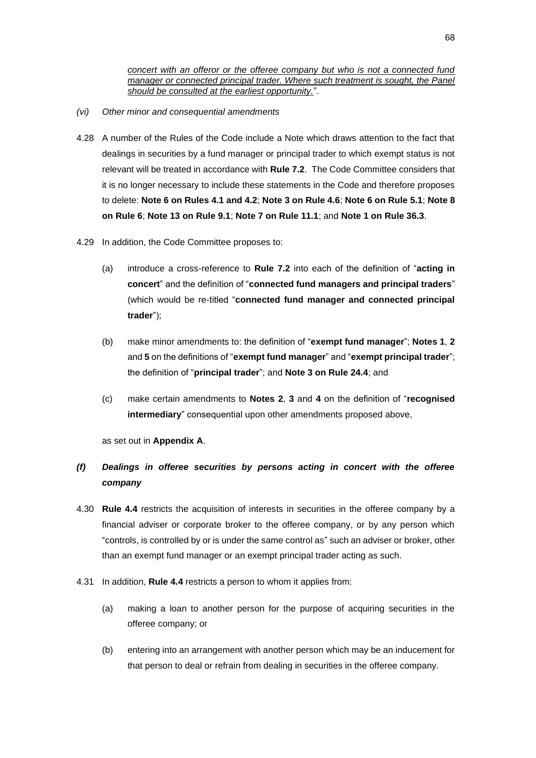<u>*concert with an offeror or the offeree company but who is not a connected fund manager or connected principal trader. Where such treatment is sought, the Panel should be consulted at the earliest opportunity.*</u>".

*(vi) Other minor and consequential amendments*

4.28 A number of the Rules of the Code include a Note which draws attention to the fact that dealings in securities by a fund manager or principal trader to which exempt status is not relevant will be treated in accordance with **Rule 7.2**. The Code Committee considers that it is no longer necessary to include these statements in the Code and therefore proposes to delete: **Note 6 on Rules 4.1 and 4.2**; **Note 3 on Rule 4.6**; **Note 6 on Rule 5.1**; **Note 8 on Rule 6**; **Note 13 on Rule 9.1**; **Note 7 on Rule 11.1**; and **Note 1 on Rule 36.3**.

4.29 In addition, the Code Committee proposes to:

(a) introduce a cross-reference to **Rule 7.2** into each of the definition of "**acting in concert**" and the definition of "**connected fund managers and principal traders**" (which would be re-titled "**connected fund manager and connected principal trader**");

(b) make minor amendments to: the definition of "**exempt fund manager**"; **Notes 1**, **2** and **5** on the definitions of "**exempt fund manager**" and "**exempt principal trader**"; the definition of "**principal trader**"; and **Note 3 on Rule 24.4**; and

(c) make certain amendments to **Notes 2**, **3** and **4** on the definition of "**recognised intermediary**" consequential upon other amendments proposed above,

as set out in **Appendix A**.

### *(f) Dealings in offeree securities by persons acting in concert with the offeree company*

4.30 **Rule 4.4** restricts the acquisition of interests in securities in the offeree company by a financial adviser or corporate broker to the offeree company, or by any person which "controls, is controlled by or is under the same control as" such an adviser or broker, other than an exempt fund manager or an exempt principal trader acting as such.

4.31 In addition, **Rule 4.4** restricts a person to whom it applies from:

(a) making a loan to another person for the purpose of acquiring securities in the offeree company; or

(b) entering into an arrangement with another person which may be an inducement for that person to deal or refrain from dealing in securities in the offeree company.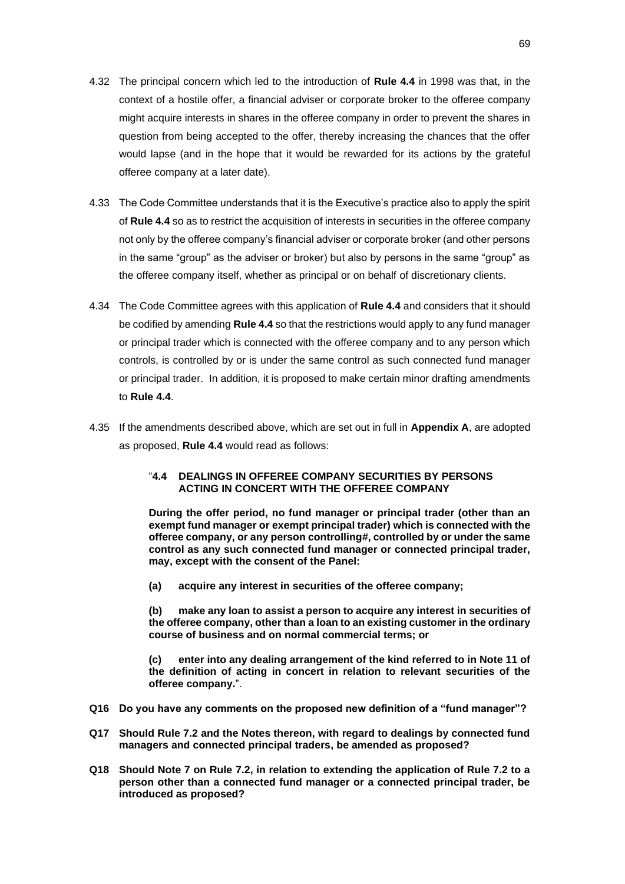4.32 The principal concern which led to the introduction of **Rule 4.4** in 1998 was that, in the context of a hostile offer, a financial adviser or corporate broker to the offeree company might acquire interests in shares in the offeree company in order to prevent the shares in question from being accepted to the offer, thereby increasing the chances that the offer would lapse (and in the hope that it would be rewarded for its actions by the grateful offeree company at a later date).

4.33 The Code Committee understands that it is the Executive's practice also to apply the spirit of **Rule 4.4** so as to restrict the acquisition of interests in securities in the offeree company not only by the offeree company's financial adviser or corporate broker (and other persons in the same "group" as the adviser or broker) but also by persons in the same "group" as the offeree company itself, whether as principal or on behalf of discretionary clients.

4.34 The Code Committee agrees with this application of **Rule 4.4** and considers that it should be codified by amending **Rule 4.4** so that the restrictions would apply to any fund manager or principal trader which is connected with the offeree company and to any person which controls, is controlled by or is under the same control as such connected fund manager or principal trader. In addition, it is proposed to make certain minor drafting amendments to **Rule 4.4**.

4.35 If the amendments described above, which are set out in full in **Appendix A**, are adopted as proposed, **Rule 4.4** would read as follows:

> "**4.4 DEALINGS IN OFFEREE COMPANY SECURITIES BY PERSONS ACTING IN CONCERT WITH THE OFFEREE COMPANY**
>
> **During the offer period, no fund manager or principal trader (other than an exempt fund manager or exempt principal trader) which is connected with the offeree company, or any person controlling#, controlled by or under the same control as any such connected fund manager or connected principal trader, may, except with the consent of the Panel:**
>
> **(a) acquire any interest in securities of the offeree company;**
>
> **(b) make any loan to assist a person to acquire any interest in securities of the offeree company, other than a loan to an existing customer in the ordinary course of business and on normal commercial terms; or**
>
> **(c) enter into any dealing arrangement of the kind referred to in Note 11 of the definition of acting in concert in relation to relevant securities of the offeree company.**".

**Q16 Do you have any comments on the proposed new definition of a "fund manager"?**

**Q17 Should Rule 7.2 and the Notes thereon, with regard to dealings by connected fund managers and connected principal traders, be amended as proposed?**

**Q18 Should Note 7 on Rule 7.2, in relation to extending the application of Rule 7.2 to a person other than a connected fund manager or a connected principal trader, be introduced as proposed?**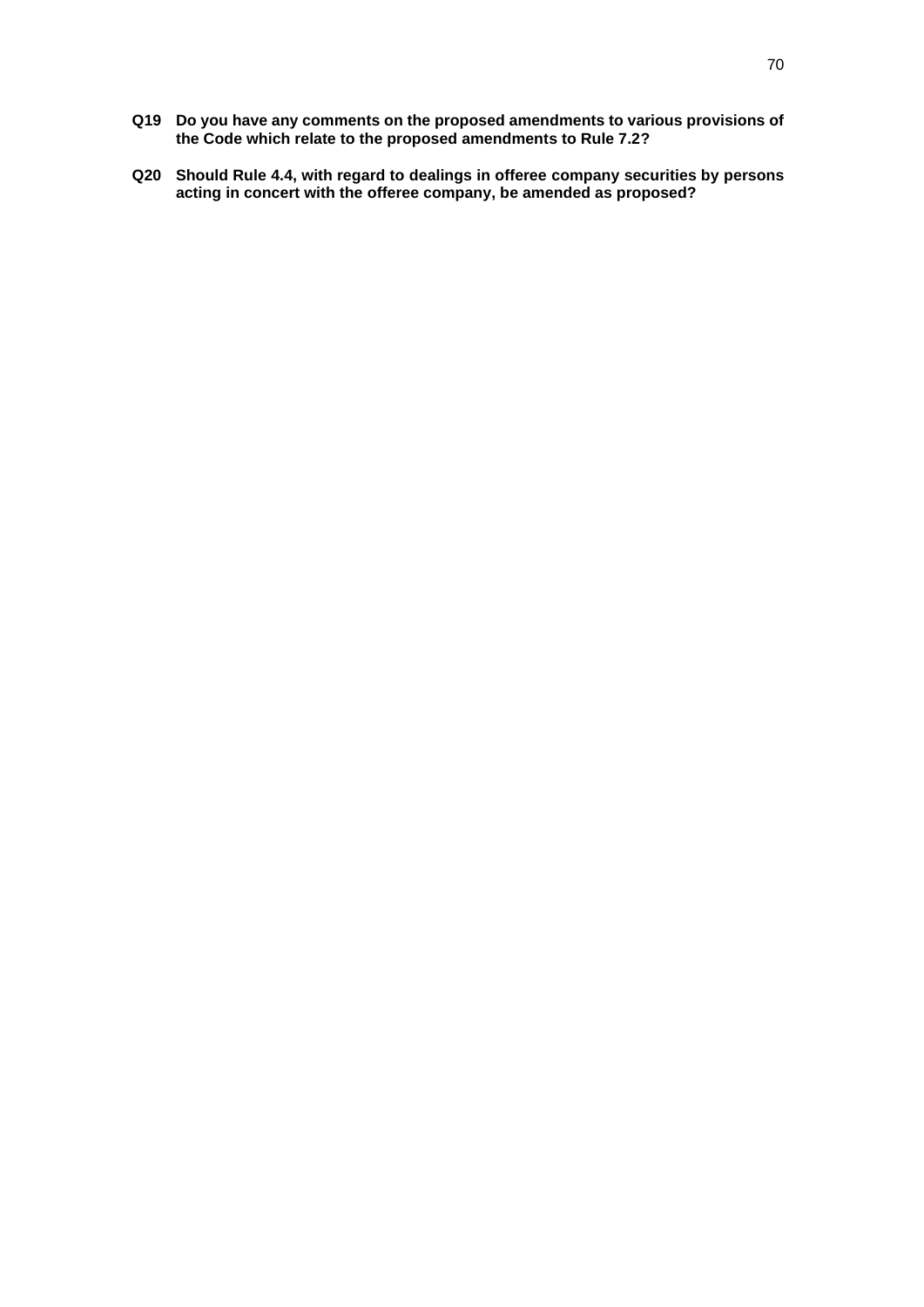**Q19 Do you have any comments on the proposed amendments to various provisions of the Code which relate to the proposed amendments to Rule 7.2?**

**Q20 Should Rule 4.4, with regard to dealings in offeree company securities by persons acting in concert with the offeree company, be amended as proposed?**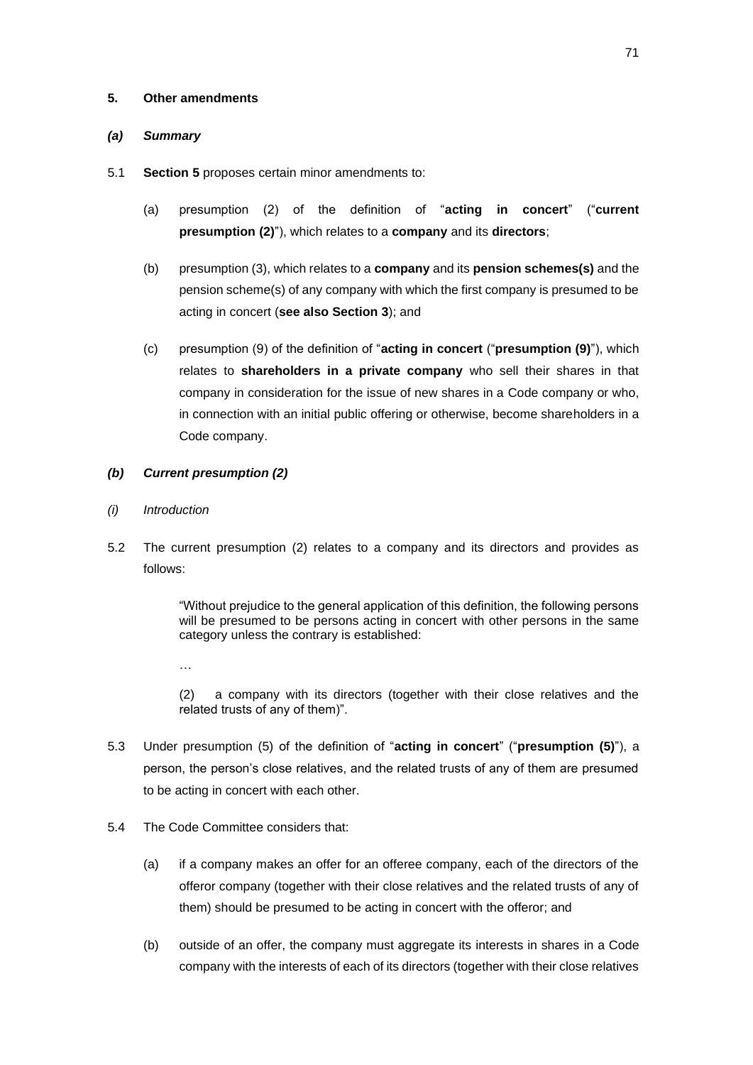**5. Other amendments**

***(a) Summary***

5.1 **Section 5** proposes certain minor amendments to:

(a) presumption (2) of the definition of "**acting in concert**" ("**current presumption (2)**"), which relates to a **company** and its **directors**;

(b) presumption (3), which relates to a **company** and its **pension schemes(s)** and the pension scheme(s) of any company with which the first company is presumed to be acting in concert (**see also Section 3**); and

(c) presumption (9) of the definition of "**acting in concert** ("**presumption (9)**"), which relates to **shareholders in a private company** who sell their shares in that company in consideration for the issue of new shares in a Code company or who, in connection with an initial public offering or otherwise, become shareholders in a Code company.

***(b) Current presumption (2)***

*(i) Introduction*

5.2 The current presumption (2) relates to a company and its directors and provides as follows:

> "Without prejudice to the general application of this definition, the following persons will be presumed to be persons acting in concert with other persons in the same category unless the contrary is established:
>
> …
>
> (2) a company with its directors (together with their close relatives and the related trusts of any of them)".

5.3 Under presumption (5) of the definition of "**acting in concert**" ("**presumption (5)**"), a person, the person's close relatives, and the related trusts of any of them are presumed to be acting in concert with each other.

5.4 The Code Committee considers that:

(a) if a company makes an offer for an offeree company, each of the directors of the offeror company (together with their close relatives and the related trusts of any of them) should be presumed to be acting in concert with the offeror; and

(b) outside of an offer, the company must aggregate its interests in shares in a Code company with the interests of each of its directors (together with their close relatives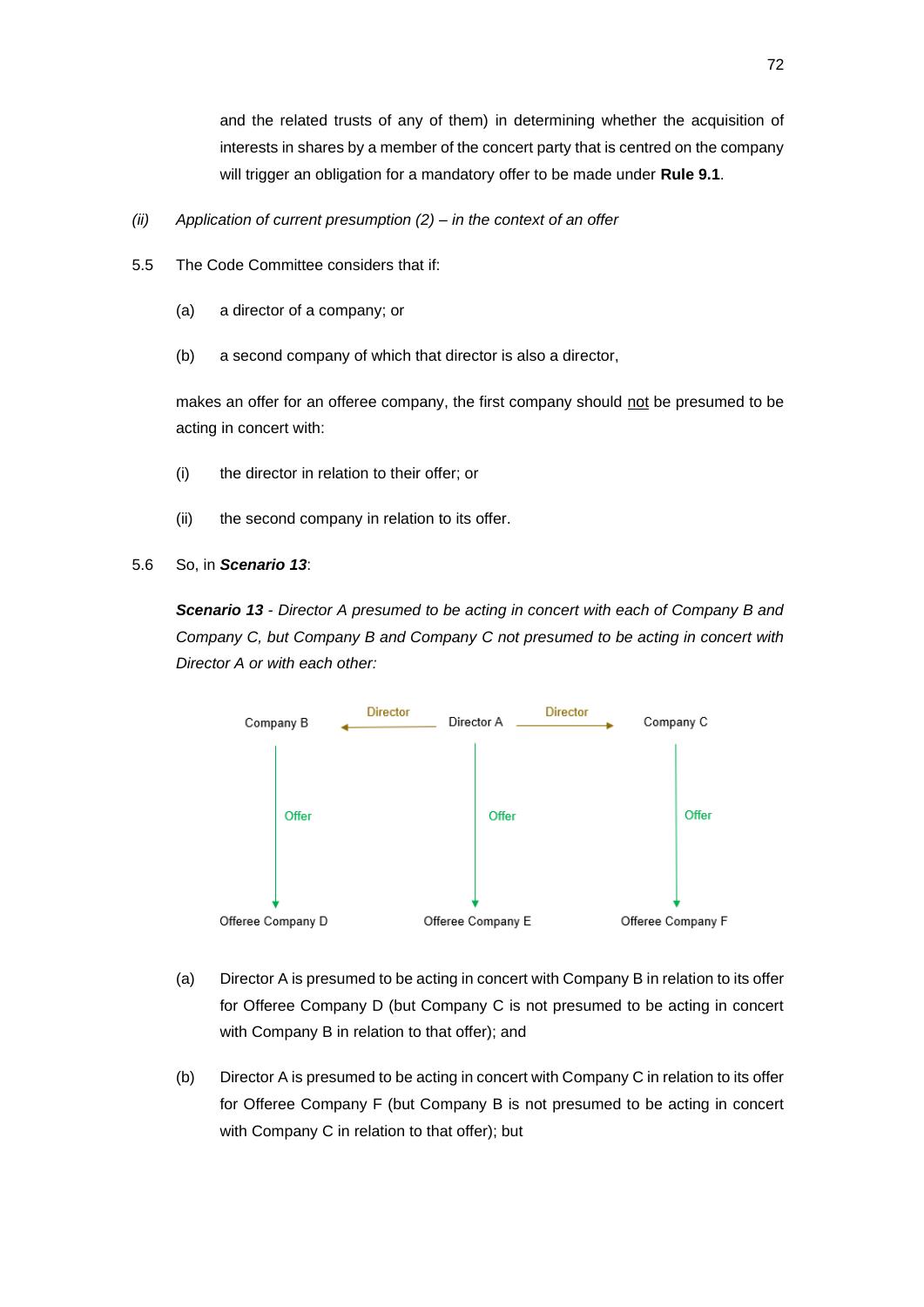and the related trusts of any of them) in determining whether the acquisition of interests in shares by a member of the concert party that is centred on the company will trigger an obligation for a mandatory offer to be made under **Rule 9.1**.

*(ii) Application of current presumption (2) – in the context of an offer*

5.5 The Code Committee considers that if:

(a) a director of a company; or

(b) a second company of which that director is also a director,

makes an offer for an offeree company, the first company should not be presumed to be acting in concert with:

(i) the director in relation to their offer; or

(ii) the second company in relation to its offer.

5.6 So, in ***Scenario 13***:

***Scenario 13*** *- Director A presumed to be acting in concert with each of Company B and Company C, but Company B and Company C not presumed to be acting in concert with Director A or with each other:*

Company B ← Director — Director A — Director → Company C

Company B —Offer→ Offeree Company D

Director A —Offer→ Offeree Company E

Company C —Offer→ Offeree Company F

(a) Director A is presumed to be acting in concert with Company B in relation to its offer for Offeree Company D (but Company C is not presumed to be acting in concert with Company B in relation to that offer); and

(b) Director A is presumed to be acting in concert with Company C in relation to its offer for Offeree Company F (but Company B is not presumed to be acting in concert with Company C in relation to that offer); but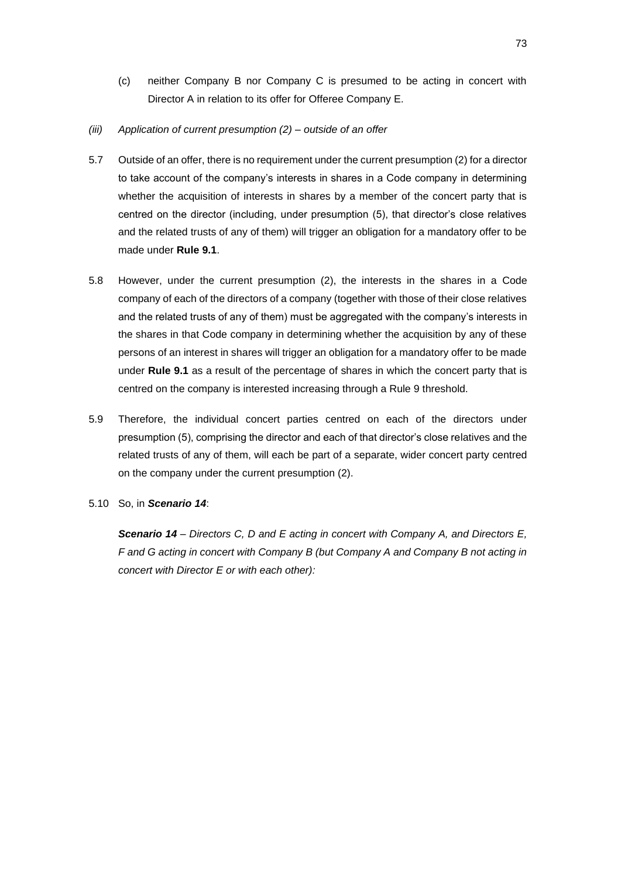(c) neither Company B nor Company C is presumed to be acting in concert with Director A in relation to its offer for Offeree Company E.

*(iii) Application of current presumption (2) – outside of an offer*

5.7 Outside of an offer, there is no requirement under the current presumption (2) for a director to take account of the company's interests in shares in a Code company in determining whether the acquisition of interests in shares by a member of the concert party that is centred on the director (including, under presumption (5), that director's close relatives and the related trusts of any of them) will trigger an obligation for a mandatory offer to be made under **Rule 9.1**.

5.8 However, under the current presumption (2), the interests in the shares in a Code company of each of the directors of a company (together with those of their close relatives and the related trusts of any of them) must be aggregated with the company's interests in the shares in that Code company in determining whether the acquisition by any of these persons of an interest in shares will trigger an obligation for a mandatory offer to be made under **Rule 9.1** as a result of the percentage of shares in which the concert party that is centred on the company is interested increasing through a Rule 9 threshold.

5.9 Therefore, the individual concert parties centred on each of the directors under presumption (5), comprising the director and each of that director's close relatives and the related trusts of any of them, will each be part of a separate, wider concert party centred on the company under the current presumption (2).

5.10 So, in ***Scenario 14***:

***Scenario 14*** *– Directors C, D and E acting in concert with Company A, and Directors E, F and G acting in concert with Company B (but Company A and Company B not acting in concert with Director E or with each other):*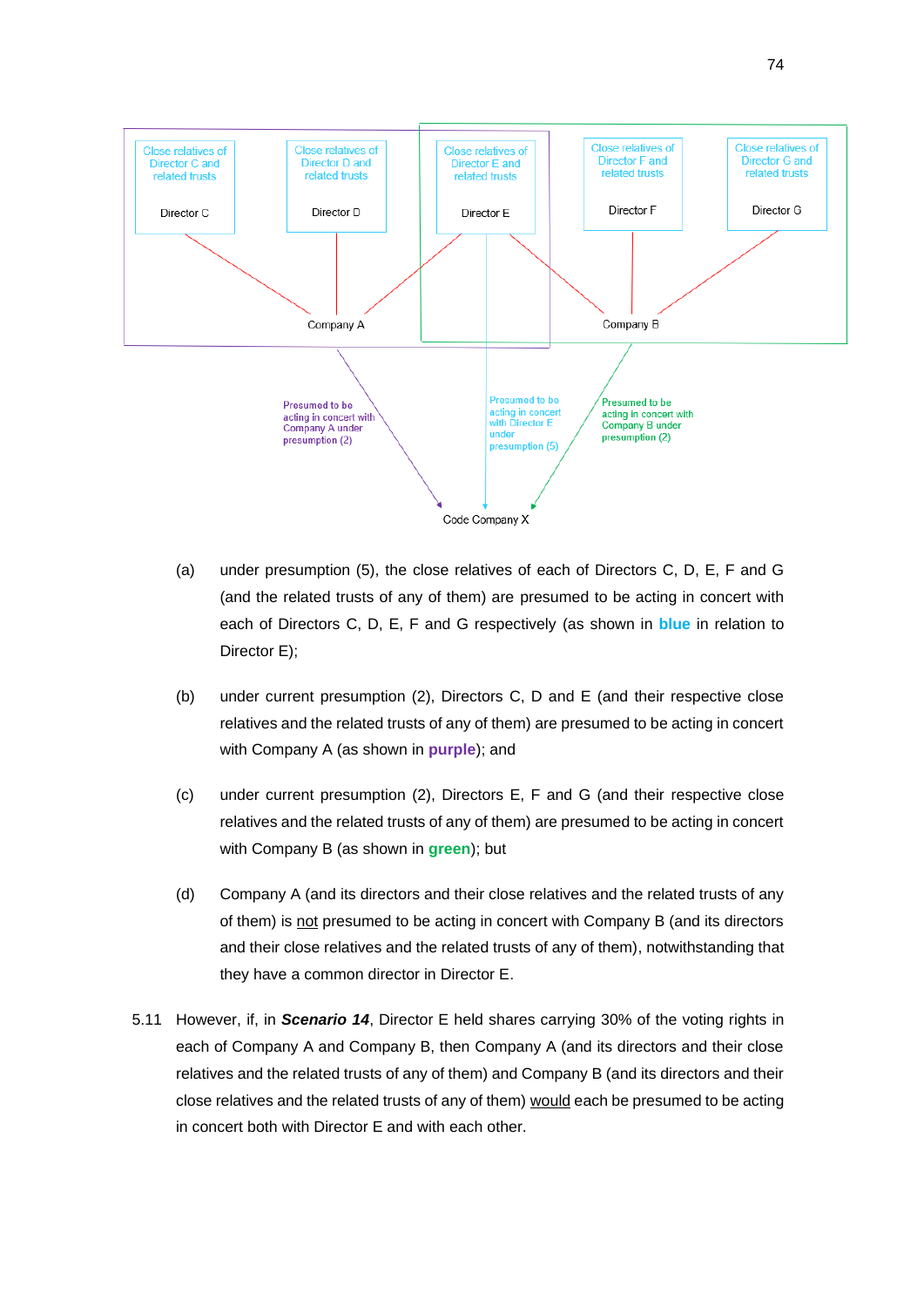Close relatives of Director C and related trusts

Director C

Close relatives of Director D and related trusts

Director D

Close relatives of Director E and related trusts

Director E

Close relatives of Director F and related trusts

Director F

Close relatives of Director G and related trusts

Director G

Company A

Company B

Presumed to be acting in concert with Company A under presumption (2)

Presumed to be acting in concert with Director E under presumption (5)

Presumed to be acting in concert with Company B under presumption (2)

Code Company X

(a) under presumption (5), the close relatives of each of Directors C, D, E, F and G (and the related trusts of any of them) are presumed to be acting in concert with each of Directors C, D, E, F and G respectively (as shown in **blue** in relation to Director E);

(b) under current presumption (2), Directors C, D and E (and their respective close relatives and the related trusts of any of them) are presumed to be acting in concert with Company A (as shown in **purple**); and

(c) under current presumption (2), Directors E, F and G (and their respective close relatives and the related trusts of any of them) are presumed to be acting in concert with Company B (as shown in **green**); but

(d) Company A (and its directors and their close relatives and the related trusts of any of them) is not presumed to be acting in concert with Company B (and its directors and their close relatives and the related trusts of any of them), notwithstanding that they have a common director in Director E.

5.11 However, if, in ***Scenario 14***, Director E held shares carrying 30% of the voting rights in each of Company A and Company B, then Company A (and its directors and their close relatives and the related trusts of any of them) and Company B (and its directors and their close relatives and the related trusts of any of them) would each be presumed to be acting in concert both with Director E and with each other.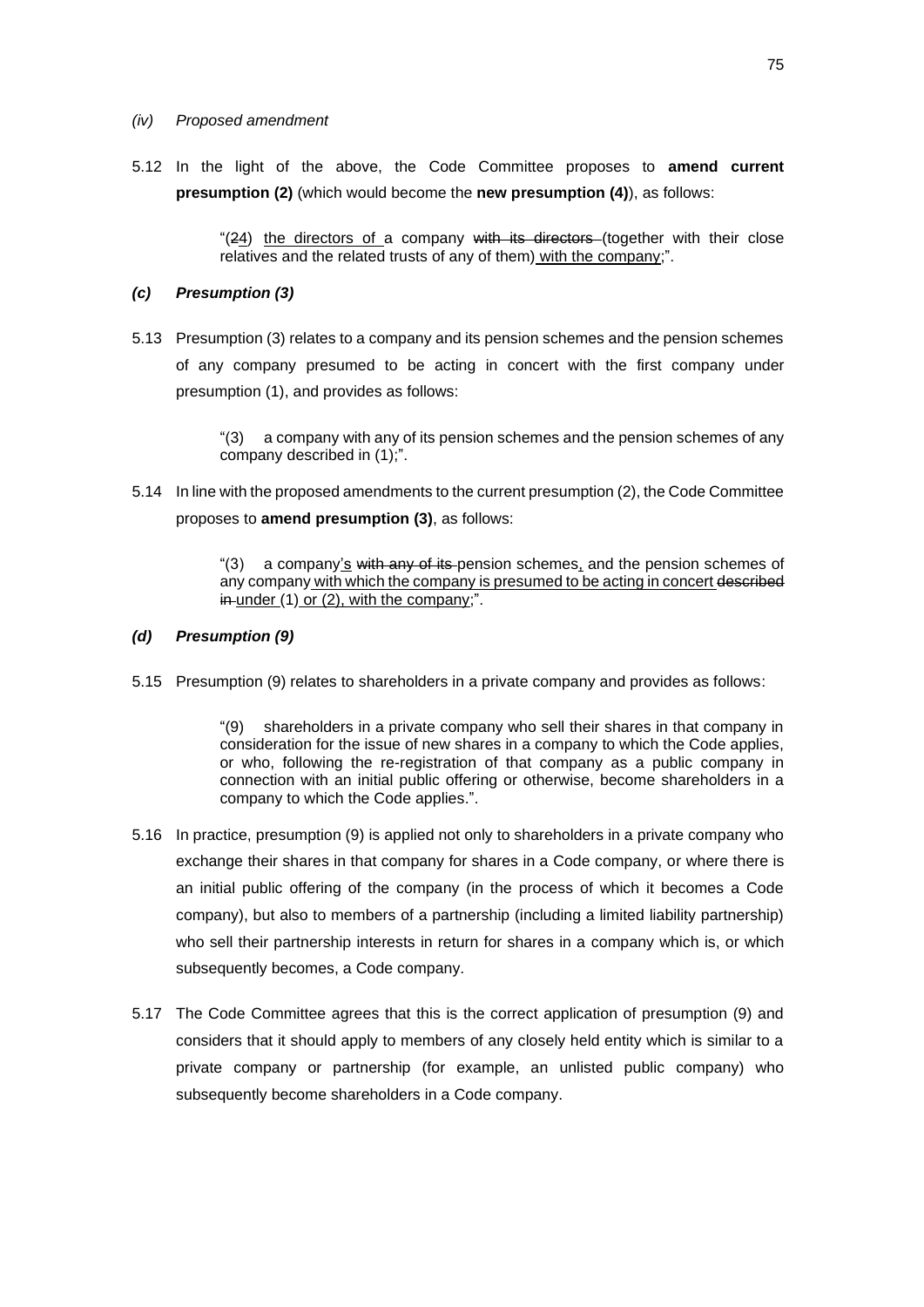*(iv) Proposed amendment*

5.12 In the light of the above, the Code Committee proposes to **amend current presumption (2)** (which would become the **new presumption (4)**), as follows:

> "(~~2~~<u>4</u>) <u>the directors of </u>a company ~~with its directors~~ (together with their close relatives and the related trusts of any of them)<u> with the company</u>;".

### *(c) Presumption (3)*

5.13 Presumption (3) relates to a company and its pension schemes and the pension schemes of any company presumed to be acting in concert with the first company under presumption (1), and provides as follows:

> "(3) a company with any of its pension schemes and the pension schemes of any company described in (1);".

5.14 In line with the proposed amendments to the current presumption (2), the Code Committee proposes to **amend presumption (3)**, as follows:

> "(3) a company<u>'s</u> ~~with any of its~~ pension schemes<u>,</u> and the pension schemes of any company<u> with which the company is presumed to be acting in concert</u> ~~described in~~ <u>under</u> (1)<u> or (2), with the company</u>;".

### *(d) Presumption (9)*

5.15 Presumption (9) relates to shareholders in a private company and provides as follows:

> "(9) shareholders in a private company who sell their shares in that company in consideration for the issue of new shares in a company to which the Code applies, or who, following the re-registration of that company as a public company in connection with an initial public offering or otherwise, become shareholders in a company to which the Code applies.".

5.16 In practice, presumption (9) is applied not only to shareholders in a private company who exchange their shares in that company for shares in a Code company, or where there is an initial public offering of the company (in the process of which it becomes a Code company), but also to members of a partnership (including a limited liability partnership) who sell their partnership interests in return for shares in a company which is, or which subsequently becomes, a Code company.

5.17 The Code Committee agrees that this is the correct application of presumption (9) and considers that it should apply to members of any closely held entity which is similar to a private company or partnership (for example, an unlisted public company) who subsequently become shareholders in a Code company.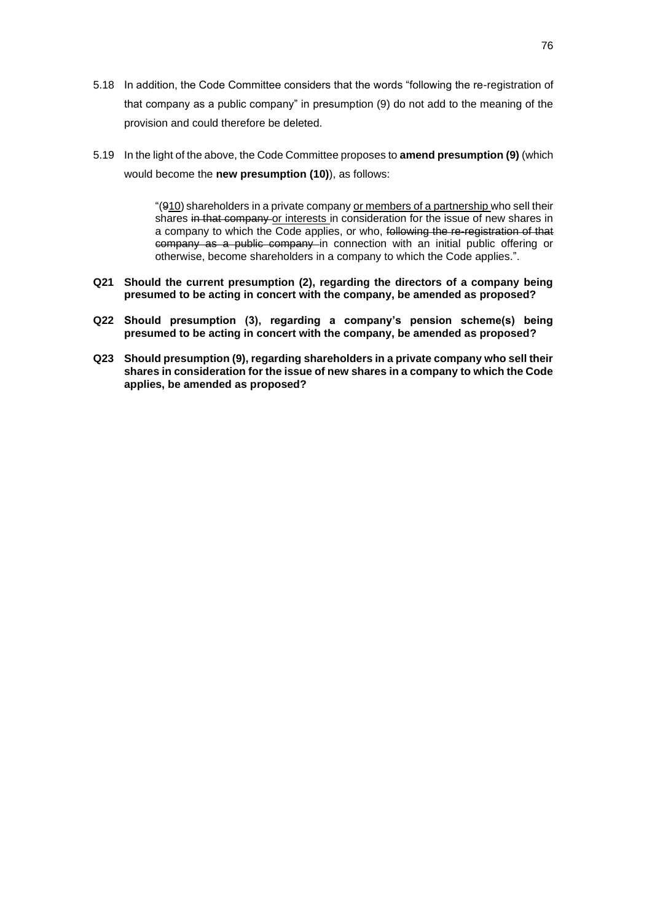5.18 In addition, the Code Committee considers that the words "following the re-registration of that company as a public company" in presumption (9) do not add to the meaning of the provision and could therefore be deleted.

5.19 In the light of the above, the Code Committee proposes to **amend presumption (9)** (which would become the **new presumption (10)**), as follows:

> "(~~9~~<u>10</u>) shareholders in a private company <u>or members of a partnership</u> who sell their shares ~~in that company~~ <u>or interests</u> in consideration for the issue of new shares in a company to which the Code applies, or who, ~~following the re-registration of that company as a public company~~ in connection with an initial public offering or otherwise, become shareholders in a company to which the Code applies.".

**Q21 Should the current presumption (2), regarding the directors of a company being presumed to be acting in concert with the company, be amended as proposed?**

**Q22 Should presumption (3), regarding a company's pension scheme(s) being presumed to be acting in concert with the company, be amended as proposed?**

**Q23 Should presumption (9), regarding shareholders in a private company who sell their shares in consideration for the issue of new shares in a company to which the Code applies, be amended as proposed?**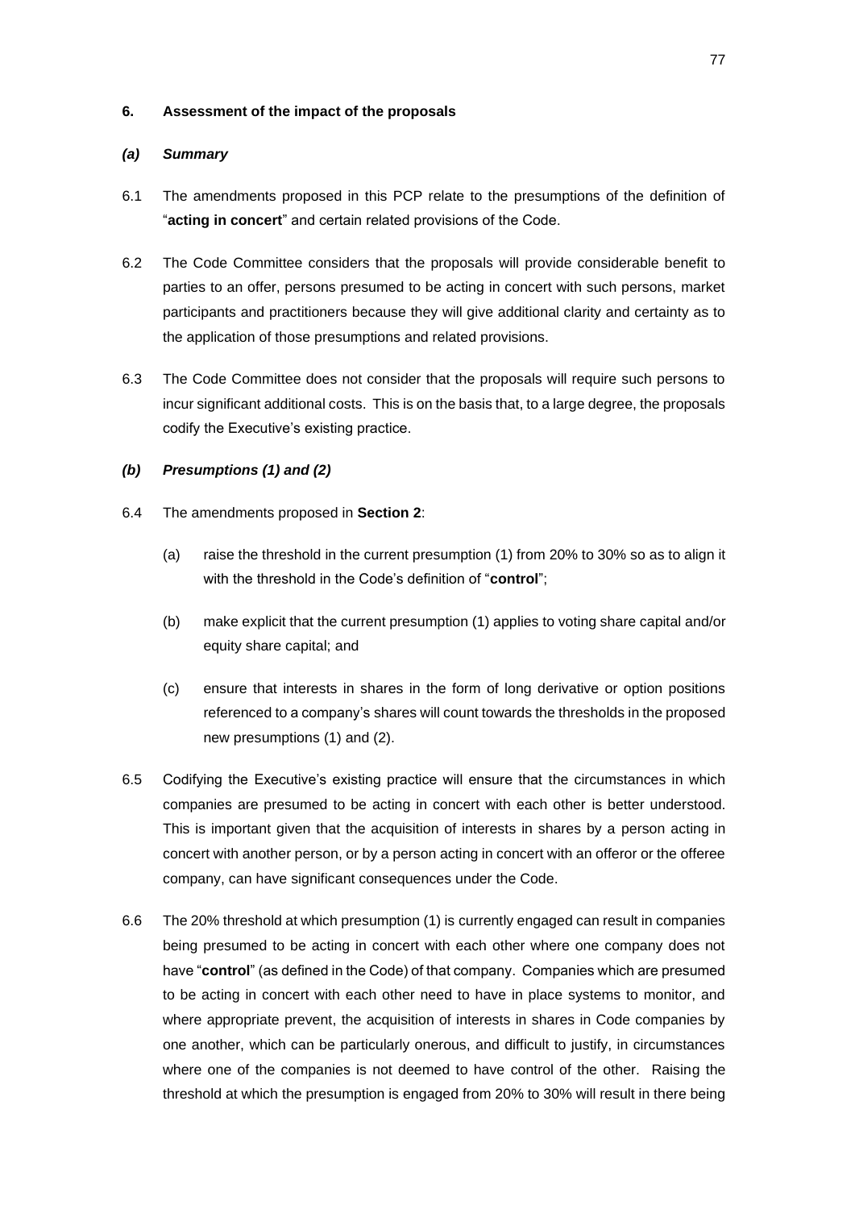### 6. Assessment of the impact of the proposals

#### *(a) Summary*

6.1 The amendments proposed in this PCP relate to the presumptions of the definition of "**acting in concert**" and certain related provisions of the Code.

6.2 The Code Committee considers that the proposals will provide considerable benefit to parties to an offer, persons presumed to be acting in concert with such persons, market participants and practitioners because they will give additional clarity and certainty as to the application of those presumptions and related provisions.

6.3 The Code Committee does not consider that the proposals will require such persons to incur significant additional costs. This is on the basis that, to a large degree, the proposals codify the Executive's existing practice.

#### *(b) Presumptions (1) and (2)*

6.4 The amendments proposed in **Section 2**:

- (a) raise the threshold in the current presumption (1) from 20% to 30% so as to align it with the threshold in the Code's definition of "**control**";
- (b) make explicit that the current presumption (1) applies to voting share capital and/or equity share capital; and
- (c) ensure that interests in shares in the form of long derivative or option positions referenced to a company's shares will count towards the thresholds in the proposed new presumptions (1) and (2).

6.5 Codifying the Executive's existing practice will ensure that the circumstances in which companies are presumed to be acting in concert with each other is better understood. This is important given that the acquisition of interests in shares by a person acting in concert with another person, or by a person acting in concert with an offeror or the offeree company, can have significant consequences under the Code.

6.6 The 20% threshold at which presumption (1) is currently engaged can result in companies being presumed to be acting in concert with each other where one company does not have "**control**" (as defined in the Code) of that company. Companies which are presumed to be acting in concert with each other need to have in place systems to monitor, and where appropriate prevent, the acquisition of interests in shares in Code companies by one another, which can be particularly onerous, and difficult to justify, in circumstances where one of the companies is not deemed to have control of the other. Raising the threshold at which the presumption is engaged from 20% to 30% will result in there being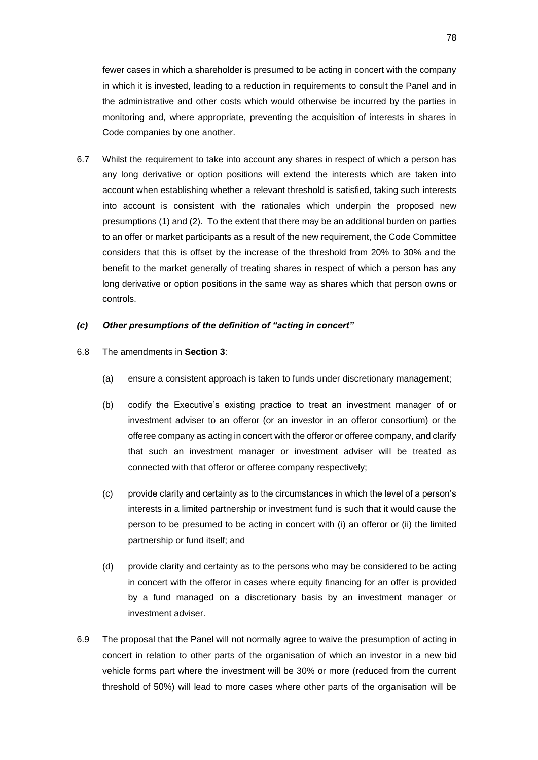fewer cases in which a shareholder is presumed to be acting in concert with the company in which it is invested, leading to a reduction in requirements to consult the Panel and in the administrative and other costs which would otherwise be incurred by the parties in monitoring and, where appropriate, preventing the acquisition of interests in shares in Code companies by one another.

6.7 Whilst the requirement to take into account any shares in respect of which a person has any long derivative or option positions will extend the interests which are taken into account when establishing whether a relevant threshold is satisfied, taking such interests into account is consistent with the rationales which underpin the proposed new presumptions (1) and (2). To the extent that there may be an additional burden on parties to an offer or market participants as a result of the new requirement, the Code Committee considers that this is offset by the increase of the threshold from 20% to 30% and the benefit to the market generally of treating shares in respect of which a person has any long derivative or option positions in the same way as shares which that person owns or controls.

### *(c) Other presumptions of the definition of "acting in concert"*

6.8 The amendments in **Section 3**:

(a) ensure a consistent approach is taken to funds under discretionary management;

(b) codify the Executive's existing practice to treat an investment manager of or investment adviser to an offeror (or an investor in an offeror consortium) or the offeree company as acting in concert with the offeror or offeree company, and clarify that such an investment manager or investment adviser will be treated as connected with that offeror or offeree company respectively;

(c) provide clarity and certainty as to the circumstances in which the level of a person's interests in a limited partnership or investment fund is such that it would cause the person to be presumed to be acting in concert with (i) an offeror or (ii) the limited partnership or fund itself; and

(d) provide clarity and certainty as to the persons who may be considered to be acting in concert with the offeror in cases where equity financing for an offer is provided by a fund managed on a discretionary basis by an investment manager or investment adviser.

6.9 The proposal that the Panel will not normally agree to waive the presumption of acting in concert in relation to other parts of the organisation of which an investor in a new bid vehicle forms part where the investment will be 30% or more (reduced from the current threshold of 50%) will lead to more cases where other parts of the organisation will be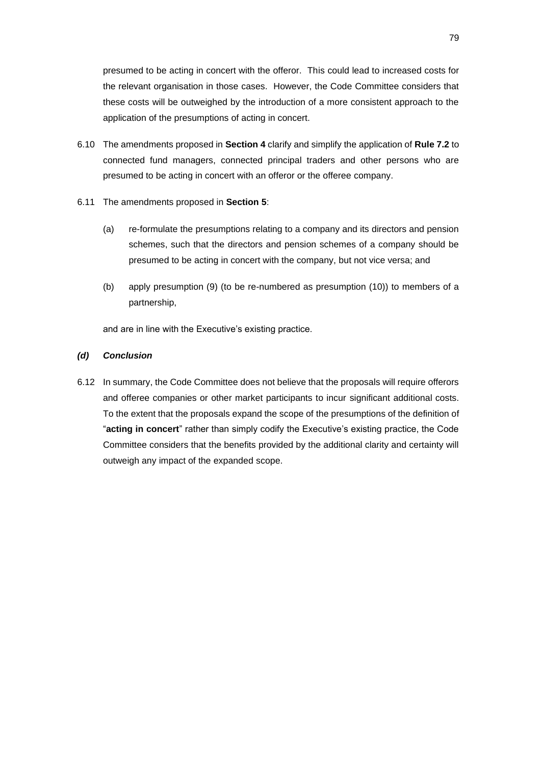presumed to be acting in concert with the offeror. This could lead to increased costs for the relevant organisation in those cases. However, the Code Committee considers that these costs will be outweighed by the introduction of a more consistent approach to the application of the presumptions of acting in concert.

6.10 The amendments proposed in **Section 4** clarify and simplify the application of **Rule 7.2** to connected fund managers, connected principal traders and other persons who are presumed to be acting in concert with an offeror or the offeree company.

6.11 The amendments proposed in **Section 5**:

(a) re-formulate the presumptions relating to a company and its directors and pension schemes, such that the directors and pension schemes of a company should be presumed to be acting in concert with the company, but not vice versa; and

(b) apply presumption (9) (to be re-numbered as presumption (10)) to members of a partnership,

and are in line with the Executive's existing practice.

### *(d) Conclusion*

6.12 In summary, the Code Committee does not believe that the proposals will require offerors and offeree companies or other market participants to incur significant additional costs. To the extent that the proposals expand the scope of the presumptions of the definition of "**acting in concert**" rather than simply codify the Executive's existing practice, the Code Committee considers that the benefits provided by the additional clarity and certainty will outweigh any impact of the expanded scope.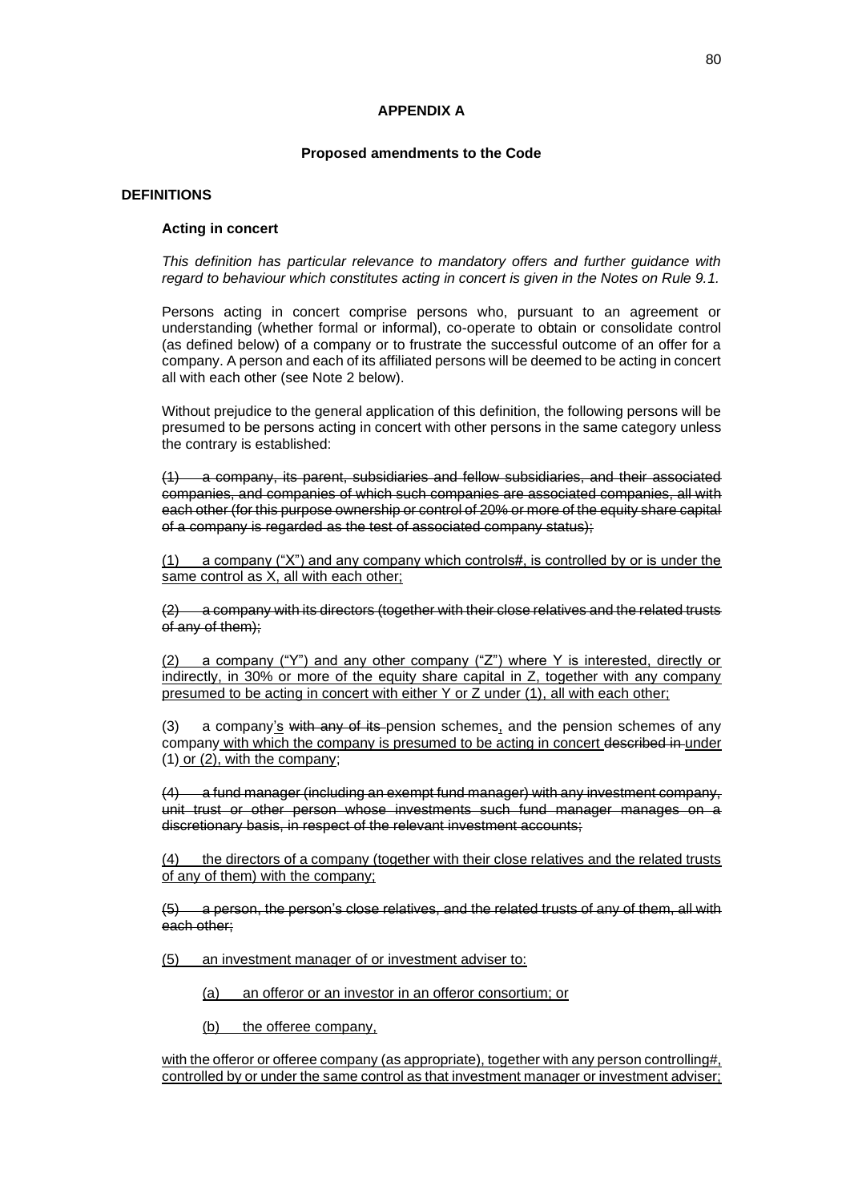## APPENDIX A

### Proposed amendments to the Code

**DEFINITIONS**

**Acting in concert**

*This definition has particular relevance to mandatory offers and further guidance with regard to behaviour which constitutes acting in concert is given in the Notes on Rule 9.1.*

Persons acting in concert comprise persons who, pursuant to an agreement or understanding (whether formal or informal), co-operate to obtain or consolidate control (as defined below) of a company or to frustrate the successful outcome of an offer for a company. A person and each of its affiliated persons will be deemed to be acting in concert all with each other (see Note 2 below).

Without prejudice to the general application of this definition, the following persons will be presumed to be persons acting in concert with other persons in the same category unless the contrary is established:

~~(1) a company, its parent, subsidiaries and fellow subsidiaries, and their associated companies, and companies of which such companies are associated companies, all with each other (for this purpose ownership or control of 20% or more of the equity share capital of a company is regarded as the test of associated company status);~~

<u>(1) a company ("X") and any company which controls#, is controlled by or is under the same control as X, all with each other;</u>

~~(2) a company with its directors (together with their close relatives and the related trusts of any of them);~~

<u>(2) a company ("Y") and any other company ("Z") where Y is interested, directly or indirectly, in 30% or more of the equity share capital in Z, together with any company presumed to be acting in concert with either Y or Z under (1), all with each other;</u>

(3) a company<u>'s</u> ~~with any of its~~ pension schemes<u>,</u> and the pension schemes of any company <u>with which the company is presumed to be acting in concert</u> ~~described in~~ <u>under</u> (1) <u>or (2), with the company</u>;

~~(4) a fund manager (including an exempt fund manager) with any investment company, unit trust or other person whose investments such fund manager manages on a discretionary basis, in respect of the relevant investment accounts;~~

<u>(4) the directors of a company (together with their close relatives and the related trusts of any of them) with the company;</u>

~~(5) a person, the person's close relatives, and the related trusts of any of them, all with each other;~~

<u>(5) an investment manager of or investment adviser to:</u>

<u>(a) an offeror or an investor in an offeror consortium; or</u>

<u>(b) the offeree company,</u>

<u>with the offeror or offeree company (as appropriate), together with any person controlling#, controlled by or under the same control as that investment manager or investment adviser;</u>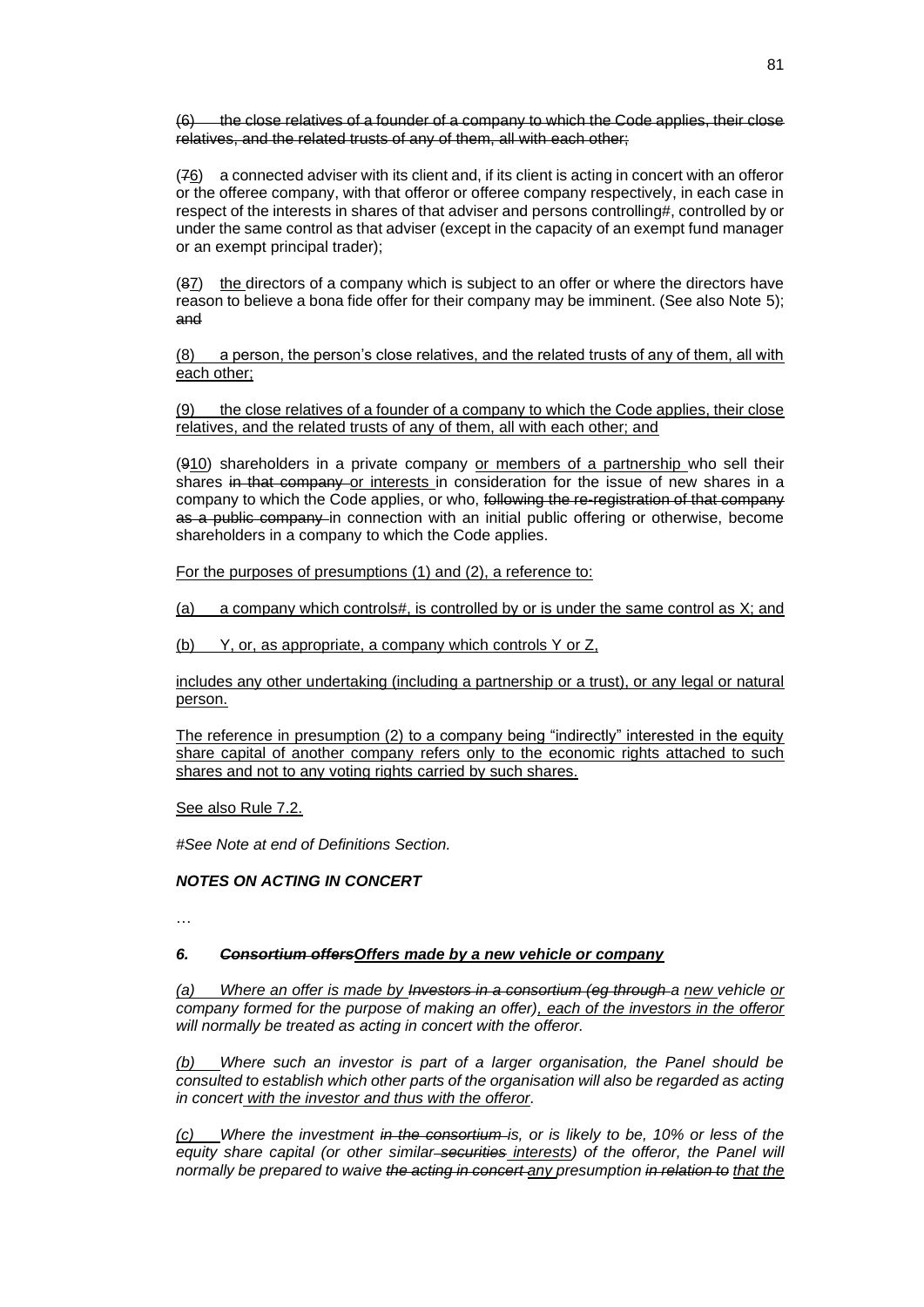~~(6) the close relatives of a founder of a company to which the Code applies, their close relatives, and the related trusts of any of them, all with each other;~~

(~~7~~6) a connected adviser with its client and, if its client is acting in concert with an offeror or the offeree company, with that offeror or offeree company respectively, in each case in respect of the interests in shares of that adviser and persons controlling#, controlled by or under the same control as that adviser (except in the capacity of an exempt fund manager or an exempt principal trader);

(~~8~~7) <u>the</u> directors of a company which is subject to an offer or where the directors have reason to believe a bona fide offer for their company may be imminent. (See also Note 5); ~~and~~

<u>(8) a person, the person's close relatives, and the related trusts of any of them, all with each other;</u>

<u>(9) the close relatives of a founder of a company to which the Code applies, their close relatives, and the related trusts of any of them, all with each other; and</u>

(~~9~~<u>10</u>) shareholders in a private company <u>or members of a partnership</u> who sell their shares ~~in that company~~ <u>or interests</u> in consideration for the issue of new shares in a company to which the Code applies, or who, ~~following the re-registration of that company as a public company~~ in connection with an initial public offering or otherwise, become shareholders in a company to which the Code applies.

<u>For the purposes of presumptions (1) and (2), a reference to:</u>

<u>(a) a company which controls#, is controlled by or is under the same control as X; and</u>

<u>(b) Y, or, as appropriate, a company which controls Y or Z,</u>

<u>includes any other undertaking (including a partnership or a trust), or any legal or natural person.</u>

<u>The reference in presumption (2) to a company being "indirectly" interested in the equity share capital of another company refers only to the economic rights attached to such shares and not to any voting rights carried by such shares.</u>

<u>See also Rule 7.2.</u>

*#See Note at end of Definitions Section.*

***NOTES ON ACTING IN CONCERT***

…

***6. ~~Consortium offers~~<u>Offers made by a new vehicle or company</u>***

*<u>(a)</u> Where an offer is made by ~~Investors in a consortium (eg through~~ a <u>new</u> vehicle <u>or</u> company formed for the purpose of making an offer)<u>, each of the investors in the offeror</u> will normally be treated as acting in concert with the offeror.*

*<u>(b)</u> Where such an investor is part of a larger organisation, the Panel should be consulted to establish which other parts of the organisation will also be regarded as acting in concert <u>with the investor and thus with the offeror</u>.*

*<u>(c)</u> Where the investment ~~in the consortium~~ is, or is likely to be, 10% or less of the equity share capital (or other similar ~~securities~~ <u>interests</u>) of the offeror, the Panel will normally be prepared to waive ~~the acting in concert~~ <u>any</u> presumption ~~in relation to~~ <u>that the</u>*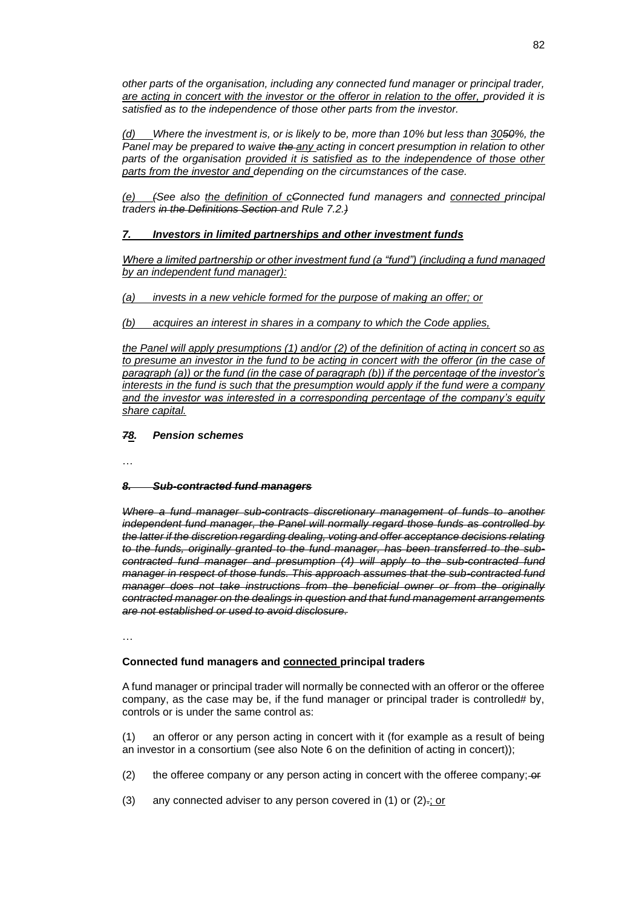*other parts of the organisation, including any connected fund manager or principal trader, are acting in concert with the investor or the offeror in relation to the offer, provided it is satisfied as to the independence of those other parts from the investor.*

*(d) Where the investment is, or is likely to be, more than 10% but less than ~~30~~50%, the Panel may be prepared to waive ~~the~~ any acting in concert presumption in relation to other parts of the organisation provided it is satisfied as to the independence of those other parts from the investor and depending on the circumstances of the case.*

*(e) ~~(~~See also the definition of ~~c~~Connected fund managers and connected principal traders ~~in the Definitions Section~~ and Rule 7.2.~~)~~*

***7. Investors in limited partnerships and other investment funds***

*Where a limited partnership or other investment fund (a "fund") (including a fund managed by an independent fund manager):*

*(a) invests in a new vehicle formed for the purpose of making an offer; or*

*(b) acquires an interest in shares in a company to which the Code applies,*

*the Panel will apply presumptions (1) and/or (2) of the definition of acting in concert so as to presume an investor in the fund to be acting in concert with the offeror (in the case of paragraph (a)) or the fund (in the case of paragraph (b)) if the percentage of the investor's interests in the fund is such that the presumption would apply if the fund were a company and the investor was interested in a corresponding percentage of the company's equity share capital.*

***~~7~~8. Pension schemes***

…

***~~8. Sub-contracted fund managers~~***

*~~Where a fund manager sub-contracts discretionary management of funds to another independent fund manager, the Panel will normally regard those funds as controlled by the latter if the discretion regarding dealing, voting and offer acceptance decisions relating to the funds, originally granted to the fund manager, has been transferred to the sub-contracted fund manager and presumption (4) will apply to the sub-contracted fund manager in respect of those funds. This approach assumes that the sub-contracted fund manager does not take instructions from the beneficial owner or from the originally contracted manager on the dealings in question and that fund management arrangements are not established or used to avoid disclosure.~~*

…

**Connected fund manager~~s~~ and connected principal trader~~s~~**

A fund manager or principal trader will normally be connected with an offeror or the offeree company, as the case may be, if the fund manager or principal trader is controlled# by, controls or is under the same control as:

(1) an offeror or any person acting in concert with it (for example as a result of being an investor in a consortium (see also Note 6 on the definition of acting in concert));

(2) the offeree company or any person acting in concert with the offeree company; ~~or~~

(3) any connected adviser to any person covered in (1) or (2)~~.~~; or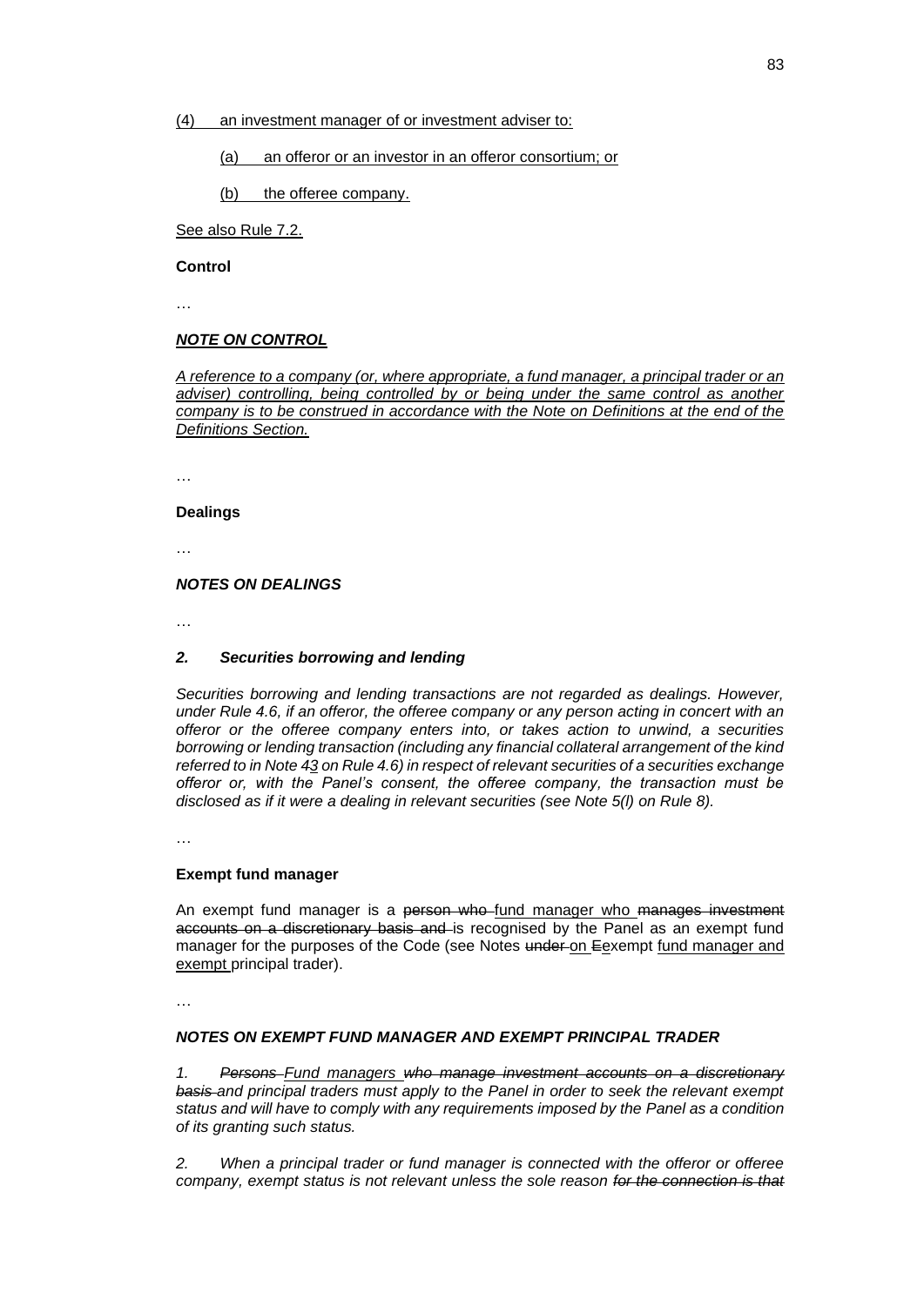(4) an investment manager of or investment adviser to:

(a) an offeror or an investor in an offeror consortium; or

(b) the offeree company.

See also Rule 7.2.

**Control**

…

***NOTE ON CONTROL***

*A reference to a company (or, where appropriate, a fund manager, a principal trader or an adviser) controlling, being controlled by or being under the same control as another company is to be construed in accordance with the Note on Definitions at the end of the Definitions Section.*

…

**Dealings**

…

***NOTES ON DEALINGS***

…

***2. Securities borrowing and lending***

*Securities borrowing and lending transactions are not regarded as dealings. However, under Rule 4.6, if an offeror, the offeree company or any person acting in concert with an offeror or the offeree company enters into, or takes action to unwind, a securities borrowing or lending transaction (including any financial collateral arrangement of the kind referred to in Note ~~4~~3 on Rule 4.6) in respect of relevant securities of a securities exchange offeror or, with the Panel's consent, the offeree company, the transaction must be disclosed as if it were a dealing in relevant securities (see Note 5(l) on Rule 8).*

…

**Exempt fund manager**

An exempt fund manager is a ~~person who~~ fund manager who ~~manages investment accounts on a discretionary basis and~~ is recognised by the Panel as an exempt fund manager for the purposes of the Code (see Notes ~~under~~ on ~~E~~exempt fund manager and exempt principal trader).

…

***NOTES ON EXEMPT FUND MANAGER AND EXEMPT PRINCIPAL TRADER***

*1. ~~Persons~~ Fund managers ~~who manage investment accounts on a discretionary basis~~ and principal traders must apply to the Panel in order to seek the relevant exempt status and will have to comply with any requirements imposed by the Panel as a condition of its granting such status.*

*2. When a principal trader or fund manager is connected with the offeror or offeree company, exempt status is not relevant unless the sole reason ~~for the connection is that~~*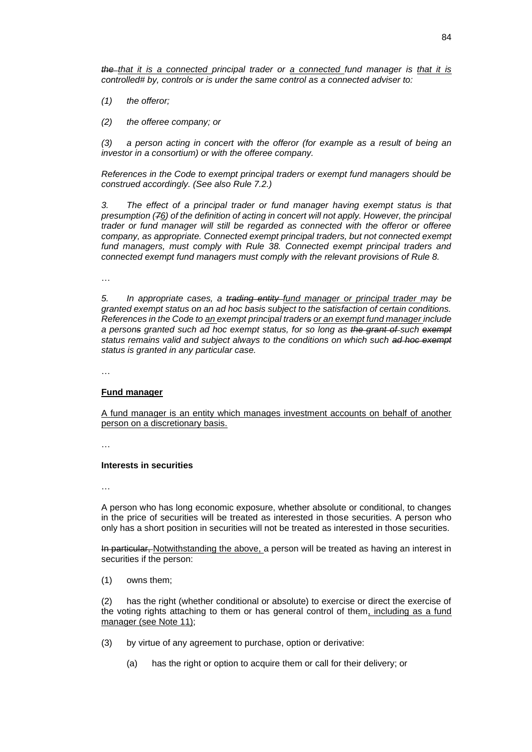*~~the~~ that it is a connected principal trader or a connected fund manager is that it is controlled# by, controls or is under the same control as a connected adviser to:*

*(1) the offeror;*

*(2) the offeree company; or*

*(3) a person acting in concert with the offeror (for example as a result of being an investor in a consortium) or with the offeree company.*

*References in the Code to exempt principal traders or exempt fund managers should be construed accordingly. (See also Rule 7.2.)*

*3. The effect of a principal trader or fund manager having exempt status is that presumption (~~7~~6) of the definition of acting in concert will not apply. However, the principal trader or fund manager will still be regarded as connected with the offeror or offeree company, as appropriate. Connected exempt principal traders, but not connected exempt fund managers, must comply with Rule 38. Connected exempt principal traders and connected exempt fund managers must comply with the relevant provisions of Rule 8.*

…

*5. In appropriate cases, a ~~trading entity~~ fund manager or principal trader may be granted exempt status on an ad hoc basis subject to the satisfaction of certain conditions. References in the Code to an exempt principal trader~~s~~ or an exempt fund manager include a person~~s~~ granted such ad hoc exempt status, for so long as ~~the grant of~~ such ~~exempt~~ status remains valid and subject always to the conditions on which such ~~ad hoc exempt~~ status is granted in any particular case.*

…

**Fund manager**

A fund manager is an entity which manages investment accounts on behalf of another person on a discretionary basis.

…

**Interests in securities**

…

A person who has long economic exposure, whether absolute or conditional, to changes in the price of securities will be treated as interested in those securities. A person who only has a short position in securities will not be treated as interested in those securities.

~~In particular,~~ Notwithstanding the above, a person will be treated as having an interest in securities if the person:

(1) owns them;

(2) has the right (whether conditional or absolute) to exercise or direct the exercise of the voting rights attaching to them or has general control of them, including as a fund manager (see Note 11);

(3) by virtue of any agreement to purchase, option or derivative:

  (a) has the right or option to acquire them or call for their delivery; or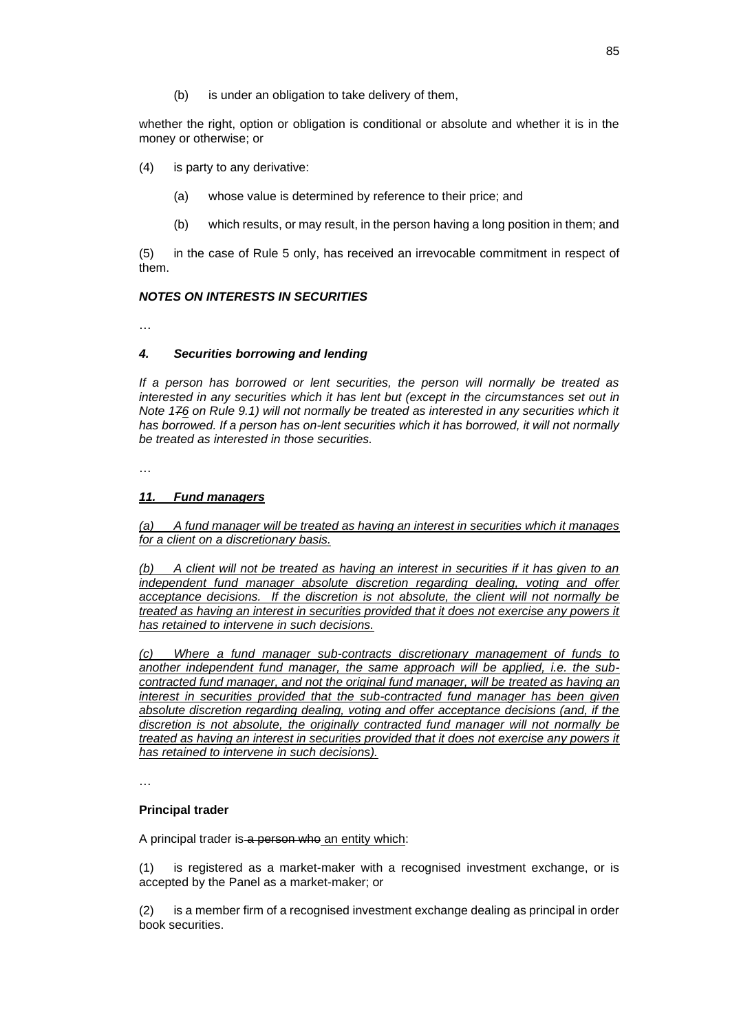(b) is under an obligation to take delivery of them,

whether the right, option or obligation is conditional or absolute and whether it is in the money or otherwise; or

(4) is party to any derivative:

(a) whose value is determined by reference to their price; and

(b) which results, or may result, in the person having a long position in them; and

(5) in the case of Rule 5 only, has received an irrevocable commitment in respect of them.

***NOTES ON INTERESTS IN SECURITIES***

…

***4. Securities borrowing and lending***

*If a person has borrowed or lent securities, the person will normally be treated as interested in any securities which it has lent but (except in the circumstances set out in Note ~~17~~6 on Rule 9.1) will not normally be treated as interested in any securities which it has borrowed. If a person has on-lent securities which it has borrowed, it will not normally be treated as interested in those securities.*

…

***11. Fund managers***

*(a) A fund manager will be treated as having an interest in securities which it manages for a client on a discretionary basis.*

*(b) A client will not be treated as having an interest in securities if it has given to an independent fund manager absolute discretion regarding dealing, voting and offer acceptance decisions. If the discretion is not absolute, the client will not normally be treated as having an interest in securities provided that it does not exercise any powers it has retained to intervene in such decisions.*

*(c) Where a fund manager sub-contracts discretionary management of funds to another independent fund manager, the same approach will be applied, i.e. the sub-contracted fund manager, and not the original fund manager, will be treated as having an interest in securities provided that the sub-contracted fund manager has been given absolute discretion regarding dealing, voting and offer acceptance decisions (and, if the discretion is not absolute, the originally contracted fund manager will not normally be treated as having an interest in securities provided that it does not exercise any powers it has retained to intervene in such decisions).*

…

**Principal trader**

A principal trader is ~~a person who~~ an entity which:

(1) is registered as a market-maker with a recognised investment exchange, or is accepted by the Panel as a market-maker; or

(2) is a member firm of a recognised investment exchange dealing as principal in order book securities.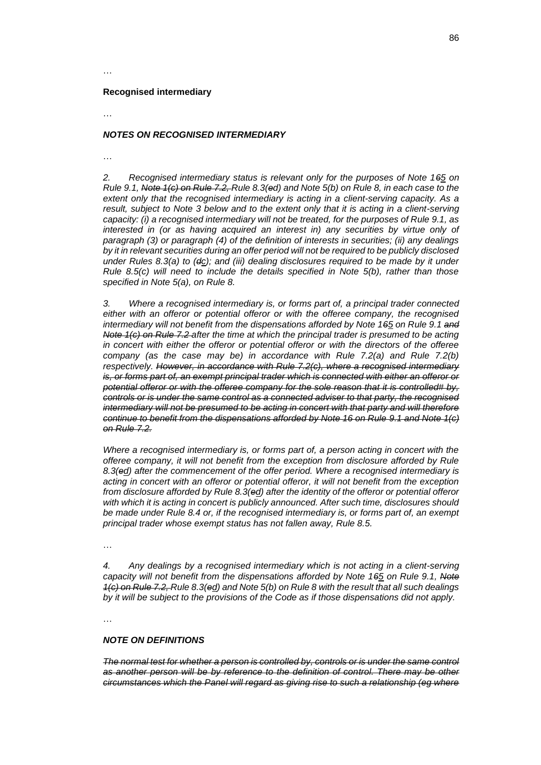…

**Recognised intermediary**

…

***NOTES ON RECOGNISED INTERMEDIARY***

…

*2. Recognised intermediary status is relevant only for the purposes of Note 1~~6~~5 on Rule 9.1, ~~Note 1(c) on Rule 7.2,~~ Rule 8.3(~~e~~d) and Note 5(b) on Rule 8, in each case to the extent only that the recognised intermediary is acting in a client-serving capacity. As a result, subject to Note 3 below and to the extent only that it is acting in a client-serving capacity: (i) a recognised intermediary will not be treated, for the purposes of Rule 9.1, as interested in (or as having acquired an interest in) any securities by virtue only of paragraph (3) or paragraph (4) of the definition of interests in securities; (ii) any dealings by it in relevant securities during an offer period will not be required to be publicly disclosed under Rules 8.3(a) to (~~d~~c); and (iii) dealing disclosures required to be made by it under Rule 8.5(c) will need to include the details specified in Note 5(b), rather than those specified in Note 5(a), on Rule 8.*

*3. Where a recognised intermediary is, or forms part of, a principal trader connected either with an offeror or potential offeror or with the offeree company, the recognised intermediary will not benefit from the dispensations afforded by Note 1~~6~~5 on Rule 9.1 ~~and Note 1(c) on Rule 7.2~~ after the time at which the principal trader is presumed to be acting in concert with either the offeror or potential offeror or with the directors of the offeree company (as the case may be) in accordance with Rule 7.2(a) and Rule 7.2(b) respectively. ~~However, in accordance with Rule 7.2(c), where a recognised intermediary is, or forms part of, an exempt principal trader which is connected with either an offeror or potential offeror or with the offeree company for the sole reason that it is controlled# by, controls or is under the same control as a connected adviser to that party, the recognised intermediary will not be presumed to be acting in concert with that party and will therefore continue to benefit from the dispensations afforded by Note 16 on Rule 9.1 and Note 1(c) on Rule 7.2.~~*

*Where a recognised intermediary is, or forms part of, a person acting in concert with the offeree company, it will not benefit from the exception from disclosure afforded by Rule 8.3(~~e~~d) after the commencement of the offer period. Where a recognised intermediary is acting in concert with an offeror or potential offeror, it will not benefit from the exception from disclosure afforded by Rule 8.3(~~e~~d) after the identity of the offeror or potential offeror with which it is acting in concert is publicly announced. After such time, disclosures should be made under Rule 8.4 or, if the recognised intermediary is, or forms part of, an exempt principal trader whose exempt status has not fallen away, Rule 8.5.*

…

*4. Any dealings by a recognised intermediary which is not acting in a client-serving capacity will not benefit from the dispensations afforded by Note 1~~6~~5 on Rule 9.1, ~~Note 1(c) on Rule 7.2,~~ Rule 8.3(~~e~~d) and Note 5(b) on Rule 8 with the result that all such dealings by it will be subject to the provisions of the Code as if those dispensations did not apply.*

…

***NOTE ON DEFINITIONS***

~~*The normal test for whether a person is controlled by, controls or is under the same control as another person will be by reference to the definition of control. There may be other circumstances which the Panel will regard as giving rise to such a relationship (eg where*~~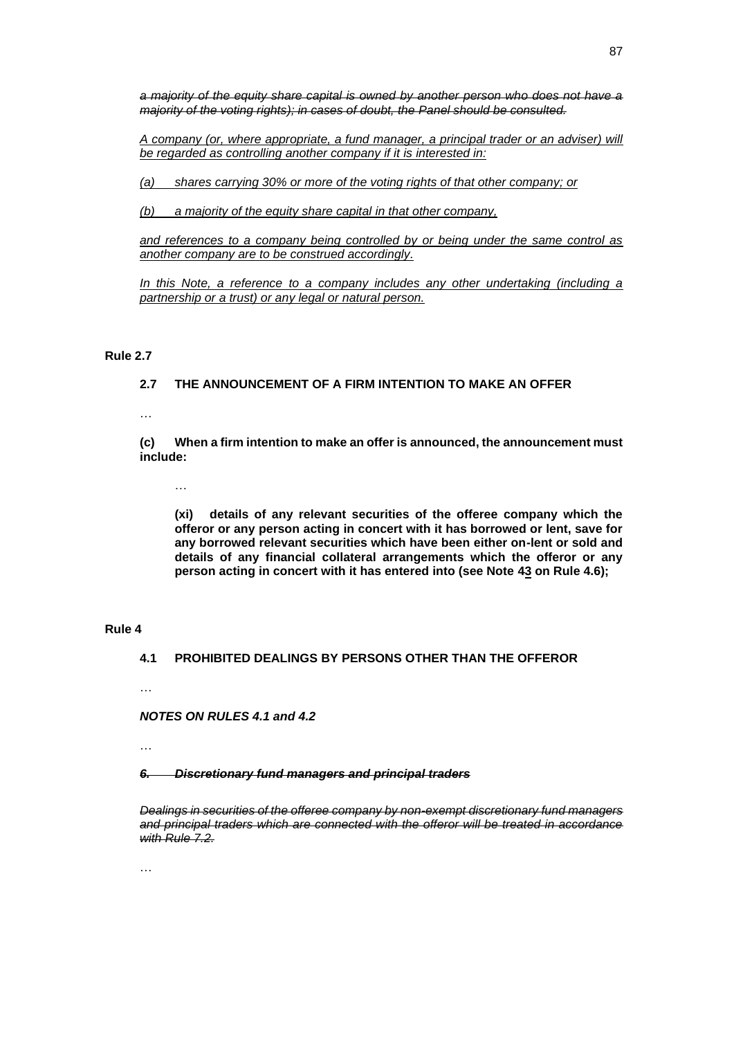*~~a majority of the equity share capital is owned by another person who does not have a majority of the voting rights); in cases of doubt, the Panel should be consulted.~~*

*<u>A company (or, where appropriate, a fund manager, a principal trader or an adviser) will be regarded as controlling another company if it is interested in:</u>*

*<u>(a) shares carrying 30% or more of the voting rights of that other company; or</u>*

*<u>(b) a majority of the equity share capital in that other company,</u>*

*<u>and references to a company being controlled by or being under the same control as another company are to be construed accordingly.</u>*

*<u>In this Note, a reference to a company includes any other undertaking (including a partnership or a trust) or any legal or natural person.</u>*

**Rule 2.7**

**2.7 THE ANNOUNCEMENT OF A FIRM INTENTION TO MAKE AN OFFER**

…

**(c) When a firm intention to make an offer is announced, the announcement must include:**

…

**(xi) details of any relevant securities of the offeree company which the offeror or any person acting in concert with it has borrowed or lent, save for any borrowed relevant securities which have been either on-lent or sold and details of any financial collateral arrangements which the offeror or any person acting in concert with it has entered into (see Note ~~4~~<u>3</u> on Rule 4.6);**

**Rule 4**

**4.1 PROHIBITED DEALINGS BY PERSONS OTHER THAN THE OFFEROR**

…

***NOTES ON RULES 4.1 and 4.2***

…

***~~6. Discretionary fund managers and principal traders~~***

*~~Dealings in securities of the offeree company by non-exempt discretionary fund managers and principal traders which are connected with the offeror will be treated in accordance with Rule 7.2.~~*

…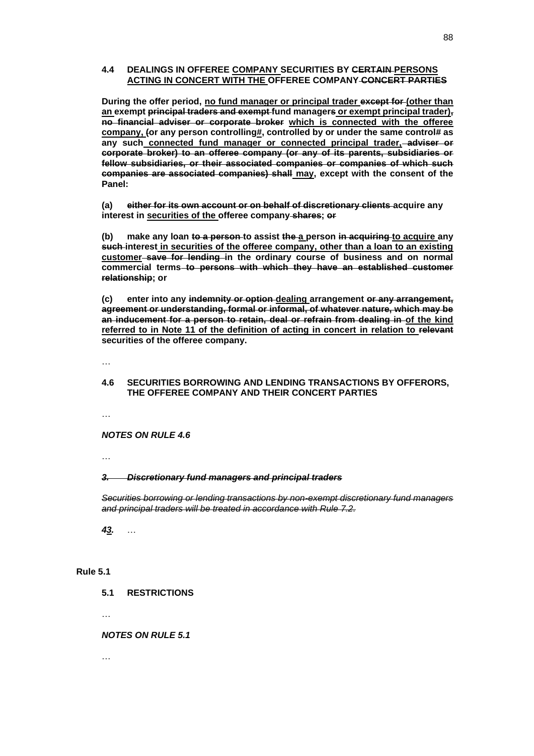**4.4 DEALINGS IN OFFEREE <u>COMPANY</u> SECURITIES BY ~~CERTAIN~~ <u>PERSONS ACTING IN CONCERT WITH THE</u> OFFEREE COMPANY ~~CONCERT PARTIES~~**

**During the offer period, <u>no fund manager or principal trader</u> ~~except for~~ <u>(other than an</u> exempt ~~principal traders and exempt~~ fund manager~~s~~ <u>or exempt principal trader)</u>~~,~~ ~~no financial adviser or corporate broker~~ <u>which is connected with the offeree company,</u> ~~(~~or any person controlling<u>#</u>, controlled by or under the same control# as any such <u>connected fund manager or connected principal trader,</u> ~~adviser or corporate broker) to an offeree company (or any of its parents, subsidiaries or fellow subsidiaries, or their associated companies or companies of which such companies are associated companies) shall~~ <u>may</u>, except with the consent of the Panel:**

**(a) ~~either for its own account or on behalf of discretionary clients~~ acquire any interest in <u>securities of the</u> offeree company ~~shares~~; ~~or~~**

**(b) make any loan ~~to a person~~ to assist ~~the~~ <u>a</u> person ~~in acquiring~~ <u>to acquire</u> any ~~such~~ interest <u>in securities of the offeree company, other than a loan to an existing customer</u> ~~save for lending~~ in the ordinary course of business and on normal commercial terms ~~to persons with which they have an established customer relationship~~; or**

**(c) enter into any ~~indemnity or option~~ <u>dealing</u> arrangement ~~or any arrangement, agreement or understanding, formal or informal, of whatever nature, which may be an inducement for a person to retain, deal or refrain from dealing in~~ <u>of the kind referred to in Note 11 of the definition of acting in concert in relation to</u> ~~relevant~~ securities of the offeree company.**

…

**4.6 SECURITIES BORROWING AND LENDING TRANSACTIONS BY OFFERORS, THE OFFEREE COMPANY AND THEIR CONCERT PARTIES**

…

***NOTES ON RULE 4.6***

…

~~***3. Discretionary fund managers and principal traders***~~

~~*Securities borrowing or lending transactions by non-exempt discretionary fund managers and principal traders will be treated in accordance with Rule 7.2.*~~

***~~4~~<u>3</u>.*** …

**Rule 5.1**

**5.1 RESTRICTIONS**

…

***NOTES ON RULE 5.1***

…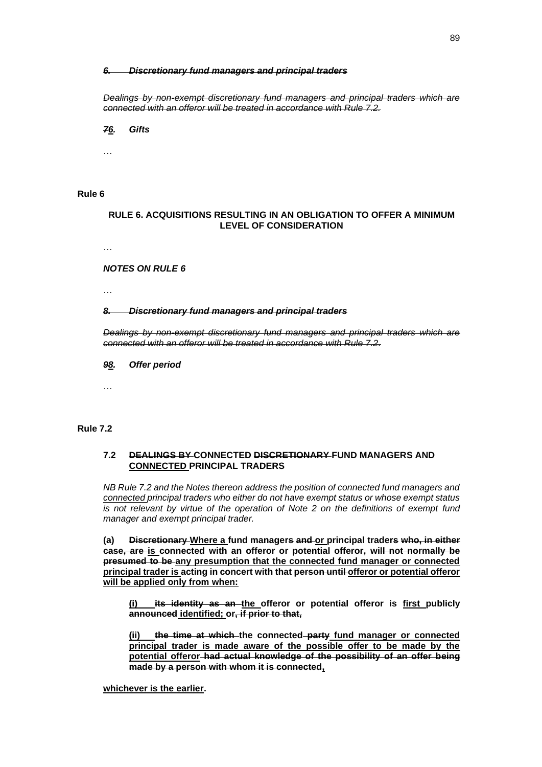***~~6. Discretionary fund managers and principal traders~~***

*~~Dealings by non-exempt discretionary fund managers and principal traders which are connected with an offeror will be treated in accordance with Rule 7.2.~~*

***~~7~~<u>6</u>. Gifts***

…

**Rule 6**

**RULE 6. ACQUISITIONS RESULTING IN AN OBLIGATION TO OFFER A MINIMUM LEVEL OF CONSIDERATION**

…

***NOTES ON RULE 6***

…

***~~8. Discretionary fund managers and principal traders~~***

*~~Dealings by non-exempt discretionary fund managers and principal traders which are connected with an offeror will be treated in accordance with Rule 7.2.~~*

***~~9~~<u>8</u>. Offer period***

…

**Rule 7.2**

**7.2 ~~DEALINGS BY~~ CONNECTED ~~DISCRETIONARY~~ FUND MANAGERS AND <u>CONNECTED</u> PRINCIPAL TRADERS**

*NB Rule 7.2 and the Notes thereon address the position of connected fund managers and <u>connected</u> principal traders who either do not have exempt status or whose exempt status is not relevant by virtue of the operation of Note 2 on the definitions of exempt fund manager and exempt principal trader.*

**(a) ~~Discretionary~~ <u>Where a</u> fund manager~~s~~ ~~and~~ <u>or</u> principal trader~~s~~ ~~who, in either case, are~~ <u>is</u> connected with an offeror or potential offeror, ~~will not normally be presumed to be~~ <u>any presumption that the connected fund manager or connected principal trader is</u> acting in concert with that ~~person until~~ <u>offeror or potential offeror will be applied only from when:</u>**

> **<u>(i)</u> ~~its identity as an~~ <u>the</u> offeror or potential offeror is <u>first</u> publicly ~~announced~~ <u>identified;</u> or~~, if prior to that,~~**
>
> **<u>(ii)</u> ~~the time at which~~ the connected ~~party~~ <u>fund manager or connected principal trader is made aware of the possible offer to be made by the potential offeror</u> ~~had actual knowledge of the possibility of an offer being made by a person with whom it is connected~~<u>,</u>**

**<u>whichever is the earlier</u>.**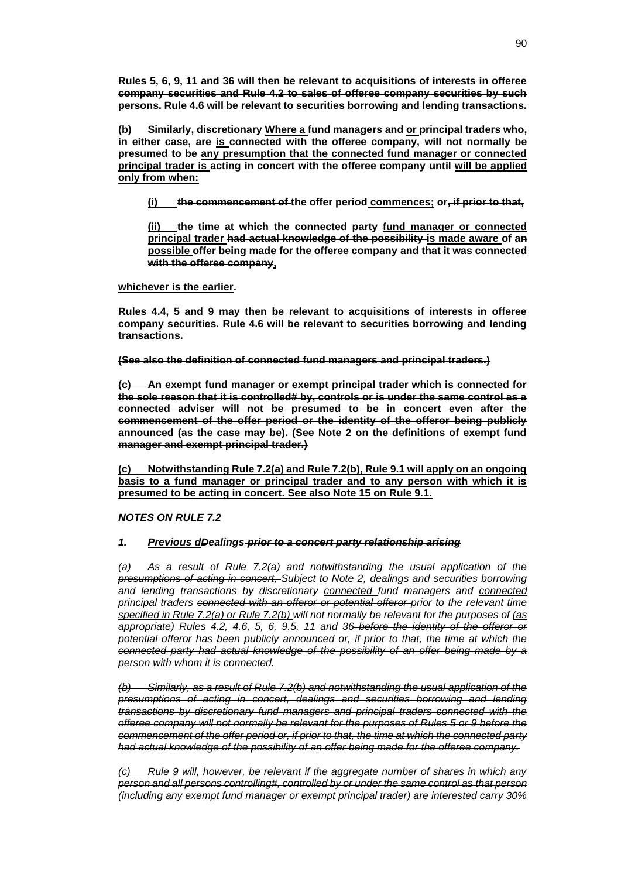**~~Rules 5, 6, 9, 11 and 36 will then be relevant to acquisitions of interests in offeree company securities and Rule 4.2 to sales of offeree company securities by such persons. Rule 4.6 will be relevant to securities borrowing and lending transactions.~~**

**(b) ~~Similarly, discretionary~~ <u>Where a</u> fund manager~~s~~ ~~and~~ <u>or</u> principal trader~~s~~ ~~who, in either case, are~~ <u>is</u> connected with the offeree company, ~~will not normally be presumed to be~~ <u>any presumption that the connected fund manager or connected principal trader is</u> acting in concert with the offeree company ~~until~~ <u>will be applied only from when:</u>**

**<u>(i)</u> ~~the commencement of~~ the offer period <u>commences;</u> or~~, if prior to that,~~**

**<u>(ii)</u> ~~the time at which~~ the connected ~~party~~ <u>fund manager or connected principal trader</u> ~~had actual knowledge of the possibility~~ <u>is made aware</u> of a~~n~~ <u>possible</u> offer ~~being made~~ for the offeree company ~~and that it was connected with the offeree company~~<u>,</u>**

**<u>whichever is the earlier</u>.**

**~~Rules 4.4, 5 and 9 may then be relevant to acquisitions of interests in offeree company securities. Rule 4.6 will be relevant to securities borrowing and lending transactions.~~**

**~~(See also the definition of connected fund managers and principal traders.)~~**

**~~(c) An exempt fund manager or exempt principal trader which is connected for the sole reason that it is controlled# by, controls or is under the same control as a connected adviser will not be presumed to be in concert even after the commencement of the offer period or the identity of the offeror being publicly announced (as the case may be). (See Note 2 on the definitions of exempt fund manager and exempt principal trader.)~~**

**<u>(c) Notwithstanding Rule 7.2(a) and Rule 7.2(b), Rule 9.1 will apply on an ongoing basis to a fund manager or principal trader and to any person with which it is presumed to be acting in concert. See also Note 15 on Rule 9.1.</u>**

***NOTES ON RULE 7.2***

***1. <u>Previous d</u>~~D~~ealings ~~prior to a concert party relationship arising~~***

*~~(a) As a result of Rule 7.2(a) and notwithstanding the usual application of the presumptions of acting in concert,~~ <u>Subject to Note 2,</u> dealings and securities borrowing and lending transactions by ~~discretionary~~ <u>connected</u> fund managers and <u>connected</u> principal traders ~~connected with an offeror or potential offeror~~ <u>prior to the relevant time specified in Rule 7.2(a) or Rule 7.2(b)</u> will not ~~normally~~ be relevant for the purposes of <u>(as appropriate)</u> Rules 4.2, 4.6, 5, 6, 9.<u>5</u>, 11 and 36 ~~before the identity of the offeror or potential offeror has been publicly announced or, if prior to that, the time at which the connected party had actual knowledge of the possibility of an offer being made by a person with whom it is connected~~.*

*~~(b) Similarly, as a result of Rule 7.2(b) and notwithstanding the usual application of the presumptions of acting in concert, dealings and securities borrowing and lending transactions by discretionary fund managers and principal traders connected with the offeree company will not normally be relevant for the purposes of Rules 5 or 9 before the commencement of the offer period or, if prior to that, the time at which the connected party had actual knowledge of the possibility of an offer being made for the offeree company.~~*

*~~(c) Rule 9 will, however, be relevant if the aggregate number of shares in which any person and all persons controlling#, controlled by or under the same control as that person (including any exempt fund manager or exempt principal trader) are interested carry 30%~~*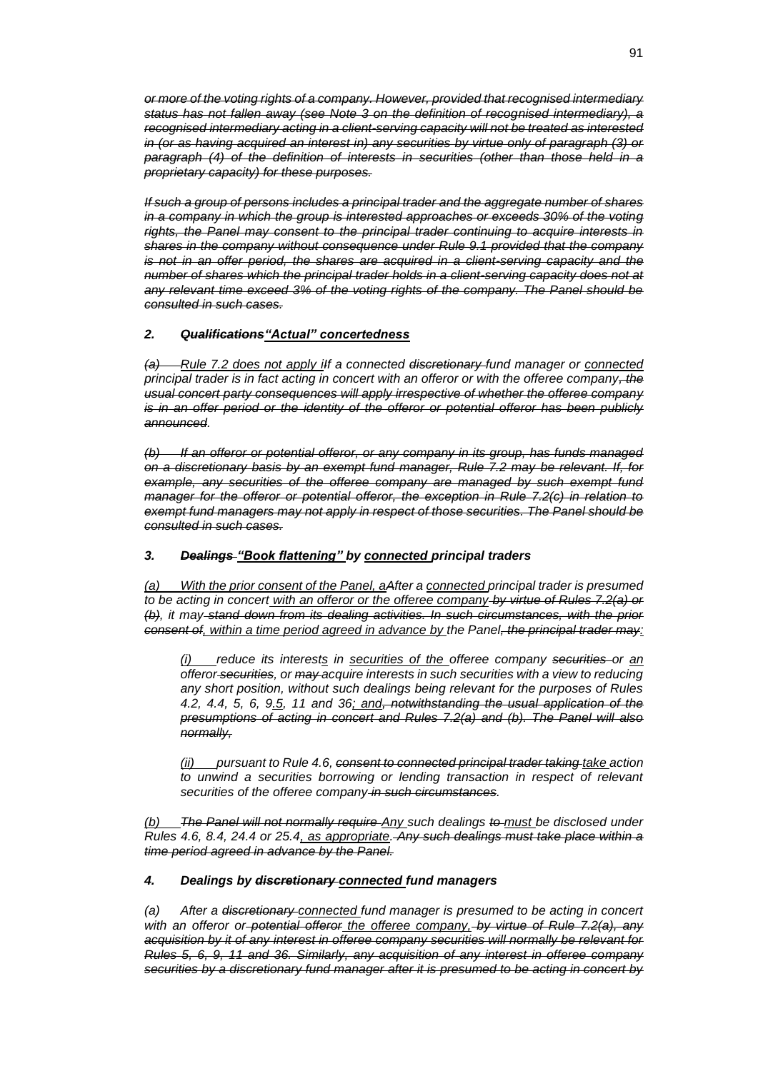*or more of the voting rights of a company. However, provided that recognised intermediary status has not fallen away (see Note 3 on the definition of recognised intermediary), a recognised intermediary acting in a client-serving capacity will not be treated as interested in (or as having acquired an interest in) any securities by virtue only of paragraph (3) or paragraph (4) of the definition of interests in securities (other than those held in a proprietary capacity) for these purposes.*

*If such a group of persons includes a principal trader and the aggregate number of shares in a company in which the group is interested approaches or exceeds 30% of the voting rights, the Panel may consent to the principal trader continuing to acquire interests in shares in the company without consequence under Rule 9.1 provided that the company is not in an offer period, the shares are acquired in a client-serving capacity and the number of shares which the principal trader holds in a client-serving capacity does not at any relevant time exceed 3% of the voting rights of the company. The Panel should be consulted in such cases.*

### *2. Qualifications"Actual" concertedness*

*(a) Rule 7.2 does not apply iIf a connected discretionary fund manager or connected principal trader is in fact acting in concert with an offeror or with the offeree company, the usual concert party consequences will apply irrespective of whether the offeree company is in an offer period or the identity of the offeror or potential offeror has been publicly announced.*

*(b) If an offeror or potential offeror, or any company in its group, has funds managed on a discretionary basis by an exempt fund manager, Rule 7.2 may be relevant. If, for example, any securities of the offeree company are managed by such exempt fund manager for the offeror or potential offeror, the exception in Rule 7.2(c) in relation to exempt fund managers may not apply in respect of those securities. The Panel should be consulted in such cases.*

### *3. Dealings "Book flattening" by connected principal traders*

*(a) With the prior consent of the Panel, aAfter a connected principal trader is presumed to be acting in concert with an offeror or the offeree company by virtue of Rules 7.2(a) or (b), it may stand down from its dealing activities. In such circumstances, with the prior consent of, within a time period agreed in advance by the Panel, the principal trader may:*

> *(i) reduce its interests in securities of the offeree company securities or an offeror securities, or may acquire interests in such securities with a view to reducing any short position, without such dealings being relevant for the purposes of Rules 4.2, 4.4, 5, 6, 9.5, 11 and 36; and, notwithstanding the usual application of the presumptions of acting in concert and Rules 7.2(a) and (b). The Panel will also normally,*
>
> *(ii) pursuant to Rule 4.6, consent to connected principal trader taking take action to unwind a securities borrowing or lending transaction in respect of relevant securities of the offeree company in such circumstances.*

*(b) The Panel will not normally require Any such dealings to must be disclosed under Rules 4.6, 8.4, 24.4 or 25.4, as appropriate. Any such dealings must take place within a time period agreed in advance by the Panel.*

### *4. Dealings by discretionary connected fund managers*

*(a) After a discretionary connected fund manager is presumed to be acting in concert with an offeror or potential offeror the offeree company, by virtue of Rule 7.2(a), any acquisition by it of any interest in offeree company securities will normally be relevant for Rules 5, 6, 9, 11 and 36. Similarly, any acquisition of any interest in offeree company securities by a discretionary fund manager after it is presumed to be acting in concert by*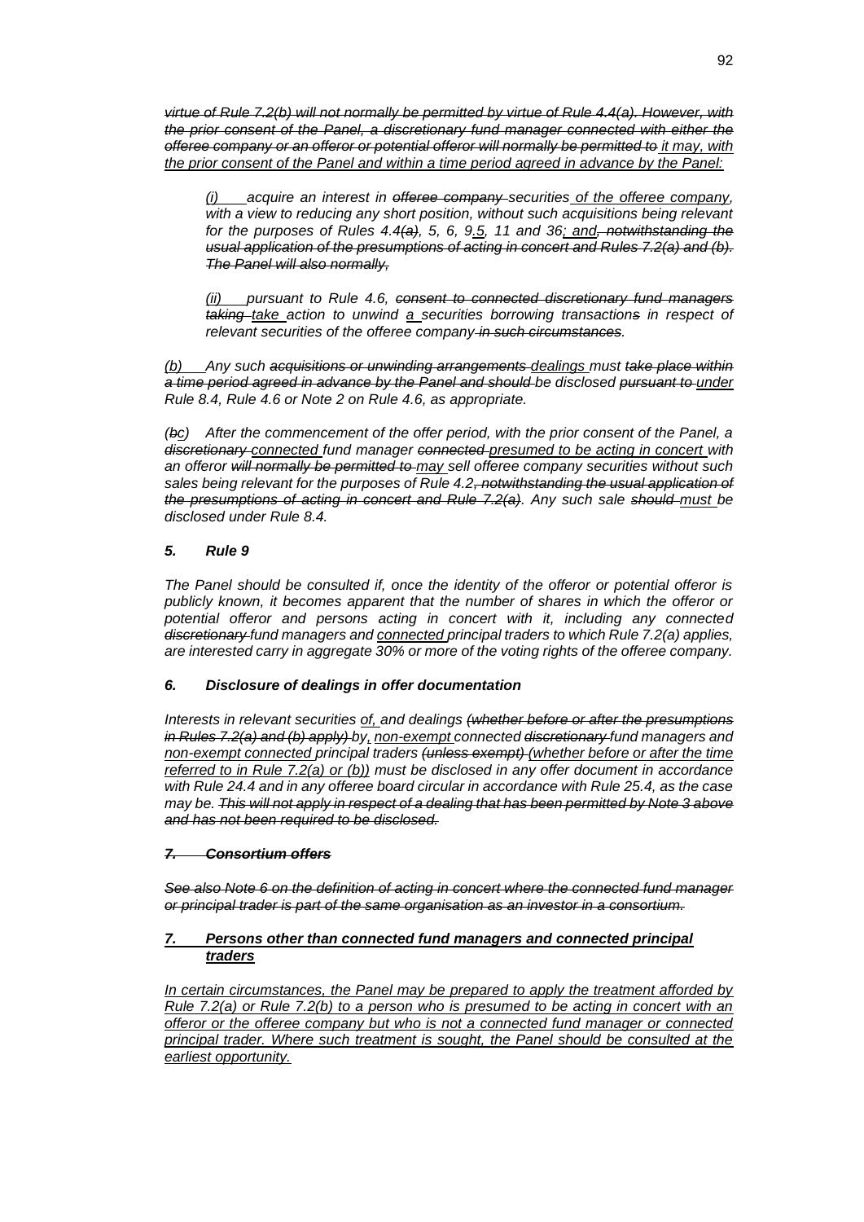*~~virtue of Rule 7.2(b) will not normally be permitted by virtue of Rule 4.4(a). However, with the prior consent of the Panel, a discretionary fund manager connected with either the offeree company or an offeror or potential offeror will normally be permitted to~~ it may, with the prior consent of the Panel and within a time period agreed in advance by the Panel:*

> *(i) acquire an interest in ~~offeree company~~ securities of the offeree company, with a view to reducing any short position, without such acquisitions being relevant for the purposes of Rules 4.4~~(a)~~, 5, 6, 9.5, 11 and 36; and~~, notwithstanding the usual application of the presumptions of acting in concert and Rules 7.2(a) and (b). The Panel will also normally,~~*
>
> *(ii) pursuant to Rule 4.6, ~~consent to connected discretionary fund managers taking~~ take action to unwind a securities borrowing transaction~~s~~ in respect of relevant securities of the offeree company ~~in such circumstances~~.*

*(b) Any such ~~acquisitions or unwinding arrangements~~ dealings must ~~take place within a time period agreed in advance by the Panel and should~~ be disclosed ~~pursuant to~~ under Rule 8.4, Rule 4.6 or Note 2 on Rule 4.6, as appropriate.*

*(~~b~~c) After the commencement of the offer period, with the prior consent of the Panel, a ~~discretionary~~ connected fund manager ~~connected~~ presumed to be acting in concert with an offeror ~~will normally be permitted to~~ may sell offeree company securities without such sales being relevant for the purposes of Rule 4.2~~, notwithstanding the usual application of the presumptions of acting in concert and Rule 7.2(a)~~. Any such sale ~~should~~ must be disclosed under Rule 8.4.*

***5. Rule 9***

*The Panel should be consulted if, once the identity of the offeror or potential offeror is publicly known, it becomes apparent that the number of shares in which the offeror or potential offeror and persons acting in concert with it, including any connected ~~discretionary~~ fund managers and connected principal traders to which Rule 7.2(a) applies, are interested carry in aggregate 30% or more of the voting rights of the offeree company.*

***6. Disclosure of dealings in offer documentation***

*Interests in relevant securities of, and dealings ~~(whether before or after the presumptions in Rules 7.2(a) and (b) apply)~~ by, non-exempt connected ~~discretionary~~ fund managers and non-exempt connected principal traders ~~(unless exempt)~~ (whether before or after the time referred to in Rule 7.2(a) or (b)) must be disclosed in any offer document in accordance with Rule 24.4 and in any offeree board circular in accordance with Rule 25.4, as the case may be. ~~This will not apply in respect of a dealing that has been permitted by Note 3 above and has not been required to be disclosed.~~*

***~~7. Consortium offers~~***

*~~See also Note 6 on the definition of acting in concert where the connected fund manager or principal trader is part of the same organisation as an investor in a consortium.~~*

***7. Persons other than connected fund managers and connected principal traders***

*In certain circumstances, the Panel may be prepared to apply the treatment afforded by Rule 7.2(a) or Rule 7.2(b) to a person who is presumed to be acting in concert with an offeror or the offeree company but who is not a connected fund manager or connected principal trader. Where such treatment is sought, the Panel should be consulted at the earliest opportunity.*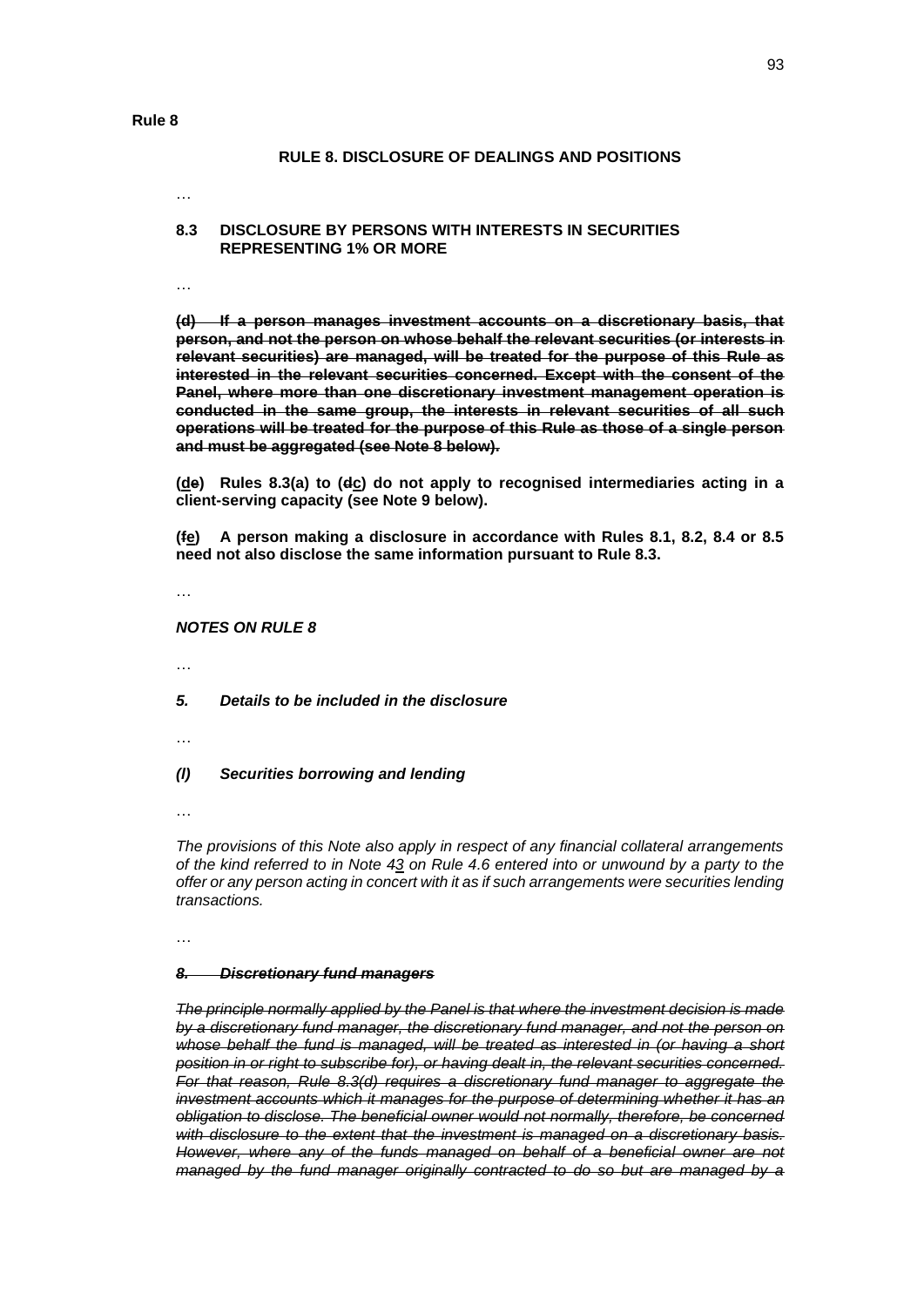**Rule 8**

**RULE 8. DISCLOSURE OF DEALINGS AND POSITIONS**

…

**8.3 DISCLOSURE BY PERSONS WITH INTERESTS IN SECURITIES REPRESENTING 1% OR MORE**

…

~~**(d) If a person manages investment accounts on a discretionary basis, that person, and not the person on whose behalf the relevant securities (or interests in relevant securities) are managed, will be treated for the purpose of this Rule as interested in the relevant securities concerned. Except with the consent of the Panel, where more than one discretionary investment management operation is conducted in the same group, the interests in relevant securities of all such operations will be treated for the purpose of this Rule as those of a single person and must be aggregated (see Note 8 below).**~~

**(<u>d</u>~~e~~) Rules 8.3(a) to (~~d~~<u>c</u>) do not apply to recognised intermediaries acting in a client-serving capacity (see Note 9 below).**

**(~~f~~<u>e</u>) A person making a disclosure in accordance with Rules 8.1, 8.2, 8.4 or 8.5 need not also disclose the same information pursuant to Rule 8.3.**

…

***NOTES ON RULE 8***

…

***5. Details to be included in the disclosure***

…

***(l) Securities borrowing and lending***

…

*The provisions of this Note also apply in respect of any financial collateral arrangements of the kind referred to in Note 4<u>3</u> on Rule 4.6 entered into or unwound by a party to the offer or any person acting in concert with it as if such arrangements were securities lending transactions.*

…

***~~8. Discretionary fund managers~~***

*~~The principle normally applied by the Panel is that where the investment decision is made by a discretionary fund manager, the discretionary fund manager, and not the person on whose behalf the fund is managed, will be treated as interested in (or having a short position in or right to subscribe for), or having dealt in, the relevant securities concerned. For that reason, Rule 8.3(d) requires a discretionary fund manager to aggregate the investment accounts which it manages for the purpose of determining whether it has an obligation to disclose. The beneficial owner would not normally, therefore, be concerned with disclosure to the extent that the investment is managed on a discretionary basis. However, where any of the funds managed on behalf of a beneficial owner are not managed by the fund manager originally contracted to do so but are managed by a~~*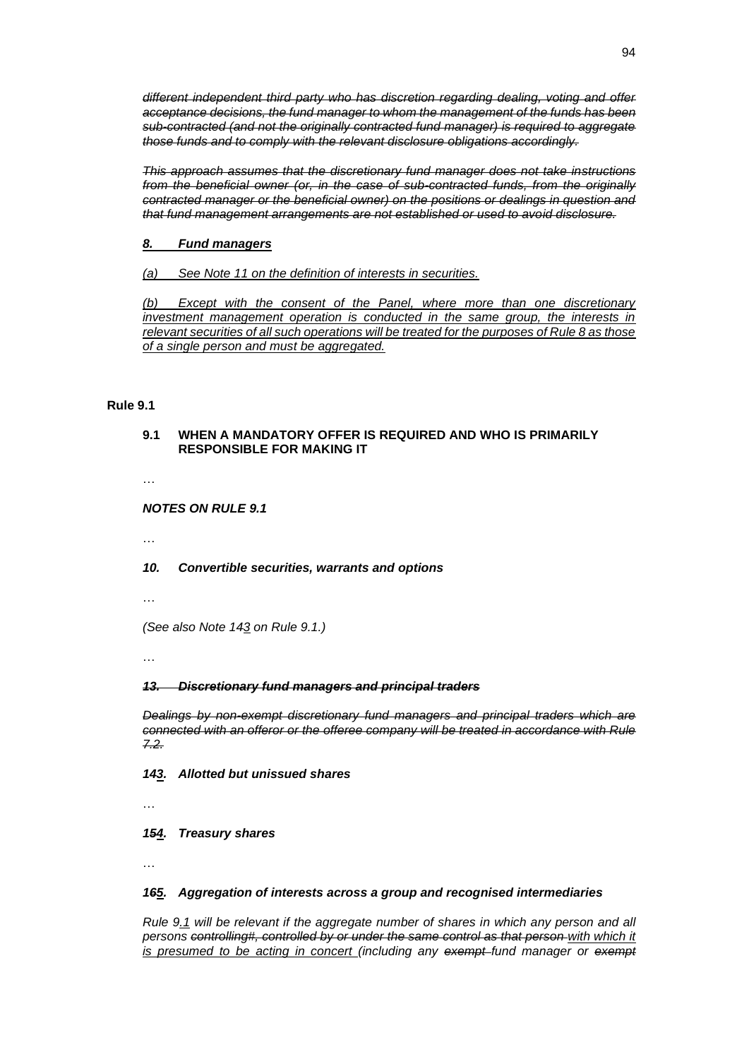~~*different independent third party who has discretion regarding dealing, voting and offer acceptance decisions, the fund manager to whom the management of the funds has been sub-contracted (and not the originally contracted fund manager) is required to aggregate those funds and to comply with the relevant disclosure obligations accordingly.*~~

~~*This approach assumes that the discretionary fund manager does not take instructions from the beneficial owner (or, in the case of sub-contracted funds, from the originally contracted manager or the beneficial owner) on the positions or dealings in question and that fund management arrangements are not established or used to avoid disclosure.*~~

***8. Fund managers***

*(a) See Note 11 on the definition of interests in securities.*

*(b) Except with the consent of the Panel, where more than one discretionary investment management operation is conducted in the same group, the interests in relevant securities of all such operations will be treated for the purposes of Rule 8 as those of a single person and must be aggregated.*

**Rule 9.1**

**9.1 WHEN A MANDATORY OFFER IS REQUIRED AND WHO IS PRIMARILY RESPONSIBLE FOR MAKING IT**

…

***NOTES ON RULE 9.1***

…

***10. Convertible securities, warrants and options***

…

*(See also Note 1~~4~~3 on Rule 9.1.)*

…

~~***13. Discretionary fund managers and principal traders***~~

~~*Dealings by non-exempt discretionary fund managers and principal traders which are connected with an offeror or the offeree company will be treated in accordance with Rule 7.2.*~~

***1~~4~~3. Allotted but unissued shares***

…

***1~~5~~4. Treasury shares***

…

***1~~6~~5. Aggregation of interests across a group and recognised intermediaries***

*Rule 9.1 will be relevant if the aggregate number of shares in which any person and all persons ~~controlling#, controlled by or under the same control as that person~~ with which it is presumed to be acting in concert (including any ~~exempt~~ fund manager or ~~exempt~~*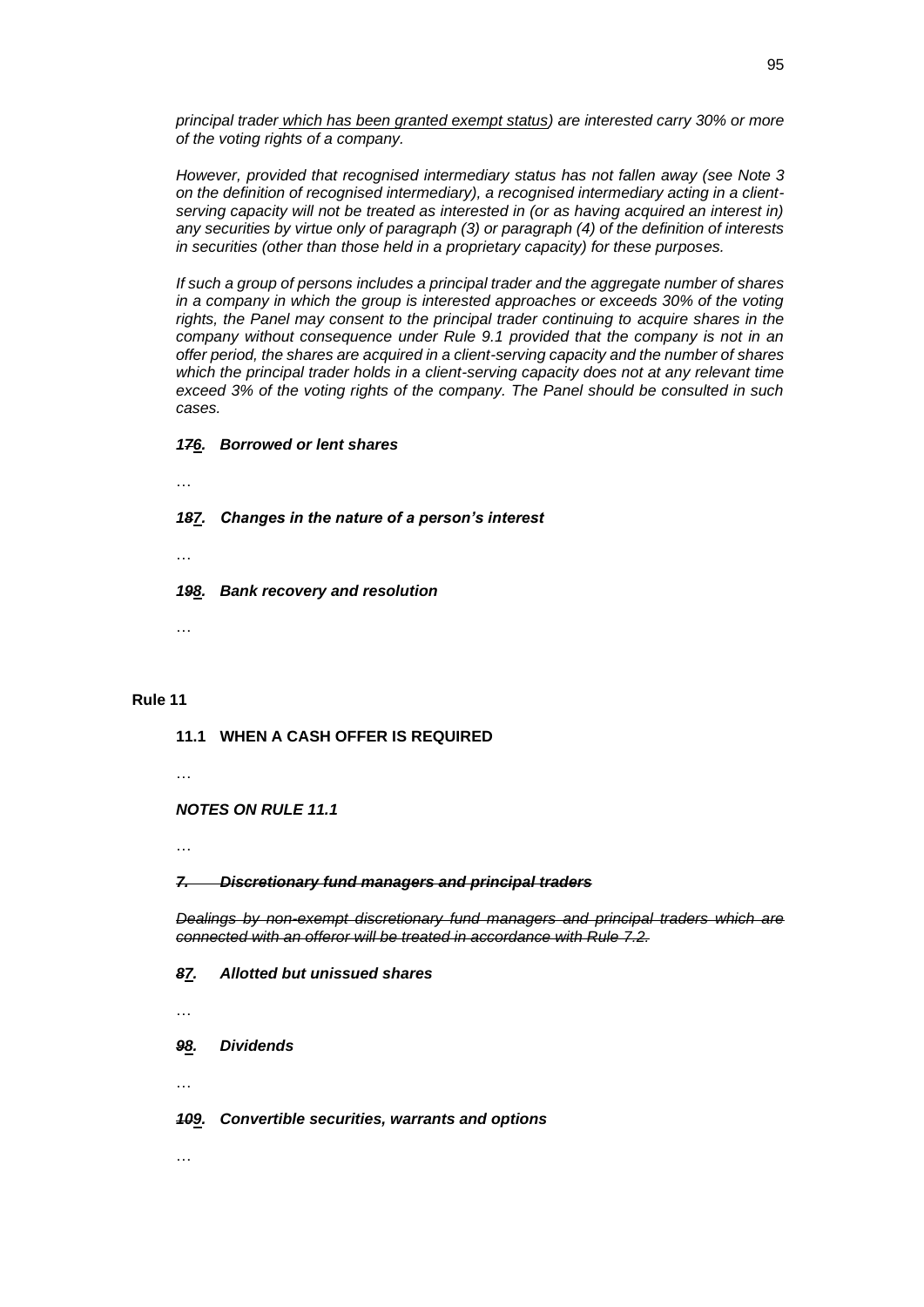*principal trader which has been granted exempt status) are interested carry 30% or more of the voting rights of a company.*

*However, provided that recognised intermediary status has not fallen away (see Note 3 on the definition of recognised intermediary), a recognised intermediary acting in a client-serving capacity will not be treated as interested in (or as having acquired an interest in) any securities by virtue only of paragraph (3) or paragraph (4) of the definition of interests in securities (other than those held in a proprietary capacity) for these purposes.*

*If such a group of persons includes a principal trader and the aggregate number of shares in a company in which the group is interested approaches or exceeds 30% of the voting rights, the Panel may consent to the principal trader continuing to acquire shares in the company without consequence under Rule 9.1 provided that the company is not in an offer period, the shares are acquired in a client-serving capacity and the number of shares which the principal trader holds in a client-serving capacity does not at any relevant time exceed 3% of the voting rights of the company. The Panel should be consulted in such cases.*

***~~17~~6. Borrowed or lent shares***

…

***~~18~~7. Changes in the nature of a person's interest***

…

***~~19~~8. Bank recovery and resolution***

…

**Rule 11**

**11.1 WHEN A CASH OFFER IS REQUIRED**

…

***NOTES ON RULE 11.1***

…

***~~7. Discretionary fund managers and principal traders~~***

*~~Dealings by non-exempt discretionary fund managers and principal traders which are connected with an offeror will be treated in accordance with Rule 7.2.~~*

***~~8~~7. Allotted but unissued shares***

…

***~~9~~8. Dividends***

…

***~~10~~9. Convertible securities, warrants and options***

…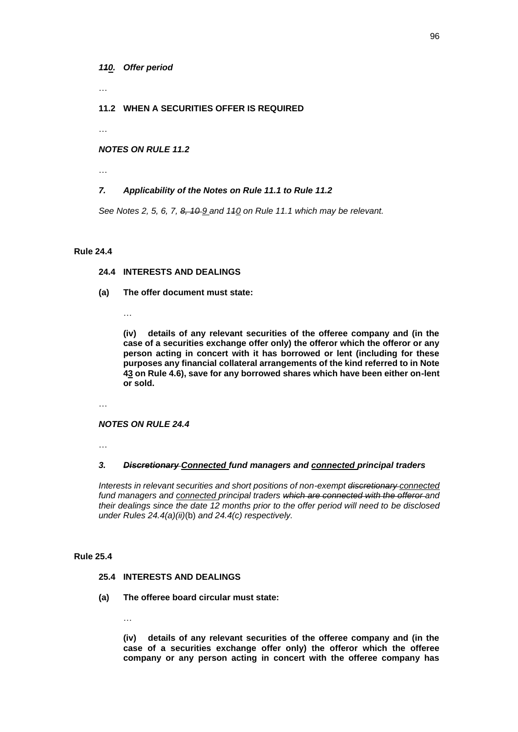***1~~1~~<u>0</u>. Offer period***

…

**11.2 WHEN A SECURITIES OFFER IS REQUIRED**

…

***NOTES ON RULE 11.2***

…

***7. Applicability of the Notes on Rule 11.1 to Rule 11.2***

*See Notes 2, 5, 6, 7, ~~8, 10~~ <u>9</u> and 1~~1~~<u>0</u> on Rule 11.1 which may be relevant.*

**Rule 24.4**

**24.4 INTERESTS AND DEALINGS**

**(a) The offer document must state:**

…

**(iv) details of any relevant securities of the offeree company and (in the case of a securities exchange offer only) the offeror which the offeror or any person acting in concert with it has borrowed or lent (including for these purposes any financial collateral arrangements of the kind referred to in Note 4<u>3</u> on Rule 4.6), save for any borrowed shares which have been either on-lent or sold.**

…

***NOTES ON RULE 24.4***

…

***3. ~~Discretionary~~ <u>Connected</u> fund managers and <u>connected</u> principal traders***

*Interests in relevant securities and short positions of non-exempt ~~discretionary~~ <u>connected</u> fund managers and <u>connected</u> principal traders ~~which are connected with the offeror~~ and their dealings since the date 12 months prior to the offer period will need to be disclosed under Rules 24.4(a)(ii)*(b) *and 24.4(c) respectively.*

**Rule 25.4**

**25.4 INTERESTS AND DEALINGS**

**(a) The offeree board circular must state:**

…

**(iv) details of any relevant securities of the offeree company and (in the case of a securities exchange offer only) the offeror which the offeree company or any person acting in concert with the offeree company has**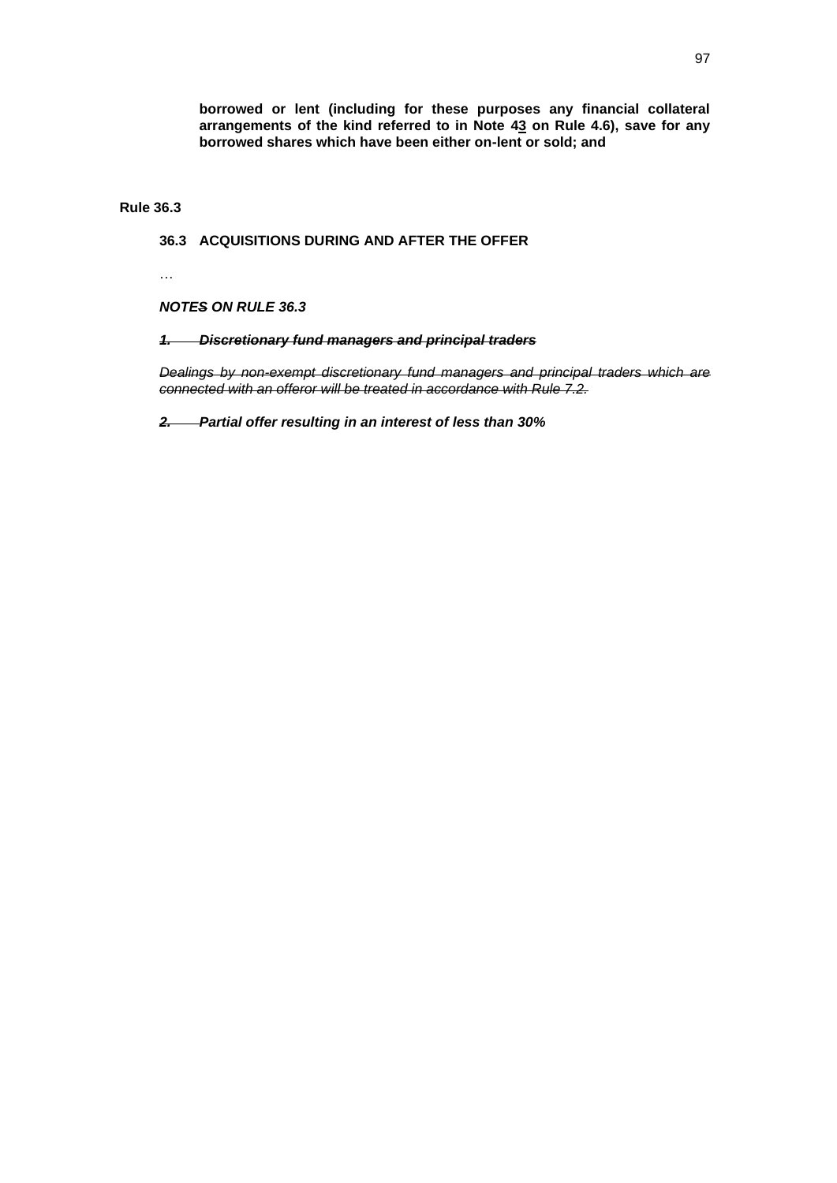**borrowed or lent (including for these purposes any financial collateral arrangements of the kind referred to in Note 4~~3~~ on Rule 4.6), save for any borrowed shares which have been either on-lent or sold; and**

**Rule 36.3**

**36.3 ACQUISITIONS DURING AND AFTER THE OFFER**

…

***NOTE~~S~~ ON RULE 36.3***

~~***1. Discretionary fund managers and principal traders***~~

~~*Dealings by non-exempt discretionary fund managers and principal traders which are connected with an offeror will be treated in accordance with Rule 7.2.*~~

***~~2.~~ Partial offer resulting in an interest of less than 30%***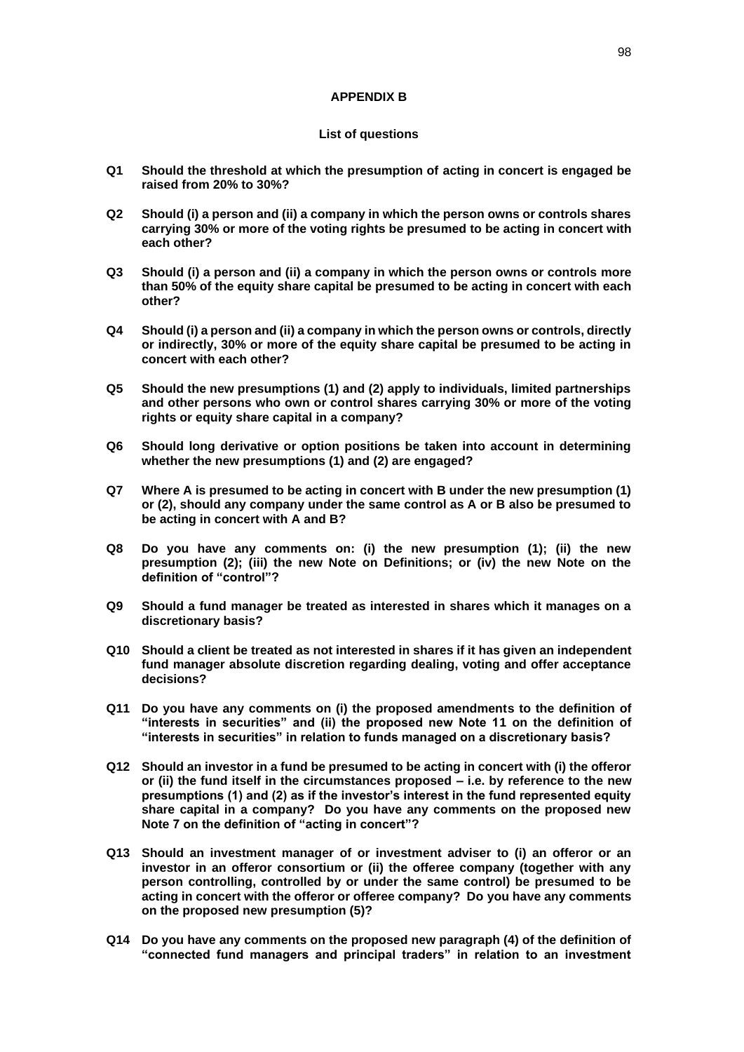## APPENDIX B

### List of questions

**Q1 Should the threshold at which the presumption of acting in concert is engaged be raised from 20% to 30%?**

**Q2 Should (i) a person and (ii) a company in which the person owns or controls shares carrying 30% or more of the voting rights be presumed to be acting in concert with each other?**

**Q3 Should (i) a person and (ii) a company in which the person owns or controls more than 50% of the equity share capital be presumed to be acting in concert with each other?**

**Q4 Should (i) a person and (ii) a company in which the person owns or controls, directly or indirectly, 30% or more of the equity share capital be presumed to be acting in concert with each other?**

**Q5 Should the new presumptions (1) and (2) apply to individuals, limited partnerships and other persons who own or control shares carrying 30% or more of the voting rights or equity share capital in a company?**

**Q6 Should long derivative or option positions be taken into account in determining whether the new presumptions (1) and (2) are engaged?**

**Q7 Where A is presumed to be acting in concert with B under the new presumption (1) or (2), should any company under the same control as A or B also be presumed to be acting in concert with A and B?**

**Q8 Do you have any comments on: (i) the new presumption (1); (ii) the new presumption (2); (iii) the new Note on Definitions; or (iv) the new Note on the definition of "control"?**

**Q9 Should a fund manager be treated as interested in shares which it manages on a discretionary basis?**

**Q10 Should a client be treated as not interested in shares if it has given an independent fund manager absolute discretion regarding dealing, voting and offer acceptance decisions?**

**Q11 Do you have any comments on (i) the proposed amendments to the definition of "interests in securities" and (ii) the proposed new Note 11 on the definition of "interests in securities" in relation to funds managed on a discretionary basis?**

**Q12 Should an investor in a fund be presumed to be acting in concert with (i) the offeror or (ii) the fund itself in the circumstances proposed – i.e. by reference to the new presumptions (1) and (2) as if the investor's interest in the fund represented equity share capital in a company? Do you have any comments on the proposed new Note 7 on the definition of "acting in concert"?**

**Q13 Should an investment manager of or investment adviser to (i) an offeror or an investor in an offeror consortium or (ii) the offeree company (together with any person controlling, controlled by or under the same control) be presumed to be acting in concert with the offeror or offeree company? Do you have any comments on the proposed new presumption (5)?**

**Q14 Do you have any comments on the proposed new paragraph (4) of the definition of "connected fund managers and principal traders" in relation to an investment**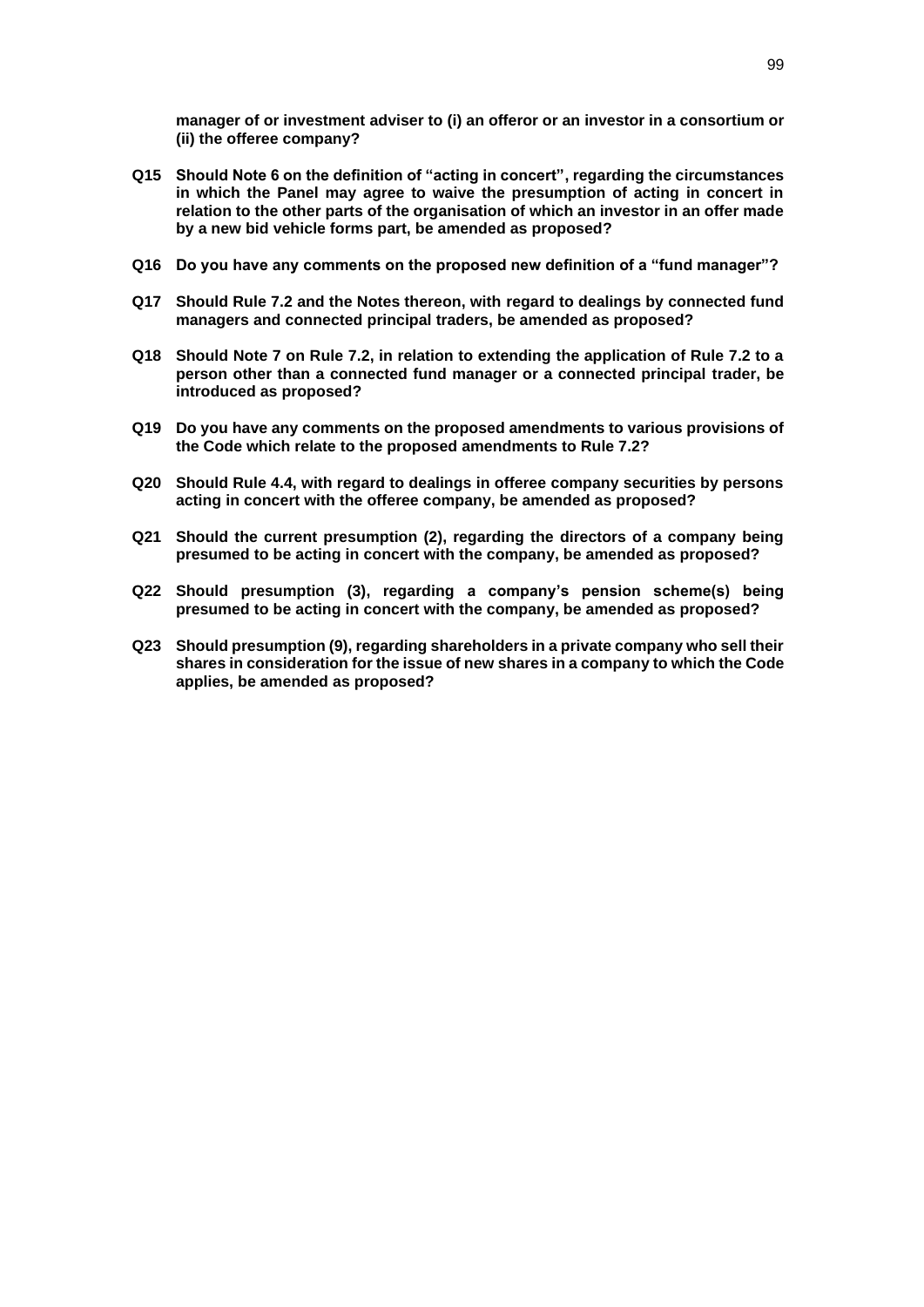**manager of or investment adviser to (i) an offeror or an investor in a consortium or (ii) the offeree company?**

**Q15 Should Note 6 on the definition of "acting in concert", regarding the circumstances in which the Panel may agree to waive the presumption of acting in concert in relation to the other parts of the organisation of which an investor in an offer made by a new bid vehicle forms part, be amended as proposed?**

**Q16 Do you have any comments on the proposed new definition of a "fund manager"?**

**Q17 Should Rule 7.2 and the Notes thereon, with regard to dealings by connected fund managers and connected principal traders, be amended as proposed?**

**Q18 Should Note 7 on Rule 7.2, in relation to extending the application of Rule 7.2 to a person other than a connected fund manager or a connected principal trader, be introduced as proposed?**

**Q19 Do you have any comments on the proposed amendments to various provisions of the Code which relate to the proposed amendments to Rule 7.2?**

**Q20 Should Rule 4.4, with regard to dealings in offeree company securities by persons acting in concert with the offeree company, be amended as proposed?**

**Q21 Should the current presumption (2), regarding the directors of a company being presumed to be acting in concert with the company, be amended as proposed?**

**Q22 Should presumption (3), regarding a company's pension scheme(s) being presumed to be acting in concert with the company, be amended as proposed?**

**Q23 Should presumption (9), regarding shareholders in a private company who sell their shares in consideration for the issue of new shares in a company to which the Code applies, be amended as proposed?**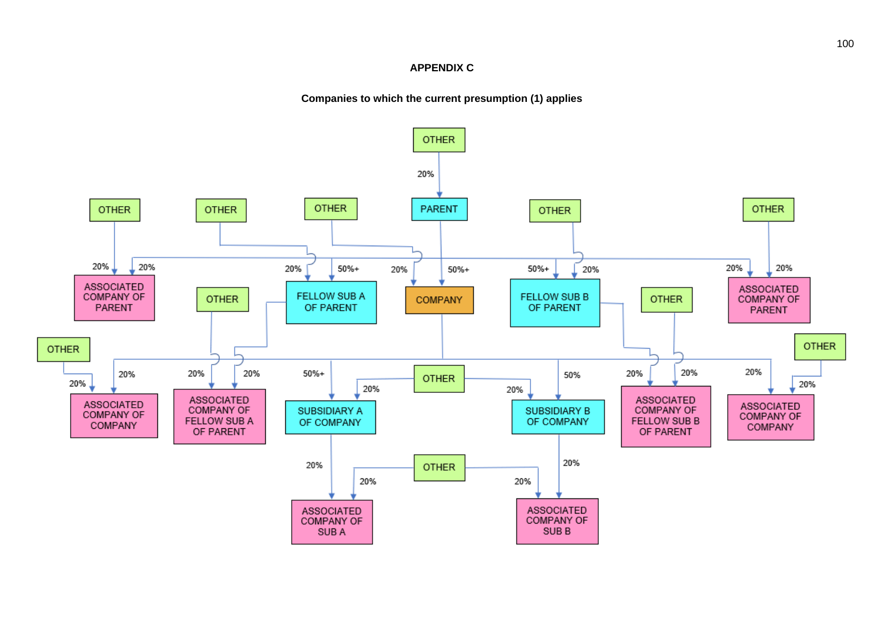# APPENDIX C

**Companies to which the current presumption (1) applies**

OTHER

20%

PARENT

OTHER | OTHER | OTHER | OTHER | OTHER

20% | 20% | 20% | 50%+ | 20% | 50%+ | 50%+ | 20% | 20% | 20%

ASSOCIATED COMPANY OF PARENT | FELLOW SUB A OF PARENT | COMPANY | FELLOW SUB B OF PARENT | ASSOCIATED COMPANY OF PARENT

OTHER | OTHER | OTHER | OTHER

20% | 20% | 20% | 20% | 50%+ | 20% | 20% | 50% | 20% | 20% | 20% | 20%

OTHER

ASSOCIATED COMPANY OF COMPANY | ASSOCIATED COMPANY OF FELLOW SUB A OF PARENT | SUBSIDIARY A OF COMPANY | SUBSIDIARY B OF COMPANY | ASSOCIATED COMPANY OF FELLOW SUB B OF PARENT | ASSOCIATED COMPANY OF COMPANY

20% | 20% | 20% | 20%

OTHER

ASSOCIATED COMPANY OF SUB A | ASSOCIATED COMPANY OF SUB B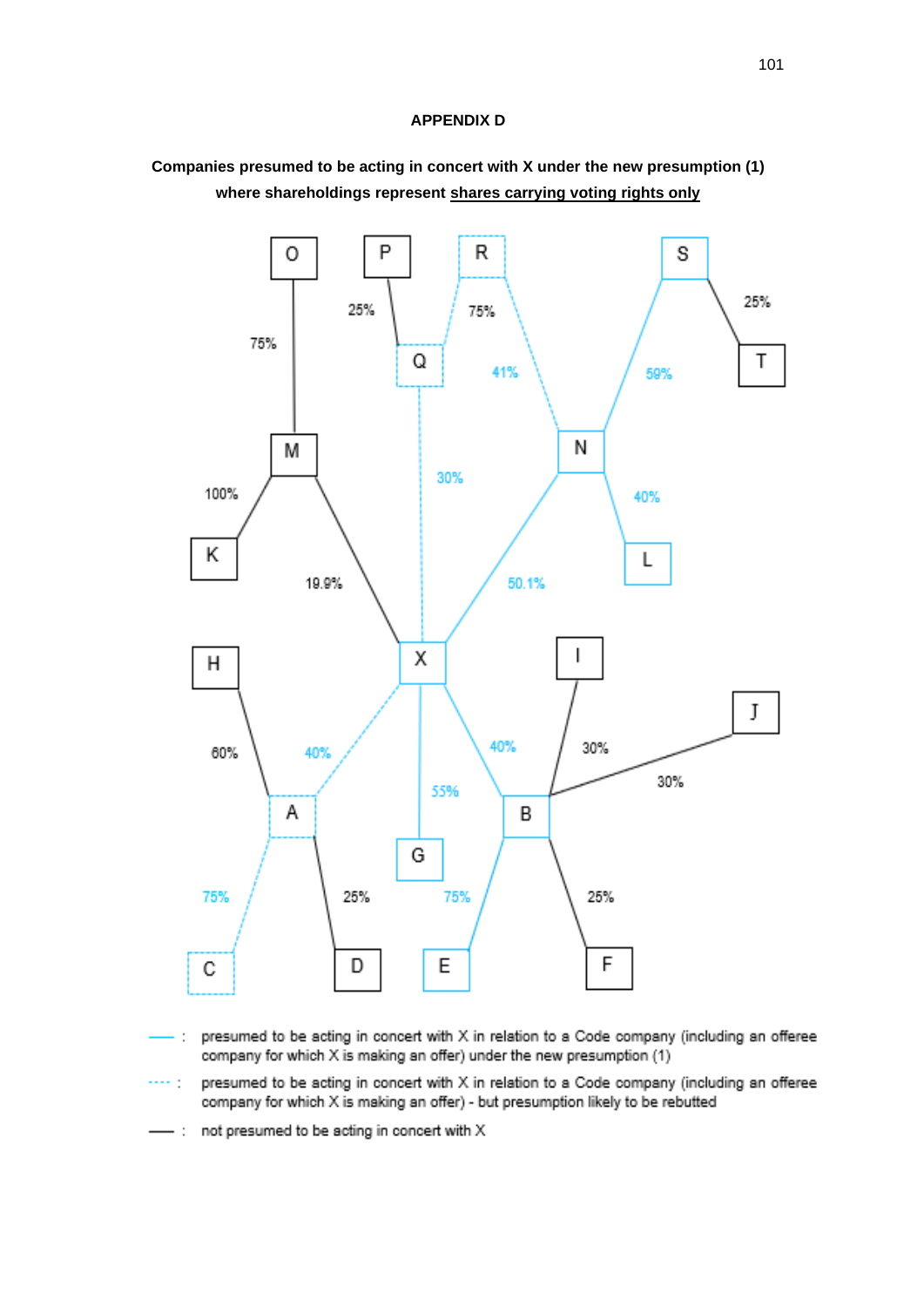## APPENDIX D

**Companies presumed to be acting in concert with X under the new presumption (1) where shareholdings represent <u>shares carrying voting rights only</u>**

—— : presumed to be acting in concert with X in relation to a Code company (including an offeree company for which X is making an offer) under the new presumption (1)

···· : presumed to be acting in concert with X in relation to a Code company (including an offeree company for which X is making an offer) - but presumption likely to be rebutted

—— : not presumed to be acting in concert with X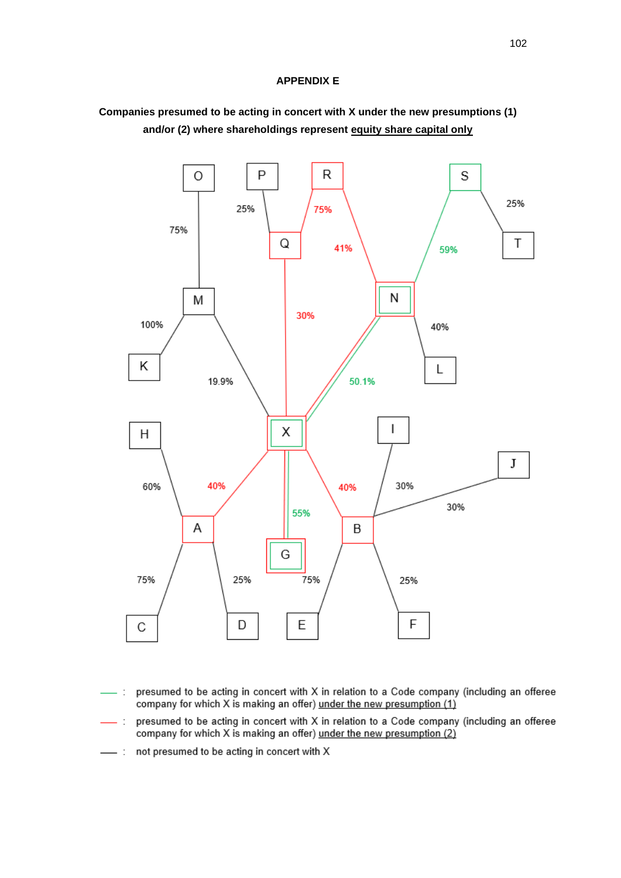# APPENDIX E

**Companies presumed to be acting in concert with X under the new presumptions (1) and/or (2) where shareholdings represent <u>equity share capital only</u>**

O
P
R
S
75%
25%
75%
25%
Q
T
41%
59%
M
N
30%
100%
40%
K
L
19.9%
50.1%
X
H
I
J
60%
40%
40%
30%
55%
30%
A
B
G
75%
25%
75%
25%
C
D
E
F

— : presumed to be acting in concert with X in relation to a Code company (including an offeree company for which X is making an offer) <u>under the new presumption (1)</u>

— : presumed to be acting in concert with X in relation to a Code company (including an offeree company for which X is making an offer) <u>under the new presumption (2)</u>

— : not presumed to be acting in concert with X